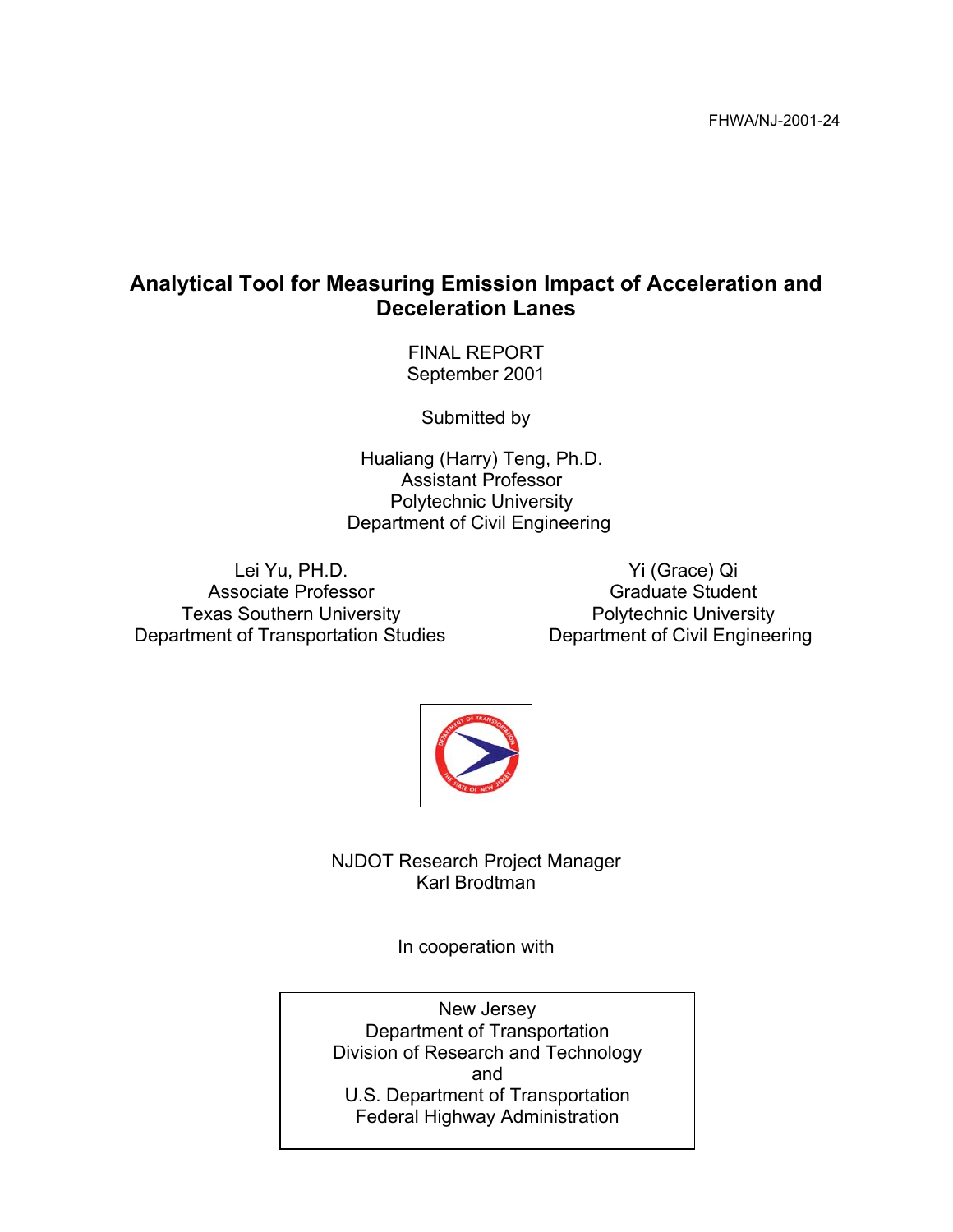FHWA/NJ-2001-24

# Analytical Tool for Measuring Emission Impact of Acceleration and Deceleration Lanes

FINAL REPORT
September 2001

Submitted by

Hualiang (Harry) Teng, Ph.D.
Assistant Professor
Polytechnic University
Department of Civil Engineering

Lei Yu, PH.D.
Associate Professor
Texas Southern University
Department of Transportation Studies

Yi (Grace) Qi
Graduate Student
Polytechnic University
Department of Civil Engineering

NJDOT Research Project Manager
Karl Brodtman

In cooperation with

New Jersey
Department of Transportation
Division of Research and Technology
and
U.S. Department of Transportation
Federal Highway Administration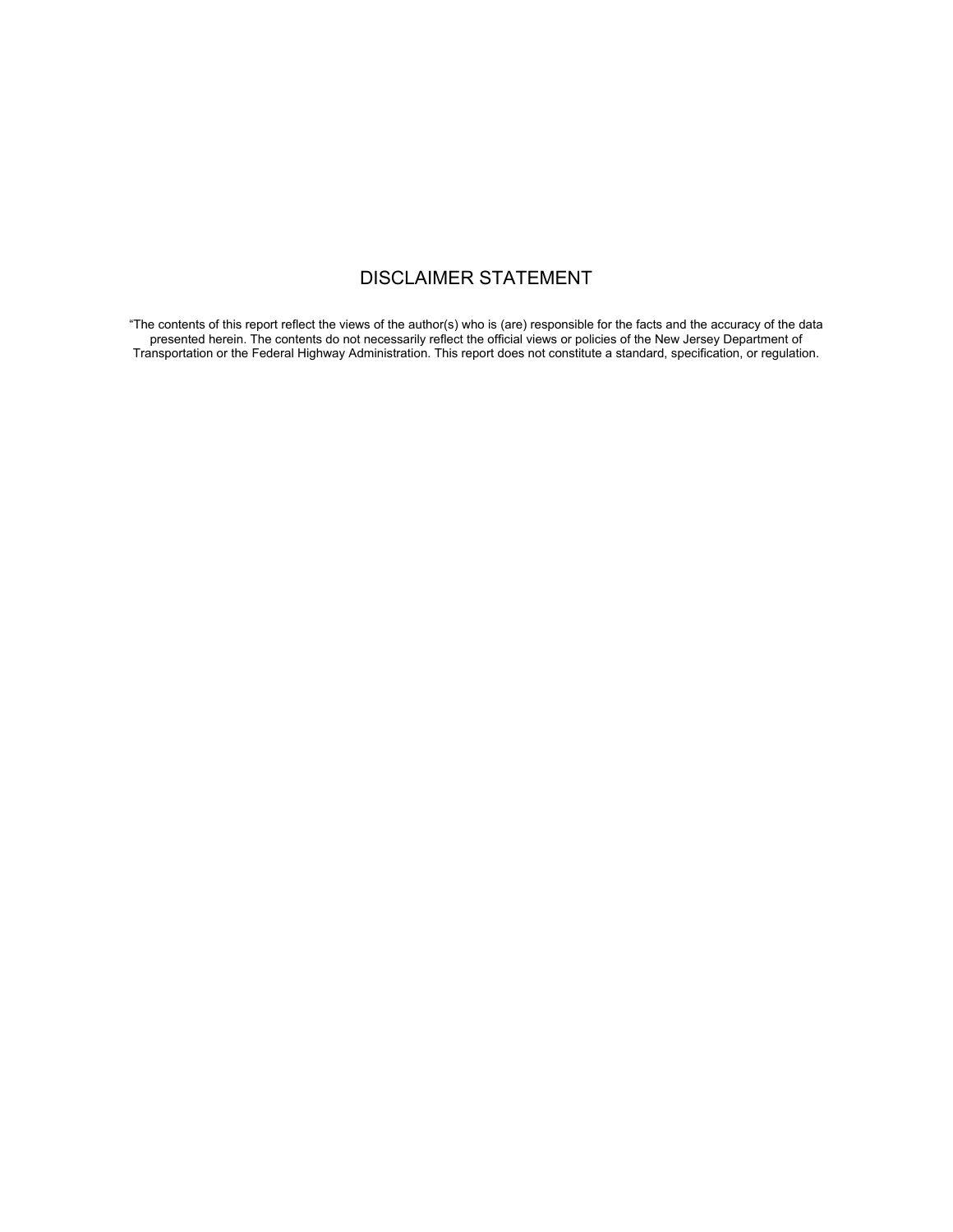# DISCLAIMER STATEMENT

“The contents of this report reflect the views of the author(s) who is (are) responsible for the facts and the accuracy of the data presented herein. The contents do not necessarily reflect the official views or policies of the New Jersey Department of Transportation or the Federal Highway Administration. This report does not constitute a standard, specification, or regulation.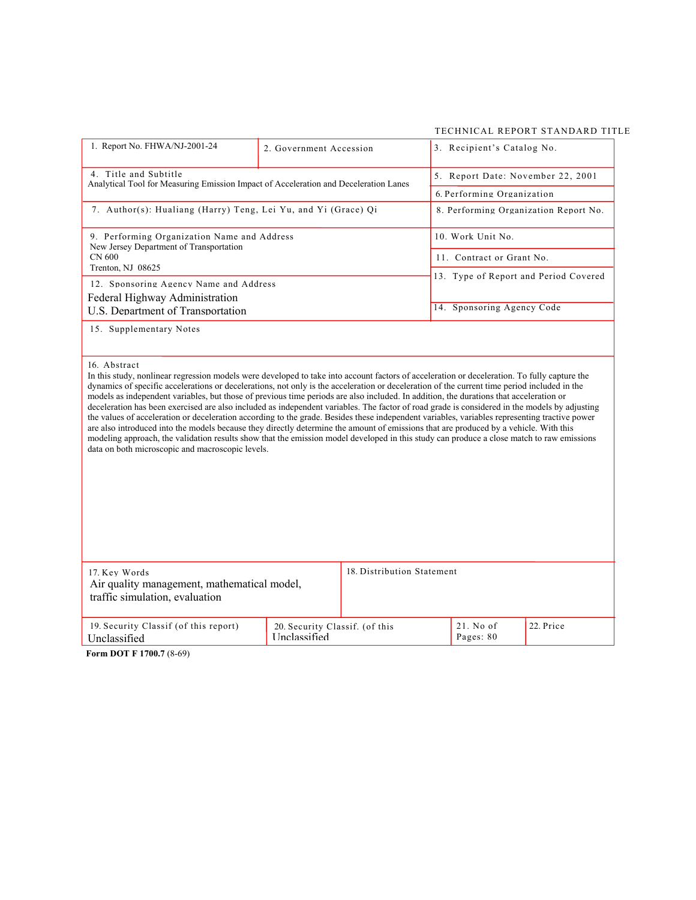TECHNICAL REPORT STANDARD TITLE

| | | |
|---|---|---|
| 1. Report No. FHWA/NJ-2001-24 | 2. Government Accession | 3. Recipient's Catalog No. |
| 4. Title and Subtitle<br>Analytical Tool for Measuring Emission Impact of Acceleration and Deceleration Lanes | | 5. Report Date: November 22, 2001<br>6. Performing Organization |
| 7. Author(s): Hualiang (Harry) Teng, Lei Yu, and Yi (Grace) Qi | | 8. Performing Organization Report No. |
| 9. Performing Organization Name and Address<br>New Jersey Department of Transportation<br>CN 600<br>Trenton, NJ 08625 | | 10. Work Unit No.<br>11. Contract or Grant No. |
| 12. Sponsoring Agency Name and Address<br>Federal Highway Administration<br>U.S. Department of Transportation | | 13. Type of Report and Period Covered<br>14. Sponsoring Agency Code |

15. Supplementary Notes

16. Abstract

In this study, nonlinear regression models were developed to take into account factors of acceleration or deceleration. To fully capture the dynamics of specific accelerations or decelerations, not only is the acceleration or deceleration of the current time period included in the models as independent variables, but those of previous time periods are also included. In addition, the durations that acceleration or deceleration has been exercised are also included as independent variables. The factor of road grade is considered in the models by adjusting the values of acceleration or deceleration according to the grade. Besides these independent variables, variables representing tractive power are also introduced into the models because they directly determine the amount of emissions that are produced by a vehicle. With this modeling approach, the validation results show that the emission model developed in this study can produce a close match to raw emissions data on both microscopic and macroscopic levels.

| | |
|---|---|
| 17. Key Words<br>Air quality management, mathematical model, traffic simulation, evaluation | 18. Distribution Statement |

| 19. Security Classif (of this report) | 20. Security Classif. (of this | 21. No of Pages: 80 | 22. Price |
|---|---|---|---|
| Unclassified | Unclassified | | |

**Form DOT F 1700.7** (8-69)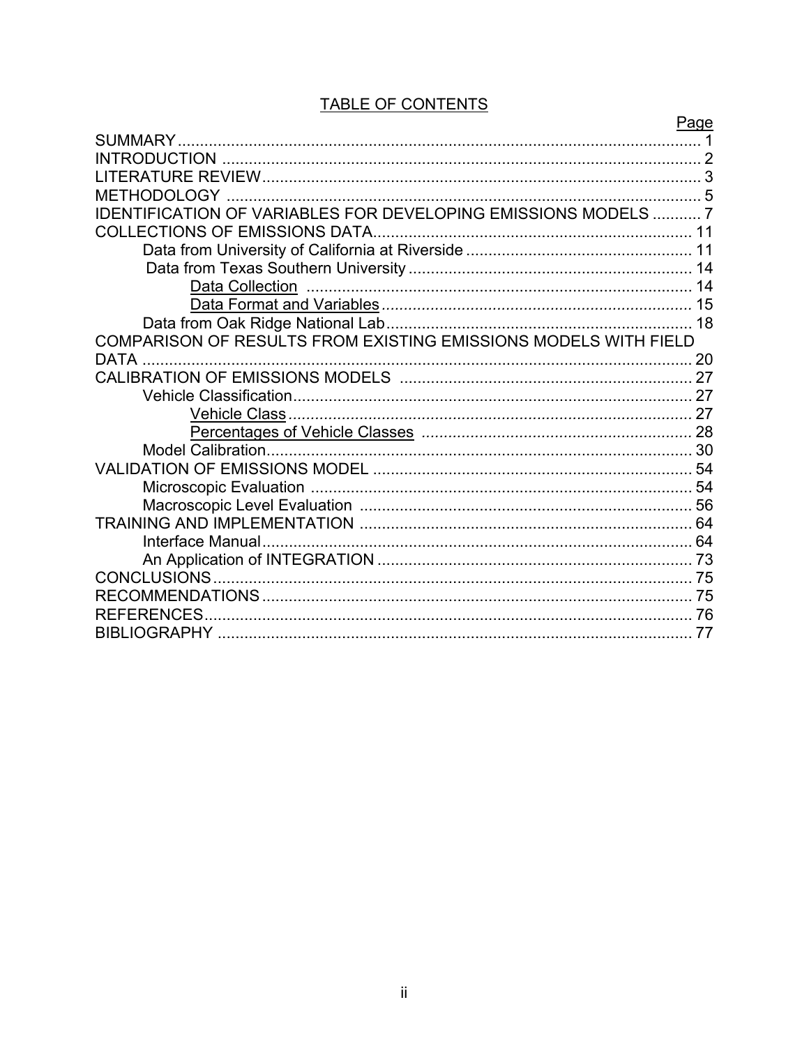# TABLE OF CONTENTS

| | Page |
|---|---|
| SUMMARY | 1 |
| INTRODUCTION | 2 |
| LITERATURE REVIEW | 3 |
| METHODOLOGY | 5 |
| IDENTIFICATION OF VARIABLES FOR DEVELOPING EMISSIONS MODELS | 7 |
| COLLECTIONS OF EMISSIONS DATA | 11 |
| Data from University of California at Riverside | 11 |
| Data from Texas Southern University | 14 |
| Data Collection | 14 |
| Data Format and Variables | 15 |
| Data from Oak Ridge National Lab | 18 |
| COMPARISON OF RESULTS FROM EXISTING EMISSIONS MODELS WITH FIELD DATA | 20 |
| CALIBRATION OF EMISSIONS MODELS | 27 |
| Vehicle Classification | 27 |
| Vehicle Class | 27 |
| Percentages of Vehicle Classes | 28 |
| Model Calibration | 30 |
| VALIDATION OF EMISSIONS MODEL | 54 |
| Microscopic Evaluation | 54 |
| Macroscopic Level Evaluation | 56 |
| TRAINING AND IMPLEMENTATION | 64 |
| Interface Manual | 64 |
| An Application of INTEGRATION | 73 |
| CONCLUSIONS | 75 |
| RECOMMENDATIONS | 75 |
| REFERENCES | 76 |
| BIBLIOGRAPHY | 77 |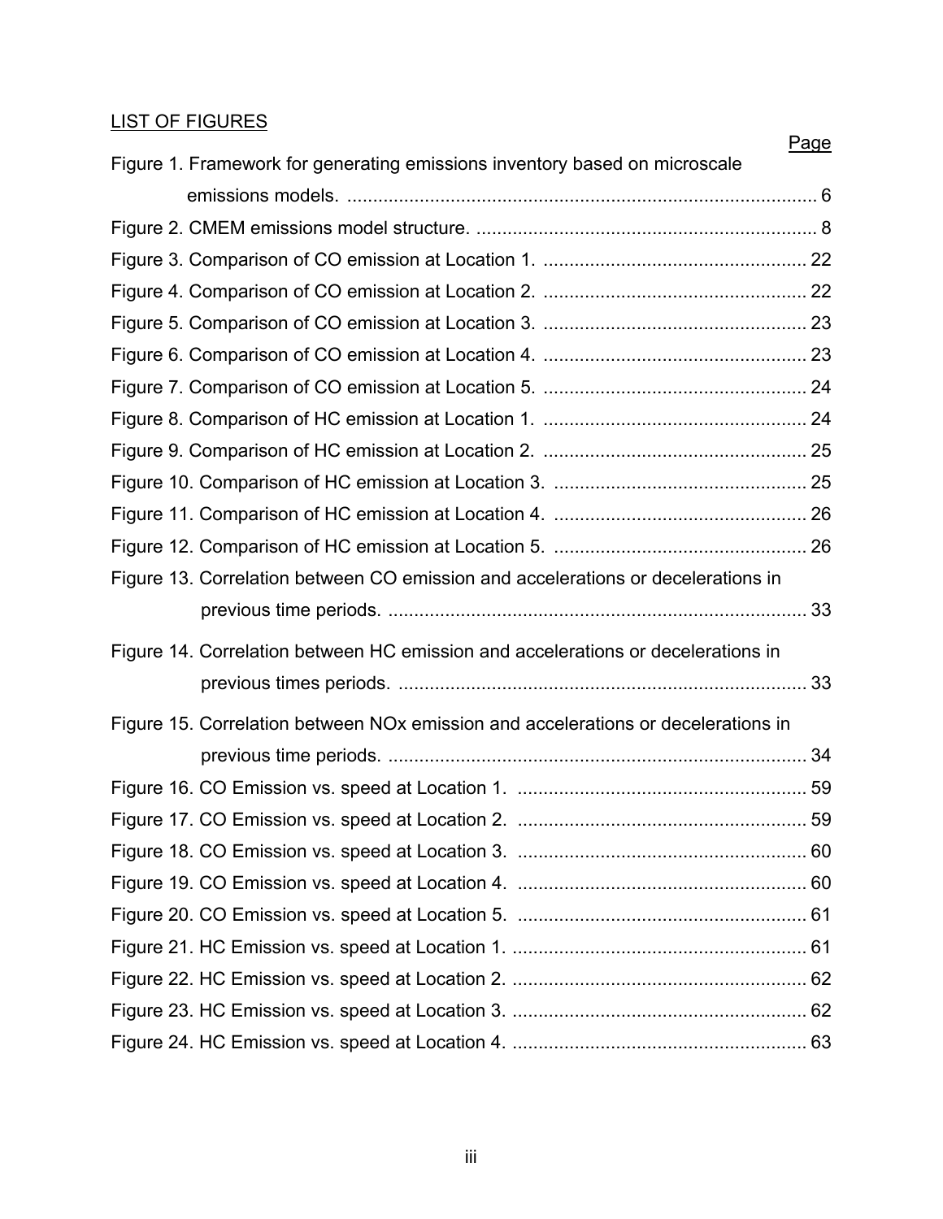LIST OF FIGURES

Page

Figure 1. Framework for generating emissions inventory based on microscale emissions models. ... 6

Figure 2. CMEM emissions model structure. ... 8

Figure 3. Comparison of CO emission at Location 1. ... 22

Figure 4. Comparison of CO emission at Location 2. ... 22

Figure 5. Comparison of CO emission at Location 3. ... 23

Figure 6. Comparison of CO emission at Location 4. ... 23

Figure 7. Comparison of CO emission at Location 5. ... 24

Figure 8. Comparison of HC emission at Location 1. ... 24

Figure 9. Comparison of HC emission at Location 2. ... 25

Figure 10. Comparison of HC emission at Location 3. ... 25

Figure 11. Comparison of HC emission at Location 4. ... 26

Figure 12. Comparison of HC emission at Location 5. ... 26

Figure 13. Correlation between CO emission and accelerations or decelerations in previous time periods. ... 33

Figure 14. Correlation between HC emission and accelerations or decelerations in previous times periods. ... 33

Figure 15. Correlation between NOx emission and accelerations or decelerations in previous time periods. ... 34

Figure 16. CO Emission vs. speed at Location 1. ... 59

Figure 17. CO Emission vs. speed at Location 2. ... 59

Figure 18. CO Emission vs. speed at Location 3. ... 60

Figure 19. CO Emission vs. speed at Location 4. ... 60

Figure 20. CO Emission vs. speed at Location 5. ... 61

Figure 21. HC Emission vs. speed at Location 1. ... 61

Figure 22. HC Emission vs. speed at Location 2. ... 62

Figure 23. HC Emission vs. speed at Location 3. ... 62

Figure 24. HC Emission vs. speed at Location 4. ... 63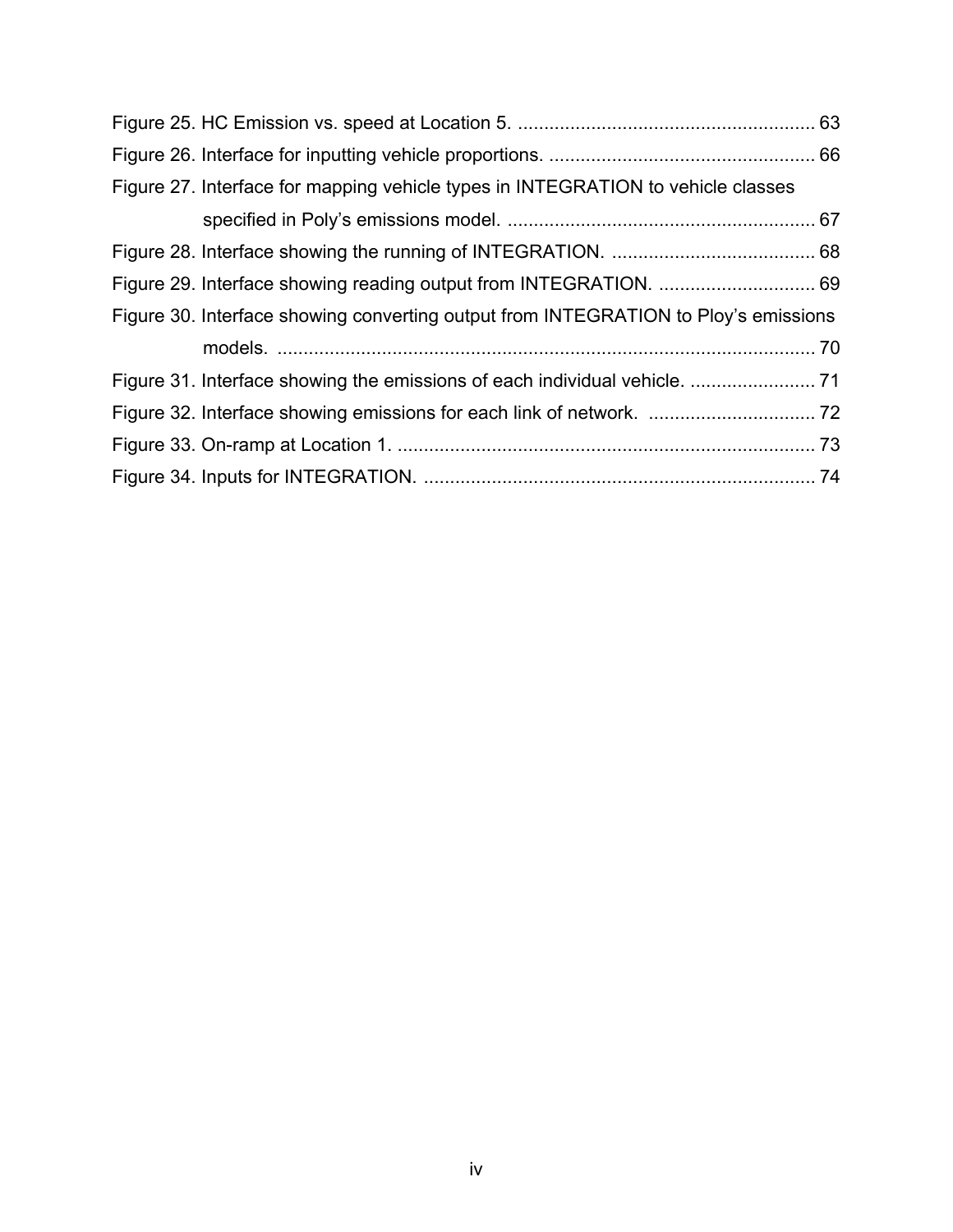Figure 25. HC Emission vs. speed at Location 5. ........................................................ 63

Figure 26. Interface for inputting vehicle proportions. .................................................. 66

Figure 27. Interface for mapping vehicle types in INTEGRATION to vehicle classes specified in Poly's emissions model. .......................................................... 67

Figure 28. Interface showing the running of INTEGRATION. ...................................... 68

Figure 29. Interface showing reading output from INTEGRATION. .............................. 69

Figure 30. Interface showing converting output from INTEGRATION to Ploy's emissions models. ...................................................................................................... 70

Figure 31. Interface showing the emissions of each individual vehicle. ........................ 71

Figure 32. Interface showing emissions for each link of network. ................................ 72

Figure 33. On-ramp at Location 1. ................................................................................ 73

Figure 34. Inputs for INTEGRATION. .......................................................................... 74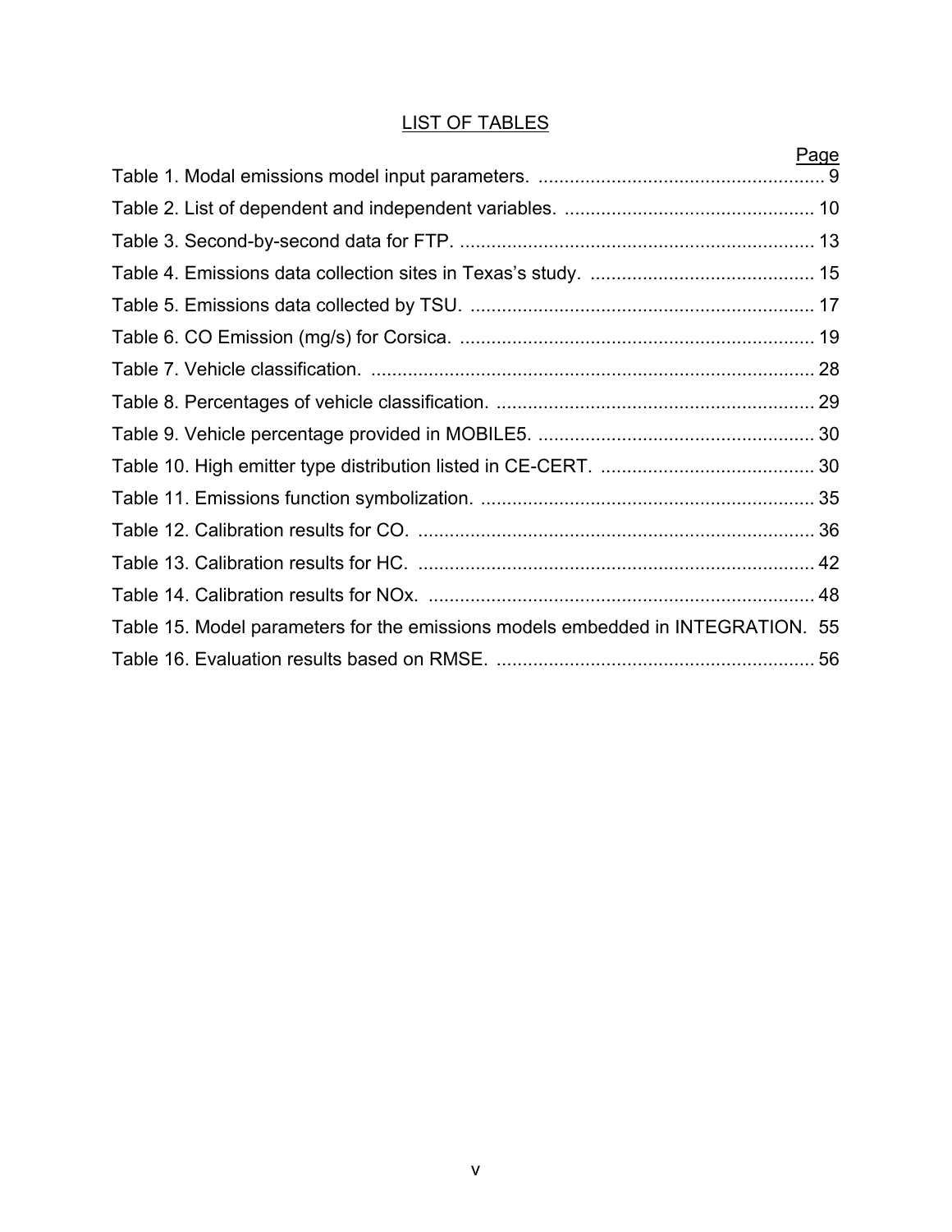# LIST OF TABLES

| | Page |
|---|---|
| Table 1. Modal emissions model input parameters. | 9 |
| Table 2. List of dependent and independent variables. | 10 |
| Table 3. Second-by-second data for FTP. | 13 |
| Table 4. Emissions data collection sites in Texas's study. | 15 |
| Table 5. Emissions data collected by TSU. | 17 |
| Table 6. CO Emission (mg/s) for Corsica. | 19 |
| Table 7. Vehicle classification. | 28 |
| Table 8. Percentages of vehicle classification. | 29 |
| Table 9. Vehicle percentage provided in MOBILE5. | 30 |
| Table 10. High emitter type distribution listed in CE-CERT. | 30 |
| Table 11. Emissions function symbolization. | 35 |
| Table 12. Calibration results for CO. | 36 |
| Table 13. Calibration results for HC. | 42 |
| Table 14. Calibration results for NOx. | 48 |
| Table 15. Model parameters for the emissions models embedded in INTEGRATION. | 55 |
| Table 16. Evaluation results based on RMSE. | 56 |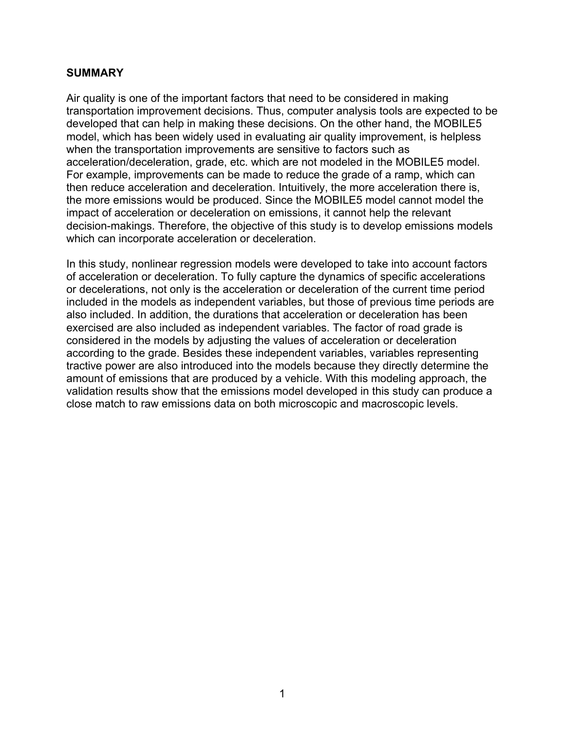## SUMMARY

Air quality is one of the important factors that need to be considered in making transportation improvement decisions. Thus, computer analysis tools are expected to be developed that can help in making these decisions. On the other hand, the MOBILE5 model, which has been widely used in evaluating air quality improvement, is helpless when the transportation improvements are sensitive to factors such as acceleration/deceleration, grade, etc. which are not modeled in the MOBILE5 model. For example, improvements can be made to reduce the grade of a ramp, which can then reduce acceleration and deceleration. Intuitively, the more acceleration there is, the more emissions would be produced. Since the MOBILE5 model cannot model the impact of acceleration or deceleration on emissions, it cannot help the relevant decision-makings. Therefore, the objective of this study is to develop emissions models which can incorporate acceleration or deceleration.

In this study, nonlinear regression models were developed to take into account factors of acceleration or deceleration. To fully capture the dynamics of specific accelerations or decelerations, not only is the acceleration or deceleration of the current time period included in the models as independent variables, but those of previous time periods are also included. In addition, the durations that acceleration or deceleration has been exercised are also included as independent variables. The factor of road grade is considered in the models by adjusting the values of acceleration or deceleration according to the grade. Besides these independent variables, variables representing tractive power are also introduced into the models because they directly determine the amount of emissions that are produced by a vehicle. With this modeling approach, the validation results show that the emissions model developed in this study can produce a close match to raw emissions data on both microscopic and macroscopic levels.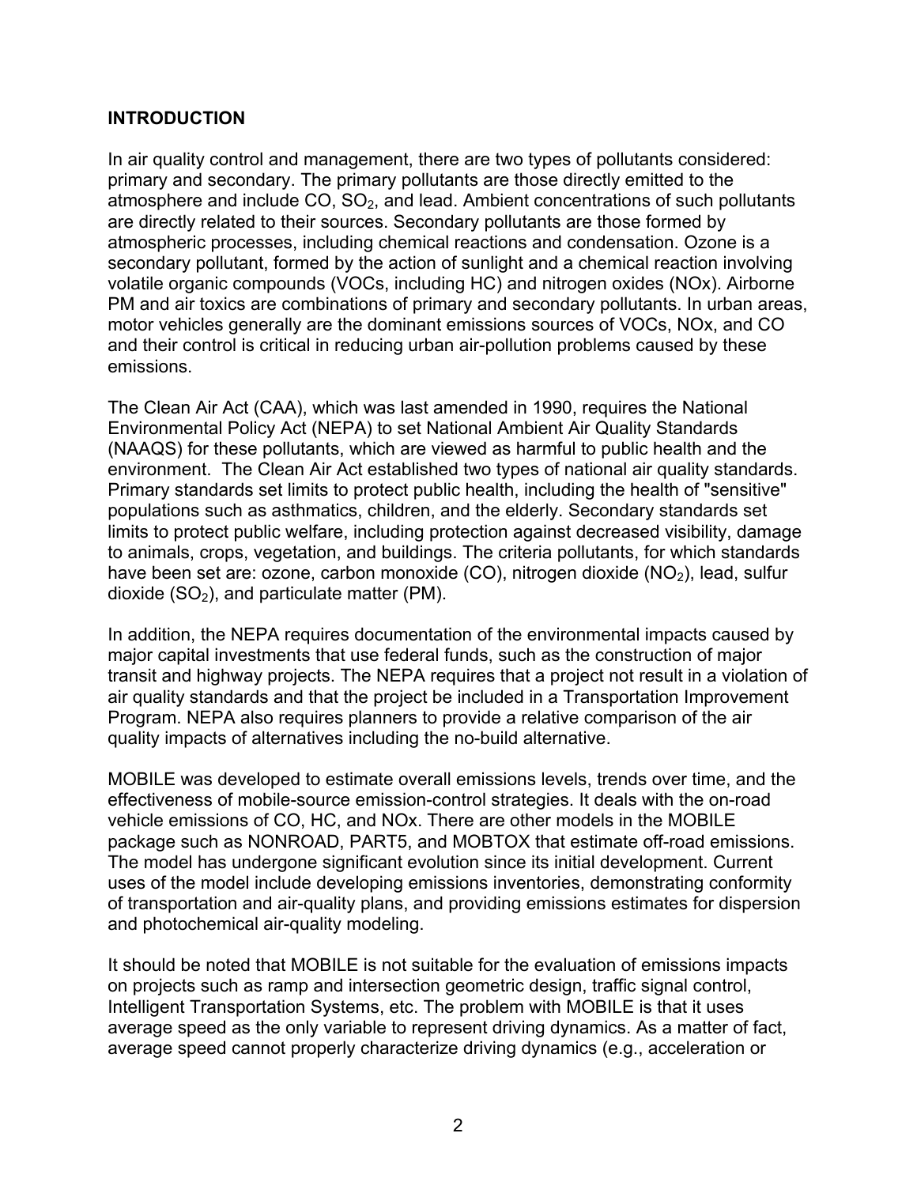## INTRODUCTION

In air quality control and management, there are two types of pollutants considered: primary and secondary. The primary pollutants are those directly emitted to the atmosphere and include CO, $SO_2$, and lead. Ambient concentrations of such pollutants are directly related to their sources. Secondary pollutants are those formed by atmospheric processes, including chemical reactions and condensation. Ozone is a secondary pollutant, formed by the action of sunlight and a chemical reaction involving volatile organic compounds (VOCs, including HC) and nitrogen oxides (NOx). Airborne PM and air toxics are combinations of primary and secondary pollutants. In urban areas, motor vehicles generally are the dominant emissions sources of VOCs, NOx, and CO and their control is critical in reducing urban air-pollution problems caused by these emissions.

The Clean Air Act (CAA), which was last amended in 1990, requires the National Environmental Policy Act (NEPA) to set National Ambient Air Quality Standards (NAAQS) for these pollutants, which are viewed as harmful to public health and the environment. The Clean Air Act established two types of national air quality standards. Primary standards set limits to protect public health, including the health of "sensitive" populations such as asthmatics, children, and the elderly. Secondary standards set limits to protect public welfare, including protection against decreased visibility, damage to animals, crops, vegetation, and buildings. The criteria pollutants, for which standards have been set are: ozone, carbon monoxide (CO), nitrogen dioxide ($NO_2$), lead, sulfur dioxide ($SO_2$), and particulate matter (PM).

In addition, the NEPA requires documentation of the environmental impacts caused by major capital investments that use federal funds, such as the construction of major transit and highway projects. The NEPA requires that a project not result in a violation of air quality standards and that the project be included in a Transportation Improvement Program. NEPA also requires planners to provide a relative comparison of the air quality impacts of alternatives including the no-build alternative.

MOBILE was developed to estimate overall emissions levels, trends over time, and the effectiveness of mobile-source emission-control strategies. It deals with the on-road vehicle emissions of CO, HC, and NOx. There are other models in the MOBILE package such as NONROAD, PART5, and MOBTOX that estimate off-road emissions. The model has undergone significant evolution since its initial development. Current uses of the model include developing emissions inventories, demonstrating conformity of transportation and air-quality plans, and providing emissions estimates for dispersion and photochemical air-quality modeling.

It should be noted that MOBILE is not suitable for the evaluation of emissions impacts on projects such as ramp and intersection geometric design, traffic signal control, Intelligent Transportation Systems, etc. The problem with MOBILE is that it uses average speed as the only variable to represent driving dynamics. As a matter of fact, average speed cannot properly characterize driving dynamics (e.g., acceleration or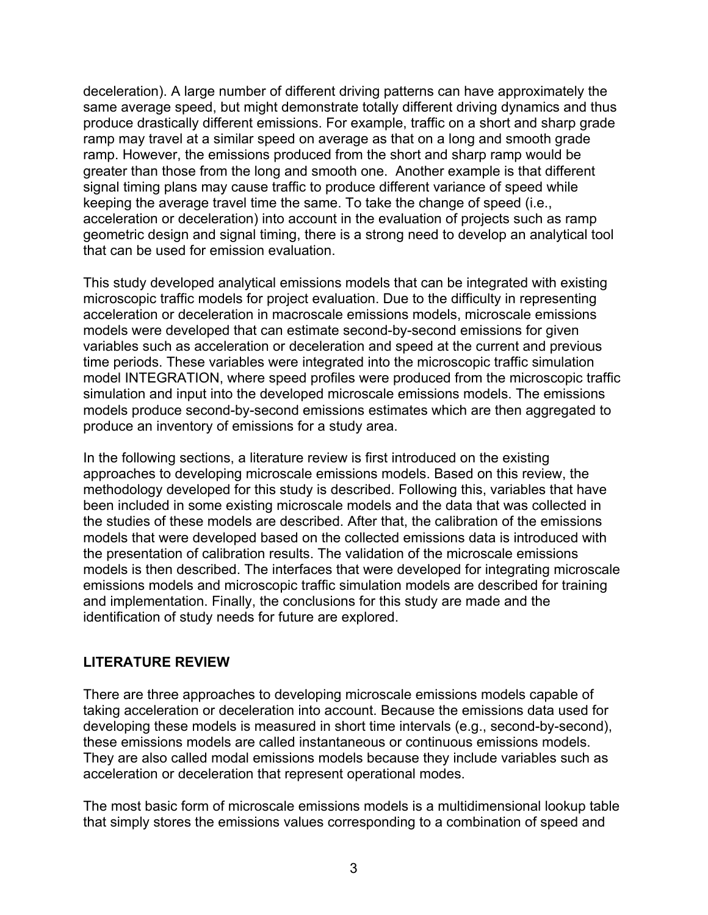deceleration). A large number of different driving patterns can have approximately the same average speed, but might demonstrate totally different driving dynamics and thus produce drastically different emissions. For example, traffic on a short and sharp grade ramp may travel at a similar speed on average as that on a long and smooth grade ramp. However, the emissions produced from the short and sharp ramp would be greater than those from the long and smooth one.  Another example is that different signal timing plans may cause traffic to produce different variance of speed while keeping the average travel time the same. To take the change of speed (i.e., acceleration or deceleration) into account in the evaluation of projects such as ramp geometric design and signal timing, there is a strong need to develop an analytical tool that can be used for emission evaluation.

This study developed analytical emissions models that can be integrated with existing microscopic traffic models for project evaluation. Due to the difficulty in representing acceleration or deceleration in macroscale emissions models, microscale emissions models were developed that can estimate second-by-second emissions for given variables such as acceleration or deceleration and speed at the current and previous time periods. These variables were integrated into the microscopic traffic simulation model INTEGRATION, where speed profiles were produced from the microscopic traffic simulation and input into the developed microscale emissions models. The emissions models produce second-by-second emissions estimates which are then aggregated to produce an inventory of emissions for a study area.

In the following sections, a literature review is first introduced on the existing approaches to developing microscale emissions models. Based on this review, the methodology developed for this study is described. Following this, variables that have been included in some existing microscale models and the data that was collected in the studies of these models are described. After that, the calibration of the emissions models that were developed based on the collected emissions data is introduced with the presentation of calibration results. The validation of the microscale emissions models is then described. The interfaces that were developed for integrating microscale emissions models and microscopic traffic simulation models are described for training and implementation. Finally, the conclusions for this study are made and the identification of study needs for future are explored.

## LITERATURE REVIEW

There are three approaches to developing microscale emissions models capable of taking acceleration or deceleration into account. Because the emissions data used for developing these models is measured in short time intervals (e.g., second-by-second), these emissions models are called instantaneous or continuous emissions models. They are also called modal emissions models because they include variables such as acceleration or deceleration that represent operational modes.

The most basic form of microscale emissions models is a multidimensional lookup table that simply stores the emissions values corresponding to a combination of speed and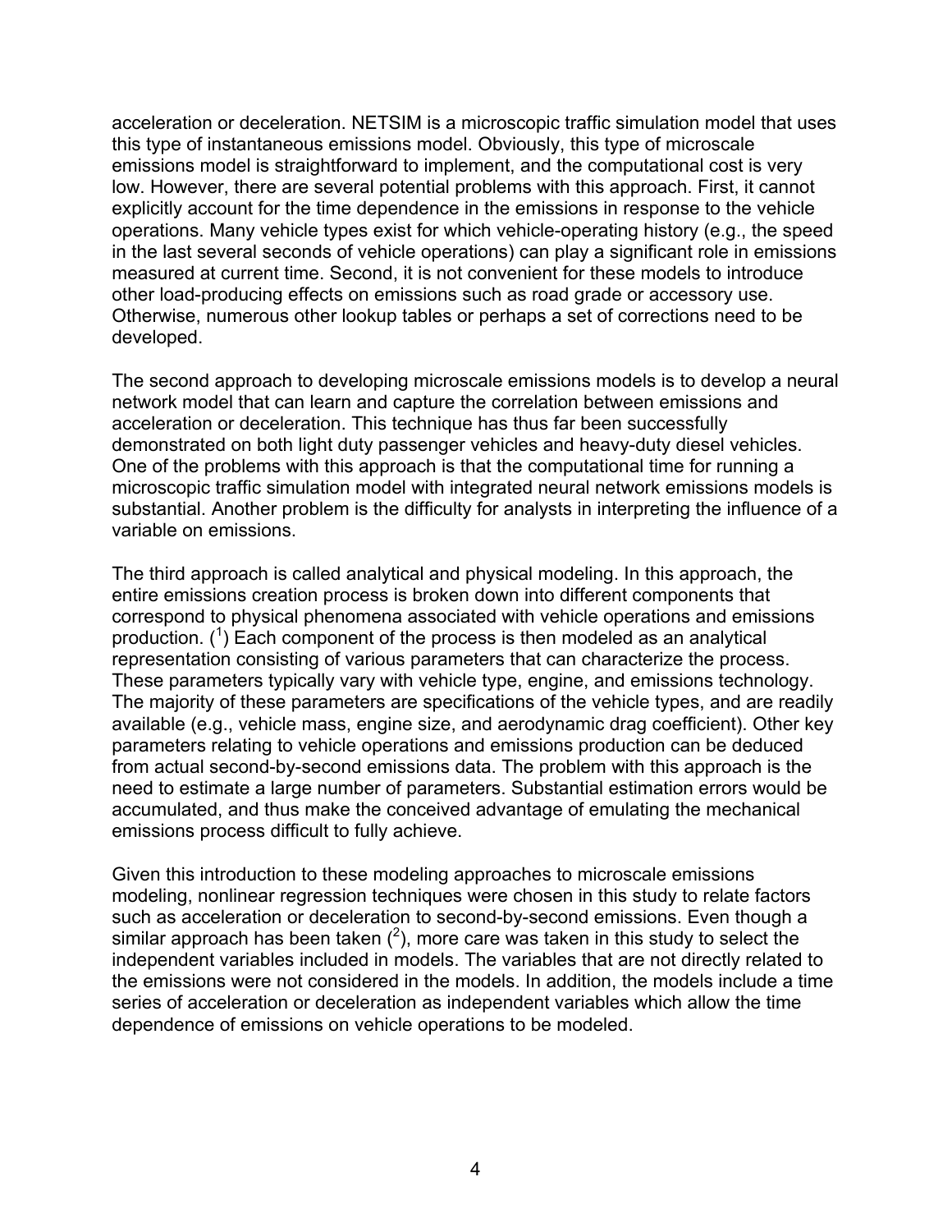acceleration or deceleration. NETSIM is a microscopic traffic simulation model that uses this type of instantaneous emissions model. Obviously, this type of microscale emissions model is straightforward to implement, and the computational cost is very low. However, there are several potential problems with this approach. First, it cannot explicitly account for the time dependence in the emissions in response to the vehicle operations. Many vehicle types exist for which vehicle-operating history (e.g., the speed in the last several seconds of vehicle operations) can play a significant role in emissions measured at current time. Second, it is not convenient for these models to introduce other load-producing effects on emissions such as road grade or accessory use. Otherwise, numerous other lookup tables or perhaps a set of corrections need to be developed.

The second approach to developing microscale emissions models is to develop a neural network model that can learn and capture the correlation between emissions and acceleration or deceleration. This technique has thus far been successfully demonstrated on both light duty passenger vehicles and heavy-duty diesel vehicles. One of the problems with this approach is that the computational time for running a microscopic traffic simulation model with integrated neural network emissions models is substantial. Another problem is the difficulty for analysts in interpreting the influence of a variable on emissions.

The third approach is called analytical and physical modeling. In this approach, the entire emissions creation process is broken down into different components that correspond to physical phenomena associated with vehicle operations and emissions production. ([1]) Each component of the process is then modeled as an analytical representation consisting of various parameters that can characterize the process. These parameters typically vary with vehicle type, engine, and emissions technology. The majority of these parameters are specifications of the vehicle types, and are readily available (e.g., vehicle mass, engine size, and aerodynamic drag coefficient). Other key parameters relating to vehicle operations and emissions production can be deduced from actual second-by-second emissions data. The problem with this approach is the need to estimate a large number of parameters. Substantial estimation errors would be accumulated, and thus make the conceived advantage of emulating the mechanical emissions process difficult to fully achieve.

Given this introduction to these modeling approaches to microscale emissions modeling, nonlinear regression techniques were chosen in this study to relate factors such as acceleration or deceleration to second-by-second emissions. Even though a similar approach has been taken ([2]), more care was taken in this study to select the independent variables included in models. The variables that are not directly related to the emissions were not considered in the models. In addition, the models include a time series of acceleration or deceleration as independent variables which allow the time dependence of emissions on vehicle operations to be modeled.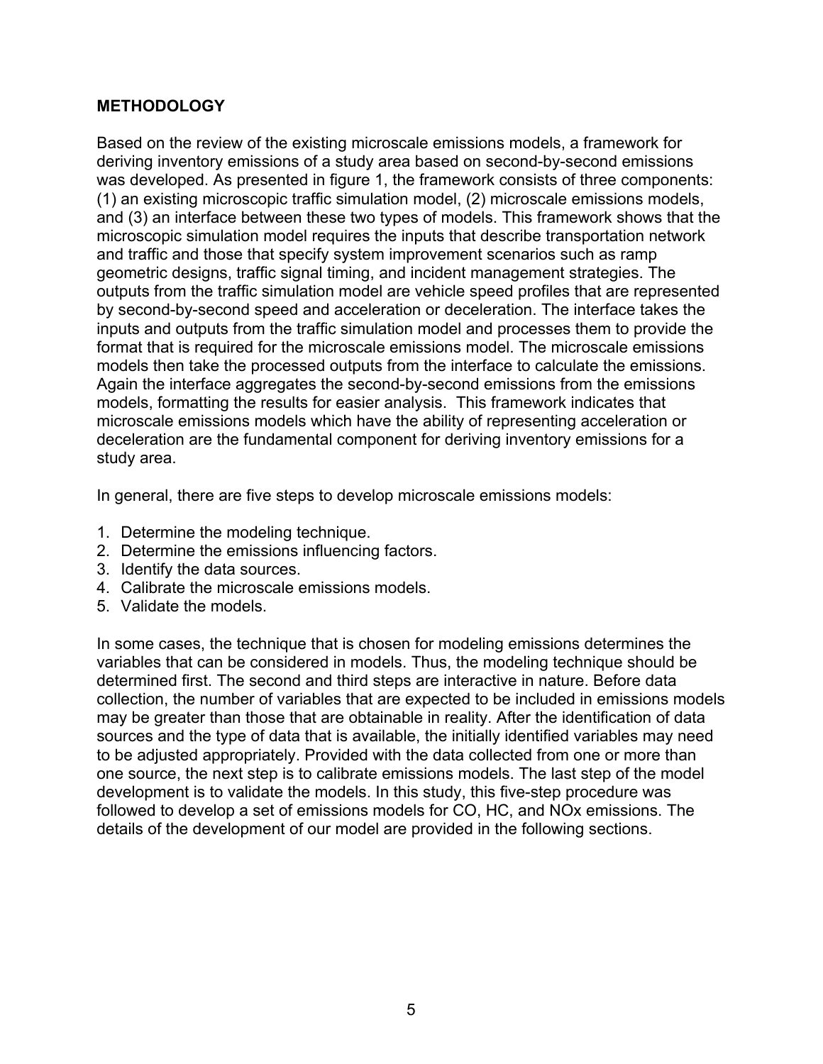## METHODOLOGY

Based on the review of the existing microscale emissions models, a framework for deriving inventory emissions of a study area based on second-by-second emissions was developed. As presented in figure 1, the framework consists of three components: (1) an existing microscopic traffic simulation model, (2) microscale emissions models, and (3) an interface between these two types of models. This framework shows that the microscopic simulation model requires the inputs that describe transportation network and traffic and those that specify system improvement scenarios such as ramp geometric designs, traffic signal timing, and incident management strategies. The outputs from the traffic simulation model are vehicle speed profiles that are represented by second-by-second speed and acceleration or deceleration. The interface takes the inputs and outputs from the traffic simulation model and processes them to provide the format that is required for the microscale emissions model. The microscale emissions models then take the processed outputs from the interface to calculate the emissions. Again the interface aggregates the second-by-second emissions from the emissions models, formatting the results for easier analysis. This framework indicates that microscale emissions models which have the ability of representing acceleration or deceleration are the fundamental component for deriving inventory emissions for a study area.

In general, there are five steps to develop microscale emissions models:

1. Determine the modeling technique.
2. Determine the emissions influencing factors.
3. Identify the data sources.
4. Calibrate the microscale emissions models.
5. Validate the models.

In some cases, the technique that is chosen for modeling emissions determines the variables that can be considered in models. Thus, the modeling technique should be determined first. The second and third steps are interactive in nature. Before data collection, the number of variables that are expected to be included in emissions models may be greater than those that are obtainable in reality. After the identification of data sources and the type of data that is available, the initially identified variables may need to be adjusted appropriately. Provided with the data collected from one or more than one source, the next step is to calibrate emissions models. The last step of the model development is to validate the models. In this study, this five-step procedure was followed to develop a set of emissions models for CO, HC, and NOx emissions. The details of the development of our model are provided in the following sections.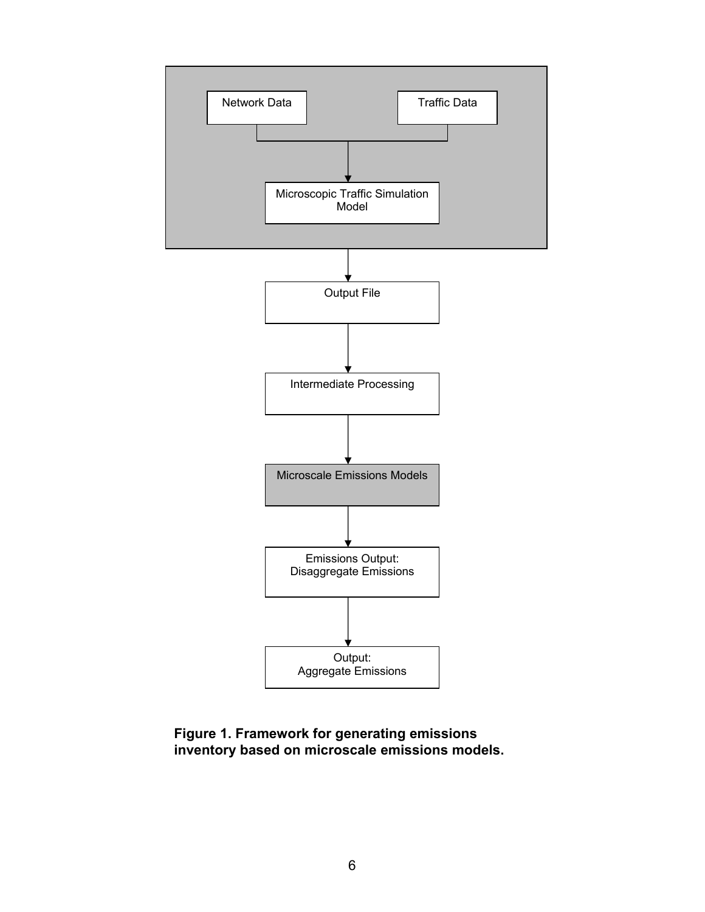Network Data

Traffic Data

Microscopic Traffic Simulation Model

Output File

Intermediate Processing

Microscale Emissions Models

Emissions Output: Disaggregate Emissions

Output: Aggregate Emissions

**Figure 1. Framework for generating emissions inventory based on microscale emissions models.**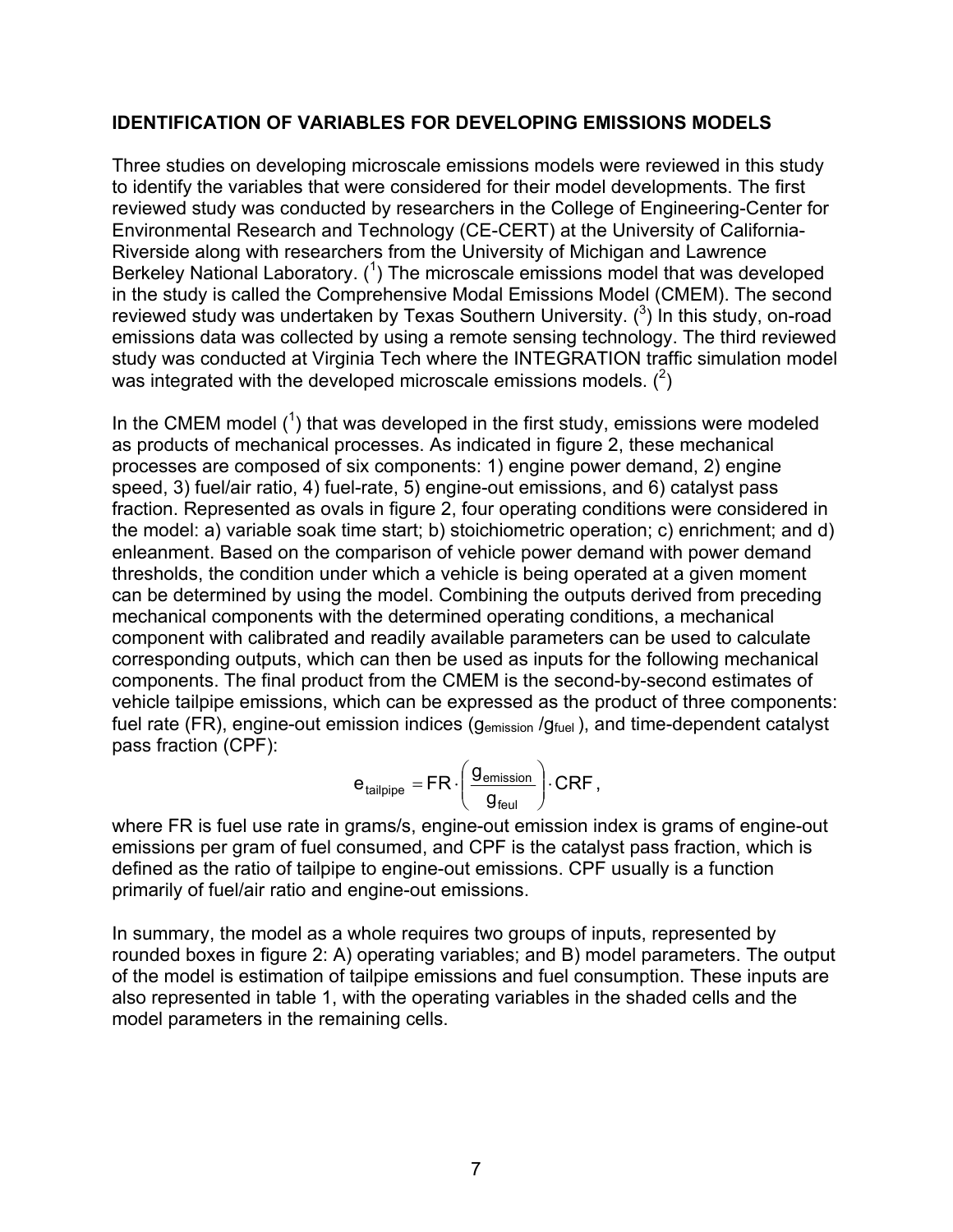## IDENTIFICATION OF VARIABLES FOR DEVELOPING EMISSIONS MODELS

Three studies on developing microscale emissions models were reviewed in this study to identify the variables that were considered for their model developments. The first reviewed study was conducted by researchers in the College of Engineering-Center for Environmental Research and Technology (CE-CERT) at the University of California-Riverside along with researchers from the University of Michigan and Lawrence Berkeley National Laboratory. ([1]) The microscale emissions model that was developed in the study is called the Comprehensive Modal Emissions Model (CMEM). The second reviewed study was undertaken by Texas Southern University. ([3]) In this study, on-road emissions data was collected by using a remote sensing technology. The third reviewed study was conducted at Virginia Tech where the INTEGRATION traffic simulation model was integrated with the developed microscale emissions models. ([2])

In the CMEM model ([1]) that was developed in the first study, emissions were modeled as products of mechanical processes. As indicated in figure 2, these mechanical processes are composed of six components: 1) engine power demand, 2) engine speed, 3) fuel/air ratio, 4) fuel-rate, 5) engine-out emissions, and 6) catalyst pass fraction. Represented as ovals in figure 2, four operating conditions were considered in the model: a) variable soak time start; b) stoichiometric operation; c) enrichment; and d) enleanment. Based on the comparison of vehicle power demand with power demand thresholds, the condition under which a vehicle is being operated at a given moment can be determined by using the model. Combining the outputs derived from preceding mechanical components with the determined operating conditions, a mechanical component with calibrated and readily available parameters can be used to calculate corresponding outputs, which can then be used as inputs for the following mechanical components. The final product from the CMEM is the second-by-second estimates of vehicle tailpipe emissions, which can be expressed as the product of three components: fuel rate (FR), engine-out emission indices ($g_{emission}$ /$g_{fuel}$ ), and time-dependent catalyst pass fraction (CPF):

$$e_{tailpipe} = FR \cdot \left( \frac{g_{emission}}{g_{feul}} \right) \cdot CRF ,$$

where FR is fuel use rate in grams/s, engine-out emission index is grams of engine-out emissions per gram of fuel consumed, and CPF is the catalyst pass fraction, which is defined as the ratio of tailpipe to engine-out emissions. CPF usually is a function primarily of fuel/air ratio and engine-out emissions.

In summary, the model as a whole requires two groups of inputs, represented by rounded boxes in figure 2: A) operating variables; and B) model parameters. The output of the model is estimation of tailpipe emissions and fuel consumption. These inputs are also represented in table 1, with the operating variables in the shaded cells and the model parameters in the remaining cells.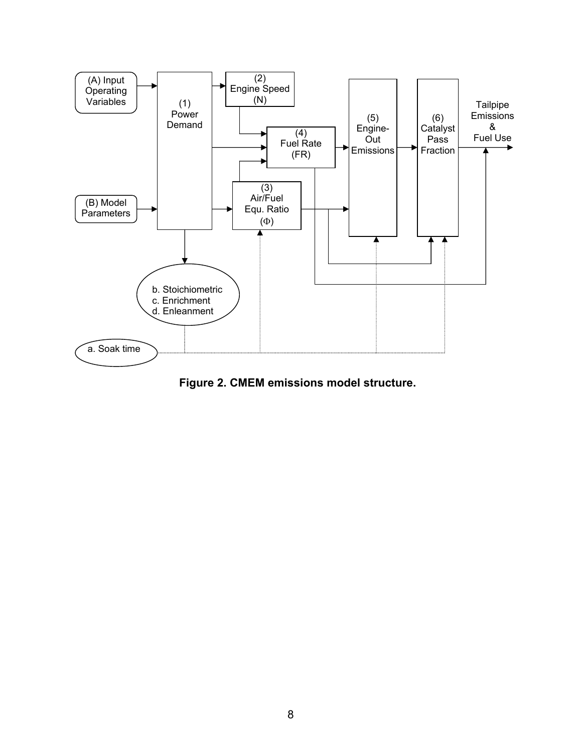**Figure 2. CMEM emissions model structure.**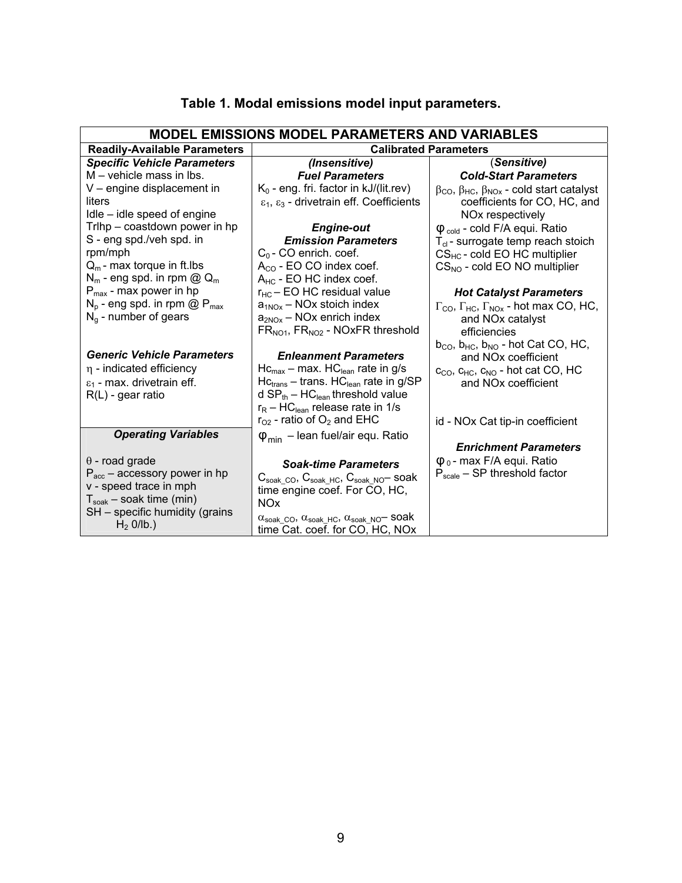**Table 1. Modal emissions model input parameters.**

| MODEL EMISSIONS MODEL PARAMETERS AND VARIABLES | | |
|---|---|---|
| **Readily-Available Parameters** | **Calibrated Parameters** | |
| ***Specific Vehicle Parameters*** | ***(Insensitive)*** | ***(Sensitive)*** |
| M – vehicle mass in lbs.<br>V – engine displacement in liters<br>Idle – idle speed of engine<br>Trlhp – coastdown power in hp<br>S - eng spd./veh spd. in rpm/mph<br>$Q_m$ - max torque in ft.lbs<br>$N_m$ - eng spd. in rpm @ $Q_m$<br>$P_{max}$ - max power in hp<br>$N_p$ - eng spd. in rpm @ $P_{max}$<br>$N_g$ - number of gears | ***Fuel Parameters***<br>$K_0$ - eng. fri. factor in kJ/(lit.rev)<br>$\varepsilon_1$, $\varepsilon_3$ - drivetrain eff. Coefficients<br><br>***Engine-out Emission Parameters***<br>$C_0$ - CO enrich. coef.<br>$A_{CO}$ - EO CO index coef.<br>$A_{HC}$ - EO HC index coef.<br>$r_{HC}$ – EO HC residual value<br>$a_{1NOx}$ – NOx stoich index<br>$a_{2NOx}$ – NOx enrich index<br>$FR_{NO1}$, $FR_{NO2}$ - NOxFR threshold | ***Cold-Start Parameters***<br>$\beta_{CO}$, $\beta_{HC}$, $\beta_{NOx}$ - cold start catalyst coefficients for CO, HC, and NOx respectively<br>$\varphi_{cold}$ - cold F/A equi. Ratio<br>$T_{cl}$ - surrogate temp reach stoich<br>$CS_{HC}$ - cold EO HC multiplier<br>$CS_{NO}$ - cold EO NO multiplier<br><br>***Hot Catalyst Parameters***<br>$\Gamma_{CO}$, $\Gamma_{HC}$, $\Gamma_{NOx}$ - hot max CO, HC, and NOx catalyst efficiencies<br>$b_{CO}$, $b_{HC}$, $b_{NO}$ - hot Cat CO, HC, and NOx coefficient<br>$c_{CO}$, $c_{HC}$, $c_{NO}$ - hot cat CO, HC and NOx coefficient |
| ***Generic Vehicle Parameters***<br>$\eta$ - indicated efficiency<br>$\varepsilon_1$ - max. drivetrain eff.<br>R(L) - gear ratio | ***Enleanment Parameters***<br>$Hc_{max}$ – max. $HC_{lean}$ rate in g/s<br>$Hc_{trans}$ – trans. $HC_{lean}$ rate in g/SP<br>d $SP_{th}$ – $HC_{lean}$ threshold value<br>$r_R$ – $HC_{lean}$ release rate in 1/s<br>$r_{O2}$ - ratio of $O_2$ and EHC<br>$\varphi_{min}$ – lean fuel/air equ. Ratio | id - NOx Cat tip-in coefficient |
| ***Operating Variables***<br><br>$\theta$ - road grade<br>$P_{acc}$ – accessory power in hp<br>v - speed trace in mph<br>$T_{soak}$ – soak time (min)<br>SH – specific humidity (grains $H_2$ 0/lb.) | ***Soak-time Parameters***<br>$C_{soak\_CO}$, $C_{soak\_HC}$, $C_{soak\_NO}$– soak time engine coef. For CO, HC, NOx<br>$\alpha_{soak\_CO}$, $\alpha_{soak\_HC}$, $\alpha_{soak\_NO}$– soak time Cat. coef. for CO, HC, NOx | ***Enrichment Parameters***<br>$\varphi_0$ - max F/A equi. Ratio<br>$P_{scale}$ – SP threshold factor |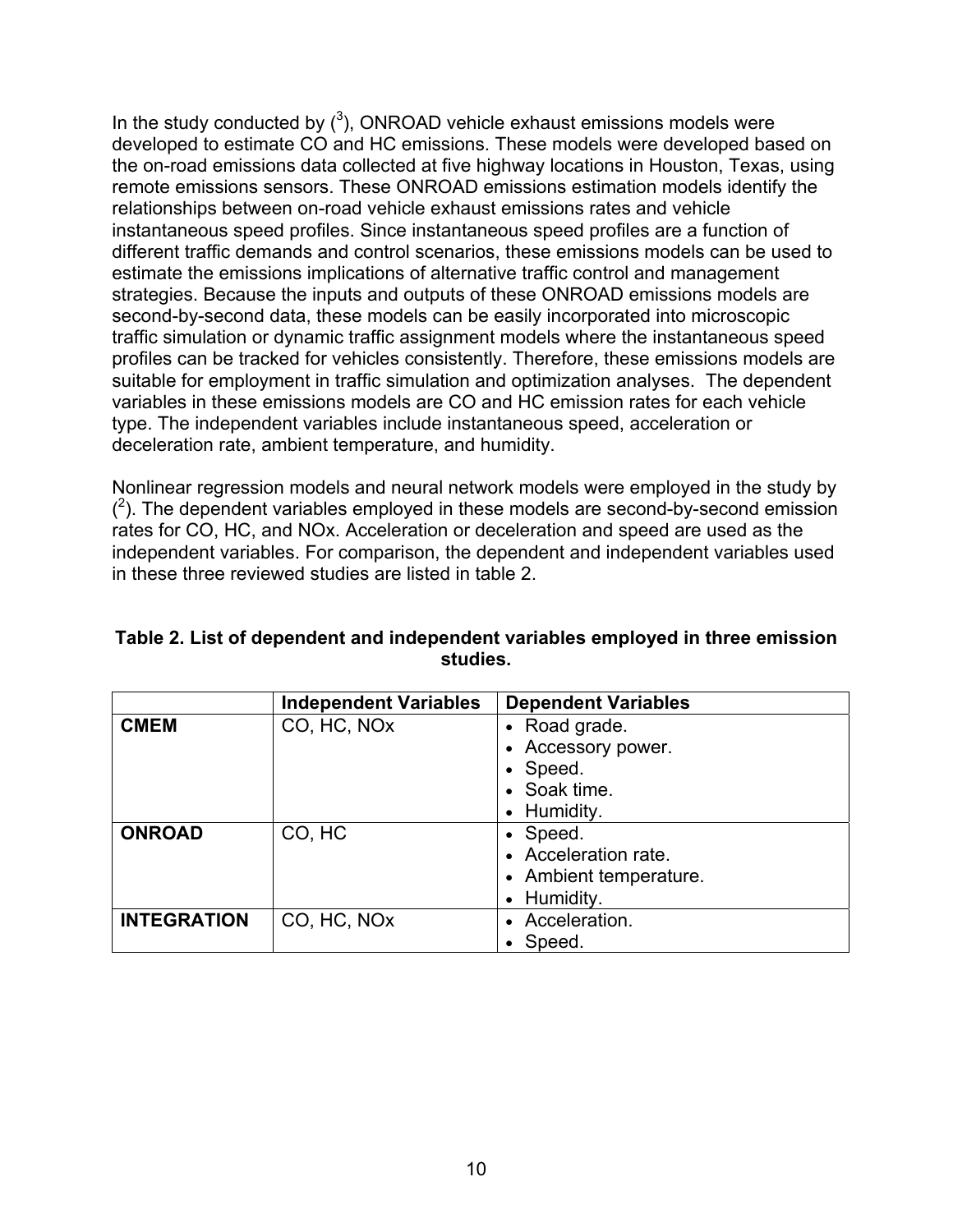In the study conducted by ([3]), ONROAD vehicle exhaust emissions models were developed to estimate CO and HC emissions. These models were developed based on the on-road emissions data collected at five highway locations in Houston, Texas, using remote emissions sensors. These ONROAD emissions estimation models identify the relationships between on-road vehicle exhaust emissions rates and vehicle instantaneous speed profiles. Since instantaneous speed profiles are a function of different traffic demands and control scenarios, these emissions models can be used to estimate the emissions implications of alternative traffic control and management strategies. Because the inputs and outputs of these ONROAD emissions models are second-by-second data, these models can be easily incorporated into microscopic traffic simulation or dynamic traffic assignment models where the instantaneous speed profiles can be tracked for vehicles consistently. Therefore, these emissions models are suitable for employment in traffic simulation and optimization analyses. The dependent variables in these emissions models are CO and HC emission rates for each vehicle type. The independent variables include instantaneous speed, acceleration or deceleration rate, ambient temperature, and humidity.

Nonlinear regression models and neural network models were employed in the study by ([2]). The dependent variables employed in these models are second-by-second emission rates for CO, HC, and NOx. Acceleration or deceleration and speed are used as the independent variables. For comparison, the dependent and independent variables used in these three reviewed studies are listed in table 2.

**Table 2. List of dependent and independent variables employed in three emission studies.**

| | Independent Variables | Dependent Variables |
|---|---|---|
| **CMEM** | CO, HC, NOx | • Road grade.<br>• Accessory power.<br>• Speed.<br>• Soak time.<br>• Humidity. |
| **ONROAD** | CO, HC | • Speed.<br>• Acceleration rate.<br>• Ambient temperature.<br>• Humidity. |
| **INTEGRATION** | CO, HC, NOx | • Acceleration.<br>• Speed. |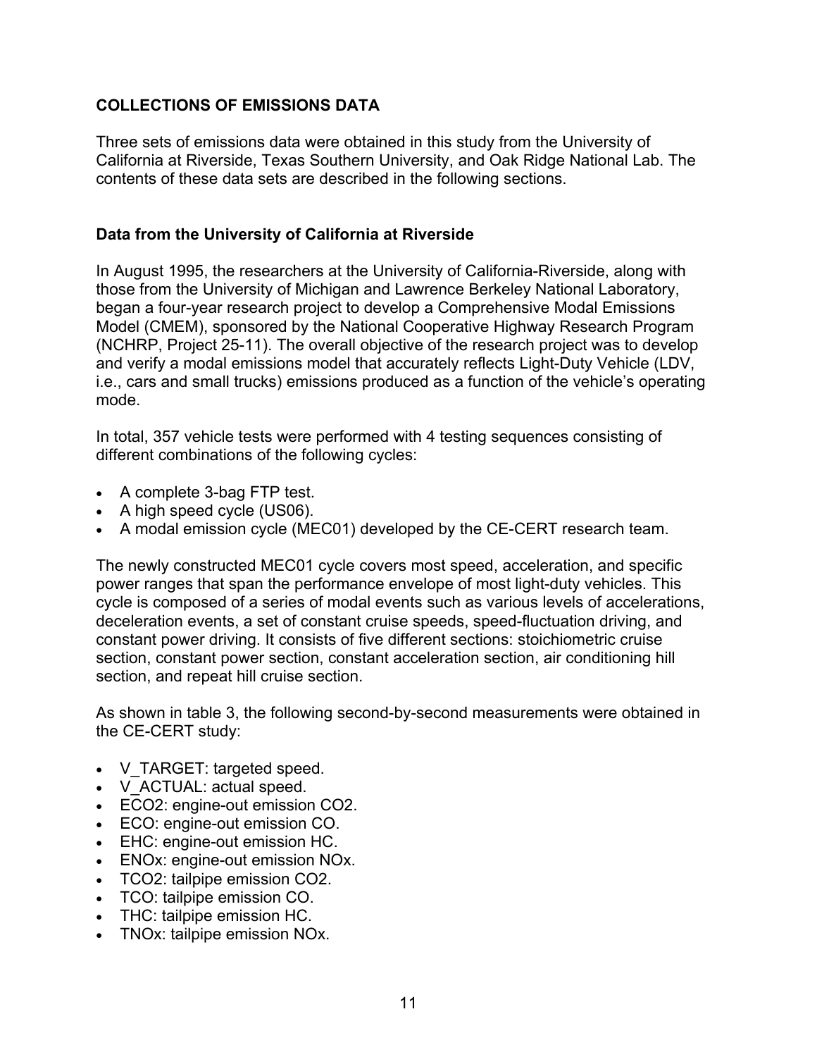## COLLECTIONS OF EMISSIONS DATA

Three sets of emissions data were obtained in this study from the University of California at Riverside, Texas Southern University, and Oak Ridge National Lab. The contents of these data sets are described in the following sections.

### Data from the University of California at Riverside

In August 1995, the researchers at the University of California-Riverside, along with those from the University of Michigan and Lawrence Berkeley National Laboratory, began a four-year research project to develop a Comprehensive Modal Emissions Model (CMEM), sponsored by the National Cooperative Highway Research Program (NCHRP, Project 25-11). The overall objective of the research project was to develop and verify a modal emissions model that accurately reflects Light-Duty Vehicle (LDV, i.e., cars and small trucks) emissions produced as a function of the vehicle's operating mode.

In total, 357 vehicle tests were performed with 4 testing sequences consisting of different combinations of the following cycles:

- A complete 3-bag FTP test.
- A high speed cycle (US06).
- A modal emission cycle (MEC01) developed by the CE-CERT research team.

The newly constructed MEC01 cycle covers most speed, acceleration, and specific power ranges that span the performance envelope of most light-duty vehicles. This cycle is composed of a series of modal events such as various levels of accelerations, deceleration events, a set of constant cruise speeds, speed-fluctuation driving, and constant power driving. It consists of five different sections: stoichiometric cruise section, constant power section, constant acceleration section, air conditioning hill section, and repeat hill cruise section.

As shown in table 3, the following second-by-second measurements were obtained in the CE-CERT study:

- V_TARGET: targeted speed.
- V_ACTUAL: actual speed.
- ECO2: engine-out emission $CO_2$.
- ECO: engine-out emission CO.
- EHC: engine-out emission HC.
- ENOx: engine-out emission $NO_x$.
- TCO2: tailpipe emission $CO_2$.
- TCO: tailpipe emission CO.
- THC: tailpipe emission HC.
- TNOx: tailpipe emission $NO_x$.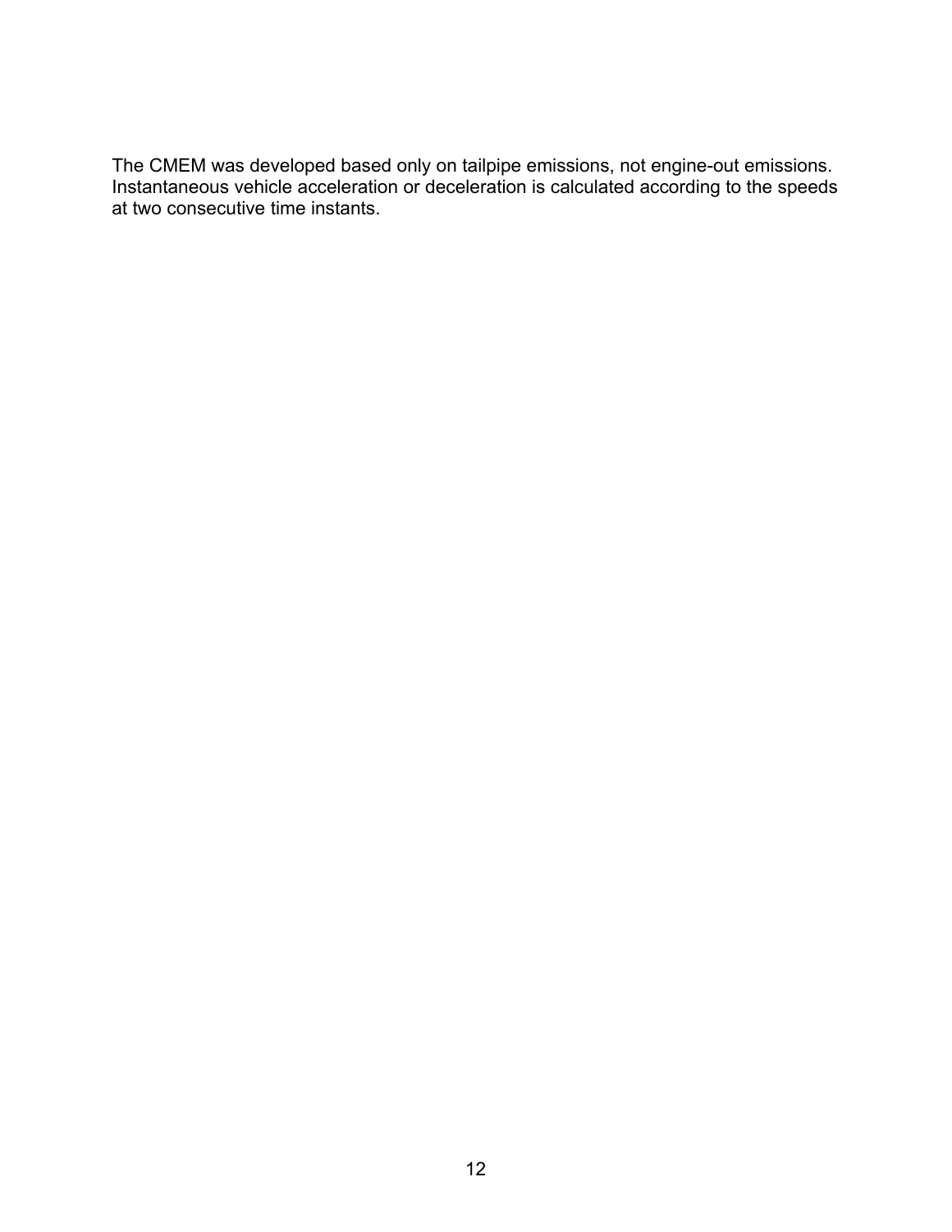The CMEM was developed based only on tailpipe emissions, not engine-out emissions. Instantaneous vehicle acceleration or deceleration is calculated according to the speeds at two consecutive time instants.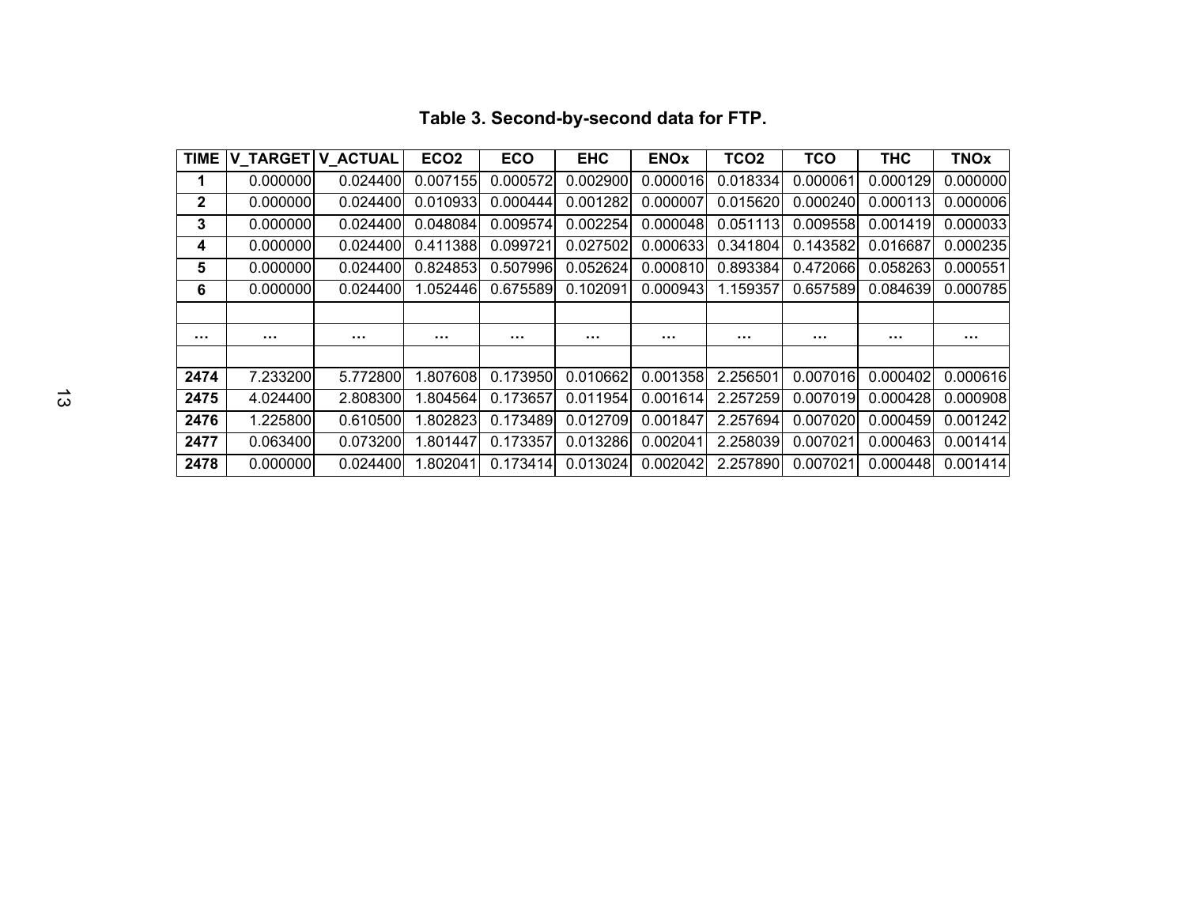**Table 3. Second-by-second data for FTP.**

| TIME | V_TARGET | V_ACTUAL | ECO2 | ECO | EHC | ENOx | TCO2 | TCO | THC | TNOx |
|---|---|---|---|---|---|---|---|---|---|---|
| **1** | 0.000000 | 0.024400 | 0.007155 | 0.000572 | 0.002900 | 0.000016 | 0.018334 | 0.000061 | 0.000129 | 0.000000 |
| **2** | 0.000000 | 0.024400 | 0.010933 | 0.000444 | 0.001282 | 0.000007 | 0.015620 | 0.000240 | 0.000113 | 0.000006 |
| **3** | 0.000000 | 0.024400 | 0.048084 | 0.009574 | 0.002254 | 0.000048 | 0.051113 | 0.009558 | 0.001419 | 0.000033 |
| **4** | 0.000000 | 0.024400 | 0.411388 | 0.099721 | 0.027502 | 0.000633 | 0.341804 | 0.143582 | 0.016687 | 0.000235 |
| **5** | 0.000000 | 0.024400 | 0.824853 | 0.507996 | 0.052624 | 0.000810 | 0.893384 | 0.472066 | 0.058263 | 0.000551 |
| **6** | 0.000000 | 0.024400 | 1.052446 | 0.675589 | 0.102091 | 0.000943 | 1.159357 | 0.657589 | 0.084639 | 0.000785 |
| | | | | | | | | | | |
| **…** | **…** | **…** | **…** | **…** | **…** | **…** | **…** | **…** | **…** | **…** |
| | | | | | | | | | | |
| **2474** | 7.233200 | 5.772800 | 1.807608 | 0.173950 | 0.010662 | 0.001358 | 2.256501 | 0.007016 | 0.000402 | 0.000616 |
| **2475** | 4.024400 | 2.808300 | 1.804564 | 0.173657 | 0.011954 | 0.001614 | 2.257259 | 0.007019 | 0.000428 | 0.000908 |
| **2476** | 1.225800 | 0.610500 | 1.802823 | 0.173489 | 0.012709 | 0.001847 | 2.257694 | 0.007020 | 0.000459 | 0.001242 |
| **2477** | 0.063400 | 0.073200 | 1.801447 | 0.173357 | 0.013286 | 0.002041 | 2.258039 | 0.007021 | 0.000463 | 0.001414 |
| **2478** | 0.000000 | 0.024400 | 1.802041 | 0.173414 | 0.013024 | 0.002042 | 2.257890 | 0.007021 | 0.000448 | 0.001414 |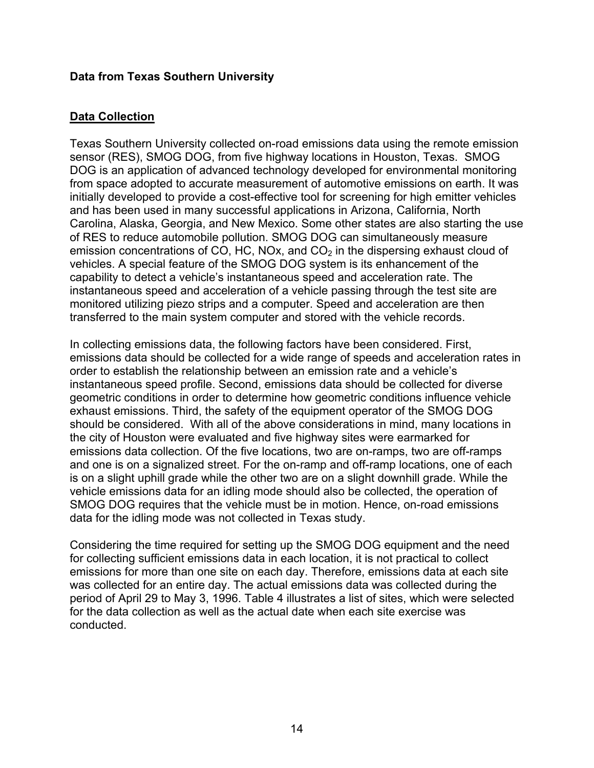**Data from Texas Southern University**

## Data Collection

Texas Southern University collected on-road emissions data using the remote emission sensor (RES), SMOG DOG, from five highway locations in Houston, Texas. SMOG DOG is an application of advanced technology developed for environmental monitoring from space adopted to accurate measurement of automotive emissions on earth. It was initially developed to provide a cost-effective tool for screening for high emitter vehicles and has been used in many successful applications in Arizona, California, North Carolina, Alaska, Georgia, and New Mexico. Some other states are also starting the use of RES to reduce automobile pollution. SMOG DOG can simultaneously measure emission concentrations of CO, HC, NOx, and $CO_2$ in the dispersing exhaust cloud of vehicles. A special feature of the SMOG DOG system is its enhancement of the capability to detect a vehicle's instantaneous speed and acceleration rate. The instantaneous speed and acceleration of a vehicle passing through the test site are monitored utilizing piezo strips and a computer. Speed and acceleration are then transferred to the main system computer and stored with the vehicle records.

In collecting emissions data, the following factors have been considered. First, emissions data should be collected for a wide range of speeds and acceleration rates in order to establish the relationship between an emission rate and a vehicle's instantaneous speed profile. Second, emissions data should be collected for diverse geometric conditions in order to determine how geometric conditions influence vehicle exhaust emissions. Third, the safety of the equipment operator of the SMOG DOG should be considered. With all of the above considerations in mind, many locations in the city of Houston were evaluated and five highway sites were earmarked for emissions data collection. Of the five locations, two are on-ramps, two are off-ramps and one is on a signalized street. For the on-ramp and off-ramp locations, one of each is on a slight uphill grade while the other two are on a slight downhill grade. While the vehicle emissions data for an idling mode should also be collected, the operation of SMOG DOG requires that the vehicle must be in motion. Hence, on-road emissions data for the idling mode was not collected in Texas study.

Considering the time required for setting up the SMOG DOG equipment and the need for collecting sufficient emissions data in each location, it is not practical to collect emissions for more than one site on each day. Therefore, emissions data at each site was collected for an entire day. The actual emissions data was collected during the period of April 29 to May 3, 1996. Table 4 illustrates a list of sites, which were selected for the data collection as well as the actual date when each site exercise was conducted.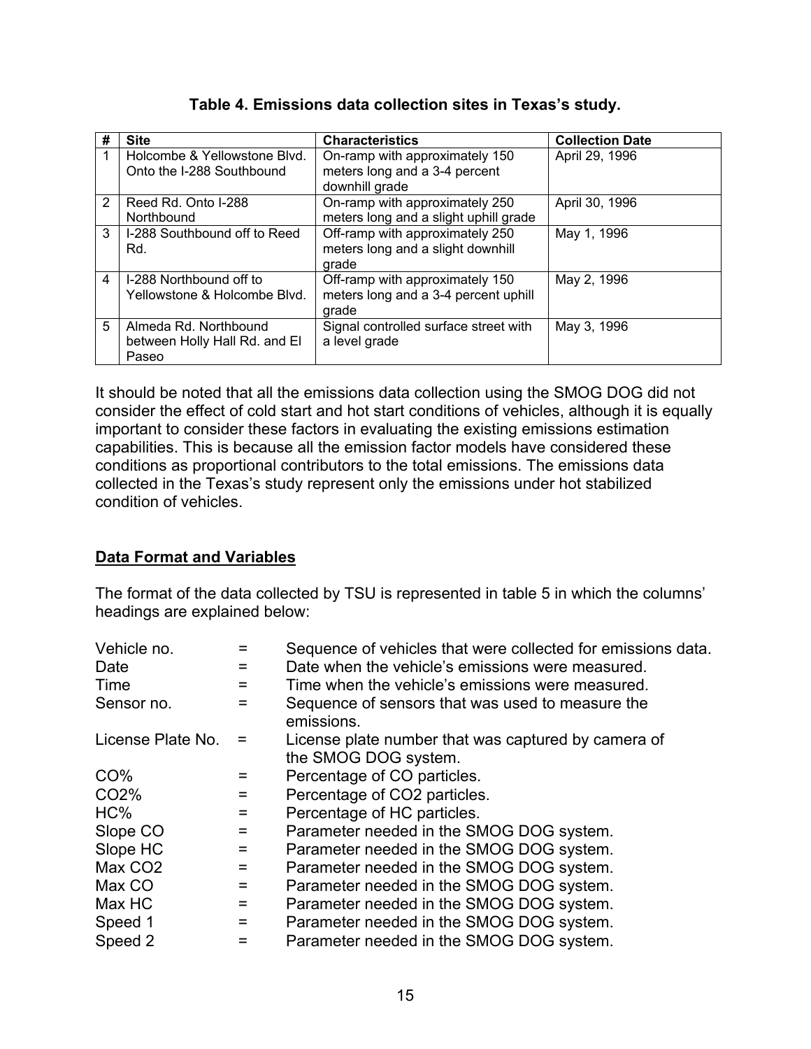**Table 4. Emissions data collection sites in Texas's study.**

| # | Site | Characteristics | Collection Date |
|---|---|---|---|
| 1 | Holcombe & Yellowstone Blvd. Onto the I-288 Southbound | On-ramp with approximately 150 meters long and a 3-4 percent downhill grade | April 29, 1996 |
| 2 | Reed Rd. Onto I-288 Northbound | On-ramp with approximately 250 meters long and a slight uphill grade | April 30, 1996 |
| 3 | I-288 Southbound off to Reed Rd. | Off-ramp with approximately 250 meters long and a slight downhill grade | May 1, 1996 |
| 4 | I-288 Northbound off to Yellowstone & Holcombe Blvd. | Off-ramp with approximately 150 meters long and a 3-4 percent uphill grade | May 2, 1996 |
| 5 | Almeda Rd. Northbound between Holly Hall Rd. and El Paseo | Signal controlled surface street with a level grade | May 3, 1996 |

It should be noted that all the emissions data collection using the SMOG DOG did not consider the effect of cold start and hot start conditions of vehicles, although it is equally important to consider these factors in evaluating the existing emissions estimation capabilities. This is because all the emission factor models have considered these conditions as proportional contributors to the total emissions. The emissions data collected in the Texas's study represent only the emissions under hot stabilized condition of vehicles.

## Data Format and Variables

The format of the data collected by TSU is represented in table 5 in which the columns' headings are explained below:

| | | |
|---|---|---|
| Vehicle no. | = | Sequence of vehicles that were collected for emissions data. |
| Date | = | Date when the vehicle's emissions were measured. |
| Time | = | Time when the vehicle's emissions were measured. |
| Sensor no. | = | Sequence of sensors that was used to measure the emissions. |
| License Plate No. | = | License plate number that was captured by camera of the SMOG DOG system. |
| CO% | = | Percentage of CO particles. |
| $CO_2$% | = | Percentage of $CO_2$ particles. |
| HC% | = | Percentage of HC particles. |
| Slope CO | = | Parameter needed in the SMOG DOG system. |
| Slope HC | = | Parameter needed in the SMOG DOG system. |
| Max $CO_2$ | = | Parameter needed in the SMOG DOG system. |
| Max CO | = | Parameter needed in the SMOG DOG system. |
| Max HC | = | Parameter needed in the SMOG DOG system. |
| Speed 1 | = | Parameter needed in the SMOG DOG system. |
| Speed 2 | = | Parameter needed in the SMOG DOG system. |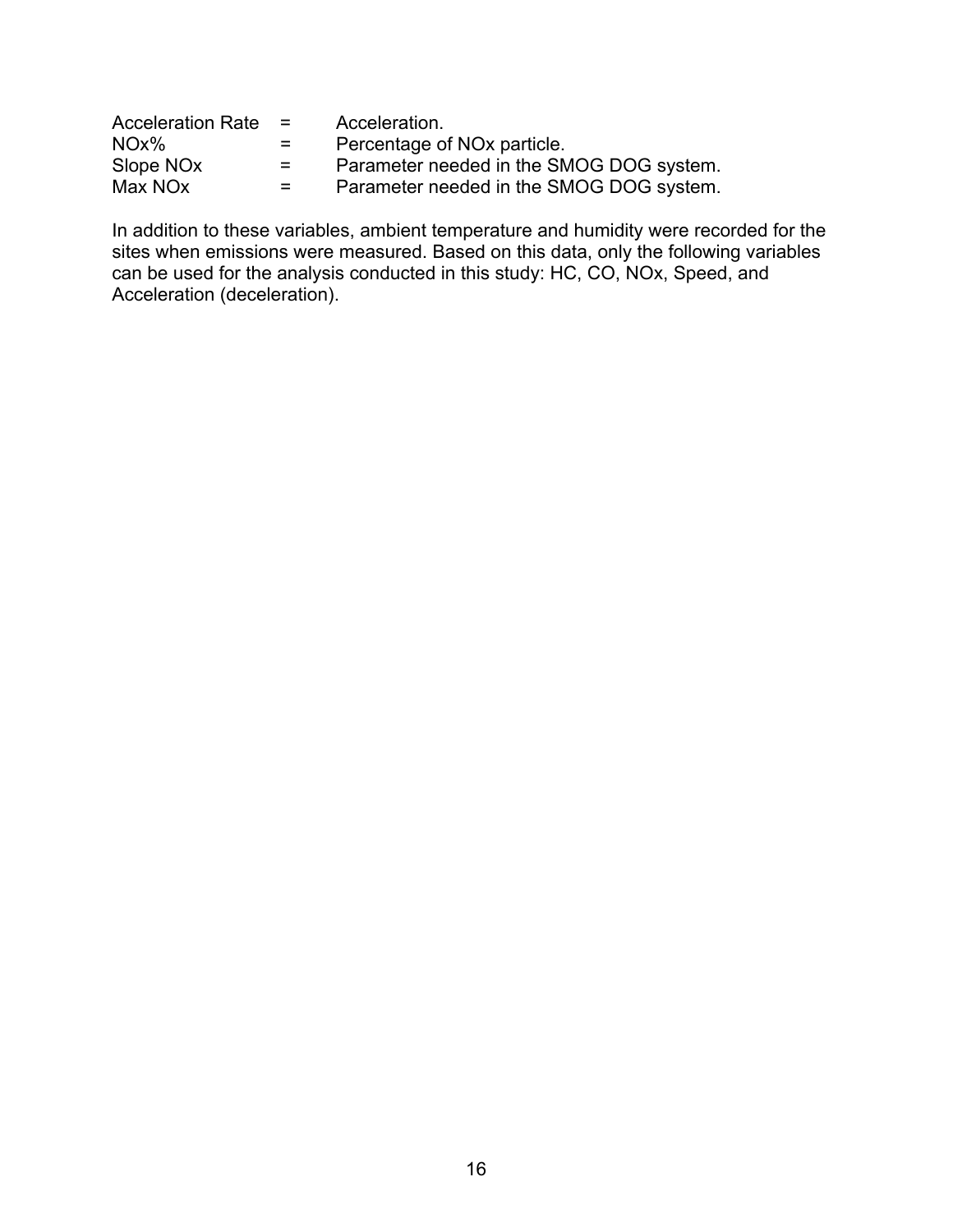| | | |
|---|---|---|
| Acceleration Rate | = | Acceleration. |
| NOx% | = | Percentage of NOx particle. |
| Slope NOx | = | Parameter needed in the SMOG DOG system. |
| Max NOx | = | Parameter needed in the SMOG DOG system. |

In addition to these variables, ambient temperature and humidity were recorded for the sites when emissions were measured. Based on this data, only the following variables can be used for the analysis conducted in this study: HC, CO, NOx, Speed, and Acceleration (deceleration).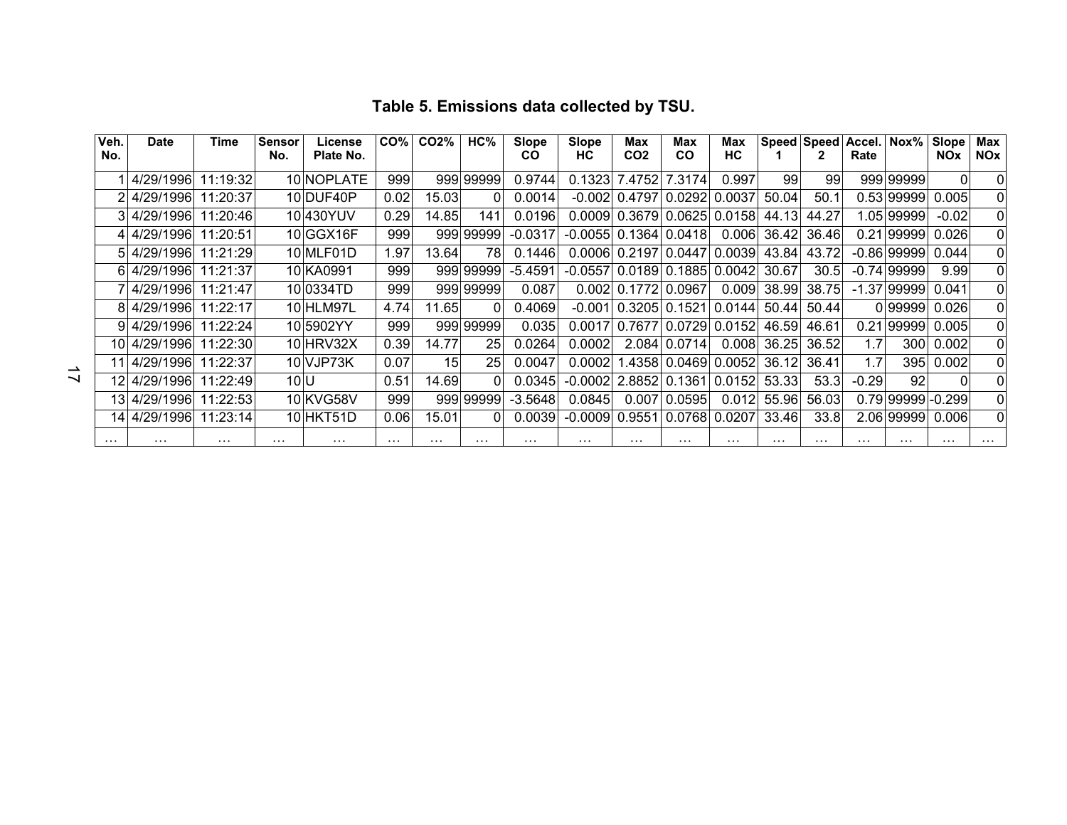**Table 5. Emissions data collected by TSU.**

| Veh. No. | Date | Time | Sensor No. | License Plate No. | CO% | CO2% | HC% | Slope CO | Slope HC | Max CO2 | Max CO | Max HC | Speed 1 | Speed 2 | Accel. Rate | Nox% | Slope NOx | Max NOx |
|---|---|---|---|---|---|---|---|---|---|---|---|---|---|---|---|---|---|---|
| 1 | 4/29/1996 | 11:19:32 | 10 | NOPLATE | 999 | 999 | 99999 | 0.9744 | 0.1323 | 7.4752 | 7.3174 | 0.997 | 99 | 99 | 999 | 99999 | 0 | 0 |
| 2 | 4/29/1996 | 11:20:37 | 10 | DUF40P | 0.02 | 15.03 | 0 | 0.0014 | -0.002 | 0.4797 | 0.0292 | 0.0037 | 50.04 | 50.1 | 0.53 | 99999 | 0.005 | 0 |
| 3 | 4/29/1996 | 11:20:46 | 10 | 430YUV | 0.29 | 14.85 | 141 | 0.0196 | 0.0009 | 0.3679 | 0.0625 | 0.0158 | 44.13 | 44.27 | 1.05 | 99999 | -0.02 | 0 |
| 4 | 4/29/1996 | 11:20:51 | 10 | GGX16F | 999 | 999 | 99999 | -0.0317 | -0.0055 | 0.1364 | 0.0418 | 0.006 | 36.42 | 36.46 | 0.21 | 99999 | 0.026 | 0 |
| 5 | 4/29/1996 | 11:21:29 | 10 | MLF01D | 1.97 | 13.64 | 78 | 0.1446 | 0.0006 | 0.2197 | 0.0447 | 0.0039 | 43.84 | 43.72 | -0.86 | 99999 | 0.044 | 0 |
| 6 | 4/29/1996 | 11:21:37 | 10 | KA0991 | 999 | 999 | 99999 | -5.4591 | -0.0557 | 0.0189 | 0.1885 | 0.0042 | 30.67 | 30.5 | -0.74 | 99999 | 9.99 | 0 |
| 7 | 4/29/1996 | 11:21:47 | 10 | 0334TD | 999 | 999 | 99999 | 0.087 | 0.002 | 0.1772 | 0.0967 | 0.009 | 38.99 | 38.75 | -1.37 | 99999 | 0.041 | 0 |
| 8 | 4/29/1996 | 11:22:17 | 10 | HLM97L | 4.74 | 11.65 | 0 | 0.4069 | -0.001 | 0.3205 | 0.1521 | 0.0144 | 50.44 | 50.44 | 0 | 99999 | 0.026 | 0 |
| 9 | 4/29/1996 | 11:22:24 | 10 | 5902YY | 999 | 999 | 99999 | 0.035 | 0.0017 | 0.7677 | 0.0729 | 0.0152 | 46.59 | 46.61 | 0.21 | 99999 | 0.005 | 0 |
| 10 | 4/29/1996 | 11:22:30 | 10 | HRV32X | 0.39 | 14.77 | 25 | 0.0264 | 0.0002 | 2.084 | 0.0714 | 0.008 | 36.25 | 36.52 | 1.7 | 300 | 0.002 | 0 |
| 11 | 4/29/1996 | 11:22:37 | 10 | VJP73K | 0.07 | 15 | 25 | 0.0047 | 0.0002 | 1.4358 | 0.0469 | 0.0052 | 36.12 | 36.41 | 1.7 | 395 | 0.002 | 0 |
| 12 | 4/29/1996 | 11:22:49 | 10 | U | 0.51 | 14.69 | 0 | 0.0345 | -0.0002 | 2.8852 | 0.1361 | 0.0152 | 53.33 | 53.3 | -0.29 | 92 | 0 | 0 |
| 13 | 4/29/1996 | 11:22:53 | 10 | KVG58V | 999 | 999 | 99999 | -3.5648 | 0.0845 | 0.007 | 0.0595 | 0.012 | 55.96 | 56.03 | 0.79 | 99999 | -0.299 | 0 |
| 14 | 4/29/1996 | 11:23:14 | 10 | HKT51D | 0.06 | 15.01 | 0 | 0.0039 | -0.0009 | 0.9551 | 0.0768 | 0.0207 | 33.46 | 33.8 | 2.06 | 99999 | 0.006 | 0 |
| … | … | … | … | … | … | … | … | … | … | … | … | … | … | … | … | … | … | … |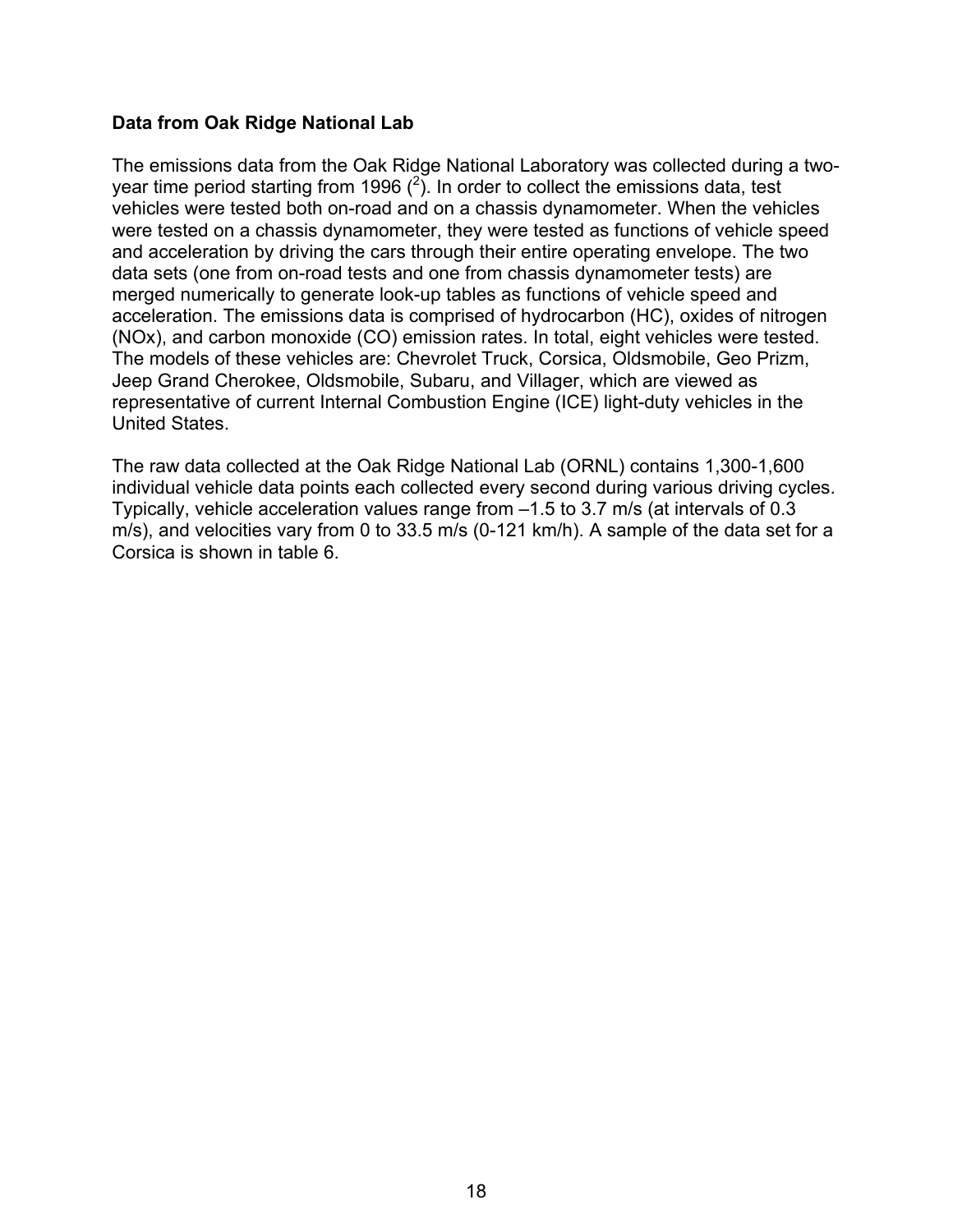**Data from Oak Ridge National Lab**

The emissions data from the Oak Ridge National Laboratory was collected during a two-year time period starting from 1996 ([2]). In order to collect the emissions data, test vehicles were tested both on-road and on a chassis dynamometer. When the vehicles were tested on a chassis dynamometer, they were tested as functions of vehicle speed and acceleration by driving the cars through their entire operating envelope. The two data sets (one from on-road tests and one from chassis dynamometer tests) are merged numerically to generate look-up tables as functions of vehicle speed and acceleration. The emissions data is comprised of hydrocarbon (HC), oxides of nitrogen (NOx), and carbon monoxide (CO) emission rates. In total, eight vehicles were tested. The models of these vehicles are: Chevrolet Truck, Corsica, Oldsmobile, Geo Prizm, Jeep Grand Cherokee, Oldsmobile, Subaru, and Villager, which are viewed as representative of current Internal Combustion Engine (ICE) light-duty vehicles in the United States.

The raw data collected at the Oak Ridge National Lab (ORNL) contains 1,300-1,600 individual vehicle data points each collected every second during various driving cycles. Typically, vehicle acceleration values range from –1.5 to 3.7 m/s (at intervals of 0.3 m/s), and velocities vary from 0 to 33.5 m/s (0-121 km/h). A sample of the data set for a Corsica is shown in table 6.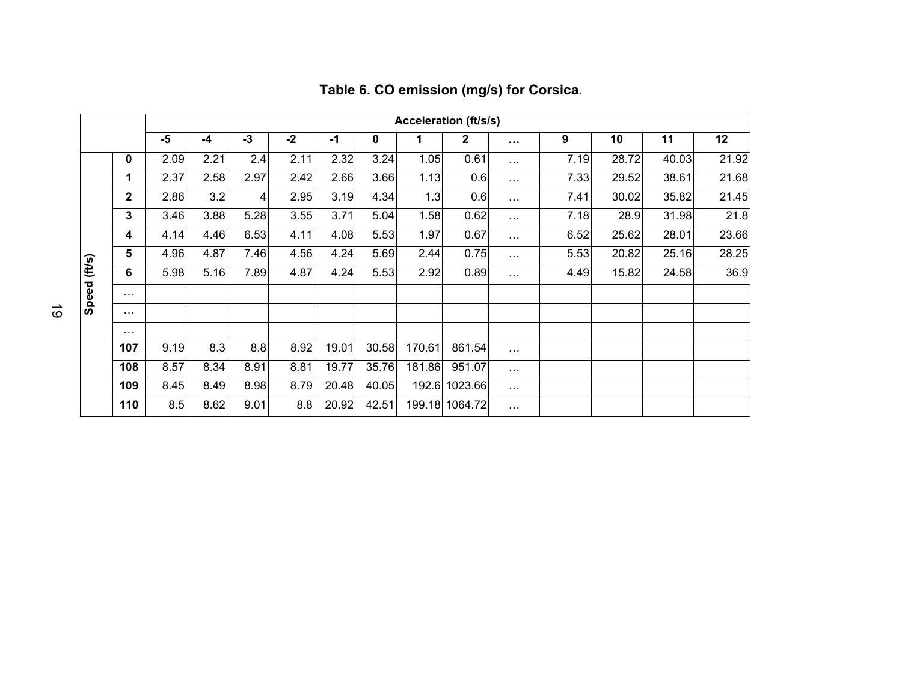### Table 6. CO emission (mg/s) for Corsica.

| | | Acceleration (ft/s/s) | | | | | | | | | | | | |
|---|---|---|---|---|---|---|---|---|---|---|---|---|---|---|
| | | -5 | -4 | -3 | -2 | -1 | 0 | 1 | 2 | … | 9 | 10 | 11 | 12 |
| Speed (ft/s) | 0 | 2.09 | 2.21 | 2.4 | 2.11 | 2.32 | 3.24 | 1.05 | 0.61 | … | 7.19 | 28.72 | 40.03 | 21.92 |
| | 1 | 2.37 | 2.58 | 2.97 | 2.42 | 2.66 | 3.66 | 1.13 | 0.6 | … | 7.33 | 29.52 | 38.61 | 21.68 |
| | 2 | 2.86 | 3.2 | 4 | 2.95 | 3.19 | 4.34 | 1.3 | 0.6 | … | 7.41 | 30.02 | 35.82 | 21.45 |
| | 3 | 3.46 | 3.88 | 5.28 | 3.55 | 3.71 | 5.04 | 1.58 | 0.62 | … | 7.18 | 28.9 | 31.98 | 21.8 |
| | 4 | 4.14 | 4.46 | 6.53 | 4.11 | 4.08 | 5.53 | 1.97 | 0.67 | … | 6.52 | 25.62 | 28.01 | 23.66 |
| | 5 | 4.96 | 4.87 | 7.46 | 4.56 | 4.24 | 5.69 | 2.44 | 0.75 | … | 5.53 | 20.82 | 25.16 | 28.25 |
| | 6 | 5.98 | 5.16 | 7.89 | 4.87 | 4.24 | 5.53 | 2.92 | 0.89 | … | 4.49 | 15.82 | 24.58 | 36.9 |
| | … | | | | | | | | | | | | | |
| | … | | | | | | | | | | | | | |
| | … | | | | | | | | | | | | | |
| | 107 | 9.19 | 8.3 | 8.8 | 8.92 | 19.01 | 30.58 | 170.61 | 861.54 | … | | | | |
| | 108 | 8.57 | 8.34 | 8.91 | 8.81 | 19.77 | 35.76 | 181.86 | 951.07 | … | | | | |
| | 109 | 8.45 | 8.49 | 8.98 | 8.79 | 20.48 | 40.05 | 192.6 | 1023.66 | … | | | | |
| | 110 | 8.5 | 8.62 | 9.01 | 8.8 | 20.92 | 42.51 | 199.18 | 1064.72 | … | | | | |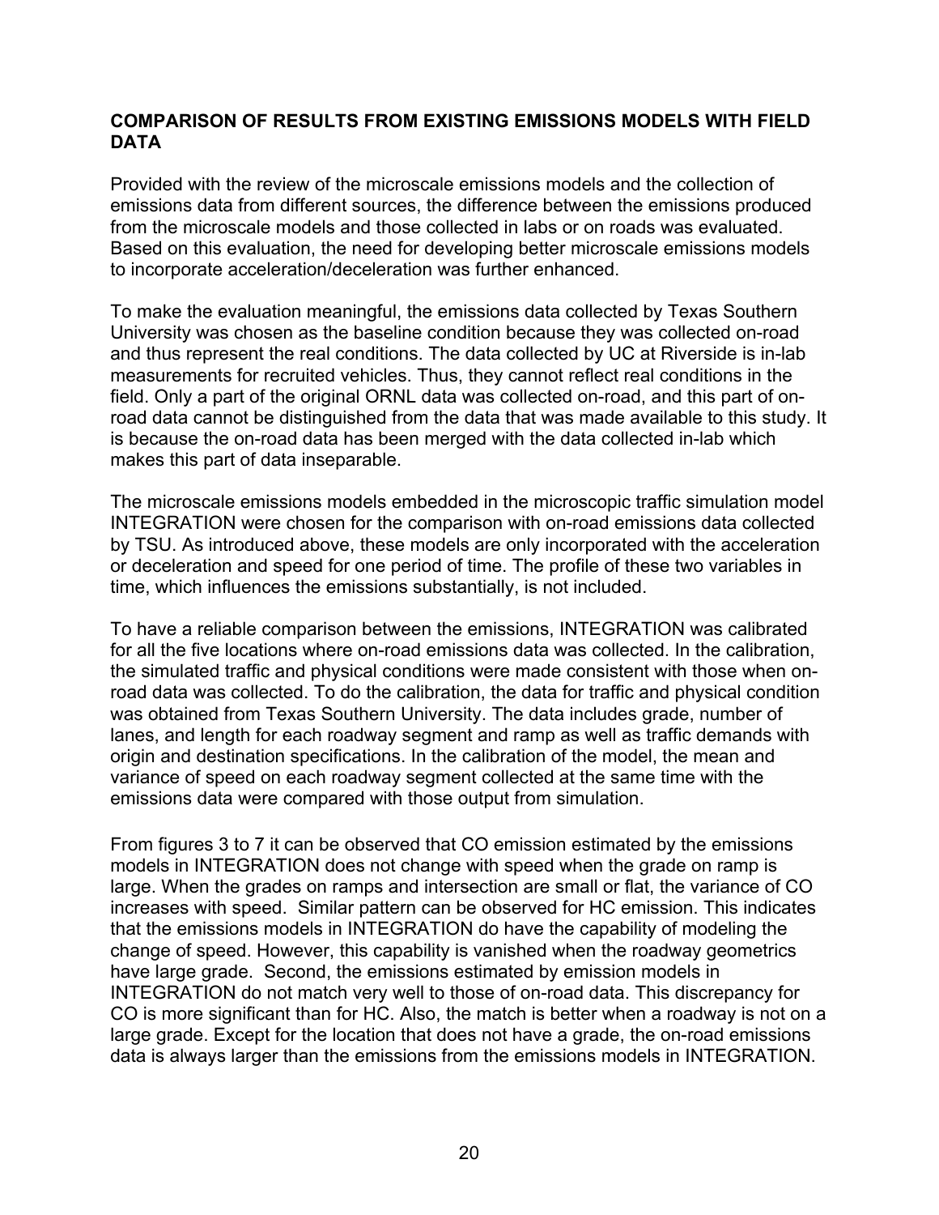## COMPARISON OF RESULTS FROM EXISTING EMISSIONS MODELS WITH FIELD DATA

Provided with the review of the microscale emissions models and the collection of emissions data from different sources, the difference between the emissions produced from the microscale models and those collected in labs or on roads was evaluated. Based on this evaluation, the need for developing better microscale emissions models to incorporate acceleration/deceleration was further enhanced.

To make the evaluation meaningful, the emissions data collected by Texas Southern University was chosen as the baseline condition because they was collected on-road and thus represent the real conditions. The data collected by UC at Riverside is in-lab measurements for recruited vehicles. Thus, they cannot reflect real conditions in the field. Only a part of the original ORNL data was collected on-road, and this part of on-road data cannot be distinguished from the data that was made available to this study. It is because the on-road data has been merged with the data collected in-lab which makes this part of data inseparable.

The microscale emissions models embedded in the microscopic traffic simulation model INTEGRATION were chosen for the comparison with on-road emissions data collected by TSU. As introduced above, these models are only incorporated with the acceleration or deceleration and speed for one period of time. The profile of these two variables in time, which influences the emissions substantially, is not included.

To have a reliable comparison between the emissions, INTEGRATION was calibrated for all the five locations where on-road emissions data was collected. In the calibration, the simulated traffic and physical conditions were made consistent with those when on-road data was collected. To do the calibration, the data for traffic and physical condition was obtained from Texas Southern University. The data includes grade, number of lanes, and length for each roadway segment and ramp as well as traffic demands with origin and destination specifications. In the calibration of the model, the mean and variance of speed on each roadway segment collected at the same time with the emissions data were compared with those output from simulation.

From figures 3 to 7 it can be observed that CO emission estimated by the emissions models in INTEGRATION does not change with speed when the grade on ramp is large. When the grades on ramps and intersection are small or flat, the variance of CO increases with speed. Similar pattern can be observed for HC emission. This indicates that the emissions models in INTEGRATION do have the capability of modeling the change of speed. However, this capability is vanished when the roadway geometrics have large grade. Second, the emissions estimated by emission models in INTEGRATION do not match very well to those of on-road data. This discrepancy for CO is more significant than for HC. Also, the match is better when a roadway is not on a large grade. Except for the location that does not have a grade, the on-road emissions data is always larger than the emissions from the emissions models in INTEGRATION.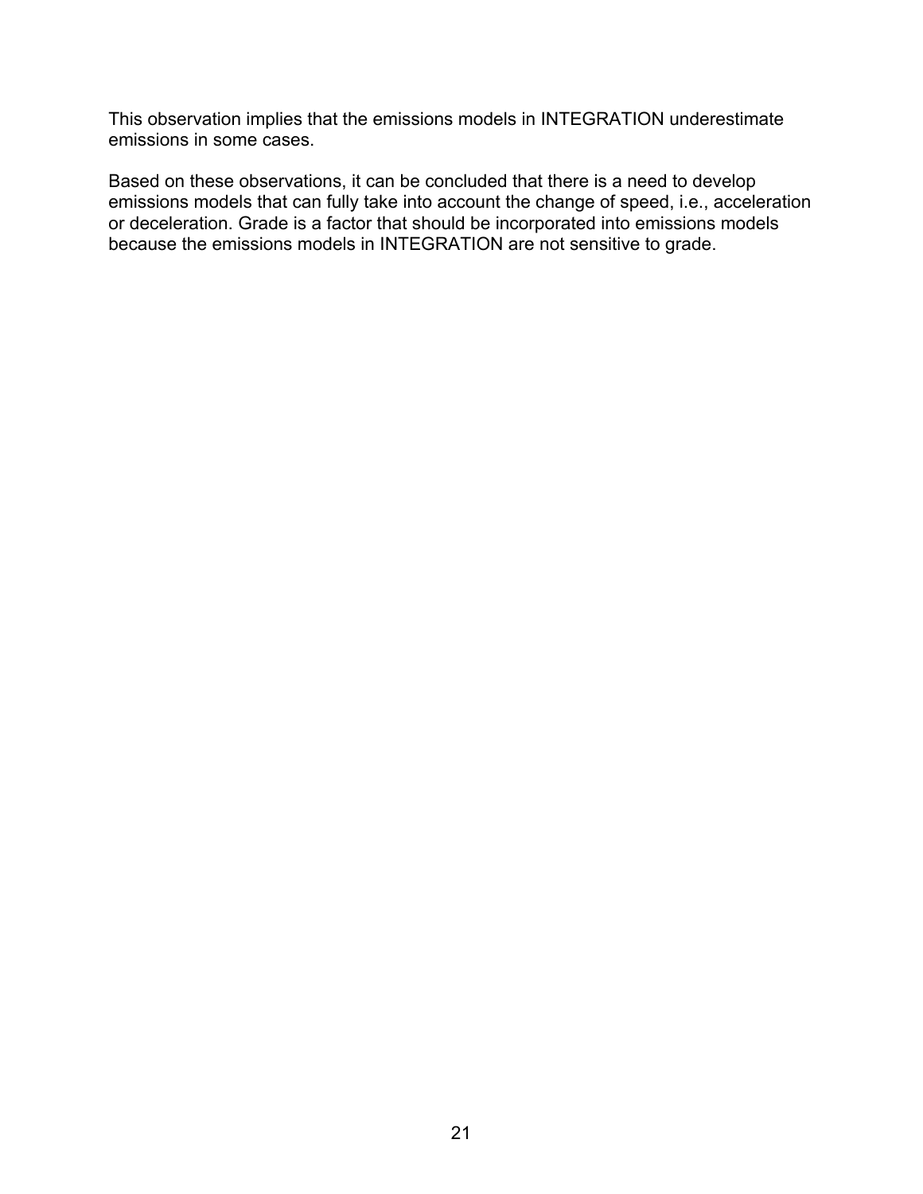This observation implies that the emissions models in INTEGRATION underestimate emissions in some cases.

Based on these observations, it can be concluded that there is a need to develop emissions models that can fully take into account the change of speed, i.e., acceleration or deceleration. Grade is a factor that should be incorporated into emissions models because the emissions models in INTEGRATION are not sensitive to grade.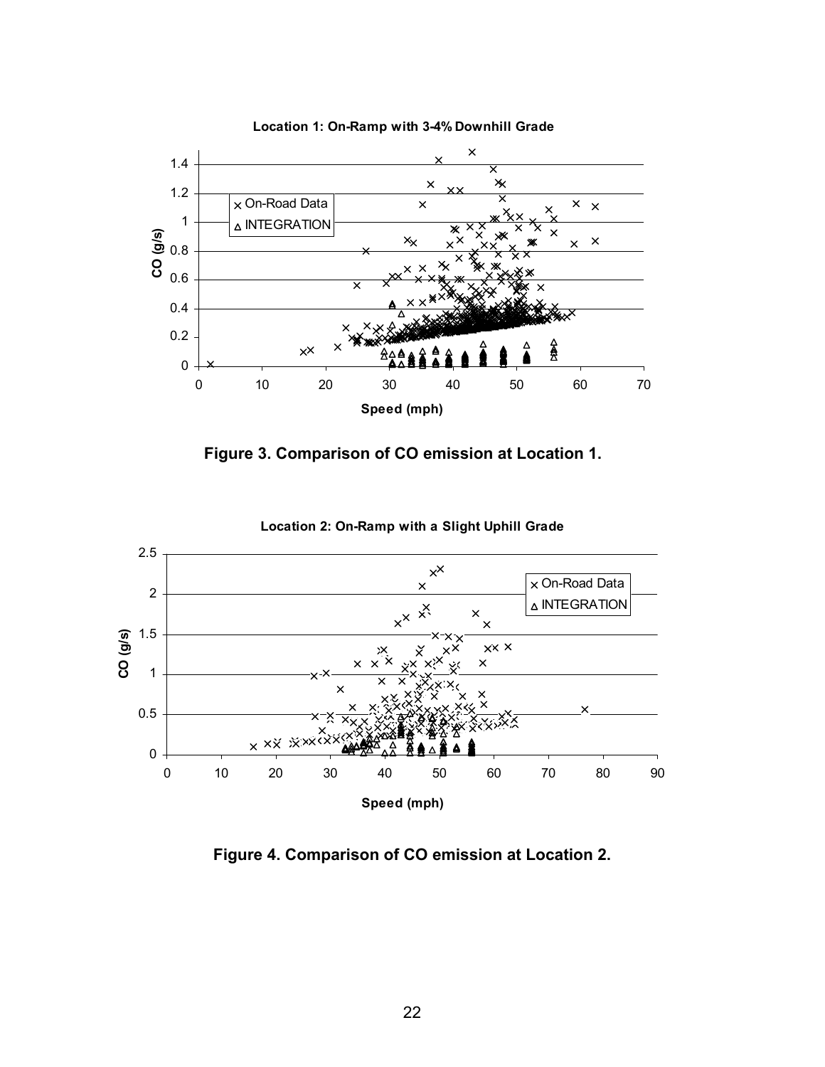**Figure 3. Comparison of CO emission at Location 1.**

**Figure 4. Comparison of CO emission at Location 2.**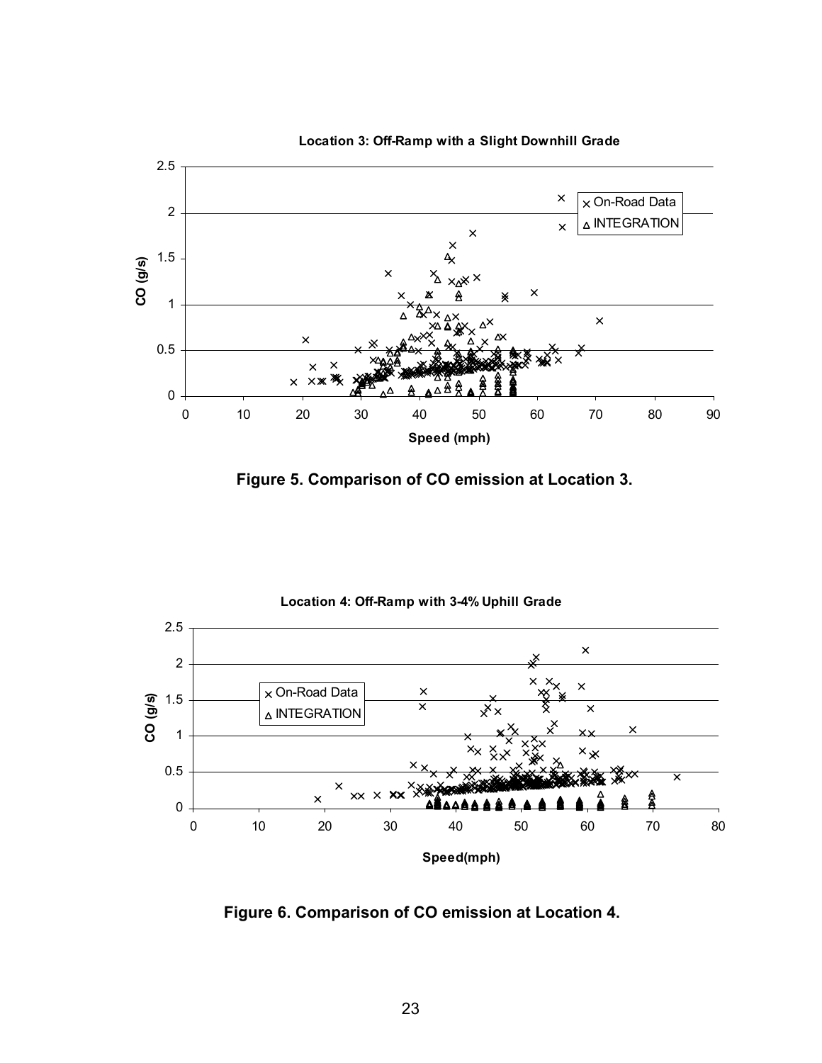Figure 5. Comparison of CO emission at Location 3.

Figure 6. Comparison of CO emission at Location 4.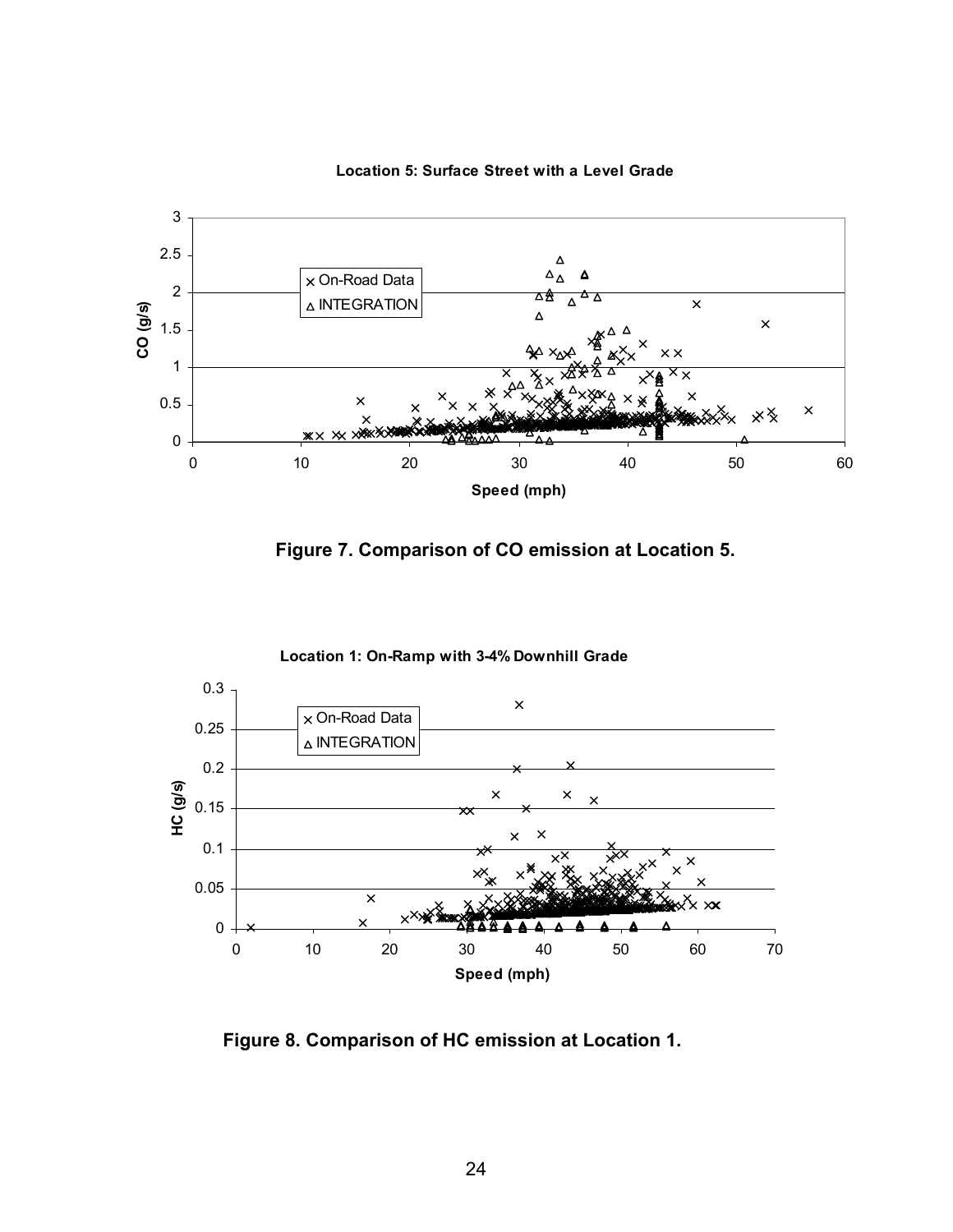Figure 7. Comparison of CO emission at Location 5.

Figure 8. Comparison of HC emission at Location 1.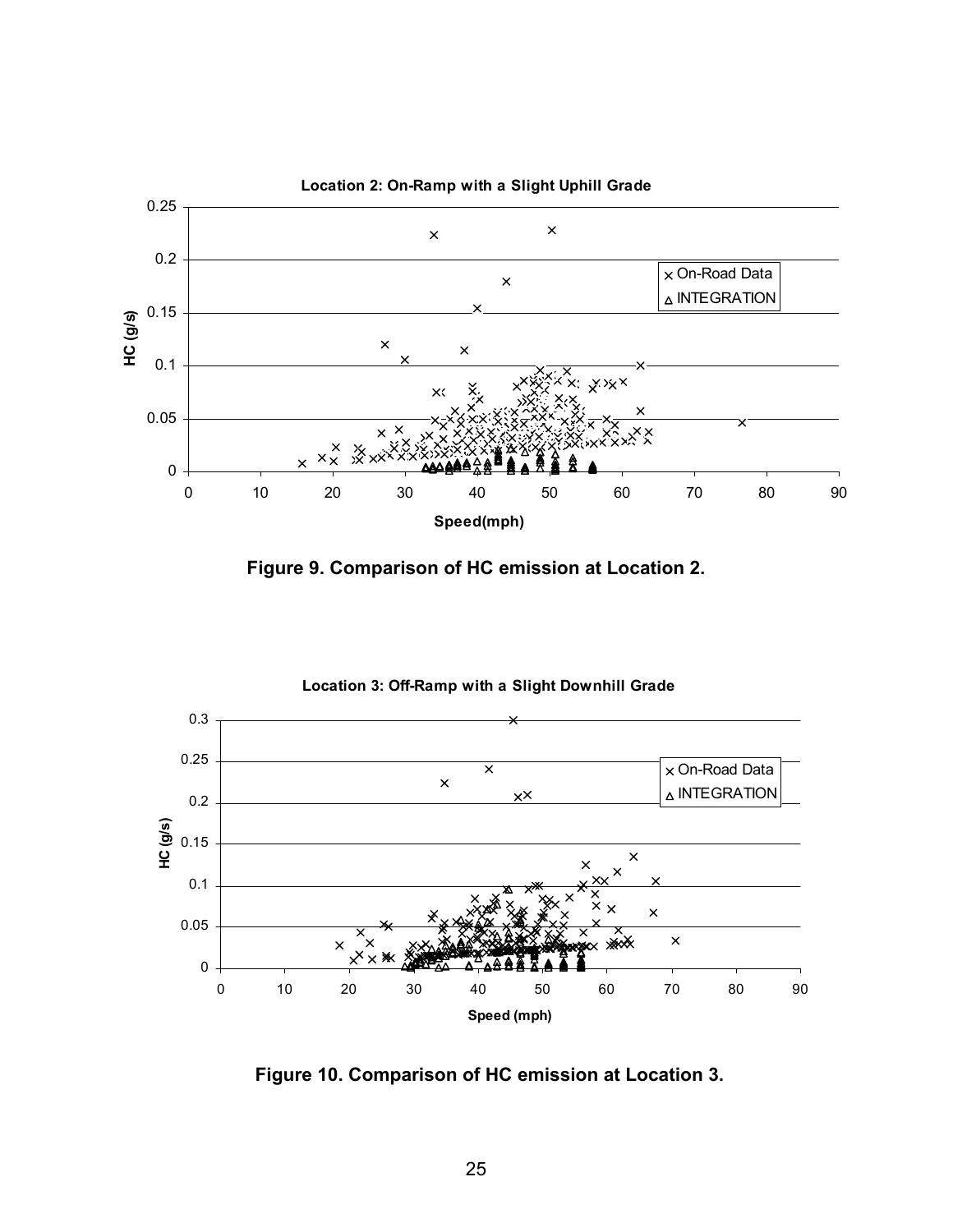Figure 9. Comparison of HC emission at Location 2.

Figure 10. Comparison of HC emission at Location 3.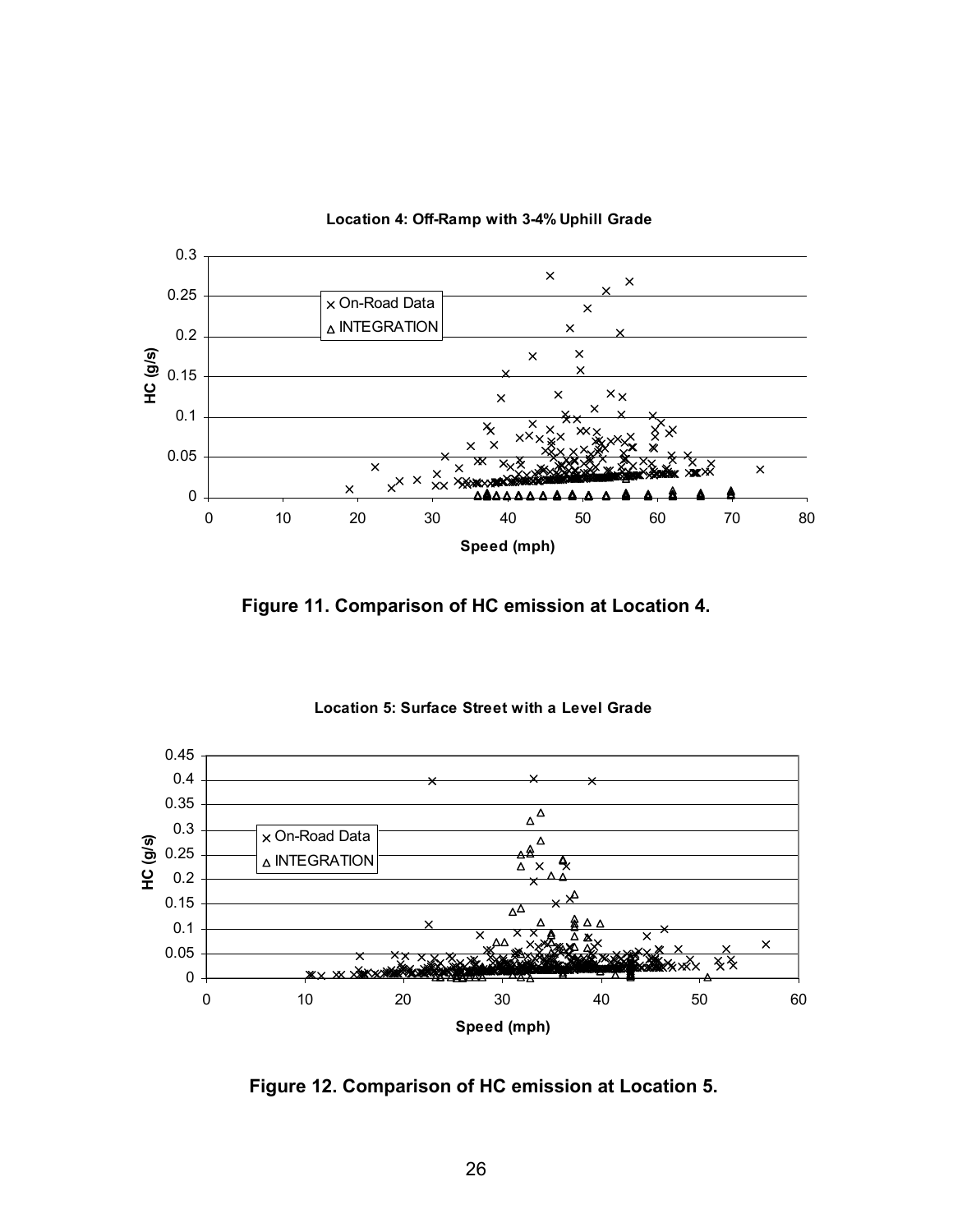**Location 4: Off-Ramp with 3-4% Uphill Grade**

**Figure 11. Comparison of HC emission at Location 4.**

**Location 5: Surface Street with a Level Grade**

**Figure 12. Comparison of HC emission at Location 5.**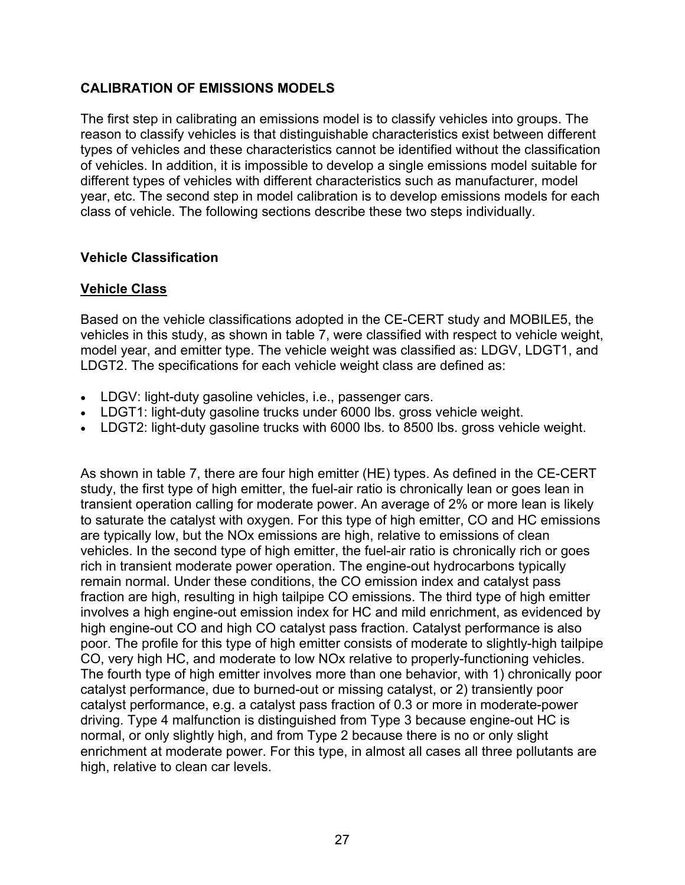## CALIBRATION OF EMISSIONS MODELS

The first step in calibrating an emissions model is to classify vehicles into groups. The reason to classify vehicles is that distinguishable characteristics exist between different types of vehicles and these characteristics cannot be identified without the classification of vehicles. In addition, it is impossible to develop a single emissions model suitable for different types of vehicles with different characteristics such as manufacturer, model year, etc. The second step in model calibration is to develop emissions models for each class of vehicle. The following sections describe these two steps individually.

### Vehicle Classification

#### Vehicle Class

Based on the vehicle classifications adopted in the CE-CERT study and MOBILE5, the vehicles in this study, as shown in table 7, were classified with respect to vehicle weight, model year, and emitter type. The vehicle weight was classified as: LDGV, LDGT1, and LDGT2. The specifications for each vehicle weight class are defined as:

- LDGV: light-duty gasoline vehicles, i.e., passenger cars.
- LDGT1: light-duty gasoline trucks under 6000 lbs. gross vehicle weight.
- LDGT2: light-duty gasoline trucks with 6000 lbs. to 8500 lbs. gross vehicle weight.

As shown in table 7, there are four high emitter (HE) types. As defined in the CE-CERT study, the first type of high emitter, the fuel-air ratio is chronically lean or goes lean in transient operation calling for moderate power. An average of 2% or more lean is likely to saturate the catalyst with oxygen. For this type of high emitter, CO and HC emissions are typically low, but the NOx emissions are high, relative to emissions of clean vehicles. In the second type of high emitter, the fuel-air ratio is chronically rich or goes rich in transient moderate power operation. The engine-out hydrocarbons typically remain normal. Under these conditions, the CO emission index and catalyst pass fraction are high, resulting in high tailpipe CO emissions. The third type of high emitter involves a high engine-out emission index for HC and mild enrichment, as evidenced by high engine-out CO and high CO catalyst pass fraction. Catalyst performance is also poor. The profile for this type of high emitter consists of moderate to slightly-high tailpipe CO, very high HC, and moderate to low NOx relative to properly-functioning vehicles. The fourth type of high emitter involves more than one behavior, with 1) chronically poor catalyst performance, due to burned-out or missing catalyst, or 2) transiently poor catalyst performance, e.g. a catalyst pass fraction of 0.3 or more in moderate-power driving. Type 4 malfunction is distinguished from Type 3 because engine-out HC is normal, or only slightly high, and from Type 2 because there is no or only slight enrichment at moderate power. For this type, in almost all cases all three pollutants are high, relative to clean car levels.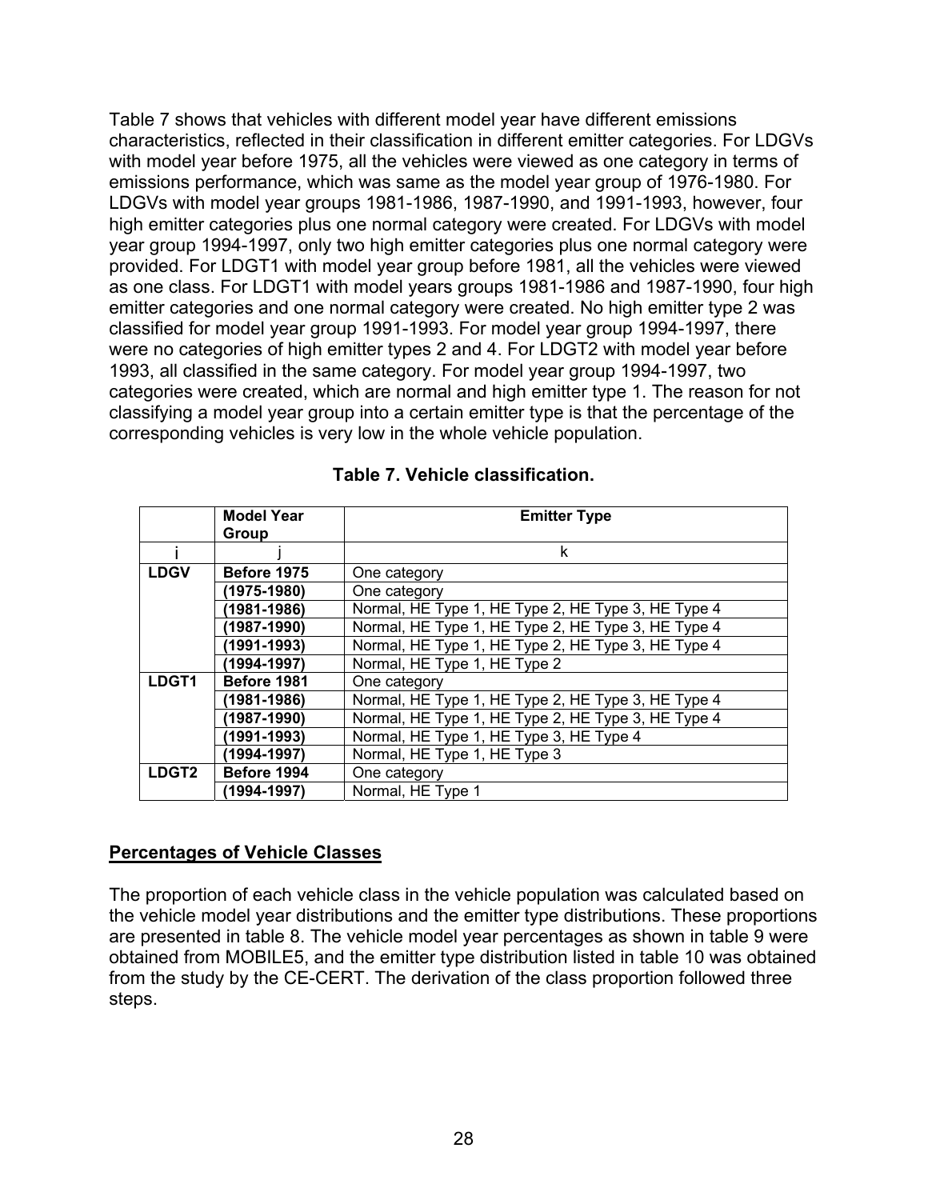Table 7 shows that vehicles with different model year have different emissions characteristics, reflected in their classification in different emitter categories. For LDGVs with model year before 1975, all the vehicles were viewed as one category in terms of emissions performance, which was same as the model year group of 1976-1980. For LDGVs with model year groups 1981-1986, 1987-1990, and 1991-1993, however, four high emitter categories plus one normal category were created. For LDGVs with model year group 1994-1997, only two high emitter categories plus one normal category were provided. For LDGT1 with model year group before 1981, all the vehicles were viewed as one class. For LDGT1 with model years groups 1981-1986 and 1987-1990, four high emitter categories and one normal category were created. No high emitter type 2 was classified for model year group 1991-1993. For model year group 1994-1997, there were no categories of high emitter types 2 and 4. For LDGT2 with model year before 1993, all classified in the same category. For model year group 1994-1997, two categories were created, which are normal and high emitter type 1. The reason for not classifying a model year group into a certain emitter type is that the percentage of the corresponding vehicles is very low in the whole vehicle population.

**Table 7. Vehicle classification.**

| | **Model Year Group** | **Emitter Type** |
|---|---|---|
| i | j | k |
| **LDGV** | **Before 1975** | One category |
| | **(1975-1980)** | One category |
| | **(1981-1986)** | Normal, HE Type 1, HE Type 2, HE Type 3, HE Type 4 |
| | **(1987-1990)** | Normal, HE Type 1, HE Type 2, HE Type 3, HE Type 4 |
| | **(1991-1993)** | Normal, HE Type 1, HE Type 2, HE Type 3, HE Type 4 |
| | **(1994-1997)** | Normal, HE Type 1, HE Type 2 |
| **LDGT1** | **Before 1981** | One category |
| | **(1981-1986)** | Normal, HE Type 1, HE Type 2, HE Type 3, HE Type 4 |
| | **(1987-1990)** | Normal, HE Type 1, HE Type 2, HE Type 3, HE Type 4 |
| | **(1991-1993)** | Normal, HE Type 1, HE Type 3, HE Type 4 |
| | **(1994-1997)** | Normal, HE Type 1, HE Type 3 |
| **LDGT2** | **Before 1994** | One category |
| | **(1994-1997)** | Normal, HE Type 1 |

## Percentages of Vehicle Classes

The proportion of each vehicle class in the vehicle population was calculated based on the vehicle model year distributions and the emitter type distributions. These proportions are presented in table 8. The vehicle model year percentages as shown in table 9 were obtained from MOBILE5, and the emitter type distribution listed in table 10 was obtained from the study by the CE-CERT. The derivation of the class proportion followed three steps.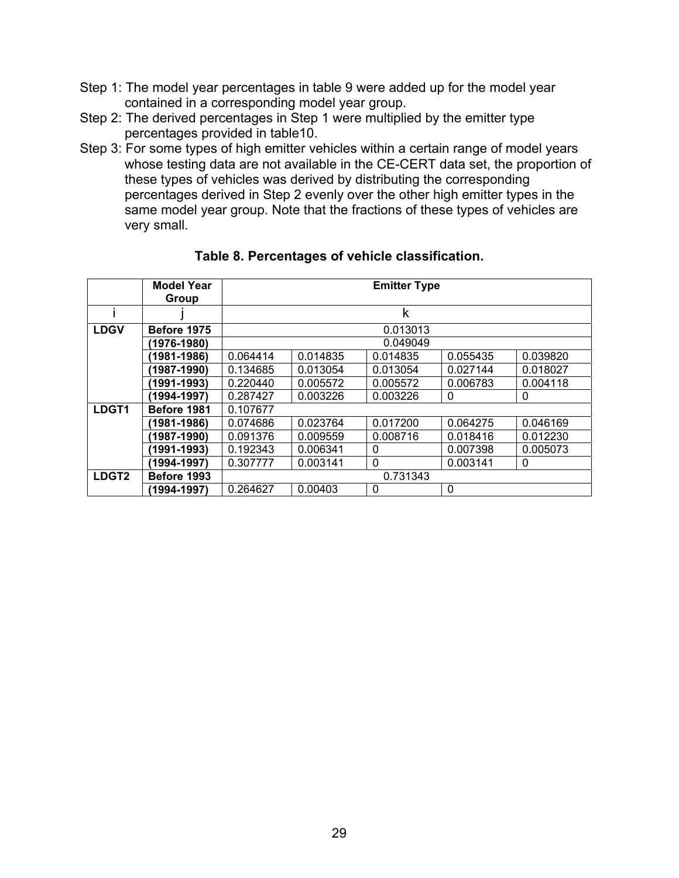Step 1: The model year percentages in table 9 were added up for the model year contained in a corresponding model year group.

Step 2: The derived percentages in Step 1 were multiplied by the emitter type percentages provided in table10.

Step 3: For some types of high emitter vehicles within a certain range of model years whose testing data are not available in the CE-CERT data set, the proportion of these types of vehicles was derived by distributing the corresponding percentages derived in Step 2 evenly over the other high emitter types in the same model year group. Note that the fractions of these types of vehicles are very small.

**Table 8. Percentages of vehicle classification.**

| | Model Year Group | Emitter Type | | | | |
|---|---|---|---|---|---|---|
| i | j | k | | | | |
| **LDGV** | **Before 1975** | 0.013013 | | | | |
| | **(1976-1980)** | 0.049049 | | | | |
| | **(1981-1986)** | 0.064414 | 0.014835 | 0.014835 | 0.055435 | 0.039820 |
| | **(1987-1990)** | 0.134685 | 0.013054 | 0.013054 | 0.027144 | 0.018027 |
| | **(1991-1993)** | 0.220440 | 0.005572 | 0.005572 | 0.006783 | 0.004118 |
| | **(1994-1997)** | 0.287427 | 0.003226 | 0.003226 | 0 | 0 |
| **LDGT1** | **Before 1981** | 0.107677 | | | | |
| | **(1981-1986)** | 0.074686 | 0.023764 | 0.017200 | 0.064275 | 0.046169 |
| | **(1987-1990)** | 0.091376 | 0.009559 | 0.008716 | 0.018416 | 0.012230 |
| | **(1991-1993)** | 0.192343 | 0.006341 | 0 | 0.007398 | 0.005073 |
| | **(1994-1997)** | 0.307777 | 0.003141 | 0 | 0.003141 | 0 |
| **LDGT2** | **Before 1993** | 0.731343 | | | | |
| | **(1994-1997)** | 0.264627 | 0.00403 | 0 | 0 | |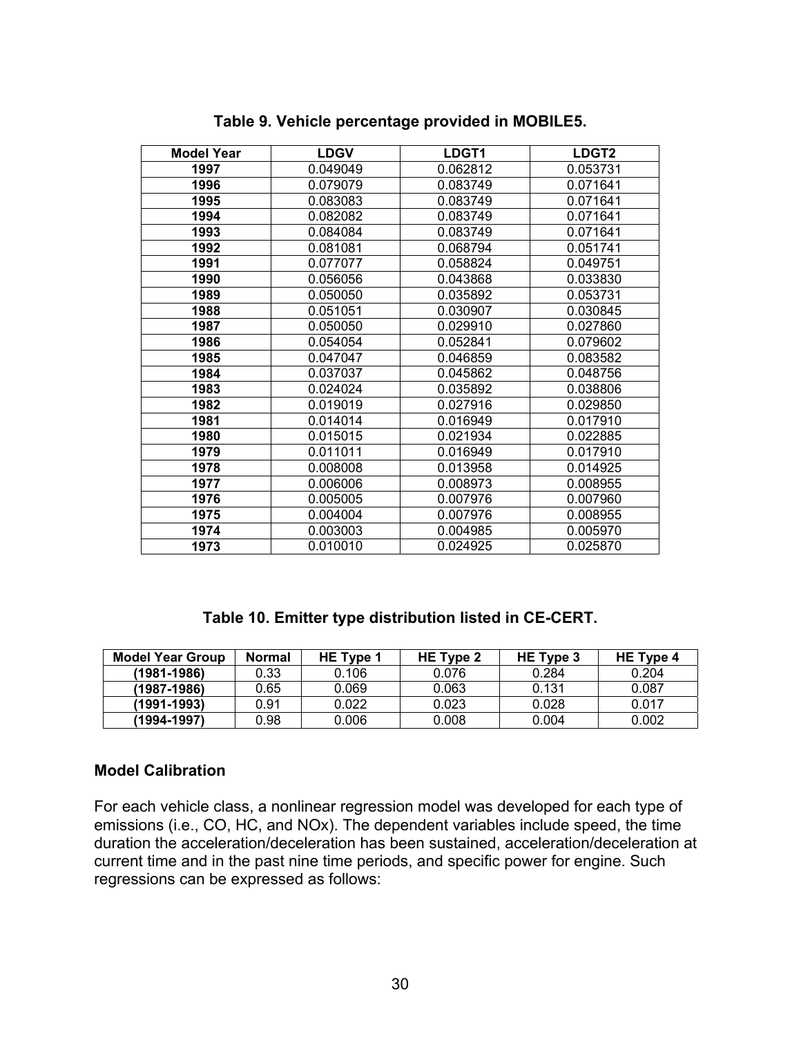**Table 9. Vehicle percentage provided in MOBILE5.**

| Model Year | LDGV | LDGT1 | LDGT2 |
|---|---|---|---|
| **1997** | 0.049049 | 0.062812 | 0.053731 |
| **1996** | 0.079079 | 0.083749 | 0.071641 |
| **1995** | 0.083083 | 0.083749 | 0.071641 |
| **1994** | 0.082082 | 0.083749 | 0.071641 |
| **1993** | 0.084084 | 0.083749 | 0.071641 |
| **1992** | 0.081081 | 0.068794 | 0.051741 |
| **1991** | 0.077077 | 0.058824 | 0.049751 |
| **1990** | 0.056056 | 0.043868 | 0.033830 |
| **1989** | 0.050050 | 0.035892 | 0.053731 |
| **1988** | 0.051051 | 0.030907 | 0.030845 |
| **1987** | 0.050050 | 0.029910 | 0.027860 |
| **1986** | 0.054054 | 0.052841 | 0.079602 |
| **1985** | 0.047047 | 0.046859 | 0.083582 |
| **1984** | 0.037037 | 0.045862 | 0.048756 |
| **1983** | 0.024024 | 0.035892 | 0.038806 |
| **1982** | 0.019019 | 0.027916 | 0.029850 |
| **1981** | 0.014014 | 0.016949 | 0.017910 |
| **1980** | 0.015015 | 0.021934 | 0.022885 |
| **1979** | 0.011011 | 0.016949 | 0.017910 |
| **1978** | 0.008008 | 0.013958 | 0.014925 |
| **1977** | 0.006006 | 0.008973 | 0.008955 |
| **1976** | 0.005005 | 0.007976 | 0.007960 |
| **1975** | 0.004004 | 0.007976 | 0.008955 |
| **1974** | 0.003003 | 0.004985 | 0.005970 |
| **1973** | 0.010010 | 0.024925 | 0.025870 |

**Table 10. Emitter type distribution listed in CE-CERT.**

| Model Year Group | Normal | HE Type 1 | HE Type 2 | HE Type 3 | HE Type 4 |
|---|---|---|---|---|---|
| **(1981-1986)** | 0.33 | 0.106 | 0.076 | 0.284 | 0.204 |
| **(1987-1986)** | 0.65 | 0.069 | 0.063 | 0.131 | 0.087 |
| **(1991-1993)** | 0.91 | 0.022 | 0.023 | 0.028 | 0.017 |
| **(1994-1997)** | 0.98 | 0.006 | 0.008 | 0.004 | 0.002 |

### Model Calibration

For each vehicle class, a nonlinear regression model was developed for each type of emissions (i.e., CO, HC, and NOx). The dependent variables include speed, the time duration the acceleration/deceleration has been sustained, acceleration/deceleration at current time and in the past nine time periods, and specific power for engine. Such regressions can be expressed as follows: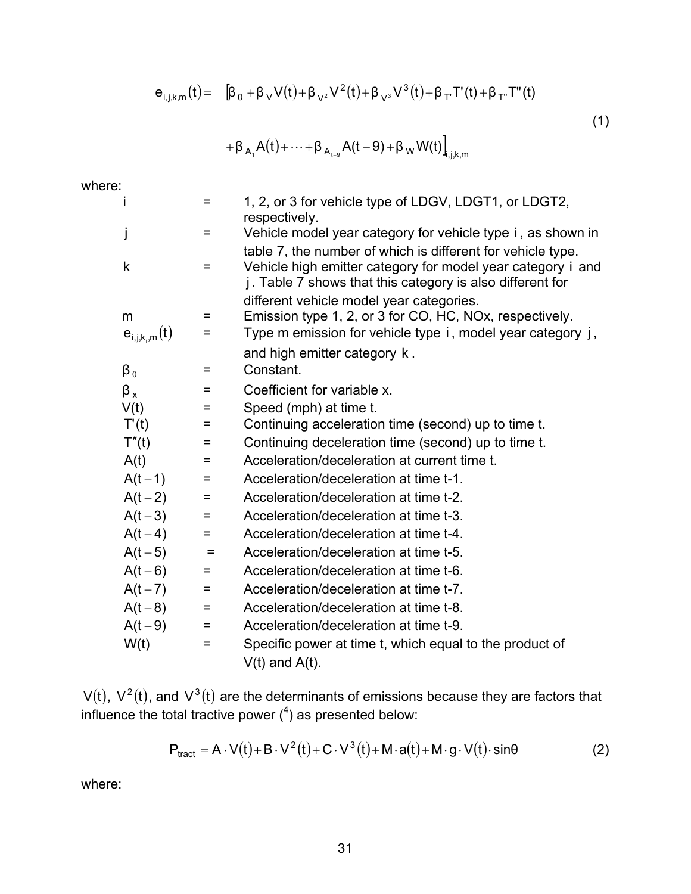$$e_{i,j,k,m}(t) = \left[\beta_0 + \beta_V V(t) + \beta_{V^2} V^2(t) + \beta_{V^3} V^3(t) + \beta_{T'} T'(t) + \beta_{T''} T''(t) + \beta_{A_1} A(t) + \cdots + \beta_{A_{t-9}} A(t-9) + \beta_W W(t)\right]_{i,j,k,m} \quad (1)$$

where:

| | | |
|---|---|---|
| $i$ | = | 1, 2, or 3 for vehicle type of LDGV, LDGT1, or LDGT2, respectively. |
| $j$ | = | Vehicle model year category for vehicle type $i$, as shown in table 7, the number of which is different for vehicle type. |
| $k$ | = | Vehicle high emitter category for model year category $i$ and $j$. Table 7 shows that this category is also different for different vehicle model year categories. |
| $m$ | = | Emission type 1, 2, or 3 for CO, HC, NOx, respectively. |
| $e_{i,j,k_i,m}(t)$ | = | Type m emission for vehicle type $i$, model year category $j$, and high emitter category $k$. |
| $\beta_0$ | = | Constant. |
| $\beta_x$ | = | Coefficient for variable x. |
| $V(t)$ | = | Speed (mph) at time t. |
| $T'(t)$ | = | Continuing acceleration time (second) up to time t. |
| $T''(t)$ | = | Continuing deceleration time (second) up to time t. |
| $A(t)$ | = | Acceleration/deceleration at current time t. |
| $A(t-1)$ | = | Acceleration/deceleration at time t-1. |
| $A(t-2)$ | = | Acceleration/deceleration at time t-2. |
| $A(t-3)$ | = | Acceleration/deceleration at time t-3. |
| $A(t-4)$ | = | Acceleration/deceleration at time t-4. |
| $A(t-5)$ | = | Acceleration/deceleration at time t-5. |
| $A(t-6)$ | = | Acceleration/deceleration at time t-6. |
| $A(t-7)$ | = | Acceleration/deceleration at time t-7. |
| $A(t-8)$ | = | Acceleration/deceleration at time t-8. |
| $A(t-9)$ | = | Acceleration/deceleration at time t-9. |
| $W(t)$ | = | Specific power at time t, which equal to the product of V(t) and A(t). |

$V(t)$, $V^2(t)$, and $V^3(t)$ are the determinants of emissions because they are factors that influence the total tractive power ([4]) as presented below:

$$P_{tract} = A \cdot V(t) + B \cdot V^2(t) + C \cdot V^3(t) + M \cdot a(t) + M \cdot g \cdot V(t) \cdot \sin\theta \quad (2)$$

where: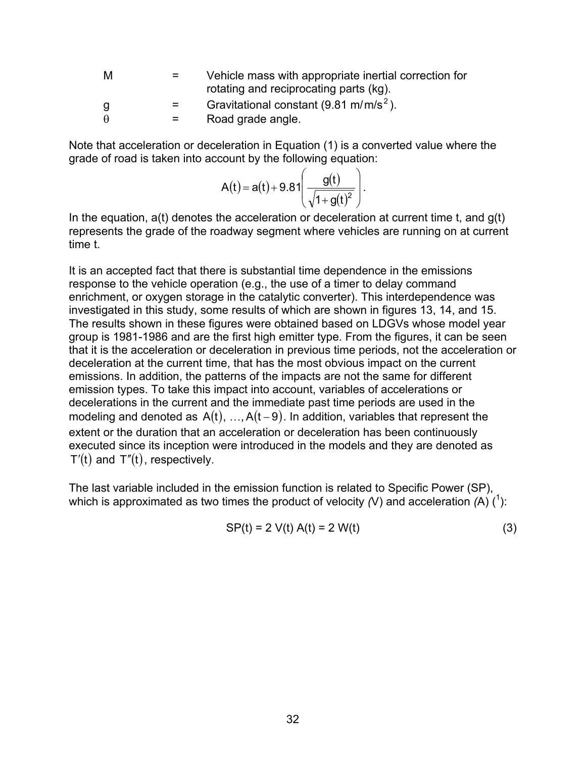| | | |
|---|---|---|
| M | = | Vehicle mass with appropriate inertial correction for rotating and reciprocating parts (kg). |
| g | = | Gravitational constant (9.81 $m/m/s^2$). |
| $\theta$ | = | Road grade angle. |

Note that acceleration or deceleration in Equation (1) is a converted value where the grade of road is taken into account by the following equation:

$$A(t) = a(t) + 9.81\left(\frac{g(t)}{\sqrt{1+g(t)^2}}\right).$$

In the equation, a(t) denotes the acceleration or deceleration at current time t, and g(t) represents the grade of the roadway segment where vehicles are running on at current time t.

It is an accepted fact that there is substantial time dependence in the emissions response to the vehicle operation (e.g., the use of a timer to delay command enrichment, or oxygen storage in the catalytic converter). This interdependence was investigated in this study, some results of which are shown in figures 13, 14, and 15. The results shown in these figures were obtained based on LDGVs whose model year group is 1981-1986 and are the first high emitter type. From the figures, it can be seen that it is the acceleration or deceleration in previous time periods, not the acceleration or deceleration at the current time, that has the most obvious impact on the current emissions. In addition, the patterns of the impacts are not the same for different emission types. To take this impact into account, variables of accelerations or decelerations in the current and the immediate past time periods are used in the modeling and denoted as $A(t), \ldots, A(t-9)$. In addition, variables that represent the extent or the duration that an acceleration or deceleration has been continuously executed since its inception were introduced in the models and they are denoted as $T'(t)$ and $T''(t)$, respectively.

The last variable included in the emission function is related to Specific Power (SP), which is approximated as two times the product of velocity (V) and acceleration (A) ([1]):

$$SP(t) = 2\ V(t)\ A(t) = 2\ W(t) \tag{3}$$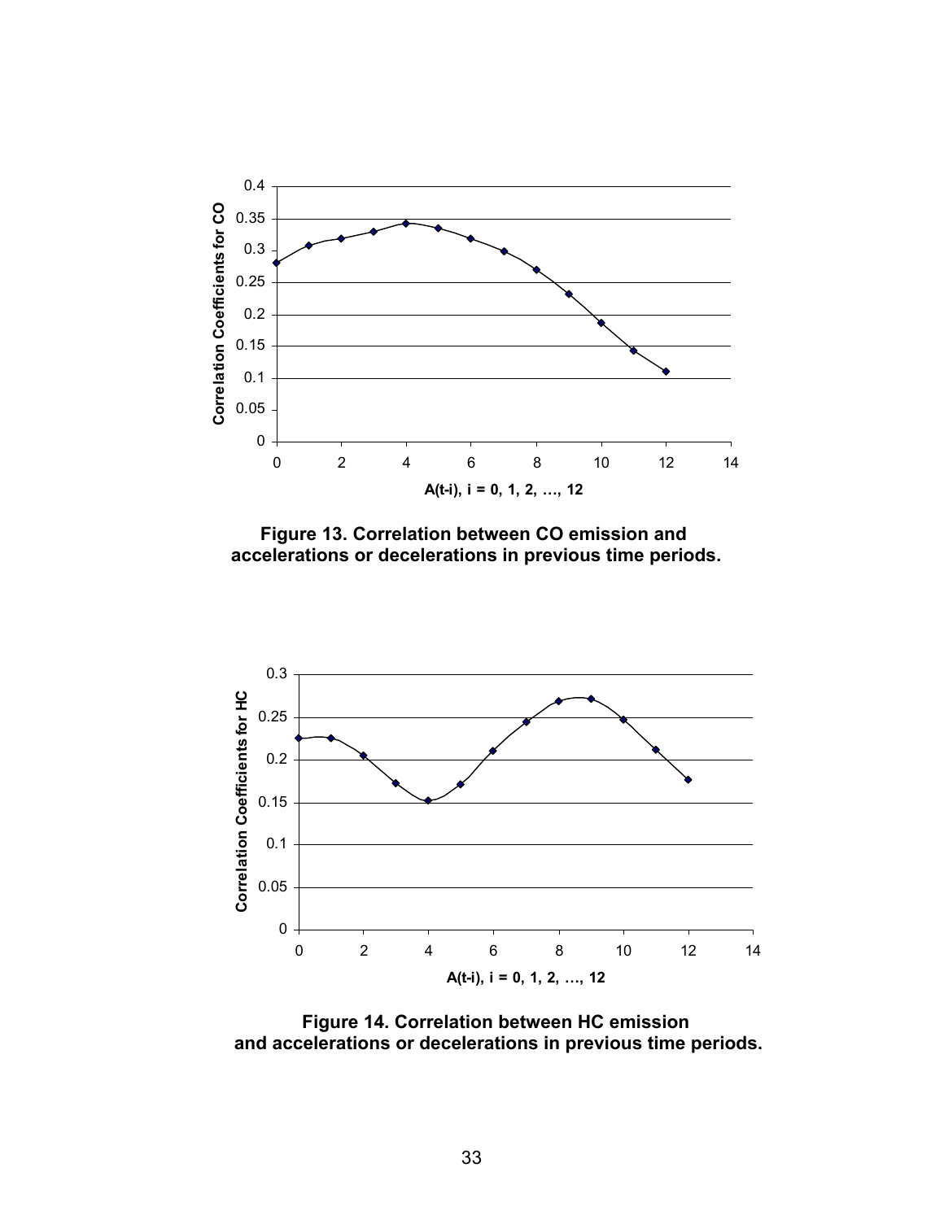**Figure 13. Correlation between CO emission and accelerations or decelerations in previous time periods.**

**Figure 14. Correlation between HC emission and accelerations or decelerations in previous time periods.**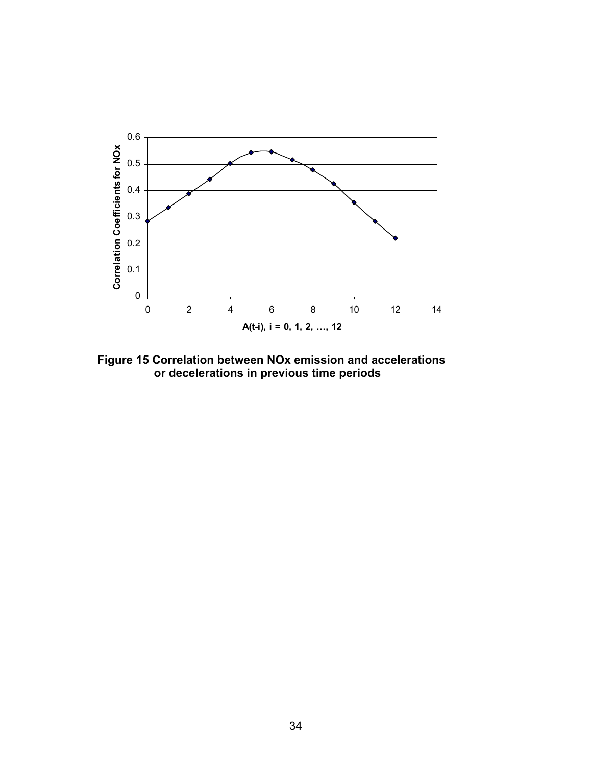**Figure 15 Correlation between NOx emission and accelerations or decelerations in previous time periods**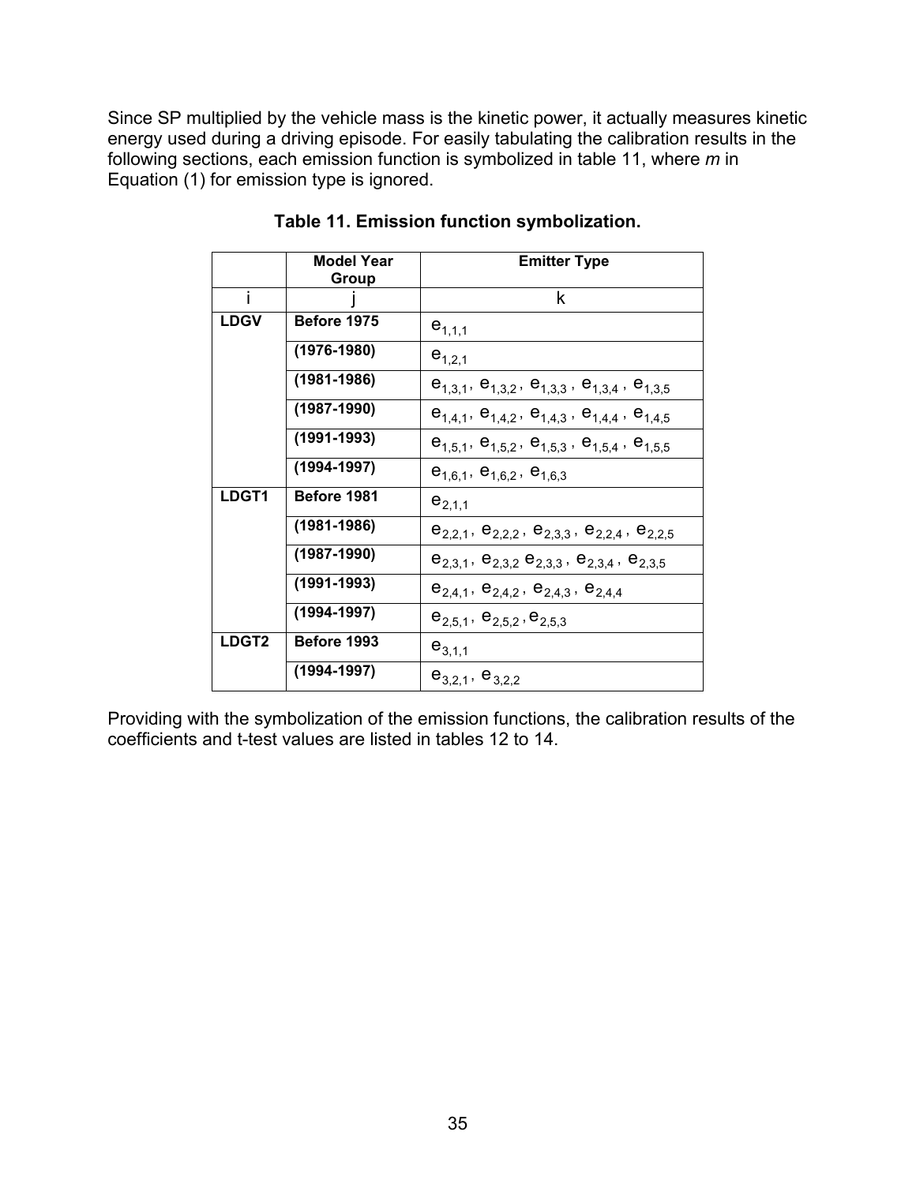Since SP multiplied by the vehicle mass is the kinetic power, it actually measures kinetic energy used during a driving episode. For easily tabulating the calibration results in the following sections, each emission function is symbolized in table 11, where *m* in Equation (1) for emission type is ignored.

**Table 11. Emission function symbolization.**

| | Model Year Group | Emitter Type |
|---|---|---|
| i | j | k |
| **LDGV** | **Before 1975** | $e_{1,1,1}$ |
| | **(1976-1980)** | $e_{1,2,1}$ |
| | **(1981-1986)** | $e_{1,3,1}$, $e_{1,3,2}$, $e_{1,3,3}$, $e_{1,3,4}$, $e_{1,3,5}$ |
| | **(1987-1990)** | $e_{1,4,1}$, $e_{1,4,2}$, $e_{1,4,3}$, $e_{1,4,4}$, $e_{1,4,5}$ |
| | **(1991-1993)** | $e_{1,5,1}$, $e_{1,5,2}$, $e_{1,5,3}$, $e_{1,5,4}$, $e_{1,5,5}$ |
| | **(1994-1997)** | $e_{1,6,1}$, $e_{1,6,2}$, $e_{1,6,3}$ |
| **LDGT1** | **Before 1981** | $e_{2,1,1}$ |
| | **(1981-1986)** | $e_{2,2,1}$, $e_{2,2,2}$, $e_{2,3,3}$, $e_{2,2,4}$, $e_{2,2,5}$ |
| | **(1987-1990)** | $e_{2,3,1}$, $e_{2,3,2}$ $e_{2,3,3}$, $e_{2,3,4}$, $e_{2,3,5}$ |
| | **(1991-1993)** | $e_{2,4,1}$, $e_{2,4,2}$, $e_{2,4,3}$, $e_{2,4,4}$ |
| | **(1994-1997)** | $e_{2,5,1}$, $e_{2,5,2}$, $e_{2,5,3}$ |
| **LDGT2** | **Before 1993** | $e_{3,1,1}$ |
| | **(1994-1997)** | $e_{3,2,1}$, $e_{3,2,2}$ |

Providing with the symbolization of the emission functions, the calibration results of the coefficients and t-test values are listed in tables 12 to 14.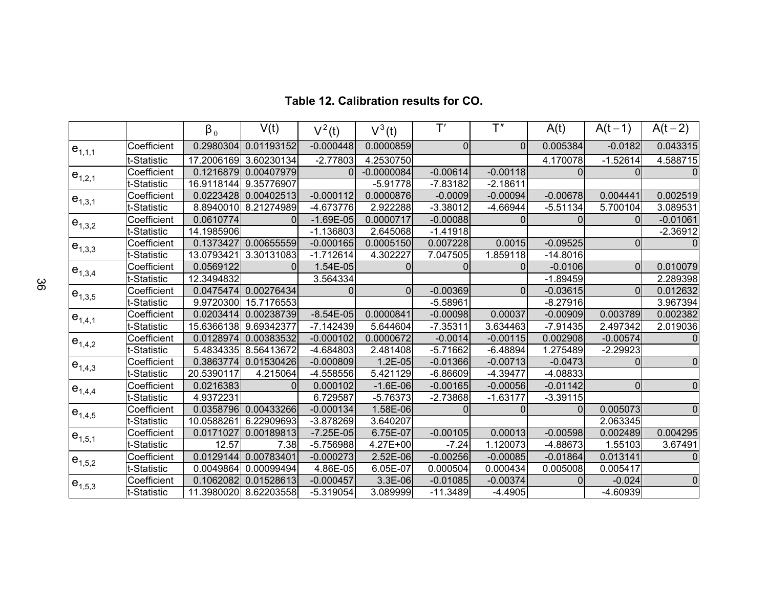**Table 12. Calibration results for CO.**

| | | $\beta_0$ | $V(t)$ | $V^2(t)$ | $V^3(t)$ | $T'$ | $T''$ | $A(t)$ | $A(t-1)$ | $A(t-2)$ |
|---|---|---|---|---|---|---|---|---|---|---|
| $e_{1,1,1}$ | Coefficient | 0.2980304 | 0.01193152 | -0.000448 | 0.0000859 | 0 | 0 | 0.005384 | -0.0182 | 0.043315 |
| | t-Statistic | 17.2006169 | 3.60230134 | -2.77803 | 4.2530750 | | | 4.170078 | -1.52614 | 4.588715 |
| $e_{1,2,1}$ | Coefficient | 0.1216879 | 0.00407979 | 0 | -0.0000084 | -0.00614 | -0.00118 | 0 | 0 | 0 |
| | t-Statistic | 16.9118144 | 9.35776907 | | -5.91778 | -7.83182 | -2.18611 | | | |
| $e_{1,3,1}$ | Coefficient | 0.0223428 | 0.00402513 | -0.000112 | 0.0000876 | -0.0009 | -0.00094 | -0.00678 | 0.004441 | 0.002519 |
| | t-Statistic | 8.8940010 | 8.21274989 | -4.673776 | 2.922288 | -3.38012 | -4.66944 | -5.51134 | 5.700104 | 3.089531 |
| $e_{1,3,2}$ | Coefficient | 0.0610774 | 0 | -1.69E-05 | 0.0000717 | -0.00088 | 0 | 0 | 0 | -0.01061 |
| | t-Statistic | 14.1985906 | | -1.136803 | 2.645068 | -1.41918 | | | | -2.36912 |
| $e_{1,3,3}$ | Coefficient | 0.1373427 | 0.00655559 | -0.000165 | 0.0005150 | 0.007228 | 0.0015 | -0.09525 | 0 | 0 |
| | t-Statistic | 13.0793421 | 3.30131083 | -1.712614 | 4.302227 | 7.047505 | 1.859118 | -14.8016 | | |
| $e_{1,3,4}$ | Coefficient | 0.0569122 | 0 | 1.54E-05 | 0 | 0 | 0 | -0.0106 | 0 | 0.010079 |
| | t-Statistic | 12.3494832 | | 3.564334 | | | | -1.89459 | | 2.289398 |
| $e_{1,3,5}$ | Coefficient | 0.0475474 | 0.00276434 | 0 | 0 | -0.00369 | 0 | -0.03615 | 0 | 0.012632 |
| | t-Statistic | 9.9720300 | 15.7176553 | | | -5.58961 | | -8.27916 | | 3.967394 |
| $e_{1,4,1}$ | Coefficient | 0.0203414 | 0.00238739 | -8.54E-05 | 0.0000841 | -0.00098 | 0.00037 | -0.00909 | 0.003789 | 0.002382 |
| | t-Statistic | 15.6366138 | 9.69342377 | -7.142439 | 5.644604 | -7.35311 | 3.634463 | -7.91435 | 2.497342 | 2.019036 |
| $e_{1,4,2}$ | Coefficient | 0.0128974 | 0.00383532 | -0.000102 | 0.0000672 | -0.0014 | -0.00115 | 0.002908 | -0.00574 | 0 |
| | t-Statistic | 5.4834335 | 8.56413672 | -4.684803 | 2.481408 | -5.71662 | -6.48894 | 1.275489 | -2.29923 | |
| $e_{1,4,3}$ | Coefficient | 0.3863774 | 0.01530426 | -0.000809 | 1.2E-05 | -0.01366 | -0.00713 | -0.0473 | 0 | 0 |
| | t-Statistic | 20.5390117 | 4.215064 | -4.558556 | 5.421129 | -6.86609 | -4.39477 | -4.08833 | | |
| $e_{1,4,4}$ | Coefficient | 0.0216383 | 0 | 0.000102 | -1.6E-06 | -0.00165 | -0.00056 | -0.01142 | 0 | 0 |
| | t-Statistic | 4.9372231 | | 6.729587 | -5.76373 | -2.73868 | -1.63177 | -3.39115 | | |
| $e_{1,4,5}$ | Coefficient | 0.0358796 | 0.00433266 | -0.000134 | 1.58E-06 | 0 | 0 | 0 | 0.005073 | 0 |
| | t-Statistic | 10.0588261 | 6.22909693 | -3.878269 | 3.640207 | | | | 2.063345 | |
| $e_{1,5,1}$ | Coefficient | 0.0171027 | 0.00189813 | -7.25E-05 | 6.75E-07 | -0.00105 | 0.00013 | -0.00598 | 0.002489 | 0.004295 |
| | t-Statistic | 12.57 | 7.38 | -5.756988 | 4.27E+00 | -7.24 | 1.120073 | -4.88673 | 1.55103 | 3.67491 |
| $e_{1,5,2}$ | Coefficient | 0.0129144 | 0.00783401 | -0.000273 | 2.52E-06 | -0.00256 | -0.00085 | -0.01864 | 0.013141 | 0 |
| | t-Statistic | 0.0049864 | 0.00099494 | 4.86E-05 | 6.05E-07 | 0.000504 | 0.000434 | 0.005008 | 0.005417 | |
| $e_{1,5,3}$ | Coefficient | 0.1062082 | 0.01528613 | -0.000457 | 3.3E-06 | -0.01085 | -0.00374 | 0 | -0.024 | 0 |
| | t-Statistic | 11.3980020 | 8.62203558 | -5.319054 | 3.089999 | -11.3489 | -4.4905 | | -4.60939 | |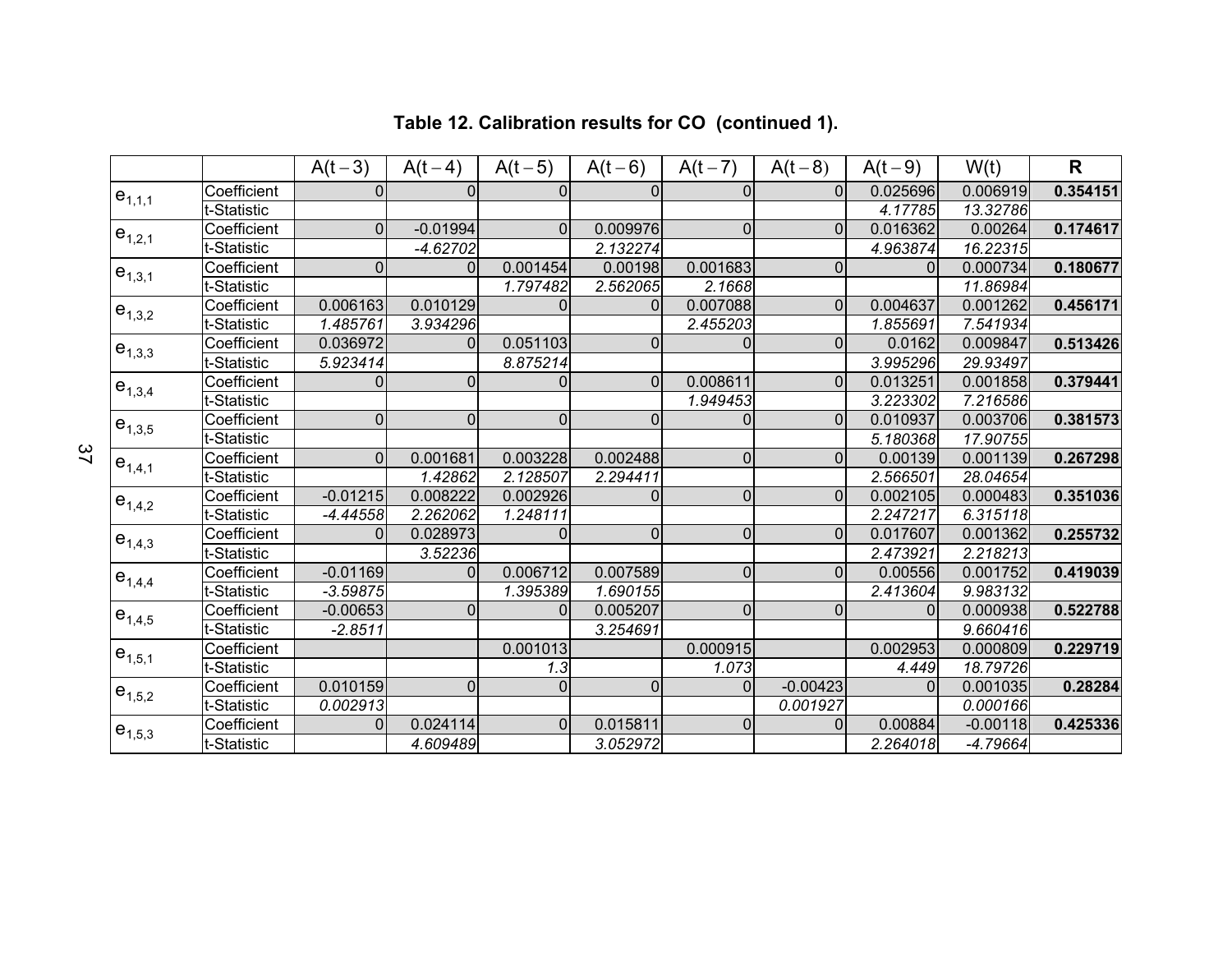**Table 12. Calibration results for CO (continued 1).**

| | | A(t – 3) | A(t – 4) | A(t – 5) | A(t – 6) | A(t – 7) | A(t – 8) | A(t – 9) | W(t) | **R** |
|---|---|---|---|---|---|---|---|---|---|---|
| $e_{1,1,1}$ | Coefficient | 0 | 0 | 0 | 0 | 0 | 0 | 0.025696 | 0.006919 | **0.354151** |
| | t-Statistic | | | | | | | *4.17785* | *13.32786* | |
| $e_{1,2,1}$ | Coefficient | 0 | -0.01994 | 0 | 0.009976 | 0 | 0 | 0.016362 | 0.00264 | **0.174617** |
| | t-Statistic | | *-4.62702* | | *2.132274* | | | *4.963874* | *16.22315* | |
| $e_{1,3,1}$ | Coefficient | 0 | 0 | 0.001454 | 0.00198 | 0.001683 | 0 | 0 | 0.000734 | **0.180677** |
| | t-Statistic | | | *1.797482* | *2.562065* | *2.1668* | | | *11.86984* | |
| $e_{1,3,2}$ | Coefficient | 0.006163 | 0.010129 | 0 | 0 | 0.007088 | 0 | 0.004637 | 0.001262 | **0.456171** |
| | t-Statistic | *1.485761* | *3.934296* | | | *2.455203* | | *1.855691* | *7.541934* | |
| $e_{1,3,3}$ | Coefficient | 0.036972 | 0 | 0.051103 | 0 | 0 | 0 | 0.0162 | 0.009847 | **0.513426** |
| | t-Statistic | *5.923414* | | *8.875214* | | | | *3.995296* | *29.93497* | |
| $e_{1,3,4}$ | Coefficient | 0 | 0 | 0 | 0 | 0.008611 | 0 | 0.013251 | 0.001858 | **0.379441** |
| | t-Statistic | | | | | *1.949453* | | *3.223302* | *7.216586* | |
| $e_{1,3,5}$ | Coefficient | 0 | 0 | 0 | 0 | 0 | 0 | 0.010937 | 0.003706 | **0.381573** |
| | t-Statistic | | | | | | | *5.180368* | *17.90755* | |
| $e_{1,4,1}$ | Coefficient | 0 | 0.001681 | 0.003228 | 0.002488 | 0 | 0 | 0.00139 | 0.001139 | **0.267298** |
| | t-Statistic | | *1.42862* | *2.128507* | *2.294411* | | | *2.566501* | *28.04654* | |
| $e_{1,4,2}$ | Coefficient | -0.01215 | 0.008222 | 0.002926 | 0 | 0 | 0 | 0.002105 | 0.000483 | **0.351036** |
| | t-Statistic | *-4.44558* | *2.262062* | *1.248111* | | | | *2.247217* | *6.315118* | |
| $e_{1,4,3}$ | Coefficient | 0 | 0.028973 | 0 | 0 | 0 | 0 | 0.017607 | 0.001362 | **0.255732** |
| | t-Statistic | | *3.52236* | | | | | *2.473921* | *2.218213* | |
| $e_{1,4,4}$ | Coefficient | -0.01169 | 0 | 0.006712 | 0.007589 | 0 | 0 | 0.00556 | 0.001752 | **0.419039** |
| | t-Statistic | *-3.59875* | | *1.395389* | *1.690155* | | | *2.413604* | *9.983132* | |
| $e_{1,4,5}$ | Coefficient | -0.00653 | 0 | 0 | 0.005207 | 0 | 0 | 0 | 0.000938 | **0.522788** |
| | t-Statistic | *-2.8511* | | | *3.254691* | | | | *9.660416* | |
| $e_{1,5,1}$ | Coefficient | | | 0.001013 | | 0.000915 | | 0.002953 | 0.000809 | **0.229719** |
| | t-Statistic | | | *1.3* | | *1.073* | | *4.449* | *18.79726* | |
| $e_{1,5,2}$ | Coefficient | 0.010159 | 0 | 0 | 0 | 0 | -0.00423 | 0 | 0.001035 | **0.28284** |
| | t-Statistic | *0.002913* | | | | | *0.001927* | | *0.000166* | |
| $e_{1,5,3}$ | Coefficient | 0 | 0.024114 | 0 | 0.015811 | 0 | 0 | 0.00884 | -0.00118 | **0.425336** |
| | t-Statistic | | *4.609489* | | *3.052972* | | | *2.264018* | *-4.79664* | |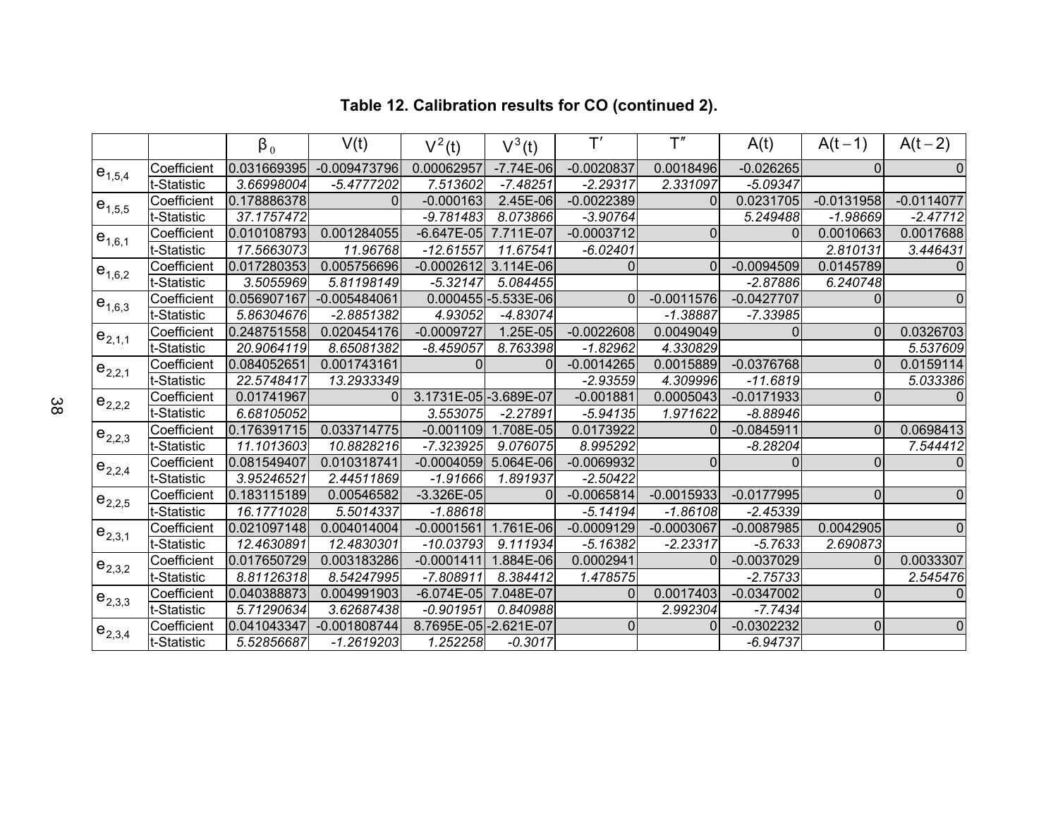**Table 12. Calibration results for CO (continued 2).**

| | | $\beta_0$ | $V(t)$ | $V^2(t)$ | $V^3(t)$ | $T'$ | $T''$ | $A(t)$ | $A(t-1)$ | $A(t-2)$ |
|---|---|---|---|---|---|---|---|---|---|---|
| $e_{1,5,4}$ | Coefficient | 0.031669395 | -0.009473796 | 0.00062957 | -7.74E-06 | -0.0020837 | 0.0018496 | -0.026265 | 0 | 0 |
| | t-Statistic | 3.66998004 | -5.4777202 | 7.513602 | -7.48251 | -2.29317 | 2.331097 | -5.09347 | | |
| $e_{1,5,5}$ | Coefficient | 0.178886378 | 0 | -0.000163 | 2.45E-06 | -0.0022389 | 0 | 0.0231705 | -0.0131958 | -0.0114077 |
| | t-Statistic | 37.1757472 | | -9.781483 | 8.073866 | -3.90764 | | 5.249488 | -1.98669 | -2.47712 |
| $e_{1,6,1}$ | Coefficient | 0.010108793 | 0.001284055 | -6.647E-05 | 7.711E-07 | -0.0003712 | 0 | 0 | 0.0010663 | 0.0017688 |
| | t-Statistic | 17.5663073 | 11.96768 | -12.61557 | 11.67541 | -6.02401 | | | 2.810131 | 3.446431 |
| $e_{1,6,2}$ | Coefficient | 0.017280353 | 0.005756696 | -0.0002612 | 3.114E-06 | 0 | 0 | -0.0094509 | 0.0145789 | 0 |
| | t-Statistic | 3.5055969 | 5.81198149 | -5.32147 | 5.084455 | | | -2.87886 | 6.240748 | |
| $e_{1,6,3}$ | Coefficient | 0.056907167 | -0.005484061 | 0.000455 | -5.533E-06 | 0 | -0.0011576 | -0.0427707 | 0 | 0 |
| | t-Statistic | 5.86304676 | -2.8851382 | 4.93052 | -4.83074 | | -1.38887 | -7.33985 | | |
| $e_{2,1,1}$ | Coefficient | 0.248751558 | 0.020454176 | -0.0009727 | 1.25E-05 | -0.0022608 | 0.0049049 | 0 | 0 | 0.0326703 |
| | t-Statistic | 20.9064119 | 8.65081382 | -8.459057 | 8.763398 | -1.82962 | 4.330829 | | | 5.537609 |
| $e_{2,2,1}$ | Coefficient | 0.084052651 | 0.001743161 | 0 | 0 | -0.0014265 | 0.0015889 | -0.0376768 | 0 | 0.0159114 |
| | t-Statistic | 22.5748417 | 13.2933349 | | | -2.93559 | 4.309996 | -11.6819 | | 5.033386 |
| $e_{2,2,2}$ | Coefficient | 0.01741967 | 0 | 3.1731E-05 | -3.689E-07 | -0.001881 | 0.0005043 | -0.0171933 | 0 | 0 |
| | t-Statistic | 6.68105052 | | 3.553075 | -2.27891 | -5.94135 | 1.971622 | -8.88946 | | |
| $e_{2,2,3}$ | Coefficient | 0.176391715 | 0.033714775 | -0.001109 | 1.708E-05 | 0.0173922 | 0 | -0.0845911 | 0 | 0.0698413 |
| | t-Statistic | 11.1013603 | 10.8828216 | -7.323925 | 9.076075 | 8.995292 | | -8.28204 | | 7.544412 |
| $e_{2,2,4}$ | Coefficient | 0.081549407 | 0.010318741 | -0.0004059 | 5.064E-06 | -0.0069932 | 0 | 0 | 0 | 0 |
| | t-Statistic | 3.95246521 | 2.44511869 | -1.91666 | 1.891937 | -2.50422 | | | | |
| $e_{2,2,5}$ | Coefficient | 0.183115189 | 0.00546582 | -3.326E-05 | 0 | -0.0065814 | -0.0015933 | -0.0177995 | 0 | 0 |
| | t-Statistic | 16.1771028 | 5.5014337 | -1.88618 | | -5.14194 | -1.86108 | -2.45339 | | |
| $e_{2,3,1}$ | Coefficient | 0.021097148 | 0.004014004 | -0.0001561 | 1.761E-06 | -0.0009129 | -0.0003067 | -0.0087985 | 0.0042905 | 0 |
| | t-Statistic | 12.4630891 | 12.4830301 | -10.03793 | 9.111934 | -5.16382 | -2.23317 | -5.7633 | 2.690873 | |
| $e_{2,3,2}$ | Coefficient | 0.017650729 | 0.003183286 | -0.0001411 | 1.884E-06 | 0.0002941 | 0 | -0.0037029 | 0 | 0.0033307 |
| | t-Statistic | 8.81126318 | 8.54247995 | -7.808911 | 8.384412 | 1.478575 | | -2.75733 | | 2.545476 |
| $e_{2,3,3}$ | Coefficient | 0.040388873 | 0.004991903 | -6.074E-05 | 7.048E-07 | 0 | 0.0017403 | -0.0347002 | 0 | 0 |
| | t-Statistic | 5.71290634 | 3.62687438 | -0.901951 | 0.840988 | | 2.992304 | -7.7434 | | |
| $e_{2,3,4}$ | Coefficient | 0.041043347 | -0.001808744 | 8.7695E-05 | -2.621E-07 | 0 | 0 | -0.0302232 | 0 | 0 |
| | t-Statistic | 5.52856687 | -1.2619203 | 1.252258 | -0.3017 | | | -6.94737 | | |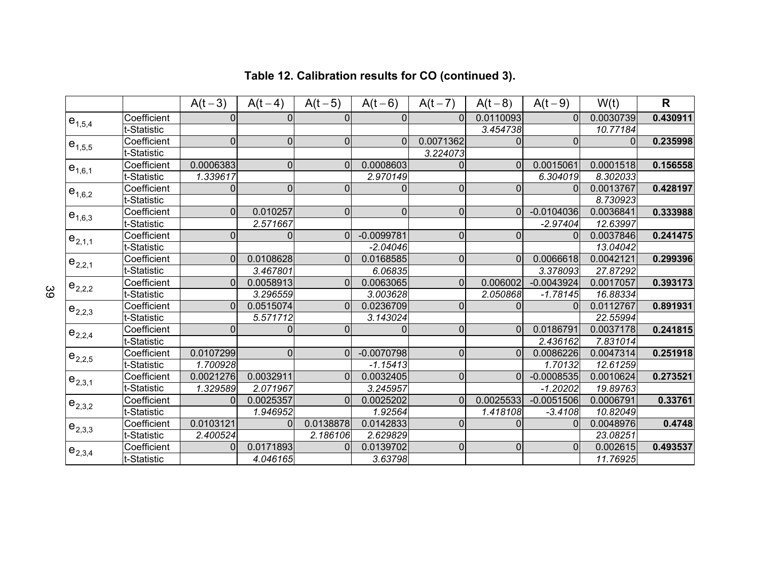**Table 12. Calibration results for CO (continued 3).**

| | | $A(t-3)$ | $A(t-4)$ | $A(t-5)$ | $A(t-6)$ | $A(t-7)$ | $A(t-8)$ | $A(t-9)$ | $W(t)$ | **R** |
|---|---|---|---|---|---|---|---|---|---|---|
| $e_{1,5,4}$ | Coefficient | 0 | 0 | 0 | 0 | 0 | 0.0110093 | 0 | 0.0030739 | **0.430911** |
| | t-Statistic | | | | | | *3.454738* | | *10.77184* | |
| $e_{1,5,5}$ | Coefficient | 0 | 0 | 0 | 0 | 0.0071362 | 0 | 0 | 0 | **0.235998** |
| | t-Statistic | | | | | *3.224073* | | | | |
| $e_{1,6,1}$ | Coefficient | 0.0006383 | 0 | 0 | 0.0008603 | 0 | 0 | 0.0015061 | 0.0001518 | **0.156558** |
| | t-Statistic | *1.339617* | | | *2.970149* | | | *6.304019* | *8.302033* | |
| $e_{1,6,2}$ | Coefficient | 0 | 0 | 0 | 0 | 0 | 0 | 0 | 0.0013767 | **0.428197** |
| | t-Statistic | | | | | | | | *8.730923* | |
| $e_{1,6,3}$ | Coefficient | 0 | 0.010257 | 0 | 0 | 0 | 0 | -0.0104036 | 0.0036841 | **0.333988** |
| | t-Statistic | | *2.571667* | | | | | *-2.97404* | *12.63997* | |
| $e_{2,1,1}$ | Coefficient | 0 | 0 | 0 | -0.0099781 | 0 | 0 | 0 | 0.0037846 | **0.241475** |
| | t-Statistic | | | | *-2.04046* | | | | *13.04042* | |
| $e_{2,2,1}$ | Coefficient | 0 | 0.0108628 | 0 | 0.0168585 | 0 | 0 | 0.0066618 | 0.0042121 | **0.299396** |
| | t-Statistic | | *3.467801* | | *6.06835* | | | *3.378093* | *27.87292* | |
| $e_{2,2,2}$ | Coefficient | 0 | 0.0058913 | 0 | 0.0063065 | 0 | 0.006002 | -0.0043924 | 0.0017057 | **0.393173** |
| | t-Statistic | | *3.296559* | | *3.003628* | | *2.050868* | *-1.78145* | *16.88334* | |
| $e_{2,2,3}$ | Coefficient | 0 | 0.0515074 | 0 | 0.0236709 | 0 | 0 | 0 | 0.0112767 | **0.891931** |
| | t-Statistic | | *5.571712* | | *3.143024* | | | | *22.55994* | |
| $e_{2,2,4}$ | Coefficient | 0 | 0 | 0 | 0 | 0 | 0 | 0.0186791 | 0.0037178 | **0.241815** |
| | t-Statistic | | | | | | | *2.436162* | *7.831014* | |
| $e_{2,2,5}$ | Coefficient | 0.0107299 | 0 | 0 | -0.0070798 | 0 | 0 | 0.0086226 | 0.0047314 | **0.251918** |
| | t-Statistic | *1.700928* | | | *-1.15413* | | | *1.70132* | *12.61259* | |
| $e_{2,3,1}$ | Coefficient | 0.0021276 | 0.0032911 | 0 | 0.0032405 | 0 | 0 | -0.0008535 | 0.0010624 | **0.273521** |
| | t-Statistic | *1.329589* | *2.071967* | | *3.245957* | | | *-1.20202* | *19.89763* | |
| $e_{2,3,2}$ | Coefficient | 0 | 0.0025357 | 0 | 0.0025202 | 0 | 0.0025533 | -0.0051506 | 0.0006791 | **0.33761** |
| | t-Statistic | | *1.946952* | | *1.92564* | | *1.418108* | *-3.4108* | *10.82049* | |
| $e_{2,3,3}$ | Coefficient | 0.0103121 | 0 | 0.0138878 | 0.0142833 | 0 | 0 | 0 | 0.0048976 | **0.4748** |
| | t-Statistic | *2.400524* | | *2.186106* | *2.629829* | | | | *23.08251* | |
| $e_{2,3,4}$ | Coefficient | 0 | 0.0171893 | 0 | 0.0139702 | 0 | 0 | 0 | 0.002615 | **0.493537** |
| | t-Statistic | | *4.046165* | | *3.63798* | | | | *11.76925* | |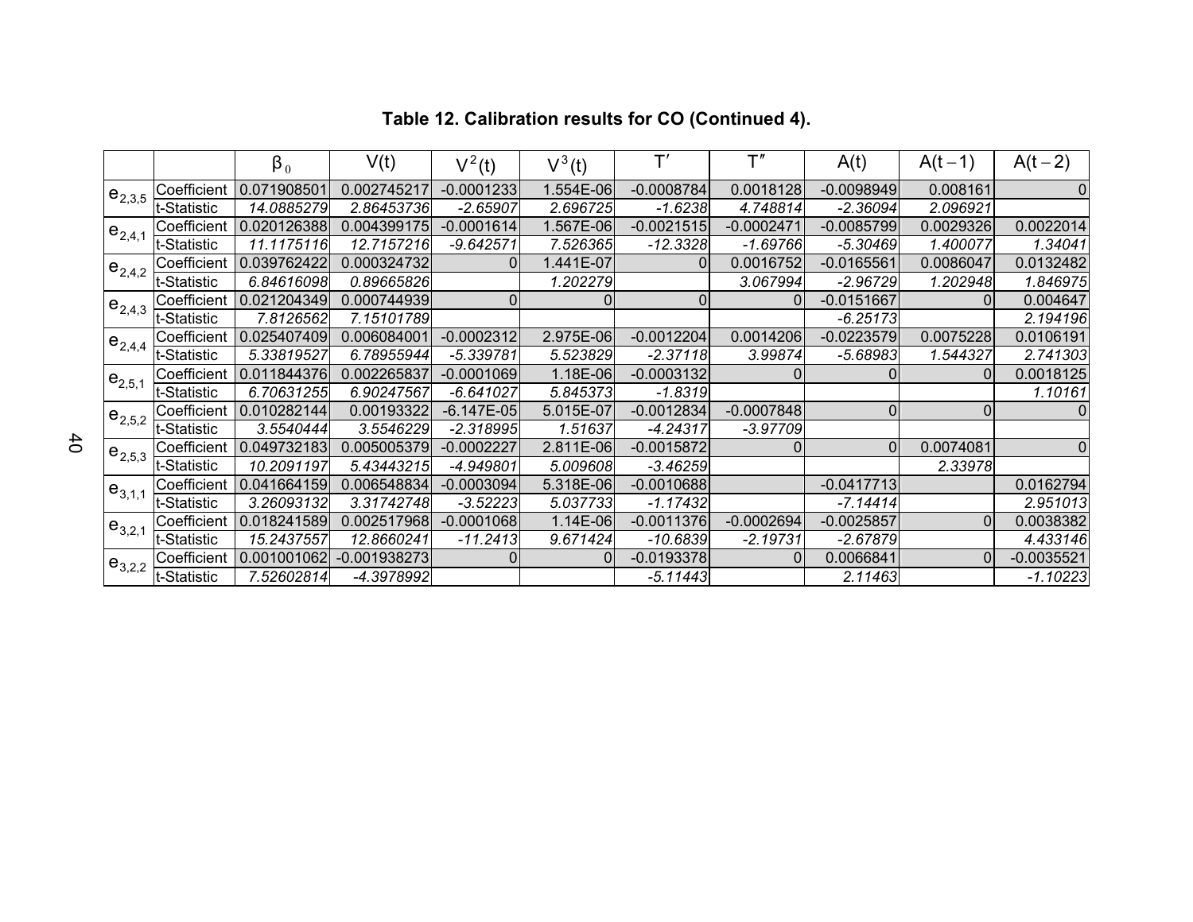**Table 12. Calibration results for CO (Continued 4).**

| | | $\beta_0$ | $V(t)$ | $V^2(t)$ | $V^3(t)$ | $T'$ | $T''$ | $A(t)$ | $A(t-1)$ | $A(t-2)$ |
|---|---|---|---|---|---|---|---|---|---|---|
| $e_{2,3,5}$ | Coefficient | 0.071908501 | 0.002745217 | -0.0001233 | 1.554E-06 | -0.0008784 | 0.0018128 | -0.0098949 | 0.008161 | 0 |
| | t-Statistic | *14.0885279* | *2.86453736* | *-2.65907* | *2.696725* | *-1.6238* | *4.748814* | *-2.36094* | *2.096921* | |
| $e_{2,4,1}$ | Coefficient | 0.020126388 | 0.004399175 | -0.0001614 | 1.567E-06 | -0.0021515 | -0.0002471 | -0.0085799 | 0.0029326 | 0.0022014 |
| | t-Statistic | *11.1175116* | *12.7157216* | *-9.642571* | *7.526365* | *-12.3328* | *-1.69766* | *-5.30469* | *1.400077* | *1.34041* |
| $e_{2,4,2}$ | Coefficient | 0.039762422 | 0.000324732 | 0 | 1.441E-07 | 0 | 0.0016752 | -0.0165561 | 0.0086047 | 0.0132482 |
| | t-Statistic | *6.84616098* | *0.89665826* | | *1.202279* | | *3.067994* | *-2.96729* | *1.202948* | *1.846975* |
| $e_{2,4,3}$ | Coefficient | 0.021204349 | 0.000744939 | 0 | 0 | 0 | 0 | -0.0151667 | 0 | 0.004647 |
| | t-Statistic | *7.8126562* | *7.15101789* | | | | | *-6.25173* | | *2.194196* |
| $e_{2,4,4}$ | Coefficient | 0.025407409 | 0.006084001 | -0.0002312 | 2.975E-06 | -0.0012204 | 0.0014206 | -0.0223579 | 0.0075228 | 0.0106191 |
| | t-Statistic | *5.33819527* | *6.78955944* | *-5.339781* | *5.523829* | *-2.37118* | *3.99874* | *-5.68983* | *1.544327* | *2.741303* |
| $e_{2,5,1}$ | Coefficient | 0.011844376 | 0.002265837 | -0.0001069 | 1.18E-06 | -0.0003132 | 0 | 0 | 0 | 0.0018125 |
| | t-Statistic | *6.70631255* | *6.90247567* | *-6.641027* | *5.845373* | *-1.8319* | | | | *1.10161* |
| $e_{2,5,2}$ | Coefficient | 0.010282144 | 0.00193322 | -6.147E-05 | 5.015E-07 | -0.0012834 | -0.0007848 | 0 | 0 | 0 |
| | t-Statistic | *3.5540444* | *3.5546229* | *-2.318995* | *1.51637* | *-4.24317* | *-3.97709* | | | |
| $e_{2,5,3}$ | Coefficient | 0.049732183 | 0.005005379 | -0.0002227 | 2.811E-06 | -0.0015872 | 0 | 0 | 0.0074081 | 0 |
| | t-Statistic | *10.2091197* | *5.43443215* | *-4.949801* | *5.009608* | *-3.46259* | | | *2.33978* | |
| $e_{3,1,1}$ | Coefficient | 0.041664159 | 0.006548834 | -0.0003094 | 5.318E-06 | -0.0010688 | | -0.0417713 | | 0.0162794 |
| | t-Statistic | *3.26093132* | *3.31742748* | *-3.52223* | *5.037733* | *-1.17432* | | *-7.14414* | | *2.951013* |
| $e_{3,2,1}$ | Coefficient | 0.018241589 | 0.002517968 | -0.0001068 | 1.14E-06 | -0.0011376 | -0.0002694 | -0.0025857 | 0 | 0.0038382 |
| | t-Statistic | *15.2437557* | *12.8660241* | *-11.2413* | *9.671424* | *-10.6839* | *-2.19731* | *-2.67879* | | *4.433146* |
| $e_{3,2,2}$ | Coefficient | 0.001001062 | -0.001938273 | 0 | 0 | -0.0193378 | 0 | 0.0066841 | 0 | -0.0035521 |
| | t-Statistic | *7.52602814* | *-4.3978992* | | | *-5.11443* | | *2.11463* | | *-1.10223* |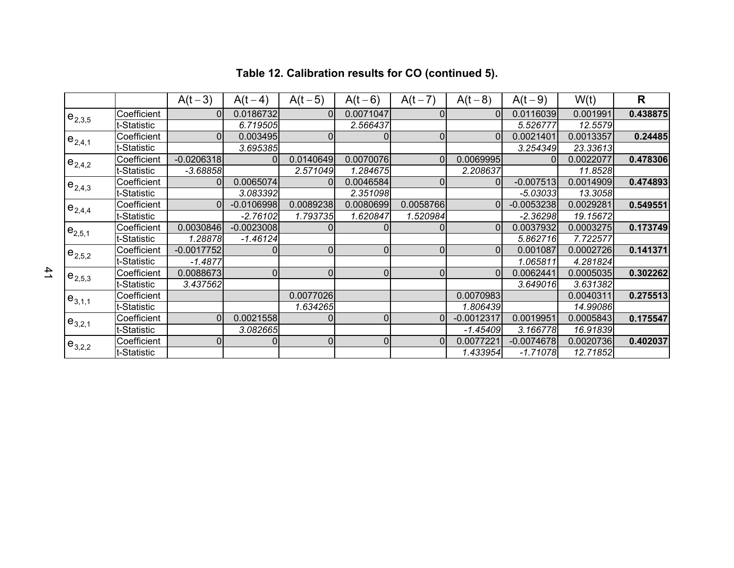**Table 12. Calibration results for CO (continued 5).**

| | | $A(t-3)$ | $A(t-4)$ | $A(t-5)$ | $A(t-6)$ | $A(t-7)$ | $A(t-8)$ | $A(t-9)$ | $W(t)$ | **R** |
|---|---|---|---|---|---|---|---|---|---|---|
| $e_{2,3,5}$ | Coefficient | 0 | 0.0186732 | 0 | 0.0071047 | 0 | 0 | 0.0116039 | 0.001991 | **0.438875** |
| | t-Statistic | | *6.719505* | | *2.566437* | | | *5.526777* | *12.5579* | |
| $e_{2,4,1}$ | Coefficient | 0 | 0.003495 | 0 | 0 | 0 | 0 | 0.0021401 | 0.0013357 | **0.24485** |
| | t-Statistic | | *3.695385* | | | | | *3.254349* | *23.33613* | |
| $e_{2,4,2}$ | Coefficient | -0.0206318 | 0 | 0.0140649 | 0.0070076 | 0 | 0.0069995 | 0 | 0.0022077 | **0.478306** |
| | t-Statistic | *-3.68858* | | *2.571049* | *1.284675* | | *2.208637* | | *11.8528* | |
| $e_{2,4,3}$ | Coefficient | 0 | 0.0065074 | 0 | 0.0046584 | 0 | 0 | -0.007513 | 0.0014909 | **0.474893** |
| | t-Statistic | | *3.083392* | | *2.351098* | | | *-5.03033* | *13.3058* | |
| $e_{2,4,4}$ | Coefficient | 0 | -0.0106998 | 0.0089238 | 0.0080699 | 0.0058766 | 0 | -0.0053238 | 0.0029281 | **0.549551** |
| | t-Statistic | | *-2.76102* | *1.793735* | *1.620847* | *1.520984* | | *-2.36298* | *19.15672* | |
| $e_{2,5,1}$ | Coefficient | 0.0030846 | -0.0023008 | 0 | 0 | 0 | 0 | 0.0037932 | 0.0003275 | **0.173749** |
| | t-Statistic | *1.28878* | *-1.46124* | | | | | *5.862716* | *7.722577* | |
| $e_{2,5,2}$ | Coefficient | -0.0017752 | 0 | 0 | 0 | 0 | 0 | 0.001087 | 0.0002726 | **0.141371** |
| | t-Statistic | *-1.4877* | | | | | | *1.065811* | *4.281824* | |
| $e_{2,5,3}$ | Coefficient | 0.0088673 | 0 | 0 | 0 | 0 | 0 | 0.0062441 | 0.0005035 | **0.302262** |
| | t-Statistic | *3.437562* | | | | | | *3.649016* | *3.631382* | |
| $e_{3,1,1}$ | Coefficient | | | 0.0077026 | | | 0.0070983 | | 0.0040311 | **0.275513** |
| | t-Statistic | | | *1.634265* | | | *1.806439* | | *14.99086* | |
| $e_{3,2,1}$ | Coefficient | 0 | 0.0021558 | 0 | 0 | 0 | -0.0012317 | 0.0019951 | 0.0005843 | **0.175547** |
| | t-Statistic | | *3.082665* | | | | *-1.45409* | *3.166778* | *16.91839* | |
| $e_{3,2,2}$ | Coefficient | 0 | 0 | 0 | 0 | 0 | 0.0077221 | -0.0074678 | 0.0020736 | **0.402037** |
| | t-Statistic | | | | | | *1.433954* | *-1.71078* | *12.71852* | |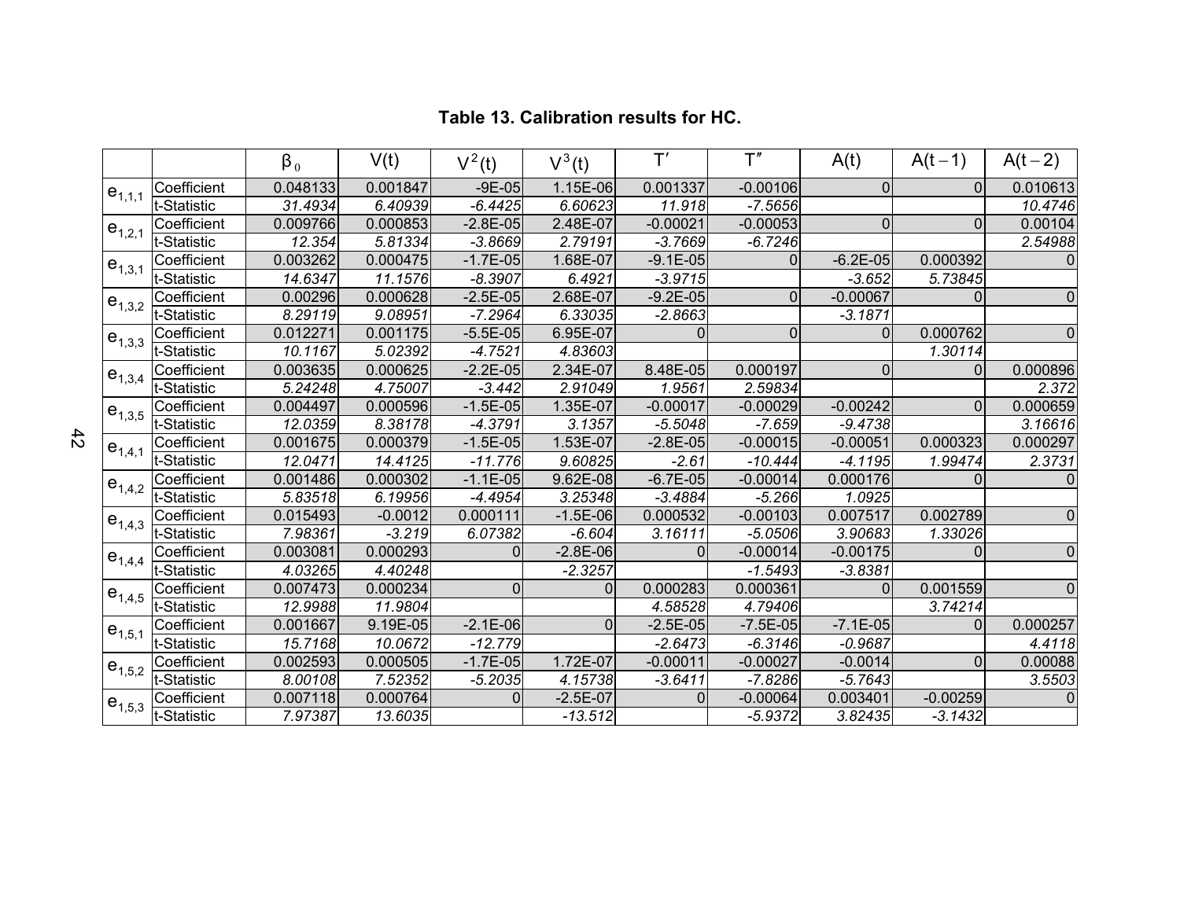**Table 13. Calibration results for HC.**

| | | $\beta_0$ | $V(t)$ | $V^2(t)$ | $V^3(t)$ | $T'$ | $T''$ | $A(t)$ | $A(t-1)$ | $A(t-2)$ |
|---|---|---|---|---|---|---|---|---|---|---|
| $e_{1,1,1}$ | Coefficient | 0.048133 | 0.001847 | -9E-05 | 1.15E-06 | 0.001337 | -0.00106 | 0 | 0 | 0.010613 |
| | t-Statistic | *31.4934* | *6.40939* | *-6.4425* | *6.60623* | *11.918* | *-7.5656* | | | *10.4746* |
| $e_{1,2,1}$ | Coefficient | 0.009766 | 0.000853 | -2.8E-05 | 2.48E-07 | -0.00021 | -0.00053 | 0 | 0 | 0.00104 |
| | t-Statistic | *12.354* | *5.81334* | *-3.8669* | *2.79191* | *-3.7669* | *-6.7246* | | | *2.54988* |
| $e_{1,3,1}$ | Coefficient | 0.003262 | 0.000475 | -1.7E-05 | 1.68E-07 | -9.1E-05 | 0 | -6.2E-05 | 0.000392 | 0 |
| | t-Statistic | *14.6347* | *11.1576* | *-8.3907* | *6.4921* | *-3.9715* | | *-3.652* | *5.73845* | |
| $e_{1,3,2}$ | Coefficient | 0.00296 | 0.000628 | -2.5E-05 | 2.68E-07 | -9.2E-05 | 0 | -0.00067 | 0 | 0 |
| | t-Statistic | *8.29119* | *9.08951* | *-7.2964* | *6.33035* | *-2.8663* | | *-3.1871* | | |
| $e_{1,3,3}$ | Coefficient | 0.012271 | 0.001175 | -5.5E-05 | 6.95E-07 | 0 | 0 | 0 | 0.000762 | 0 |
| | t-Statistic | *10.1167* | *5.02392* | *-4.7521* | *4.83603* | | | | *1.30114* | |
| $e_{1,3,4}$ | Coefficient | 0.003635 | 0.000625 | -2.2E-05 | 2.34E-07 | 8.48E-05 | 0.000197 | 0 | 0 | 0.000896 |
| | t-Statistic | *5.24248* | *4.75007* | *-3.442* | *2.91049* | *1.9561* | *2.59834* | | | *2.372* |
| $e_{1,3,5}$ | Coefficient | 0.004497 | 0.000596 | -1.5E-05 | 1.35E-07 | -0.00017 | -0.00029 | -0.00242 | 0 | 0.000659 |
| | t-Statistic | *12.0359* | *8.38178* | *-4.3791* | *3.1357* | *-5.5048* | *-7.659* | *-9.4738* | | *3.16616* |
| $e_{1,4,1}$ | Coefficient | 0.001675 | 0.000379 | -1.5E-05 | 1.53E-07 | -2.8E-05 | -0.00015 | -0.00051 | 0.000323 | 0.000297 |
| | t-Statistic | *12.0471* | *14.4125* | *-11.776* | *9.60825* | *-2.61* | *-10.444* | *-4.1195* | *1.99474* | *2.3731* |
| $e_{1,4,2}$ | Coefficient | 0.001486 | 0.000302 | -1.1E-05 | 9.62E-08 | -6.7E-05 | -0.00014 | 0.000176 | 0 | 0 |
| | t-Statistic | *5.83518* | *6.19956* | *-4.4954* | *3.25348* | *-3.4884* | *-5.266* | *1.0925* | | |
| $e_{1,4,3}$ | Coefficient | 0.015493 | -0.0012 | 0.000111 | -1.5E-06 | 0.000532 | -0.00103 | 0.007517 | 0.002789 | 0 |
| | t-Statistic | *7.98361* | *-3.219* | *6.07382* | *-6.604* | *3.16111* | *-5.0506* | *3.90683* | *1.33026* | |
| $e_{1,4,4}$ | Coefficient | 0.003081 | 0.000293 | 0 | -2.8E-06 | 0 | -0.00014 | -0.00175 | 0 | 0 |
| | t-Statistic | *4.03265* | *4.40248* | | *-2.3257* | | *-1.5493* | *-3.8381* | | |
| $e_{1,4,5}$ | Coefficient | 0.007473 | 0.000234 | 0 | 0 | 0.000283 | 0.000361 | 0 | 0.001559 | 0 |
| | t-Statistic | *12.9988* | *11.9804* | | | *4.58528* | *4.79406* | | *3.74214* | |
| $e_{1,5,1}$ | Coefficient | 0.001667 | 9.19E-05 | -2.1E-06 | 0 | -2.5E-05 | -7.5E-05 | -7.1E-05 | 0 | 0.000257 |
| | t-Statistic | *15.7168* | *10.0672* | *-12.779* | | *-2.6473* | *-6.3146* | *-0.9687* | | *4.4118* |
| $e_{1,5,2}$ | Coefficient | 0.002593 | 0.000505 | -1.7E-05 | 1.72E-07 | -0.00011 | -0.00027 | -0.0014 | 0 | 0.00088 |
| | t-Statistic | *8.00108* | *7.52352* | *-5.2035* | *4.15738* | *-3.6411* | *-7.8286* | *-5.7643* | | *3.5503* |
| $e_{1,5,3}$ | Coefficient | 0.007118 | 0.000764 | 0 | -2.5E-07 | 0 | -0.00064 | 0.003401 | -0.00259 | 0 |
| | t-Statistic | *7.97387* | *13.6035* | | *-13.512* | | *-5.9372* | *3.82435* | *-3.1432* | |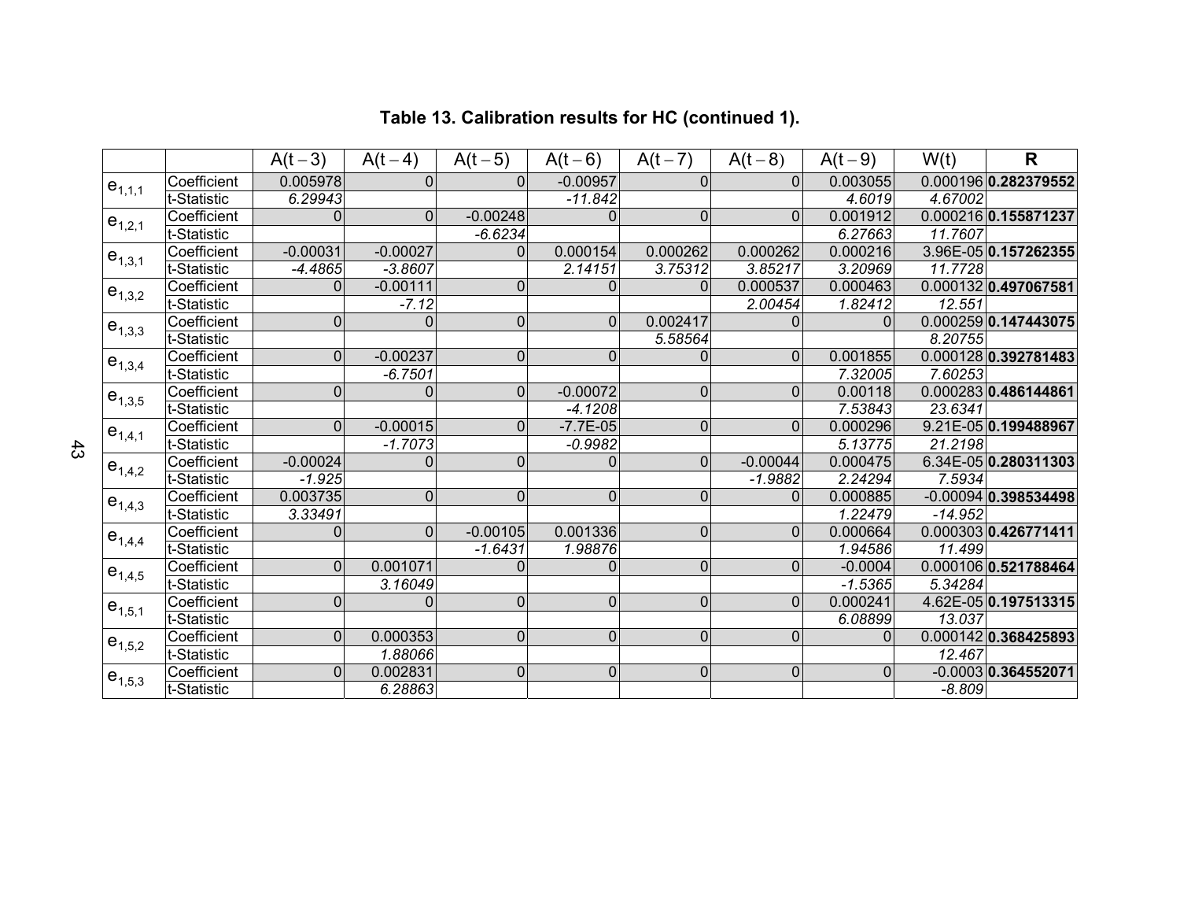**Table 13. Calibration results for HC (continued 1).**

| | | $A(t-3)$ | $A(t-4)$ | $A(t-5)$ | $A(t-6)$ | $A(t-7)$ | $A(t-8)$ | $A(t-9)$ | $W(t)$ | **R** |
|---|---|---|---|---|---|---|---|---|---|---|
| $e_{1,1,1}$ | Coefficient | 0.005978 | 0 | 0 | -0.00957 | 0 | 0 | 0.003055 | 0.000196 | **0.282379552** |
| | t-Statistic | *6.29943* | | | *-11.842* | | | *4.6019* | *4.67002* | |
| $e_{1,2,1}$ | Coefficient | 0 | 0 | -0.00248 | 0 | 0 | 0 | 0.001912 | 0.000216 | **0.155871237** |
| | t-Statistic | | | *-6.6234* | | | | *6.27663* | *11.7607* | |
| $e_{1,3,1}$ | Coefficient | -0.00031 | -0.00027 | 0 | 0.000154 | 0.000262 | 0.000262 | 0.000216 | 3.96E-05 | **0.157262355** |
| | t-Statistic | *-4.4865* | *-3.8607* | | *2.14151* | *3.75312* | *3.85217* | *3.20969* | *11.7728* | |
| $e_{1,3,2}$ | Coefficient | 0 | -0.00111 | 0 | 0 | 0 | 0.000537 | 0.000463 | 0.000132 | **0.497067581** |
| | t-Statistic | | *-7.12* | | | | *2.00454* | *1.82412* | *12.551* | |
| $e_{1,3,3}$ | Coefficient | 0 | 0 | 0 | 0 | 0.002417 | 0 | 0 | 0.000259 | **0.147443075** |
| | t-Statistic | | | | | *5.58564* | | | *8.20755* | |
| $e_{1,3,4}$ | Coefficient | 0 | -0.00237 | 0 | 0 | 0 | 0 | 0.001855 | 0.000128 | **0.392781483** |
| | t-Statistic | | *-6.7501* | | | | | *7.32005* | *7.60253* | |
| $e_{1,3,5}$ | Coefficient | 0 | 0 | 0 | -0.00072 | 0 | 0 | 0.00118 | 0.000283 | **0.486144861** |
| | t-Statistic | | | | *-4.1208* | | | *7.53843* | *23.6341* | |
| $e_{1,4,1}$ | Coefficient | 0 | -0.00015 | 0 | -7.7E-05 | 0 | 0 | 0.000296 | 9.21E-05 | **0.199488967** |
| | t-Statistic | | *-1.7073* | | *-0.9982* | | | *5.13775* | *21.2198* | |
| $e_{1,4,2}$ | Coefficient | -0.00024 | 0 | 0 | 0 | 0 | -0.00044 | 0.000475 | 6.34E-05 | **0.280311303** |
| | t-Statistic | *-1.925* | | | | | *-1.9882* | *2.24294* | *7.5934* | |
| $e_{1,4,3}$ | Coefficient | 0.003735 | 0 | 0 | 0 | 0 | 0 | 0.000885 | -0.00094 | **0.398534498** |
| | t-Statistic | *3.33491* | | | | | | *1.22479* | *-14.952* | |
| $e_{1,4,4}$ | Coefficient | 0 | 0 | -0.00105 | 0.001336 | 0 | 0 | 0.000664 | 0.000303 | **0.426771411** |
| | t-Statistic | | | *-1.6431* | *1.98876* | | | *1.94586* | *11.499* | |
| $e_{1,4,5}$ | Coefficient | 0 | 0.001071 | 0 | 0 | 0 | 0 | -0.0004 | 0.000106 | **0.521788464** |
| | t-Statistic | | *3.16049* | | | | | *-1.5365* | *5.34284* | |
| $e_{1,5,1}$ | Coefficient | 0 | 0 | 0 | 0 | 0 | 0 | 0.000241 | 4.62E-05 | **0.197513315** |
| | t-Statistic | | | | | | | *6.08899* | *13.037* | |
| $e_{1,5,2}$ | Coefficient | 0 | 0.000353 | 0 | 0 | 0 | 0 | 0 | 0.000142 | **0.368425893** |
| | t-Statistic | | *1.88066* | | | | | | *12.467* | |
| $e_{1,5,3}$ | Coefficient | 0 | 0.002831 | 0 | 0 | 0 | 0 | 0 | -0.0003 | **0.364552071** |
| | t-Statistic | | *6.28863* | | | | | | *-8.809* | |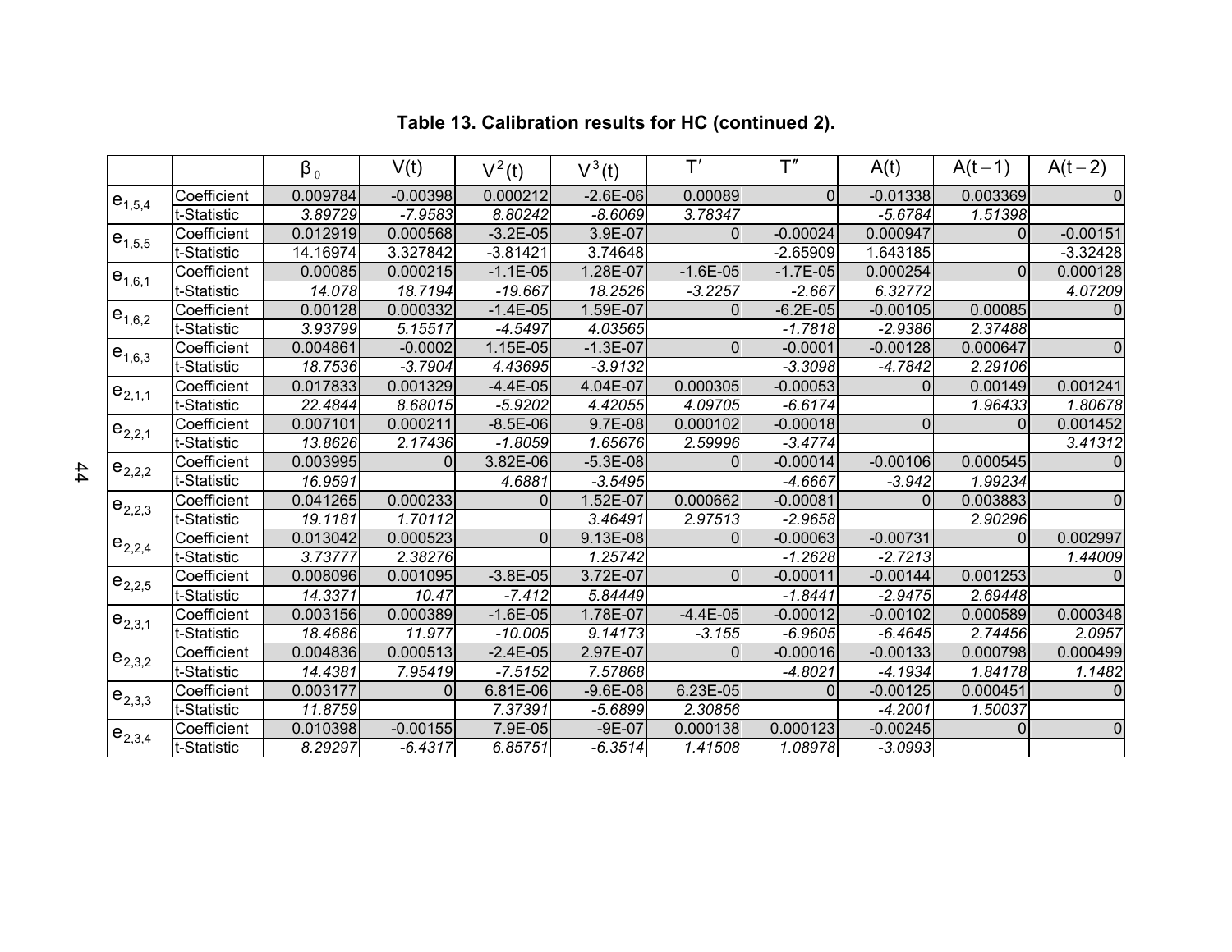**Table 13. Calibration results for HC (continued 2).**

| | | $\beta_0$ | V(t) | $V^2(t)$ | $V^3(t)$ | $T'$ | $T''$ | A(t) | A(t−1) | A(t−2) |
|---|---|---|---|---|---|---|---|---|---|---|
| $e_{1,5,4}$ | Coefficient | 0.009784 | -0.00398 | 0.000212 | -2.6E-06 | 0.00089 | 0 | -0.01338 | 0.003369 | 0 |
| | t-Statistic | *3.89729* | *-7.9583* | *8.80242* | *-8.6069* | *3.78347* | | *-5.6784* | *1.51398* | |
| $e_{1,5,5}$ | Coefficient | 0.012919 | 0.000568 | -3.2E-05 | 3.9E-07 | 0 | -0.00024 | 0.000947 | 0 | -0.00151 |
| | t-Statistic | 14.16974 | 3.327842 | -3.81421 | 3.74648 | | -2.65909 | 1.643185 | | -3.32428 |
| $e_{1,6,1}$ | Coefficient | 0.00085 | 0.000215 | -1.1E-05 | 1.28E-07 | -1.6E-05 | -1.7E-05 | 0.000254 | 0 | 0.000128 |
| | t-Statistic | *14.078* | *18.7194* | *-19.667* | *18.2526* | *-3.2257* | *-2.667* | *6.32772* | | *4.07209* |
| $e_{1,6,2}$ | Coefficient | 0.00128 | 0.000332 | -1.4E-05 | 1.59E-07 | 0 | -6.2E-05 | -0.00105 | 0.00085 | 0 |
| | t-Statistic | *3.93799* | *5.15517* | *-4.5497* | *4.03565* | | *-1.7818* | *-2.9386* | *2.37488* | |
| $e_{1,6,3}$ | Coefficient | 0.004861 | -0.0002 | 1.15E-05 | -1.3E-07 | 0 | -0.0001 | -0.00128 | 0.000647 | 0 |
| | t-Statistic | *18.7536* | *-3.7904* | *4.43695* | *-3.9132* | | *-3.3098* | *-4.7842* | *2.29106* | |
| $e_{2,1,1}$ | Coefficient | 0.017833 | 0.001329 | -4.4E-05 | 4.04E-07 | 0.000305 | -0.00053 | 0 | 0.00149 | 0.001241 |
| | t-Statistic | *22.4844* | *8.68015* | *-5.9202* | *4.42055* | *4.09705* | *-6.6174* | | *1.96433* | *1.80678* |
| $e_{2,2,1}$ | Coefficient | 0.007101 | 0.000211 | -8.5E-06 | 9.7E-08 | 0.000102 | -0.00018 | 0 | 0 | 0.001452 |
| | t-Statistic | *13.8626* | *2.17436* | *-1.8059* | *1.65676* | *2.59996* | *-3.4774* | | | *3.41312* |
| $e_{2,2,2}$ | Coefficient | 0.003995 | 0 | 3.82E-06 | -5.3E-08 | 0 | -0.00014 | -0.00106 | 0.000545 | 0 |
| | t-Statistic | *16.9591* | | *4.6881* | *-3.5495* | | *-4.6667* | *-3.942* | *1.99234* | |
| $e_{2,2,3}$ | Coefficient | 0.041265 | 0.000233 | 0 | 1.52E-07 | 0.000662 | -0.00081 | 0 | 0.003883 | 0 |
| | t-Statistic | *19.1181* | *1.70112* | | *3.46491* | *2.97513* | *-2.9658* | | *2.90296* | |
| $e_{2,2,4}$ | Coefficient | 0.013042 | 0.000523 | 0 | 9.13E-08 | 0 | -0.00063 | -0.00731 | 0 | 0.002997 |
| | t-Statistic | *3.73777* | *2.38276* | | *1.25742* | | *-1.2628* | *-2.7213* | | *1.44009* |
| $e_{2,2,5}$ | Coefficient | 0.008096 | 0.001095 | -3.8E-05 | 3.72E-07 | 0 | -0.00011 | -0.00144 | 0.001253 | 0 |
| | t-Statistic | *14.3371* | *10.47* | *-7.412* | *5.84449* | | *-1.8441* | *-2.9475* | *2.69448* | |
| $e_{2,3,1}$ | Coefficient | 0.003156 | 0.000389 | -1.6E-05 | 1.78E-07 | -4.4E-05 | -0.00012 | -0.00102 | 0.000589 | 0.000348 |
| | t-Statistic | *18.4686* | *11.977* | *-10.005* | *9.14173* | *-3.155* | *-6.9605* | *-6.4645* | *2.74456* | *2.0957* |
| $e_{2,3,2}$ | Coefficient | 0.004836 | 0.000513 | -2.4E-05 | 2.97E-07 | 0 | -0.00016 | -0.00133 | 0.000798 | 0.000499 |
| | t-Statistic | *14.4381* | *7.95419* | *-7.5152* | *7.57868* | | *-4.8021* | *-4.1934* | *1.84178* | *1.1482* |
| $e_{2,3,3}$ | Coefficient | 0.003177 | 0 | 6.81E-06 | -9.6E-08 | 6.23E-05 | 0 | -0.00125 | 0.000451 | 0 |
| | t-Statistic | *11.8759* | | *7.37391* | *-5.6899* | *2.30856* | | *-4.2001* | *1.50037* | |
| $e_{2,3,4}$ | Coefficient | 0.010398 | -0.00155 | 7.9E-05 | -9E-07 | 0.000138 | 0.000123 | -0.00245 | 0 | 0 |
| | t-Statistic | *8.29297* | *-6.4317* | *6.85751* | *-6.3514* | *1.41508* | *1.08978* | *-3.0993* | | |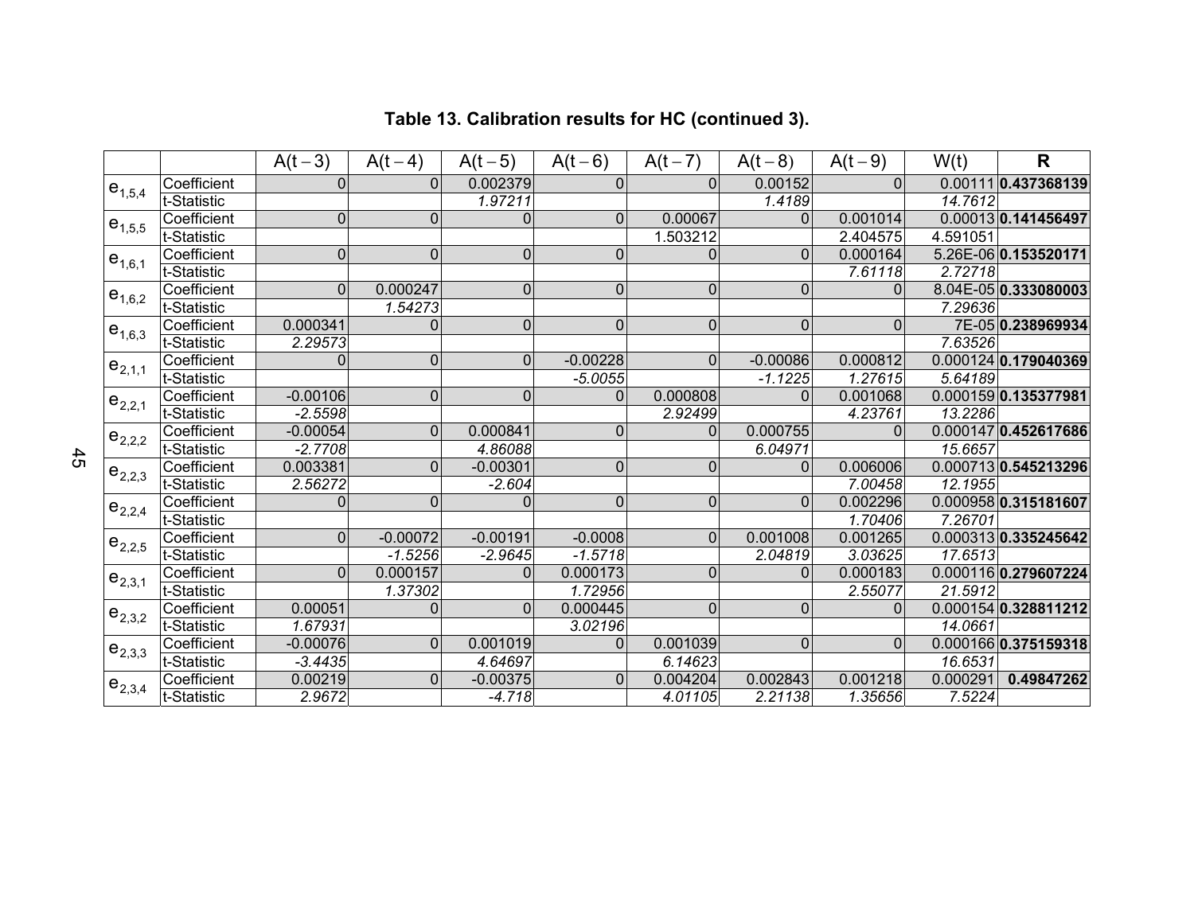**Table 13. Calibration results for HC (continued 3).**

| | | $A(t-3)$ | $A(t-4)$ | $A(t-5)$ | $A(t-6)$ | $A(t-7)$ | $A(t-8)$ | $A(t-9)$ | $W(t)$ | **R** |
|---|---|---|---|---|---|---|---|---|---|---|
| $e_{1,5,4}$ | Coefficient | 0 | 0 | 0.002379 | 0 | 0 | 0.00152 | 0 | 0.00111 | **0.437368139** |
| | t-Statistic | | | *1.97211* | | | *1.4189* | | *14.7612* | |
| $e_{1,5,5}$ | Coefficient | 0 | 0 | 0 | 0 | 0.00067 | 0 | 0.001014 | 0.00013 | **0.141456497** |
| | t-Statistic | | | | | 1.503212 | | 2.404575 | 4.591051 | |
| $e_{1,6,1}$ | Coefficient | 0 | 0 | 0 | 0 | 0 | 0 | 0.000164 | 5.26E-06 | **0.153520171** |
| | t-Statistic | | | | | | | *7.61118* | *2.72718* | |
| $e_{1,6,2}$ | Coefficient | 0 | 0.000247 | 0 | 0 | 0 | 0 | 0 | 8.04E-05 | **0.333080003** |
| | t-Statistic | | *1.54273* | | | | | | *7.29636* | |
| $e_{1,6,3}$ | Coefficient | 0.000341 | 0 | 0 | 0 | 0 | 0 | 0 | 7E-05 | **0.238969934** |
| | t-Statistic | *2.29573* | | | | | | | *7.63526* | |
| $e_{2,1,1}$ | Coefficient | 0 | 0 | 0 | -0.00228 | 0 | -0.00086 | 0.000812 | 0.000124 | **0.179040369** |
| | t-Statistic | | | | *-5.0055* | | *-1.1225* | *1.27615* | *5.64189* | |
| $e_{2,2,1}$ | Coefficient | -0.00106 | 0 | 0 | 0 | 0.000808 | 0 | 0.001068 | 0.000159 | **0.135377981** |
| | t-Statistic | *-2.5598* | | | | *2.92499* | | *4.23761* | *13.2286* | |
| $e_{2,2,2}$ | Coefficient | -0.00054 | 0 | 0.000841 | 0 | 0 | 0.000755 | 0 | 0.000147 | **0.452617686** |
| | t-Statistic | *-2.7708* | | *4.86088* | | | *6.04971* | | *15.6657* | |
| $e_{2,2,3}$ | Coefficient | 0.003381 | 0 | -0.00301 | 0 | 0 | 0 | 0.006006 | 0.000713 | **0.545213296** |
| | t-Statistic | *2.56272* | | *-2.604* | | | | *7.00458* | *12.1955* | |
| $e_{2,2,4}$ | Coefficient | 0 | 0 | 0 | 0 | 0 | 0 | 0.002296 | 0.000958 | **0.315181607** |
| | t-Statistic | | | | | | | *1.70406* | *7.26701* | |
| $e_{2,2,5}$ | Coefficient | 0 | -0.00072 | -0.00191 | -0.0008 | 0 | 0.001008 | 0.001265 | 0.000313 | **0.335245642** |
| | t-Statistic | | *-1.5256* | *-2.9645* | *-1.5718* | | *2.04819* | *3.03625* | *17.6513* | |
| $e_{2,3,1}$ | Coefficient | 0 | 0.000157 | 0 | 0.000173 | 0 | 0 | 0.000183 | 0.000116 | **0.279607224** |
| | t-Statistic | | *1.37302* | | *1.72956* | | | *2.55077* | *21.5912* | |
| $e_{2,3,2}$ | Coefficient | 0.00051 | 0 | 0 | 0.000445 | 0 | 0 | 0 | 0.000154 | **0.328811212** |
| | t-Statistic | *1.67931* | | | *3.02196* | | | | *14.0661* | |
| $e_{2,3,3}$ | Coefficient | -0.00076 | 0 | 0.001019 | 0 | 0.001039 | 0 | 0 | 0.000166 | **0.375159318** |
| | t-Statistic | *-3.4435* | | *4.64697* | | *6.14623* | | | *16.6531* | |
| $e_{2,3,4}$ | Coefficient | 0.00219 | 0 | -0.00375 | 0 | 0.004204 | 0.002843 | 0.001218 | 0.000291 | **0.49847262** |
| | t-Statistic | *2.9672* | | *-4.718* | | *4.01105* | *2.21138* | *1.35656* | *7.5224* | |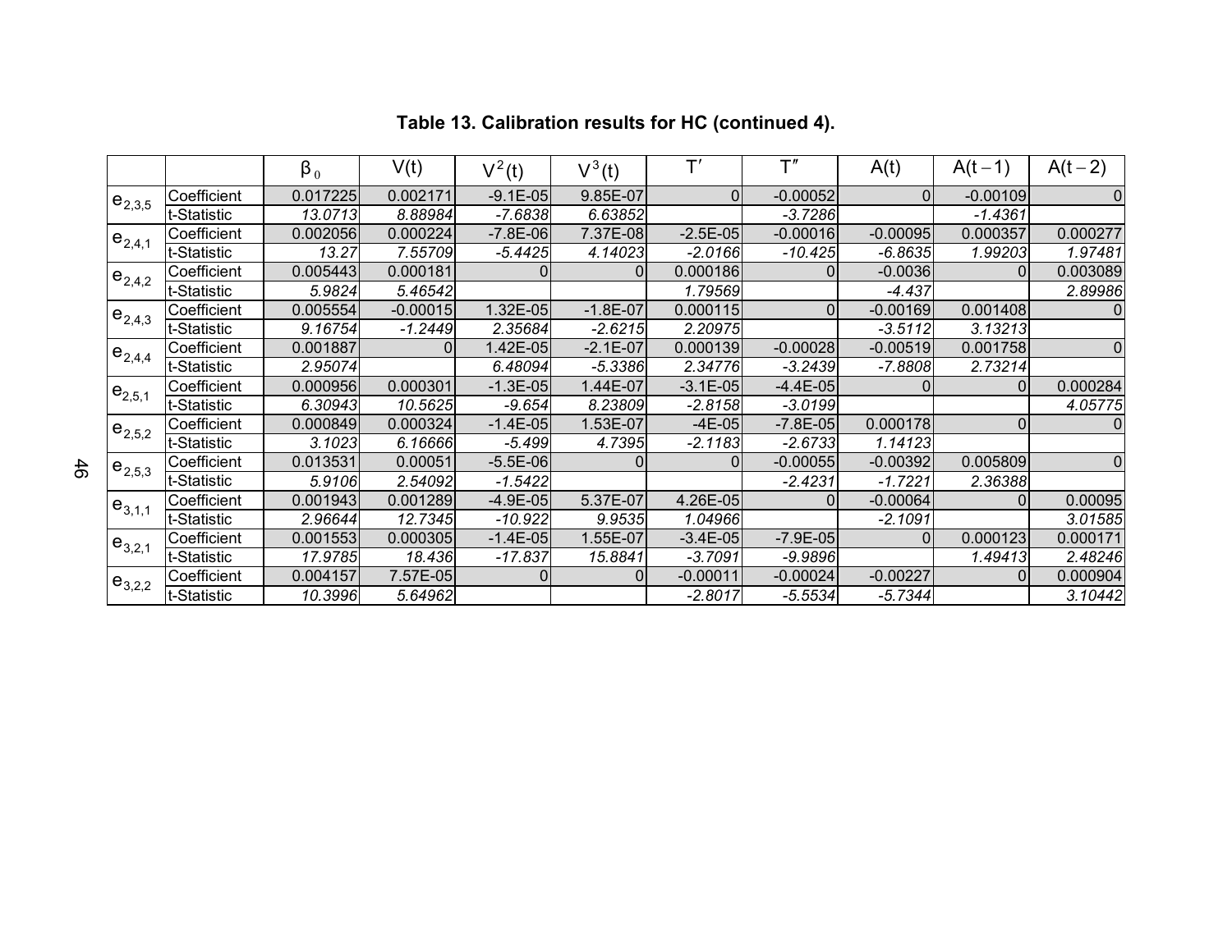**Table 13. Calibration results for HC (continued 4).**

| | | $\beta_0$ | V(t) | $V^2(t)$ | $V^3(t)$ | $T'$ | $T''$ | A(t) | $A(t-1)$ | $A(t-2)$ |
|---|---|---|---|---|---|---|---|---|---|---|
| $e_{2,3,5}$ | Coefficient | 0.017225 | 0.002171 | -9.1E-05 | 9.85E-07 | 0 | -0.00052 | 0 | -0.00109 | 0 |
| | t-Statistic | *13.0713* | *8.88984* | *-7.6838* | *6.63852* | | *-3.7286* | | *-1.4361* | |
| $e_{2,4,1}$ | Coefficient | 0.002056 | 0.000224 | -7.8E-06 | 7.37E-08 | -2.5E-05 | -0.00016 | -0.00095 | 0.000357 | 0.000277 |
| | t-Statistic | *13.27* | *7.55709* | *-5.4425* | *4.14023* | *-2.0166* | *-10.425* | *-6.8635* | *1.99203* | *1.97481* |
| $e_{2,4,2}$ | Coefficient | 0.005443 | 0.000181 | 0 | 0 | 0.000186 | 0 | -0.0036 | 0 | 0.003089 |
| | t-Statistic | *5.9824* | *5.46542* | | | *1.79569* | | *-4.437* | | *2.89986* |
| $e_{2,4,3}$ | Coefficient | 0.005554 | -0.00015 | 1.32E-05 | -1.8E-07 | 0.000115 | 0 | -0.00169 | 0.001408 | 0 |
| | t-Statistic | *9.16754* | *-1.2449* | *2.35684* | *-2.6215* | *2.20975* | | *-3.5112* | *3.13213* | |
| $e_{2,4,4}$ | Coefficient | 0.001887 | 0 | 1.42E-05 | -2.1E-07 | 0.000139 | -0.00028 | -0.00519 | 0.001758 | 0 |
| | t-Statistic | *2.95074* | | *6.48094* | *-5.3386* | *2.34776* | *-3.2439* | *-7.8808* | *2.73214* | |
| $e_{2,5,1}$ | Coefficient | 0.000956 | 0.000301 | -1.3E-05 | 1.44E-07 | -3.1E-05 | -4.4E-05 | 0 | 0 | 0.000284 |
| | t-Statistic | *6.30943* | *10.5625* | *-9.654* | *8.23809* | *-2.8158* | *-3.0199* | | | *4.05775* |
| $e_{2,5,2}$ | Coefficient | 0.000849 | 0.000324 | -1.4E-05 | 1.53E-07 | -4E-05 | -7.8E-05 | 0.000178 | 0 | 0 |
| | t-Statistic | *3.1023* | *6.16666* | *-5.499* | *4.7395* | *-2.1183* | *-2.6733* | *1.14123* | | |
| $e_{2,5,3}$ | Coefficient | 0.013531 | 0.00051 | -5.5E-06 | 0 | 0 | -0.00055 | -0.00392 | 0.005809 | 0 |
| | t-Statistic | *5.9106* | *2.54092* | *-1.5422* | | | *-2.4231* | *-1.7221* | *2.36388* | |
| $e_{3,1,1}$ | Coefficient | 0.001943 | 0.001289 | -4.9E-05 | 5.37E-07 | 4.26E-05 | 0 | -0.00064 | 0 | 0.00095 |
| | t-Statistic | *2.96644* | *12.7345* | *-10.922* | *9.9535* | *1.04966* | | *-2.1091* | | *3.01585* |
| $e_{3,2,1}$ | Coefficient | 0.001553 | 0.000305 | -1.4E-05 | 1.55E-07 | -3.4E-05 | -7.9E-05 | 0 | 0.000123 | 0.000171 |
| | t-Statistic | *17.9785* | *18.436* | *-17.837* | *15.8841* | *-3.7091* | *-9.9896* | | *1.49413* | *2.48246* |
| $e_{3,2,2}$ | Coefficient | 0.004157 | 7.57E-05 | 0 | 0 | -0.00011 | -0.00024 | -0.00227 | 0 | 0.000904 |
| | t-Statistic | *10.3996* | *5.64962* | | | *-2.8017* | *-5.5534* | *-5.7344* | | *3.10442* |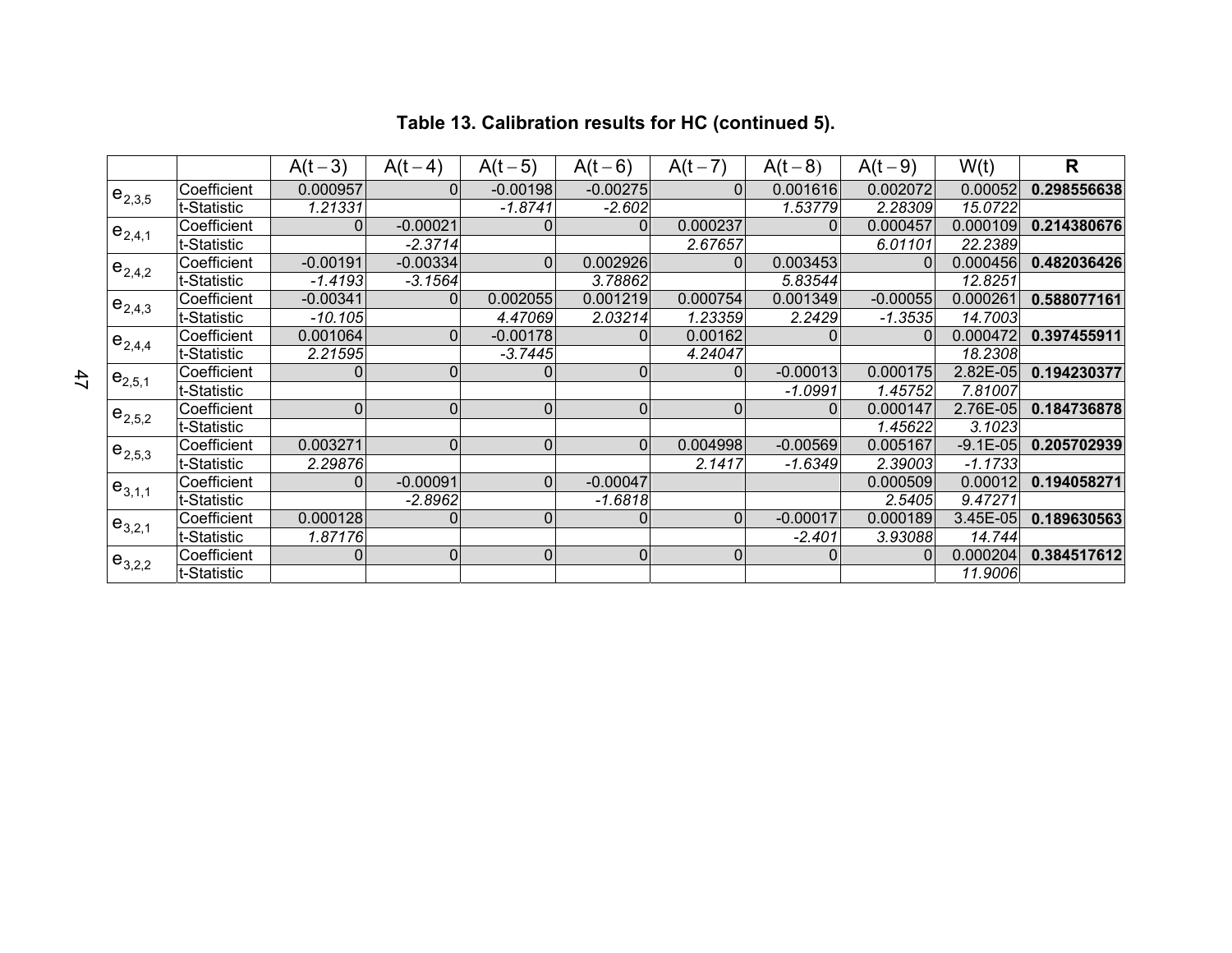**Table 13. Calibration results for HC (continued 5).**

| | | $A(t-3)$ | $A(t-4)$ | $A(t-5)$ | $A(t-6)$ | $A(t-7)$ | $A(t-8)$ | $A(t-9)$ | $W(t)$ | **R** |
|---|---|---|---|---|---|---|---|---|---|---|
| $e_{2,3,5}$ | Coefficient | 0.000957 | 0 | -0.00198 | -0.00275 | 0 | 0.001616 | 0.002072 | 0.00052 | **0.298556638** |
| | t-Statistic | *1.21331* | | *-1.8741* | *-2.602* | | *1.53779* | *2.28309* | *15.0722* | |
| $e_{2,4,1}$ | Coefficient | 0 | -0.00021 | 0 | 0 | 0.000237 | 0 | 0.000457 | 0.000109 | **0.214380676** |
| | t-Statistic | | *-2.3714* | | | *2.67657* | | *6.01101* | *22.2389* | |
| $e_{2,4,2}$ | Coefficient | -0.00191 | -0.00334 | 0 | 0.002926 | 0 | 0.003453 | 0 | 0.000456 | **0.482036426** |
| | t-Statistic | *-1.4193* | *-3.1564* | | *3.78862* | | *5.83544* | | *12.8251* | |
| $e_{2,4,3}$ | Coefficient | -0.00341 | 0 | 0.002055 | 0.001219 | 0.000754 | 0.001349 | -0.00055 | 0.000261 | **0.588077161** |
| | t-Statistic | *-10.105* | | *4.47069* | *2.03214* | *1.23359* | *2.2429* | *-1.3535* | *14.7003* | |
| $e_{2,4,4}$ | Coefficient | 0.001064 | 0 | -0.00178 | 0 | 0.00162 | 0 | 0 | 0.000472 | **0.397455911** |
| | t-Statistic | *2.21595* | | *-3.7445* | | *4.24047* | | | *18.2308* | |
| $e_{2,5,1}$ | Coefficient | 0 | 0 | 0 | 0 | 0 | -0.00013 | 0.000175 | 2.82E-05 | **0.194230377** |
| | t-Statistic | | | | | | *-1.0991* | *1.45752* | *7.81007* | |
| $e_{2,5,2}$ | Coefficient | 0 | 0 | 0 | 0 | 0 | 0 | 0.000147 | 2.76E-05 | **0.184736878** |
| | t-Statistic | | | | | | | *1.45622* | *3.1023* | |
| $e_{2,5,3}$ | Coefficient | 0.003271 | 0 | 0 | 0 | 0.004998 | -0.00569 | 0.005167 | -9.1E-05 | **0.205702939** |
| | t-Statistic | *2.29876* | | | | *2.1417* | *-1.6349* | *2.39003* | *-1.1733* | |
| $e_{3,1,1}$ | Coefficient | 0 | -0.00091 | 0 | -0.00047 | | | 0.000509 | 0.00012 | **0.194058271** |
| | t-Statistic | | *-2.8962* | | *-1.6818* | | | *2.5405* | *9.47271* | |
| $e_{3,2,1}$ | Coefficient | 0.000128 | 0 | 0 | 0 | 0 | -0.00017 | 0.000189 | 3.45E-05 | **0.189630563** |
| | t-Statistic | *1.87176* | | | | | *-2.401* | *3.93088* | *14.744* | |
| $e_{3,2,2}$ | Coefficient | 0 | 0 | 0 | 0 | 0 | 0 | 0 | 0.000204 | **0.384517612** |
| | t-Statistic | | | | | | | | *11.9006* | |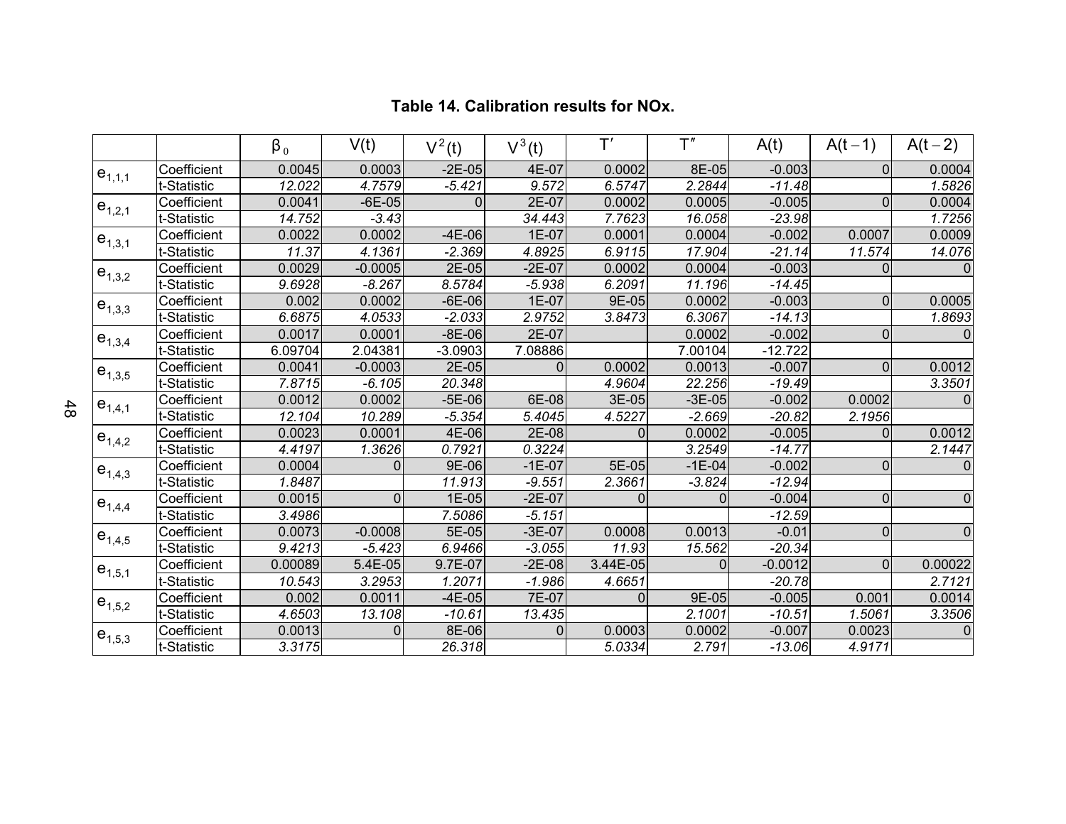**Table 14. Calibration results for NOx.**

| | | $\beta_0$ | $V(t)$ | $V^2(t)$ | $V^3(t)$ | $T'$ | $T''$ | $A(t)$ | $A(t-1)$ | $A(t-2)$ |
|---|---|---|---|---|---|---|---|---|---|---|
| $e_{1,1,1}$ | Coefficient | 0.0045 | 0.0003 | -2E-05 | 4E-07 | 0.0002 | 8E-05 | -0.003 | 0 | 0.0004 |
| | t-Statistic | *12.022* | *4.7579* | *-5.421* | *9.572* | *6.5747* | *2.2844* | *-11.48* | | *1.5826* |
| $e_{1,2,1}$ | Coefficient | 0.0041 | -6E-05 | 0 | 2E-07 | 0.0002 | 0.0005 | -0.005 | 0 | 0.0004 |
| | t-Statistic | *14.752* | *-3.43* | | *34.443* | *7.7623* | *16.058* | *-23.98* | | *1.7256* |
| $e_{1,3,1}$ | Coefficient | 0.0022 | 0.0002 | -4E-06 | 1E-07 | 0.0001 | 0.0004 | -0.002 | 0.0007 | 0.0009 |
| | t-Statistic | *11.37* | *4.1361* | *-2.369* | *4.8925* | *6.9115* | *17.904* | *-21.14* | *11.574* | *14.076* |
| $e_{1,3,2}$ | Coefficient | 0.0029 | -0.0005 | 2E-05 | -2E-07 | 0.0002 | 0.0004 | -0.003 | 0 | 0 |
| | t-Statistic | *9.6928* | *-8.267* | *8.5784* | *-5.938* | *6.2091* | *11.196* | *-14.45* | | |
| $e_{1,3,3}$ | Coefficient | 0.002 | 0.0002 | -6E-06 | 1E-07 | 9E-05 | 0.0002 | -0.003 | 0 | 0.0005 |
| | t-Statistic | *6.6875* | *4.0533* | *-2.033* | *2.9752* | *3.8473* | *6.3067* | *-14.13* | | *1.8693* |
| $e_{1,3,4}$ | Coefficient | 0.0017 | 0.0001 | -8E-06 | 2E-07 | | 0.0002 | -0.002 | 0 | 0 |
| | t-Statistic | 6.09704 | 2.04381 | -3.0903 | 7.08886 | | 7.00104 | -12.722 | | |
| $e_{1,3,5}$ | Coefficient | 0.0041 | -0.0003 | 2E-05 | 0 | 0.0002 | 0.0013 | -0.007 | 0 | 0.0012 |
| | t-Statistic | *7.8715* | *-6.105* | *20.348* | | *4.9604* | *22.256* | *-19.49* | | *3.3501* |
| $e_{1,4,1}$ | Coefficient | 0.0012 | 0.0002 | -5E-06 | 6E-08 | 3E-05 | -3E-05 | -0.002 | 0.0002 | 0 |
| | t-Statistic | *12.104* | *10.289* | *-5.354* | *5.4045* | *4.5227* | *-2.669* | *-20.82* | *2.1956* | |
| $e_{1,4,2}$ | Coefficient | 0.0023 | 0.0001 | 4E-06 | 2E-08 | 0 | 0.0002 | -0.005 | 0 | 0.0012 |
| | t-Statistic | *4.4197* | *1.3626* | *0.7921* | *0.3224* | | *3.2549* | *-14.77* | | *2.1447* |
| $e_{1,4,3}$ | Coefficient | 0.0004 | 0 | 9E-06 | -1E-07 | 5E-05 | -1E-04 | -0.002 | 0 | 0 |
| | t-Statistic | *1.8487* | | *11.913* | *-9.551* | *2.3661* | *-3.824* | *-12.94* | | |
| $e_{1,4,4}$ | Coefficient | 0.0015 | 0 | 1E-05 | -2E-07 | 0 | 0 | -0.004 | 0 | 0 |
| | t-Statistic | *3.4986* | | *7.5086* | *-5.151* | | | *-12.59* | | |
| $e_{1,4,5}$ | Coefficient | 0.0073 | -0.0008 | 5E-05 | -3E-07 | 0.0008 | 0.0013 | -0.01 | 0 | 0 |
| | t-Statistic | *9.4213* | *-5.423* | *6.9466* | *-3.055* | *11.93* | *15.562* | *-20.34* | | |
| $e_{1,5,1}$ | Coefficient | 0.00089 | 5.4E-05 | 9.7E-07 | -2E-08 | 3.44E-05 | 0 | -0.0012 | 0 | 0.00022 |
| | t-Statistic | *10.543* | *3.2953* | *1.2071* | *-1.986* | *4.6651* | | *-20.78* | | *2.7121* |
| $e_{1,5,2}$ | Coefficient | 0.002 | 0.0011 | -4E-05 | 7E-07 | 0 | 9E-05 | -0.005 | 0.001 | 0.0014 |
| | t-Statistic | *4.6503* | *13.108* | *-10.61* | *13.435* | | *2.1001* | *-10.51* | *1.5061* | *3.3506* |
| $e_{1,5,3}$ | Coefficient | 0.0013 | 0 | 8E-06 | 0 | 0.0003 | 0.0002 | -0.007 | 0.0023 | 0 |
| | t-Statistic | *3.3175* | | *26.318* | | *5.0334* | *2.791* | *-13.06* | *4.9171* | |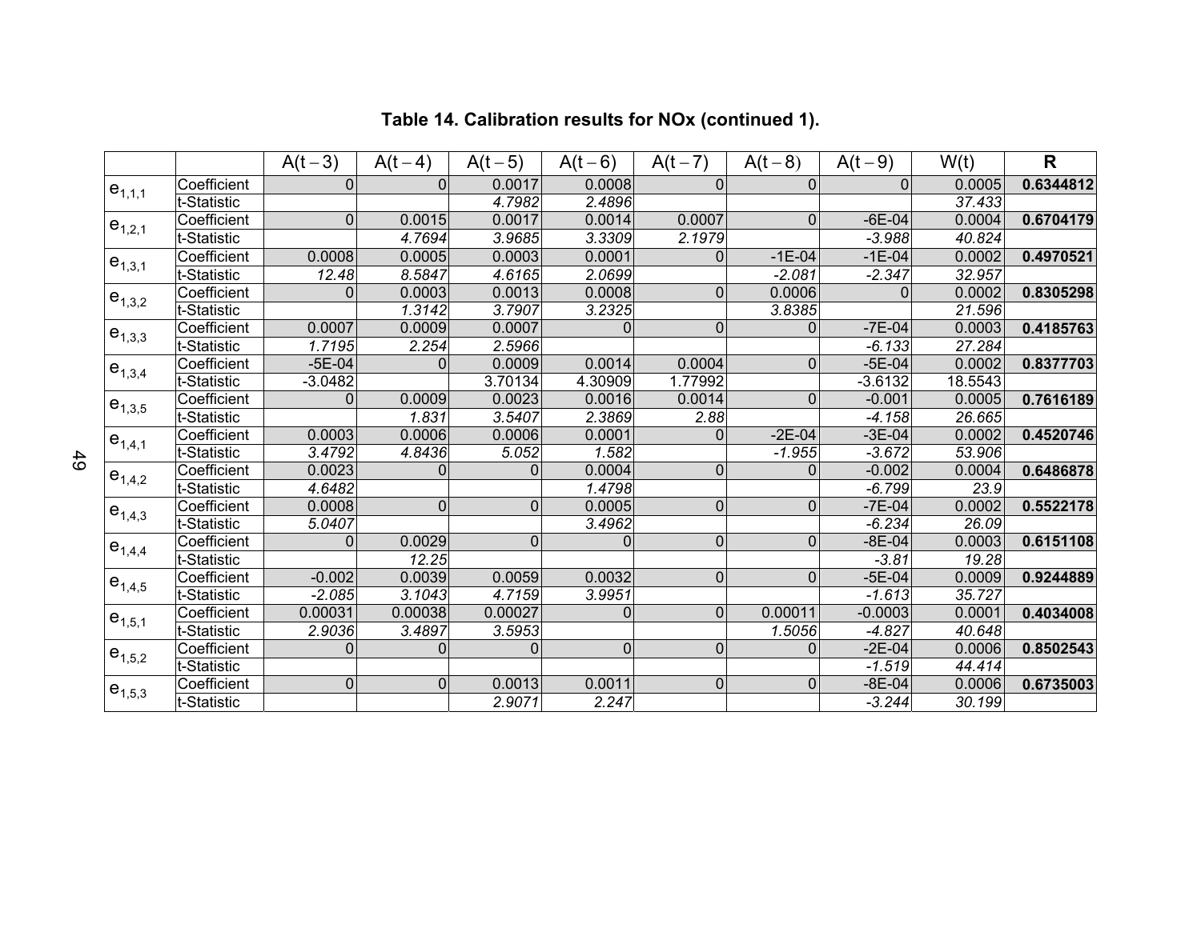**Table 14. Calibration results for NOx (continued 1).**

| | | A(t – 3) | A(t – 4) | A(t – 5) | A(t – 6) | A(t – 7) | A(t – 8) | A(t – 9) | W(t) | R |
|---|---|---|---|---|---|---|---|---|---|---|
| $e_{1,1,1}$ | Coefficient | 0 | 0 | 0.0017 | 0.0008 | 0 | 0 | 0 | 0.0005 | **0.6344812** |
| | t-Statistic | | | *4.7982* | *2.4896* | | | | *37.433* | |
| $e_{1,2,1}$ | Coefficient | 0 | 0.0015 | 0.0017 | 0.0014 | 0.0007 | 0 | -6E-04 | 0.0004 | **0.6704179** |
| | t-Statistic | | *4.7694* | *3.9685* | *3.3309* | *2.1979* | | *-3.988* | *40.824* | |
| $e_{1,3,1}$ | Coefficient | 0.0008 | 0.0005 | 0.0003 | 0.0001 | 0 | -1E-04 | -1E-04 | 0.0002 | **0.4970521** |
| | t-Statistic | *12.48* | *8.5847* | *4.6165* | *2.0699* | | *-2.081* | *-2.347* | *32.957* | |
| $e_{1,3,2}$ | Coefficient | 0 | 0.0003 | 0.0013 | 0.0008 | 0 | 0.0006 | 0 | 0.0002 | **0.8305298** |
| | t-Statistic | | *1.3142* | *3.7907* | *3.2325* | | *3.8385* | | *21.596* | |
| $e_{1,3,3}$ | Coefficient | 0.0007 | 0.0009 | 0.0007 | 0 | 0 | 0 | -7E-04 | 0.0003 | **0.4185763** |
| | t-Statistic | *1.7195* | *2.254* | *2.5966* | | | | *-6.133* | *27.284* | |
| $e_{1,3,4}$ | Coefficient | -5E-04 | 0 | 0.0009 | 0.0014 | 0.0004 | 0 | -5E-04 | 0.0002 | **0.8377703** |
| | t-Statistic | -3.0482 | | 3.70134 | 4.30909 | 1.77992 | | -3.6132 | 18.5543 | |
| $e_{1,3,5}$ | Coefficient | 0 | 0.0009 | 0.0023 | 0.0016 | 0.0014 | 0 | -0.001 | 0.0005 | **0.7616189** |
| | t-Statistic | | *1.831* | *3.5407* | *2.3869* | *2.88* | | *-4.158* | *26.665* | |
| $e_{1,4,1}$ | Coefficient | 0.0003 | 0.0006 | 0.0006 | 0.0001 | 0 | -2E-04 | -3E-04 | 0.0002 | **0.4520746** |
| | t-Statistic | *3.4792* | *4.8436* | *5.052* | *1.582* | | *-1.955* | *-3.672* | *53.906* | |
| $e_{1,4,2}$ | Coefficient | 0.0023 | 0 | 0 | 0.0004 | 0 | 0 | -0.002 | 0.0004 | **0.6486878** |
| | t-Statistic | *4.6482* | | | *1.4798* | | | *-6.799* | *23.9* | |
| $e_{1,4,3}$ | Coefficient | 0.0008 | 0 | 0 | 0.0005 | 0 | 0 | -7E-04 | 0.0002 | **0.5522178** |
| | t-Statistic | *5.0407* | | | *3.4962* | | | *-6.234* | *26.09* | |
| $e_{1,4,4}$ | Coefficient | 0 | 0.0029 | 0 | 0 | 0 | 0 | -8E-04 | 0.0003 | **0.6151108** |
| | t-Statistic | | *12.25* | | | | | *-3.81* | *19.28* | |
| $e_{1,4,5}$ | Coefficient | -0.002 | 0.0039 | 0.0059 | 0.0032 | 0 | 0 | -5E-04 | 0.0009 | **0.9244889** |
| | t-Statistic | *-2.085* | *3.1043* | *4.7159* | *3.9951* | | | *-1.613* | *35.727* | |
| $e_{1,5,1}$ | Coefficient | 0.00031 | 0.00038 | 0.00027 | 0 | 0 | 0.00011 | -0.0003 | 0.0001 | **0.4034008** |
| | t-Statistic | *2.9036* | *3.4897* | *3.5953* | | | *1.5056* | *-4.827* | *40.648* | |
| $e_{1,5,2}$ | Coefficient | 0 | 0 | 0 | 0 | 0 | 0 | -2E-04 | 0.0006 | **0.8502543** |
| | t-Statistic | | | | | | | *-1.519* | *44.414* | |
| $e_{1,5,3}$ | Coefficient | 0 | 0 | 0.0013 | 0.0011 | 0 | 0 | -8E-04 | 0.0006 | **0.6735003** |
| | t-Statistic | | | *2.9071* | *2.247* | | | *-3.244* | *30.199* | |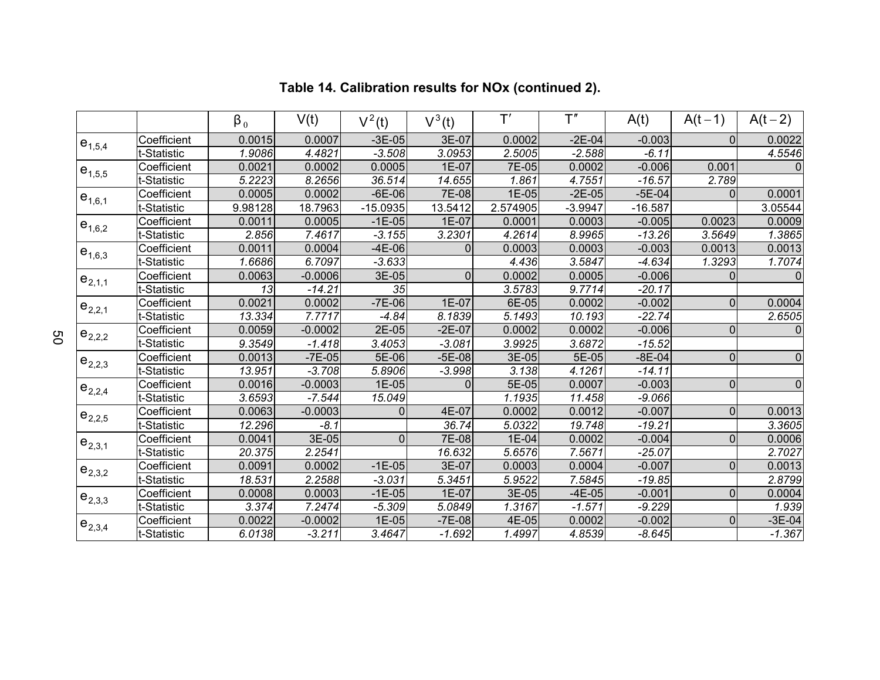**Table 14. Calibration results for NOx (continued 2).**

| | | $\beta_0$ | V(t) | $V^2(t)$ | $V^3(t)$ | $T'$ | $T''$ | A(t) | A(t − 1) | A(t − 2) |
|---|---|---|---|---|---|---|---|---|---|---|
| $e_{1,5,4}$ | Coefficient | 0.0015 | 0.0007 | -3E-05 | 3E-07 | 0.0002 | -2E-04 | -0.003 | 0 | 0.0022 |
| | t-Statistic | *1.9086* | *4.4821* | *-3.508* | *3.0953* | *2.5005* | *-2.588* | *-6.11* | | *4.5546* |
| $e_{1,5,5}$ | Coefficient | 0.0021 | 0.0002 | 0.0005 | 1E-07 | 7E-05 | 0.0002 | -0.006 | 0.001 | 0 |
| | t-Statistic | *5.2223* | *8.2656* | *36.514* | *14.655* | *1.861* | *4.7551* | *-16.57* | *2.789* | |
| $e_{1,6,1}$ | Coefficient | 0.0005 | 0.0002 | -6E-06 | 7E-08 | 1E-05 | -2E-05 | -5E-04 | 0 | 0.0001 |
| | t-Statistic | 9.98128 | 18.7963 | -15.0935 | 13.5412 | 2.574905 | -3.9947 | -16.587 | | 3.05544 |
| $e_{1,6,2}$ | Coefficient | 0.0011 | 0.0005 | -1E-05 | 1E-07 | 0.0001 | 0.0003 | -0.005 | 0.0023 | 0.0009 |
| | t-Statistic | *2.856* | *7.4617* | *-3.155* | *3.2301* | *4.2614* | *8.9965* | *-13.26* | *3.5649* | *1.3865* |
| $e_{1,6,3}$ | Coefficient | 0.0011 | 0.0004 | -4E-06 | 0 | 0.0003 | 0.0003 | -0.003 | 0.0013 | 0.0013 |
| | t-Statistic | *1.6686* | *6.7097* | *-3.633* | | *4.436* | *3.5847* | *-4.634* | *1.3293* | *1.7074* |
| $e_{2,1,1}$ | Coefficient | 0.0063 | -0.0006 | 3E-05 | 0 | 0.0002 | 0.0005 | -0.006 | 0 | 0 |
| | t-Statistic | *13* | *-14.21* | *35* | | *3.5783* | *9.7714* | *-20.17* | | |
| $e_{2,2,1}$ | Coefficient | 0.0021 | 0.0002 | -7E-06 | 1E-07 | 6E-05 | 0.0002 | -0.002 | 0 | 0.0004 |
| | t-Statistic | *13.334* | *7.7717* | *-4.84* | *8.1839* | *5.1493* | *10.193* | *-22.74* | | *2.6505* |
| $e_{2,2,2}$ | Coefficient | 0.0059 | -0.0002 | 2E-05 | -2E-07 | 0.0002 | 0.0002 | -0.006 | 0 | 0 |
| | t-Statistic | *9.3549* | *-1.418* | *3.4053* | *-3.081* | *3.9925* | *3.6872* | *-15.52* | | |
| $e_{2,2,3}$ | Coefficient | 0.0013 | -7E-05 | 5E-06 | -5E-08 | 3E-05 | 5E-05 | -8E-04 | 0 | 0 |
| | t-Statistic | *13.951* | *-3.708* | *5.8906* | *-3.998* | *3.138* | *4.1261* | *-14.11* | | |
| $e_{2,2,4}$ | Coefficient | 0.0016 | -0.0003 | 1E-05 | 0 | 5E-05 | 0.0007 | -0.003 | 0 | 0 |
| | t-Statistic | *3.6593* | *-7.544* | *15.049* | | *1.1935* | *11.458* | *-9.066* | | |
| $e_{2,2,5}$ | Coefficient | 0.0063 | -0.0003 | 0 | 4E-07 | 0.0002 | 0.0012 | -0.007 | 0 | 0.0013 |
| | t-Statistic | *12.296* | *-8.1* | | *36.74* | *5.0322* | *19.748* | *-19.21* | | *3.3605* |
| $e_{2,3,1}$ | Coefficient | 0.0041 | 3E-05 | 0 | 7E-08 | 1E-04 | 0.0002 | -0.004 | 0 | 0.0006 |
| | t-Statistic | *20.375* | *2.2541* | | *16.632* | *5.6576* | *7.5671* | *-25.07* | | *2.7027* |
| $e_{2,3,2}$ | Coefficient | 0.0091 | 0.0002 | -1E-05 | 3E-07 | 0.0003 | 0.0004 | -0.007 | 0 | 0.0013 |
| | t-Statistic | *18.531* | *2.2588* | *-3.031* | *5.3451* | *5.9522* | *7.5845* | *-19.85* | | *2.8799* |
| $e_{2,3,3}$ | Coefficient | 0.0008 | 0.0003 | -1E-05 | 1E-07 | 3E-05 | -4E-05 | -0.001 | 0 | 0.0004 |
| | t-Statistic | *3.374* | *7.2474* | *-5.309* | *5.0849* | *1.3167* | *-1.571* | *-9.229* | | *1.939* |
| $e_{2,3,4}$ | Coefficient | 0.0022 | -0.0002 | 1E-05 | -7E-08 | 4E-05 | 0.0002 | -0.002 | 0 | -3E-04 |
| | t-Statistic | *6.0138* | *-3.211* | *3.4647* | *-1.692* | *1.4997* | *4.8539* | *-8.645* | | *-1.367* |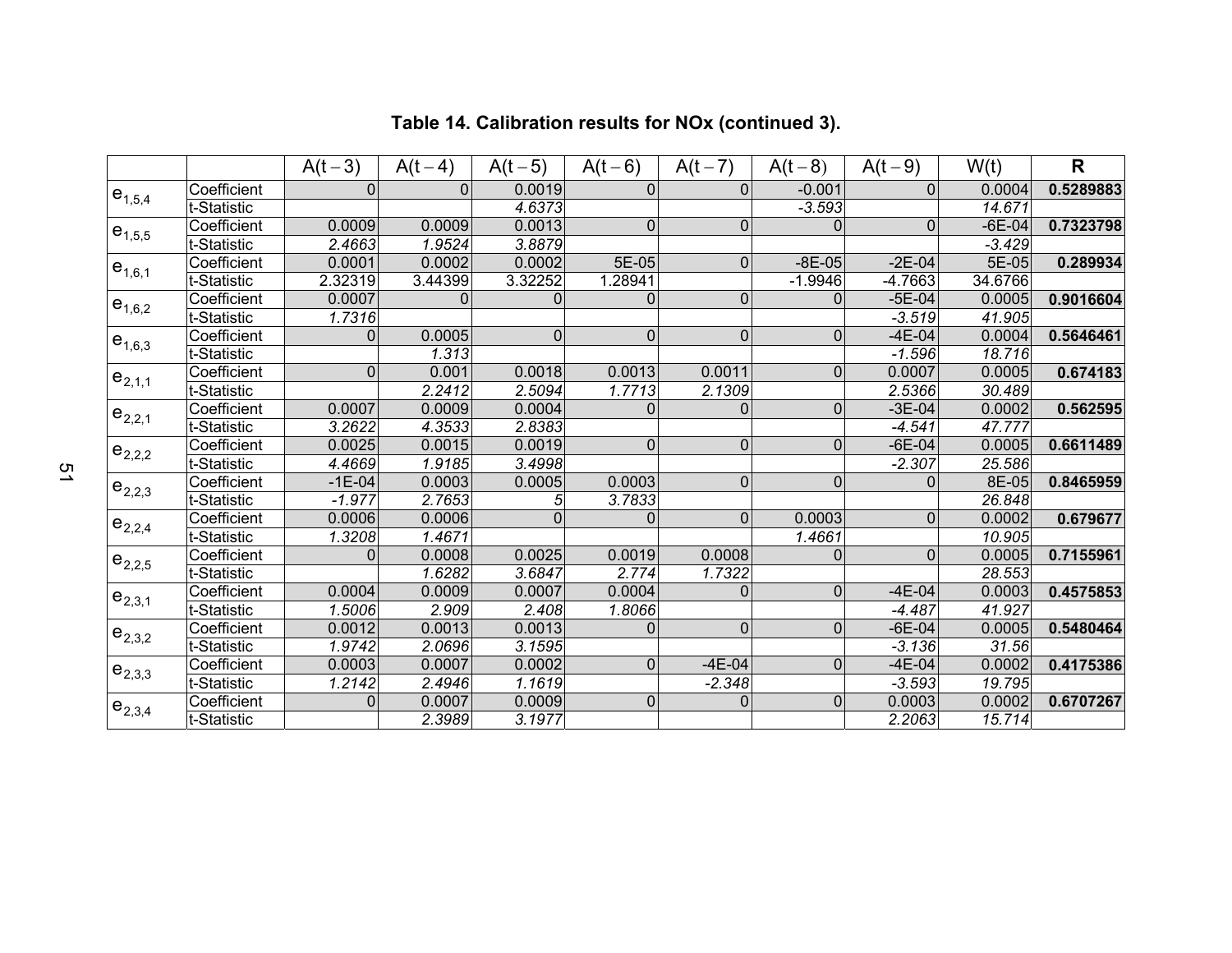**Table 14. Calibration results for NOx (continued 3).**

| | | $A(t-3)$ | $A(t-4)$ | $A(t-5)$ | $A(t-6)$ | $A(t-7)$ | $A(t-8)$ | $A(t-9)$ | $W(t)$ | **R** |
|---|---|---|---|---|---|---|---|---|---|---|
| $e_{1,5,4}$ | Coefficient | 0 | 0 | 0.0019 | 0 | 0 | -0.001 | 0 | 0.0004 | **0.5289883** |
| | t-Statistic | | | *4.6373* | | | *-3.593* | | *14.671* | |
| $e_{1,5,5}$ | Coefficient | 0.0009 | 0.0009 | 0.0013 | 0 | 0 | 0 | 0 | -6E-04 | **0.7323798** |
| | t-Statistic | *2.4663* | *1.9524* | *3.8879* | | | | | *-3.429* | |
| $e_{1,6,1}$ | Coefficient | 0.0001 | 0.0002 | 0.0002 | 5E-05 | 0 | -8E-05 | -2E-04 | 5E-05 | **0.289934** |
| | t-Statistic | 2.32319 | 3.44399 | 3.32252 | 1.28941 | | -1.9946 | -4.7663 | 34.6766 | |
| $e_{1,6,2}$ | Coefficient | 0.0007 | 0 | 0 | 0 | 0 | 0 | -5E-04 | 0.0005 | **0.9016604** |
| | t-Statistic | *1.7316* | | | | | | *-3.519* | *41.905* | |
| $e_{1,6,3}$ | Coefficient | 0 | 0.0005 | 0 | 0 | 0 | 0 | -4E-04 | 0.0004 | **0.5646461** |
| | t-Statistic | | *1.313* | | | | | *-1.596* | *18.716* | |
| $e_{2,1,1}$ | Coefficient | 0 | 0.001 | 0.0018 | 0.0013 | 0.0011 | 0 | 0.0007 | 0.0005 | **0.674183** |
| | t-Statistic | | *2.2412* | *2.5094* | *1.7713* | *2.1309* | | *2.5366* | *30.489* | |
| $e_{2,2,1}$ | Coefficient | 0.0007 | 0.0009 | 0.0004 | 0 | 0 | 0 | -3E-04 | 0.0002 | **0.562595** |
| | t-Statistic | *3.2622* | *4.3533* | *2.8383* | | | | *-4.541* | *47.777* | |
| $e_{2,2,2}$ | Coefficient | 0.0025 | 0.0015 | 0.0019 | 0 | 0 | 0 | -6E-04 | 0.0005 | **0.6611489** |
| | t-Statistic | *4.4669* | *1.9185* | *3.4998* | | | | *-2.307* | *25.586* | |
| $e_{2,2,3}$ | Coefficient | -1E-04 | 0.0003 | 0.0005 | 0.0003 | 0 | 0 | 0 | 8E-05 | **0.8465959** |
| | t-Statistic | *-1.977* | *2.7653* | *5* | *3.7833* | | | | *26.848* | |
| $e_{2,2,4}$ | Coefficient | 0.0006 | 0.0006 | 0 | 0 | 0 | 0.0003 | 0 | 0.0002 | **0.679677** |
| | t-Statistic | *1.3208* | *1.4671* | | | | *1.4661* | | *10.905* | |
| $e_{2,2,5}$ | Coefficient | 0 | 0.0008 | 0.0025 | 0.0019 | 0.0008 | 0 | 0 | 0.0005 | **0.7155961** |
| | t-Statistic | | *1.6282* | *3.6847* | *2.774* | *1.7322* | | | *28.553* | |
| $e_{2,3,1}$ | Coefficient | 0.0004 | 0.0009 | 0.0007 | 0.0004 | 0 | 0 | -4E-04 | 0.0003 | **0.4575853** |
| | t-Statistic | *1.5006* | *2.909* | *2.408* | *1.8066* | | | *-4.487* | *41.927* | |
| $e_{2,3,2}$ | Coefficient | 0.0012 | 0.0013 | 0.0013 | 0 | 0 | 0 | -6E-04 | 0.0005 | **0.5480464** |
| | t-Statistic | *1.9742* | *2.0696* | *3.1595* | | | | *-3.136* | *31.56* | |
| $e_{2,3,3}$ | Coefficient | 0.0003 | 0.0007 | 0.0002 | 0 | -4E-04 | 0 | -4E-04 | 0.0002 | **0.4175386** |
| | t-Statistic | *1.2142* | *2.4946* | *1.1619* | | *-2.348* | | *-3.593* | *19.795* | |
| $e_{2,3,4}$ | Coefficient | 0 | 0.0007 | 0.0009 | 0 | 0 | 0 | 0.0003 | 0.0002 | **0.6707267** |
| | t-Statistic | | *2.3989* | *3.1977* | | | | *2.2063* | *15.714* | |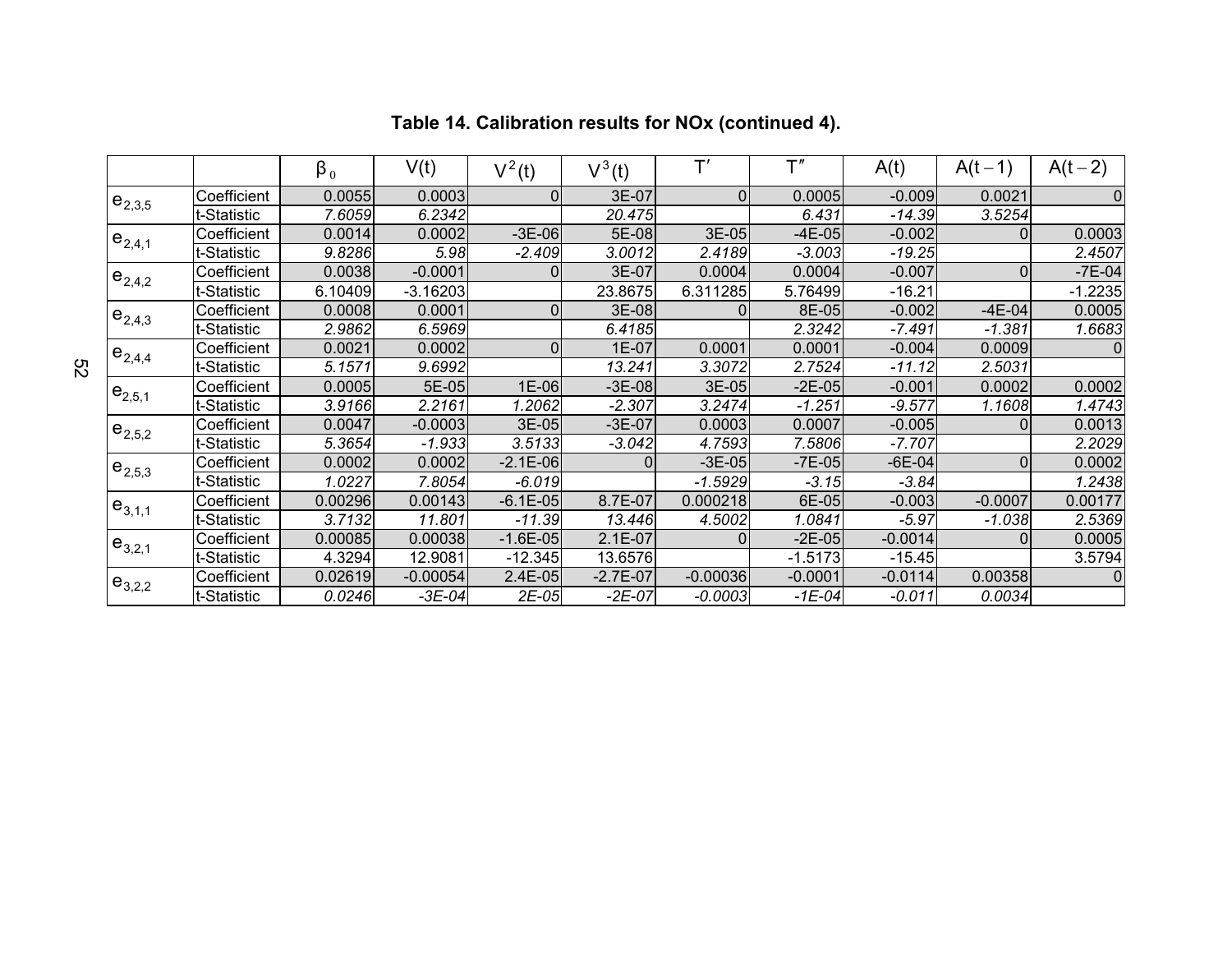**Table 14. Calibration results for NOx (continued 4).**

| | | $\beta_0$ | $V(t)$ | $V^2(t)$ | $V^3(t)$ | $T'$ | $T''$ | $A(t)$ | $A(t-1)$ | $A(t-2)$ |
|---|---|---|---|---|---|---|---|---|---|---|
| $e_{2,3,5}$ | Coefficient | 0.0055 | 0.0003 | 0 | 3E-07 | 0 | 0.0005 | -0.009 | 0.0021 | 0 |
| | t-Statistic | *7.6059* | *6.2342* | | *20.475* | | *6.431* | *-14.39* | *3.5254* | |
| $e_{2,4,1}$ | Coefficient | 0.0014 | 0.0002 | -3E-06 | 5E-08 | 3E-05 | -4E-05 | -0.002 | 0 | 0.0003 |
| | t-Statistic | *9.8286* | *5.98* | *-2.409* | *3.0012* | *2.4189* | *-3.003* | *-19.25* | | *2.4507* |
| $e_{2,4,2}$ | Coefficient | 0.0038 | -0.0001 | 0 | 3E-07 | 0.0004 | 0.0004 | -0.007 | 0 | -7E-04 |
| | t-Statistic | 6.10409 | -3.16203 | | 23.8675 | 6.311285 | 5.76499 | -16.21 | | -1.2235 |
| $e_{2,4,3}$ | Coefficient | 0.0008 | 0.0001 | 0 | 3E-08 | 0 | 8E-05 | -0.002 | -4E-04 | 0.0005 |
| | t-Statistic | *2.9862* | *6.5969* | | *6.4185* | | *2.3242* | *-7.491* | *-1.381* | *1.6683* |
| $e_{2,4,4}$ | Coefficient | 0.0021 | 0.0002 | 0 | 1E-07 | 0.0001 | 0.0001 | -0.004 | 0.0009 | 0 |
| | t-Statistic | *5.1571* | *9.6992* | | *13.241* | *3.3072* | *2.7524* | *-11.12* | *2.5031* | |
| $e_{2,5,1}$ | Coefficient | 0.0005 | 5E-05 | 1E-06 | -3E-08 | 3E-05 | -2E-05 | -0.001 | 0.0002 | 0.0002 |
| | t-Statistic | *3.9166* | *2.2161* | *1.2062* | *-2.307* | *3.2474* | *-1.251* | *-9.577* | *1.1608* | *1.4743* |
| $e_{2,5,2}$ | Coefficient | 0.0047 | -0.0003 | 3E-05 | -3E-07 | 0.0003 | 0.0007 | -0.005 | 0 | 0.0013 |
| | t-Statistic | *5.3654* | *-1.933* | *3.5133* | *-3.042* | *4.7593* | *7.5806* | *-7.707* | | *2.2029* |
| $e_{2,5,3}$ | Coefficient | 0.0002 | 0.0002 | -2.1E-06 | 0 | -3E-05 | -7E-05 | -6E-04 | 0 | 0.0002 |
| | t-Statistic | *1.0227* | *7.8054* | *-6.019* | | *-1.5929* | *-3.15* | *-3.84* | | *1.2438* |
| $e_{3,1,1}$ | Coefficient | 0.00296 | 0.00143 | -6.1E-05 | 8.7E-07 | 0.000218 | 6E-05 | -0.003 | -0.0007 | 0.00177 |
| | t-Statistic | *3.7132* | *11.801* | *-11.39* | *13.446* | *4.5002* | *1.0841* | *-5.97* | *-1.038* | *2.5369* |
| $e_{3,2,1}$ | Coefficient | 0.00085 | 0.00038 | -1.6E-05 | 2.1E-07 | 0 | -2E-05 | -0.0014 | 0 | 0.0005 |
| | t-Statistic | 4.3294 | 12.9081 | -12.345 | 13.6576 | | -1.5173 | -15.45 | | 3.5794 |
| $e_{3,2,2}$ | Coefficient | 0.02619 | -0.00054 | 2.4E-05 | -2.7E-07 | -0.00036 | -0.0001 | -0.0114 | 0.00358 | 0 |
| | t-Statistic | *0.0246* | *-3E-04* | *2E-05* | *-2E-07* | *-0.0003* | *-1E-04* | *-0.011* | *0.0034* | |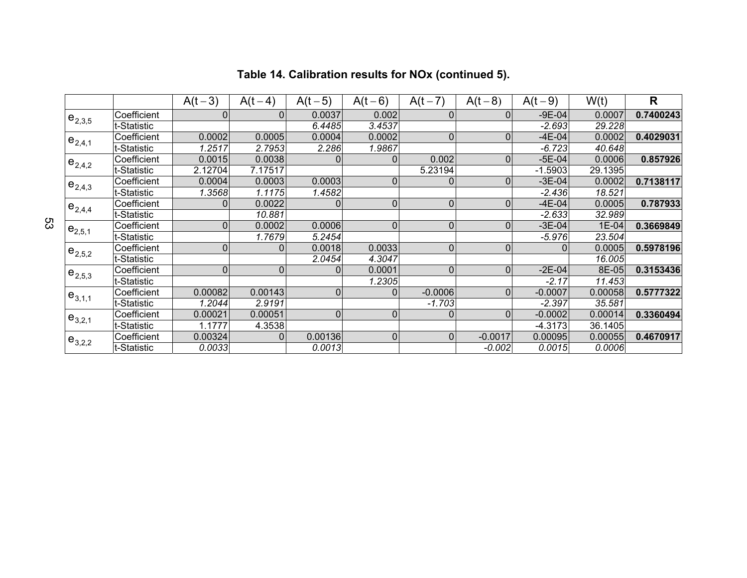**Table 14. Calibration results for NOx (continued 5).**

| | | $A(t-3)$ | $A(t-4)$ | $A(t-5)$ | $A(t-6)$ | $A(t-7)$ | $A(t-8)$ | $A(t-9)$ | $W(t)$ | **R** |
|---|---|---|---|---|---|---|---|---|---|---|
| $e_{2,3,5}$ | Coefficient | 0 | 0 | 0.0037 | 0.002 | 0 | 0 | -9E-04 | 0.0007 | **0.7400243** |
| | t-Statistic | | | *6.4485* | *3.4537* | | | *-2.693* | *29.228* | |
| $e_{2,4,1}$ | Coefficient | 0.0002 | 0.0005 | 0.0004 | 0.0002 | 0 | 0 | -4E-04 | 0.0002 | **0.4029031** |
| | t-Statistic | *1.2517* | *2.7953* | *2.286* | *1.9867* | | | *-6.723* | *40.648* | |
| $e_{2,4,2}$ | Coefficient | 0.0015 | 0.0038 | 0 | 0 | 0.002 | 0 | -5E-04 | 0.0006 | **0.857926** |
| | t-Statistic | 2.12704 | 7.17517 | | | 5.23194 | | -1.5903 | 29.1395 | |
| $e_{2,4,3}$ | Coefficient | 0.0004 | 0.0003 | 0.0003 | 0 | 0 | 0 | -3E-04 | 0.0002 | **0.7138117** |
| | t-Statistic | *1.3568* | *1.1175* | *1.4582* | | | | *-2.436* | *18.521* | |
| $e_{2,4,4}$ | Coefficient | 0 | 0.0022 | 0 | 0 | 0 | 0 | -4E-04 | 0.0005 | **0.787933** |
| | t-Statistic | | *10.881* | | | | | *-2.633* | *32.989* | |
| $e_{2,5,1}$ | Coefficient | 0 | 0.0002 | 0.0006 | 0 | 0 | 0 | -3E-04 | 1E-04 | **0.3669849** |
| | t-Statistic | | *1.7679* | *5.2454* | | | | *-5.976* | *23.504* | |
| $e_{2,5,2}$ | Coefficient | 0 | 0 | 0.0018 | 0.0033 | 0 | 0 | 0 | 0.0005 | **0.5978196** |
| | t-Statistic | | | *2.0454* | *4.3047* | | | | *16.005* | |
| $e_{2,5,3}$ | Coefficient | 0 | 0 | 0 | 0.0001 | 0 | 0 | -2E-04 | 8E-05 | **0.3153436** |
| | t-Statistic | | | | *1.2305* | | | *-2.17* | *11.453* | |
| $e_{3,1,1}$ | Coefficient | 0.00082 | 0.00143 | 0 | 0 | -0.0006 | 0 | -0.0007 | 0.00058 | **0.5777322** |
| | t-Statistic | *1.2044* | *2.9191* | | | *-1.703* | | *-2.397* | *35.581* | |
| $e_{3,2,1}$ | Coefficient | 0.00021 | 0.00051 | 0 | 0 | 0 | 0 | -0.0002 | 0.00014 | **0.3360494** |
| | t-Statistic | 1.1777 | 4.3538 | | | | | -4.3173 | 36.1405 | |
| $e_{3,2,2}$ | Coefficient | 0.00324 | 0 | 0.00136 | 0 | 0 | -0.0017 | 0.00095 | 0.00055 | **0.4670917** |
| | t-Statistic | *0.0033* | | *0.0013* | | | *-0.002* | *0.0015* | *0.0006* | |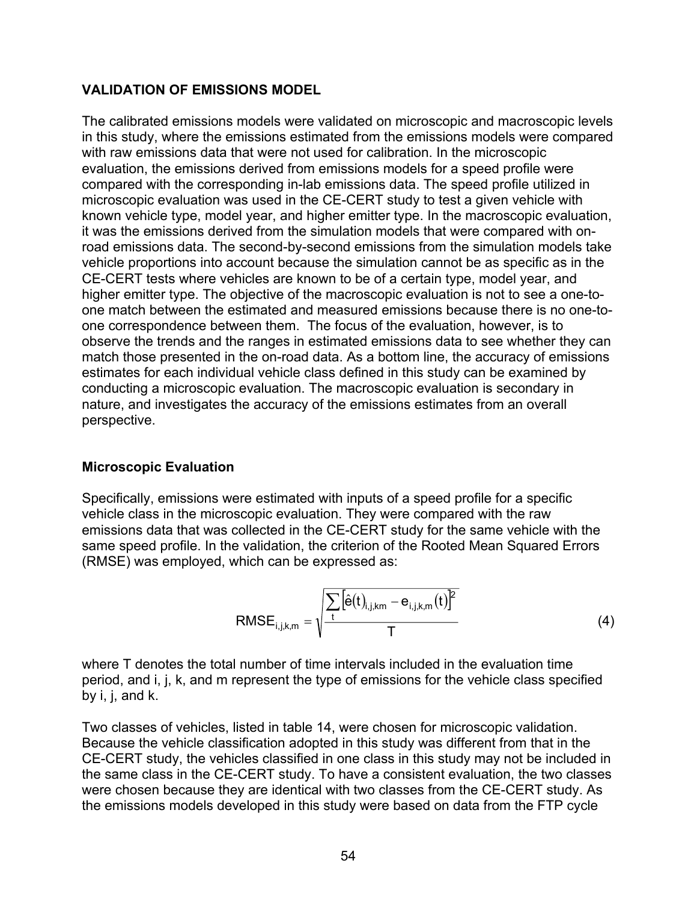## VALIDATION OF EMISSIONS MODEL

The calibrated emissions models were validated on microscopic and macroscopic levels in this study, where the emissions estimated from the emissions models were compared with raw emissions data that were not used for calibration. In the microscopic evaluation, the emissions derived from emissions models for a speed profile were compared with the corresponding in-lab emissions data. The speed profile utilized in microscopic evaluation was used in the CE-CERT study to test a given vehicle with known vehicle type, model year, and higher emitter type. In the macroscopic evaluation, it was the emissions derived from the simulation models that were compared with on-road emissions data. The second-by-second emissions from the simulation models take vehicle proportions into account because the simulation cannot be as specific as in the CE-CERT tests where vehicles are known to be of a certain type, model year, and higher emitter type. The objective of the macroscopic evaluation is not to see a one-to-one match between the estimated and measured emissions because there is no one-to-one correspondence between them. The focus of the evaluation, however, is to observe the trends and the ranges in estimated emissions data to see whether they can match those presented in the on-road data. As a bottom line, the accuracy of emissions estimates for each individual vehicle class defined in this study can be examined by conducting a microscopic evaluation. The macroscopic evaluation is secondary in nature, and investigates the accuracy of the emissions estimates from an overall perspective.

### Microscopic Evaluation

Specifically, emissions were estimated with inputs of a speed profile for a specific vehicle class in the microscopic evaluation. They were compared with the raw emissions data that was collected in the CE-CERT study for the same vehicle with the same speed profile. In the validation, the criterion of the Rooted Mean Squared Errors (RMSE) was employed, which can be expressed as:

$$RMSE_{i,j,k,m} = \sqrt{\frac{\sum_{t} \left[\hat{e}(t)_{i,j,km} - e_{i,j,k,m}(t)\right]^2}{T}} \tag{4}$$

where T denotes the total number of time intervals included in the evaluation time period, and i, j, k, and m represent the type of emissions for the vehicle class specified by i, j, and k.

Two classes of vehicles, listed in table 14, were chosen for microscopic validation. Because the vehicle classification adopted in this study was different from that in the CE-CERT study, the vehicles classified in one class in this study may not be included in the same class in the CE-CERT study. To have a consistent evaluation, the two classes were chosen because they are identical with two classes from the CE-CERT study. As the emissions models developed in this study were based on data from the FTP cycle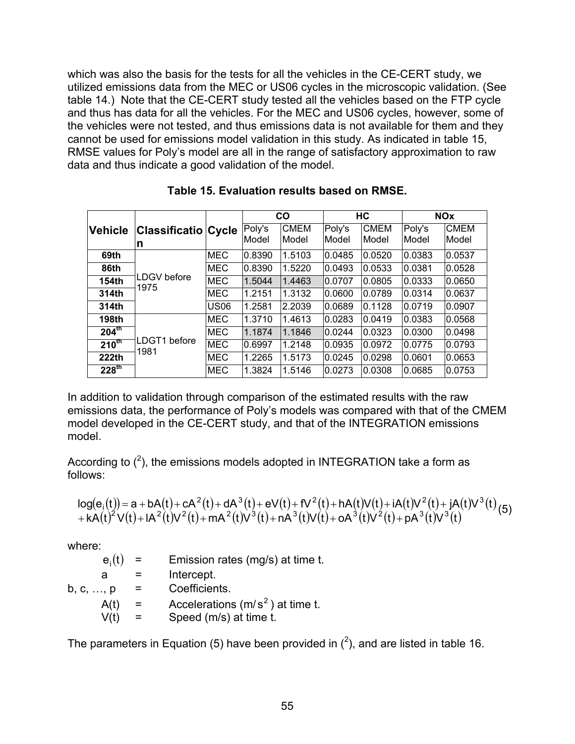which was also the basis for the tests for all the vehicles in the CE-CERT study, we utilized emissions data from the MEC or US06 cycles in the microscopic validation. (See table 14.) Note that the CE-CERT study tested all the vehicles based on the FTP cycle and thus has data for all the vehicles. For the MEC and US06 cycles, however, some of the vehicles were not tested, and thus emissions data is not available for them and they cannot be used for emissions model validation in this study. As indicated in table 15, RMSE values for Poly's model are all in the range of satisfactory approximation to raw data and thus indicate a good validation of the model.

**Table 15. Evaluation results based on RMSE.**

| Vehicle | Classification | Cycle | CO | | HC | | NOx | |
|---|---|---|---|---|---|---|---|---|
| | | | Poly's Model | CMEM Model | Poly's Model | CMEM Model | Poly's Model | CMEM Model |
| 69th | LDGV before 1975 | MEC | 0.8390 | 1.5103 | 0.0485 | 0.0520 | 0.0383 | 0.0537 |
| 86th | | MEC | 0.8390 | 1.5220 | 0.0493 | 0.0533 | 0.0381 | 0.0528 |
| 154th | | MEC | 1.5044 | 1.4463 | 0.0707 | 0.0805 | 0.0333 | 0.0650 |
| 314th | | MEC | 1.2151 | 1.3132 | 0.0600 | 0.0789 | 0.0314 | 0.0637 |
| 314th | | US06 | 1.2581 | 2.2039 | 0.0689 | 0.1128 | 0.0719 | 0.0907 |
| 198th | LDGT1 before 1981 | MEC | 1.3710 | 1.4613 | 0.0283 | 0.0419 | 0.0383 | 0.0568 |
| 204th | | MEC | 1.1874 | 1.1846 | 0.0244 | 0.0323 | 0.0300 | 0.0498 |
| 210th | | MEC | 0.6997 | 1.2148 | 0.0935 | 0.0972 | 0.0775 | 0.0793 |
| 222th | | MEC | 1.2265 | 1.5173 | 0.0245 | 0.0298 | 0.0601 | 0.0653 |
| 228th | | MEC | 1.3824 | 1.5146 | 0.0273 | 0.0308 | 0.0685 | 0.0753 |

In addition to validation through comparison of the estimated results with the raw emissions data, the performance of Poly's models was compared with that of the CMEM model developed in the CE-CERT study, and that of the INTEGRATION emissions model.

According to ([2]), the emissions models adopted in INTEGRATION take a form as follows:

$$\log(e_i(t)) = a + bA(t) + cA^2(t) + dA^3(t) + eV(t) + fV^2(t) + hA(t)V(t) + iA(t)V^2(t) + jA(t)V^3(t)$$
$$+ kA(t)^2V(t) + lA^2(t)V^2(t) + mA^2(t)V^3(t) + nA^3(t)V(t) + oA^3(t)V^2(t) + pA^3(t)V^3(t) \quad (5)$$

where:

- $e_i(t)$ = Emission rates (mg/s) at time t.
- a = Intercept.
- b, c, …, p = Coefficients.
- A(t) = Accelerations ($m/s^2$) at time t.
- V(t) = Speed (m/s) at time t.

The parameters in Equation (5) have been provided in ([2]), and are listed in table 16.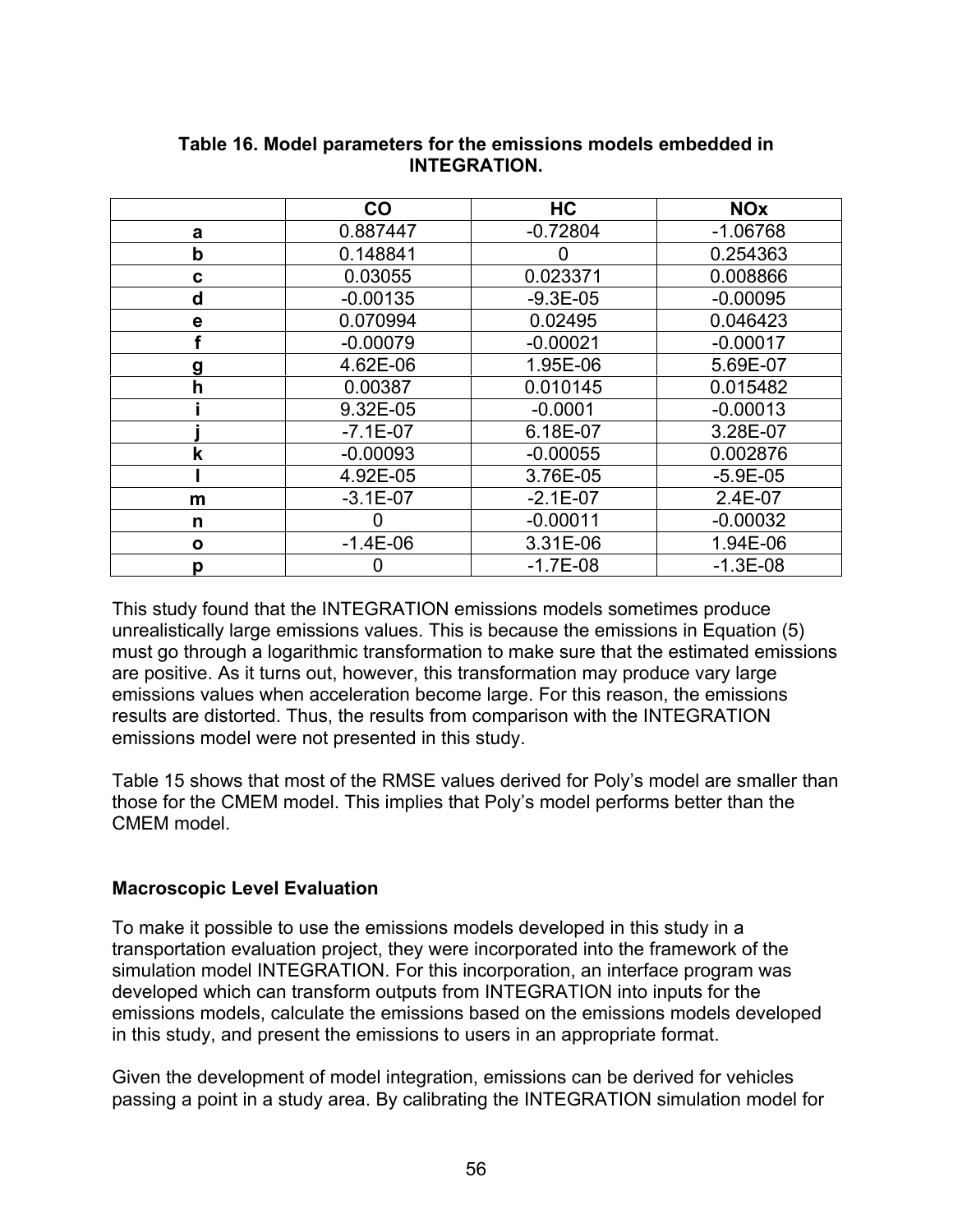**Table 16. Model parameters for the emissions models embedded in INTEGRATION.**

| | CO | HC | NOx |
|---|---|---|---|
| **a** | 0.887447 | -0.72804 | -1.06768 |
| **b** | 0.148841 | 0 | 0.254363 |
| **c** | 0.03055 | 0.023371 | 0.008866 |
| **d** | -0.00135 | -9.3E-05 | -0.00095 |
| **e** | 0.070994 | 0.02495 | 0.046423 |
| **f** | -0.00079 | -0.00021 | -0.00017 |
| **g** | 4.62E-06 | 1.95E-06 | 5.69E-07 |
| **h** | 0.00387 | 0.010145 | 0.015482 |
| **i** | 9.32E-05 | -0.0001 | -0.00013 |
| **j** | -7.1E-07 | 6.18E-07 | 3.28E-07 |
| **k** | -0.00093 | -0.00055 | 0.002876 |
| **l** | 4.92E-05 | 3.76E-05 | -5.9E-05 |
| **m** | -3.1E-07 | -2.1E-07 | 2.4E-07 |
| **n** | 0 | -0.00011 | -0.00032 |
| **o** | -1.4E-06 | 3.31E-06 | 1.94E-06 |
| **p** | 0 | -1.7E-08 | -1.3E-08 |

This study found that the INTEGRATION emissions models sometimes produce unrealistically large emissions values. This is because the emissions in Equation (5) must go through a logarithmic transformation to make sure that the estimated emissions are positive. As it turns out, however, this transformation may produce vary large emissions values when acceleration become large. For this reason, the emissions results are distorted. Thus, the results from comparison with the INTEGRATION emissions model were not presented in this study.

Table 15 shows that most of the RMSE values derived for Poly's model are smaller than those for the CMEM model. This implies that Poly's model performs better than the CMEM model.

### Macroscopic Level Evaluation

To make it possible to use the emissions models developed in this study in a transportation evaluation project, they were incorporated into the framework of the simulation model INTEGRATION. For this incorporation, an interface program was developed which can transform outputs from INTEGRATION into inputs for the emissions models, calculate the emissions based on the emissions models developed in this study, and present the emissions to users in an appropriate format.

Given the development of model integration, emissions can be derived for vehicles passing a point in a study area. By calibrating the INTEGRATION simulation model for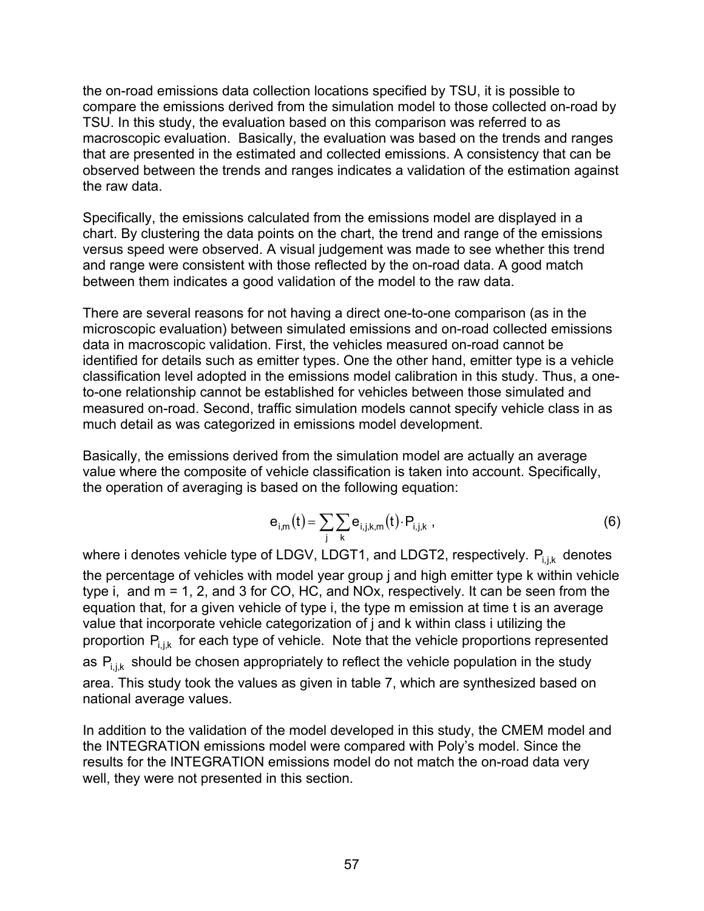the on-road emissions data collection locations specified by TSU, it is possible to compare the emissions derived from the simulation model to those collected on-road by TSU. In this study, the evaluation based on this comparison was referred to as macroscopic evaluation. Basically, the evaluation was based on the trends and ranges that are presented in the estimated and collected emissions. A consistency that can be observed between the trends and ranges indicates a validation of the estimation against the raw data.

Specifically, the emissions calculated from the emissions model are displayed in a chart. By clustering the data points on the chart, the trend and range of the emissions versus speed were observed. A visual judgement was made to see whether this trend and range were consistent with those reflected by the on-road data. A good match between them indicates a good validation of the model to the raw data.

There are several reasons for not having a direct one-to-one comparison (as in the microscopic evaluation) between simulated emissions and on-road collected emissions data in macroscopic validation. First, the vehicles measured on-road cannot be identified for details such as emitter types. One the other hand, emitter type is a vehicle classification level adopted in the emissions model calibration in this study. Thus, a one-to-one relationship cannot be established for vehicles between those simulated and measured on-road. Second, traffic simulation models cannot specify vehicle class in as much detail as was categorized in emissions model development.

Basically, the emissions derived from the simulation model are actually an average value where the composite of vehicle classification is taken into account. Specifically, the operation of averaging is based on the following equation:

$$e_{i,m}(t) = \sum_{j}\sum_{k} e_{i,j,k,m}(t) \cdot P_{i,j,k} \ , \tag{6}$$

where i denotes vehicle type of LDGV, LDGT1, and LDGT2, respectively. $P_{i,j,k}$ denotes the percentage of vehicles with model year group j and high emitter type k within vehicle type i, and m = 1, 2, and 3 for CO, HC, and NOx, respectively. It can be seen from the equation that, for a given vehicle of type i, the type m emission at time t is an average value that incorporate vehicle categorization of j and k within class i utilizing the proportion $P_{i,j,k}$ for each type of vehicle. Note that the vehicle proportions represented as $P_{i,j,k}$ should be chosen appropriately to reflect the vehicle population in the study area. This study took the values as given in table 7, which are synthesized based on national average values.

In addition to the validation of the model developed in this study, the CMEM model and the INTEGRATION emissions model were compared with Poly's model. Since the results for the INTEGRATION emissions model do not match the on-road data very well, they were not presented in this section.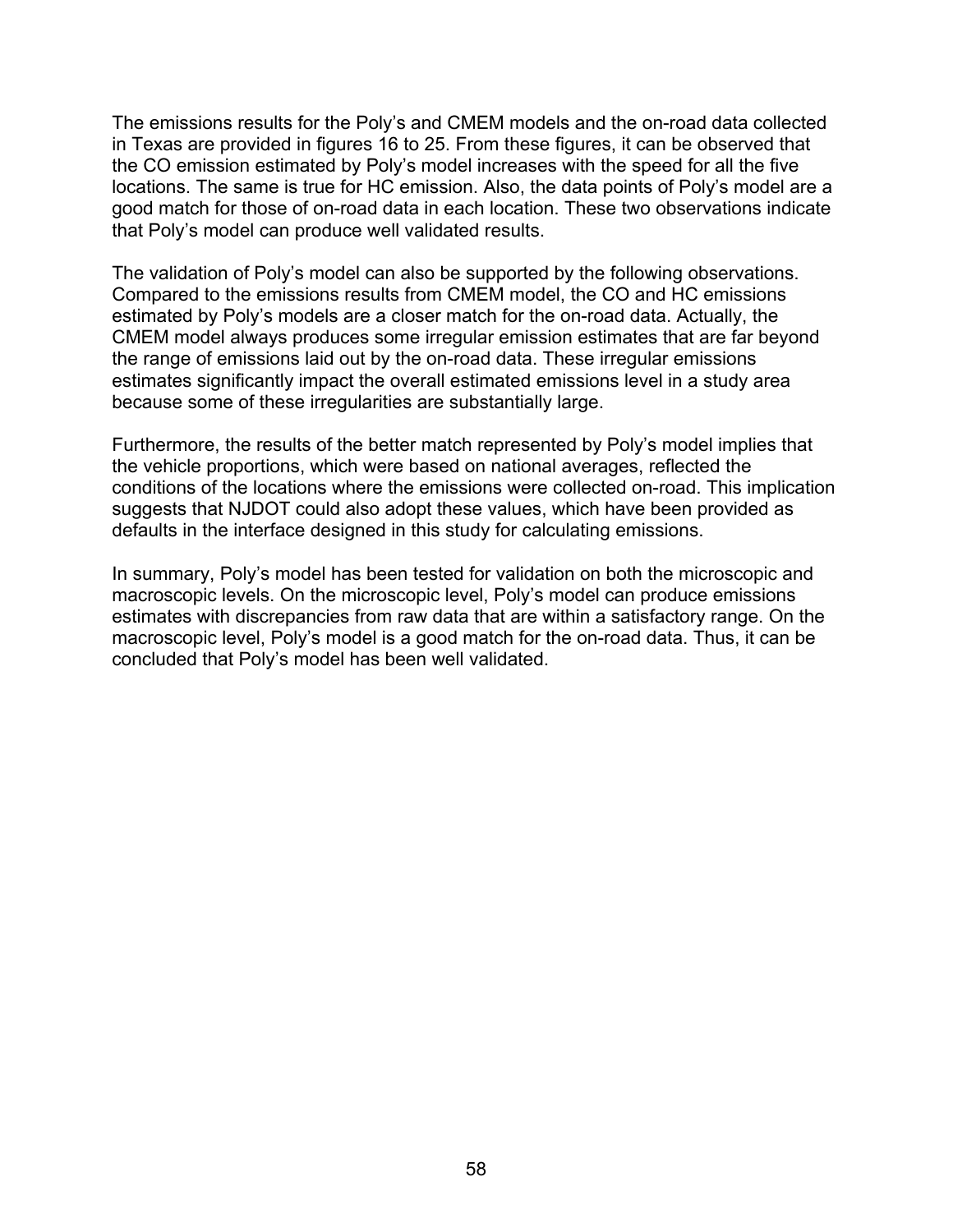The emissions results for the Poly's and CMEM models and the on-road data collected in Texas are provided in figures 16 to 25. From these figures, it can be observed that the CO emission estimated by Poly's model increases with the speed for all the five locations. The same is true for HC emission. Also, the data points of Poly's model are a good match for those of on-road data in each location. These two observations indicate that Poly's model can produce well validated results.

The validation of Poly's model can also be supported by the following observations. Compared to the emissions results from CMEM model, the CO and HC emissions estimated by Poly's models are a closer match for the on-road data. Actually, the CMEM model always produces some irregular emission estimates that are far beyond the range of emissions laid out by the on-road data. These irregular emissions estimates significantly impact the overall estimated emissions level in a study area because some of these irregularities are substantially large.

Furthermore, the results of the better match represented by Poly's model implies that the vehicle proportions, which were based on national averages, reflected the conditions of the locations where the emissions were collected on-road. This implication suggests that NJDOT could also adopt these values, which have been provided as defaults in the interface designed in this study for calculating emissions.

In summary, Poly's model has been tested for validation on both the microscopic and macroscopic levels. On the microscopic level, Poly's model can produce emissions estimates with discrepancies from raw data that are within a satisfactory range. On the macroscopic level, Poly's model is a good match for the on-road data. Thus, it can be concluded that Poly's model has been well validated.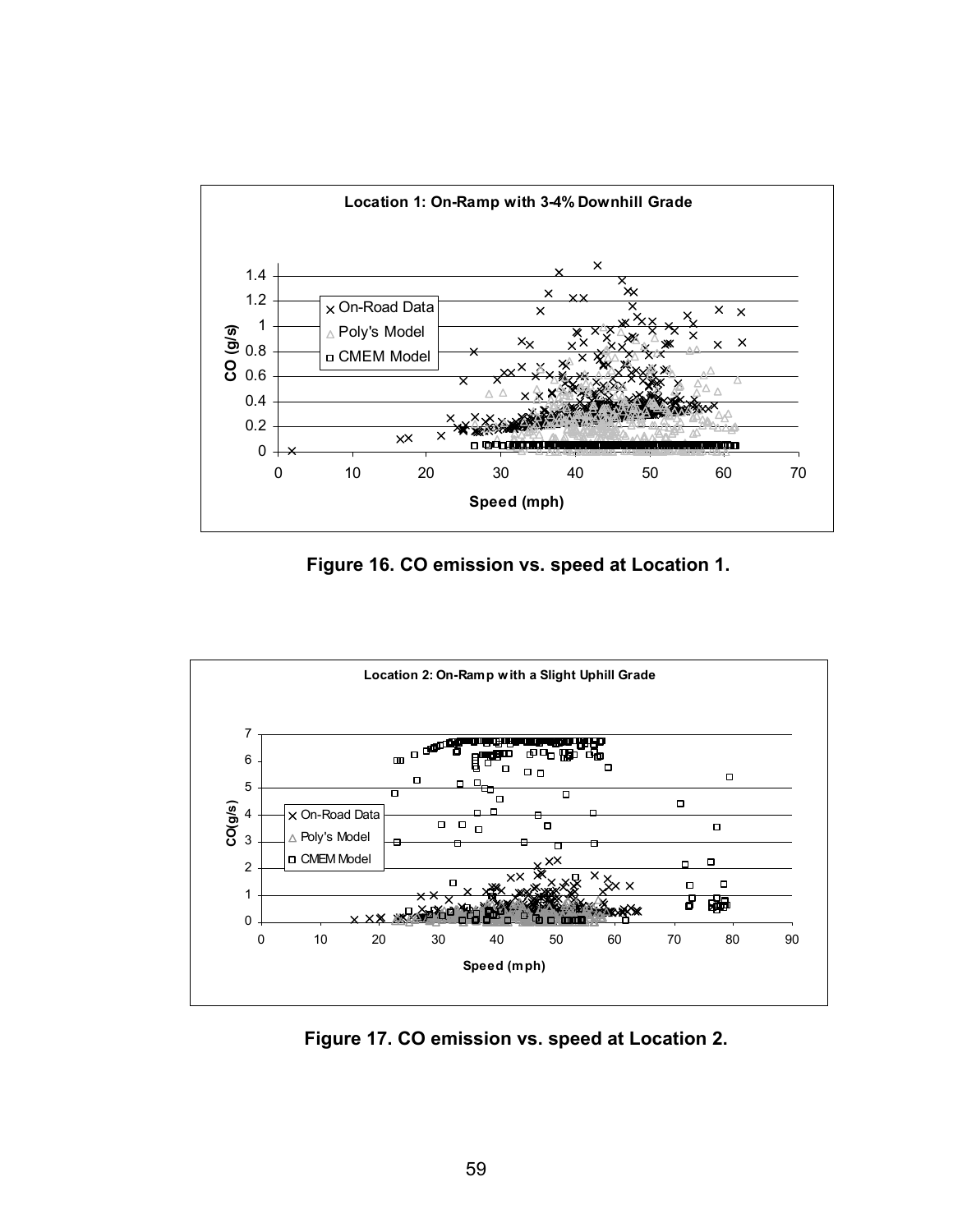Figure 16. CO emission vs. speed at Location 1.

Figure 17. CO emission vs. speed at Location 2.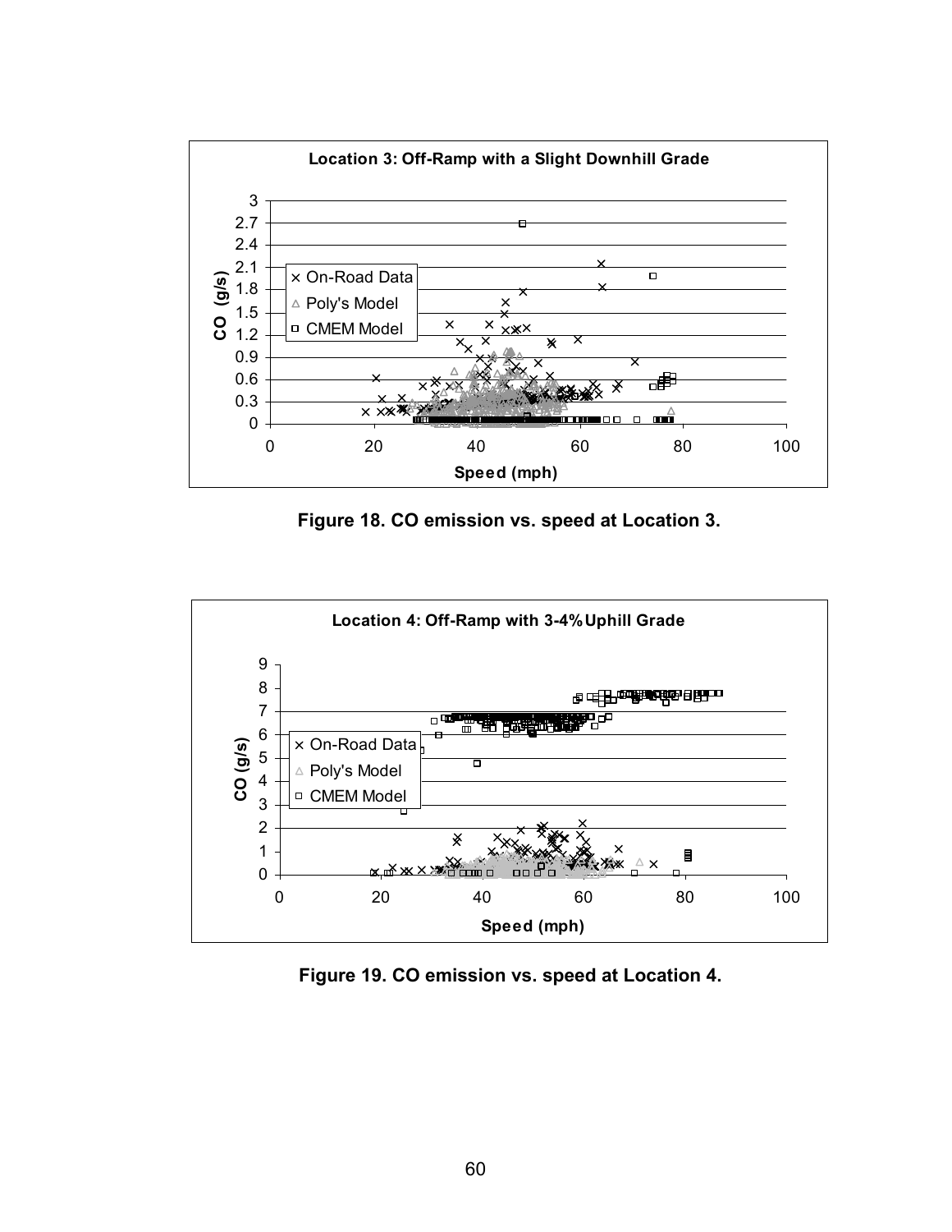Figure 18. CO emission vs. speed at Location 3.

Figure 19. CO emission vs. speed at Location 4.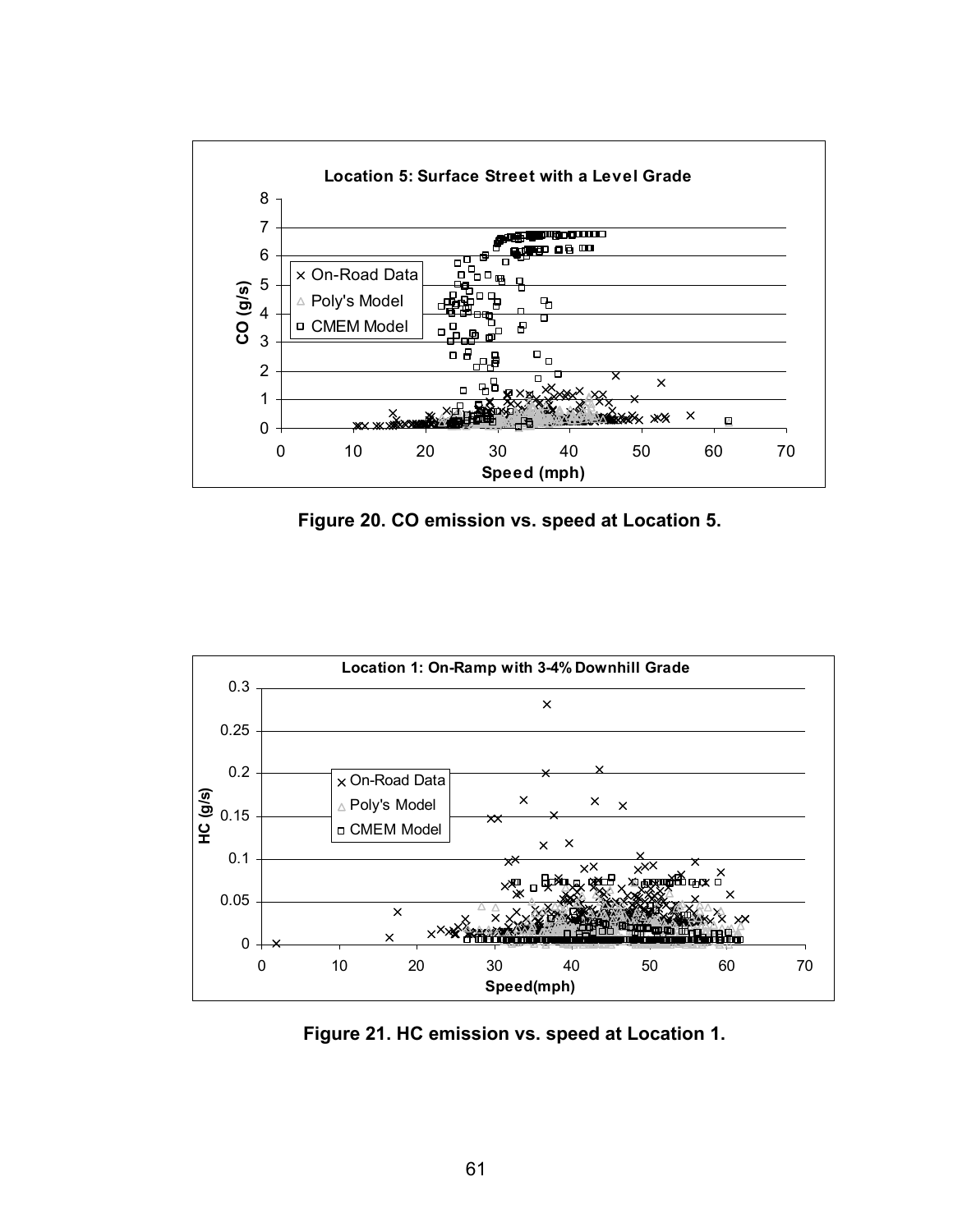Figure 20. CO emission vs. speed at Location 5.

Figure 21. HC emission vs. speed at Location 1.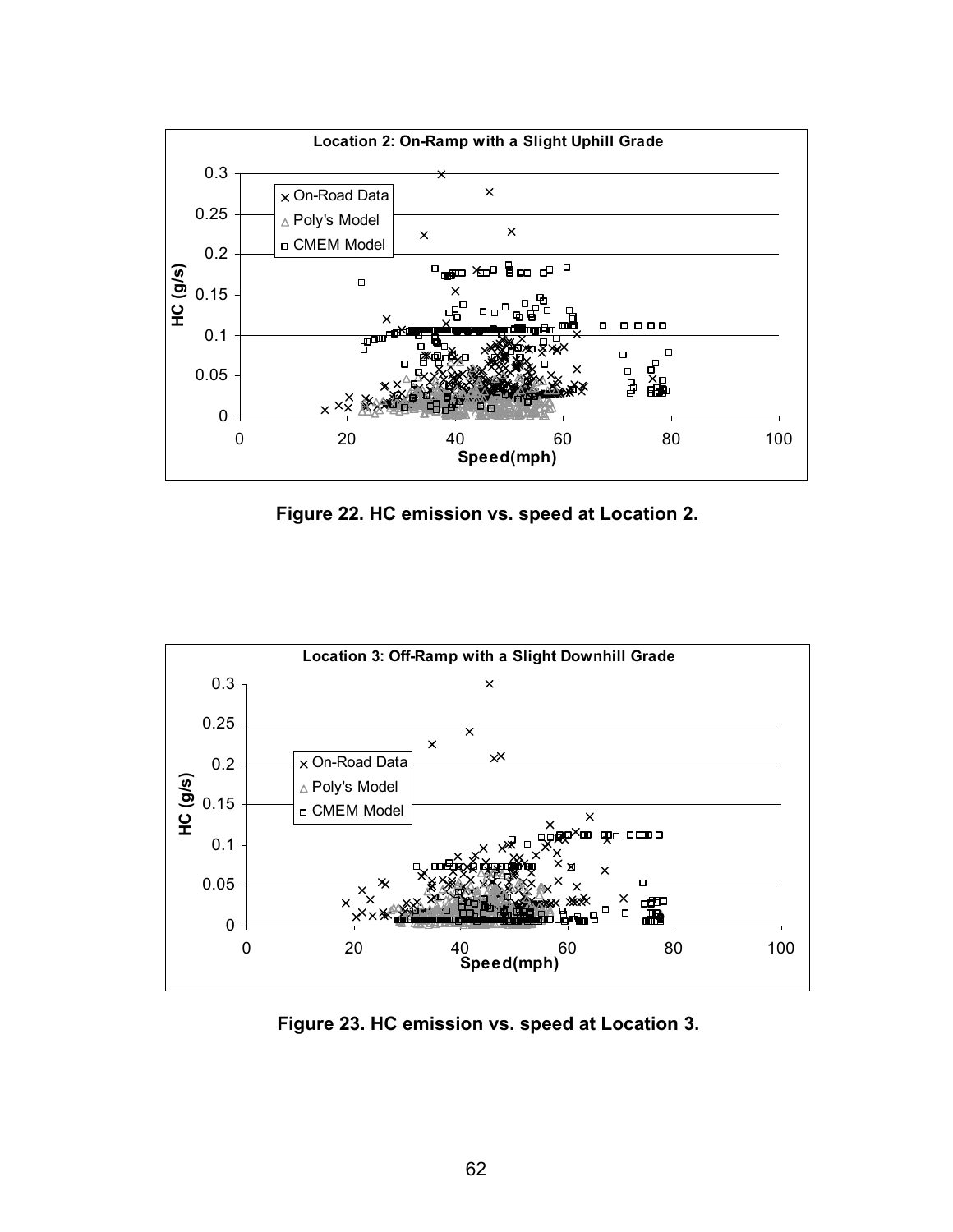Figure 22. HC emission vs. speed at Location 2.

Figure 23. HC emission vs. speed at Location 3.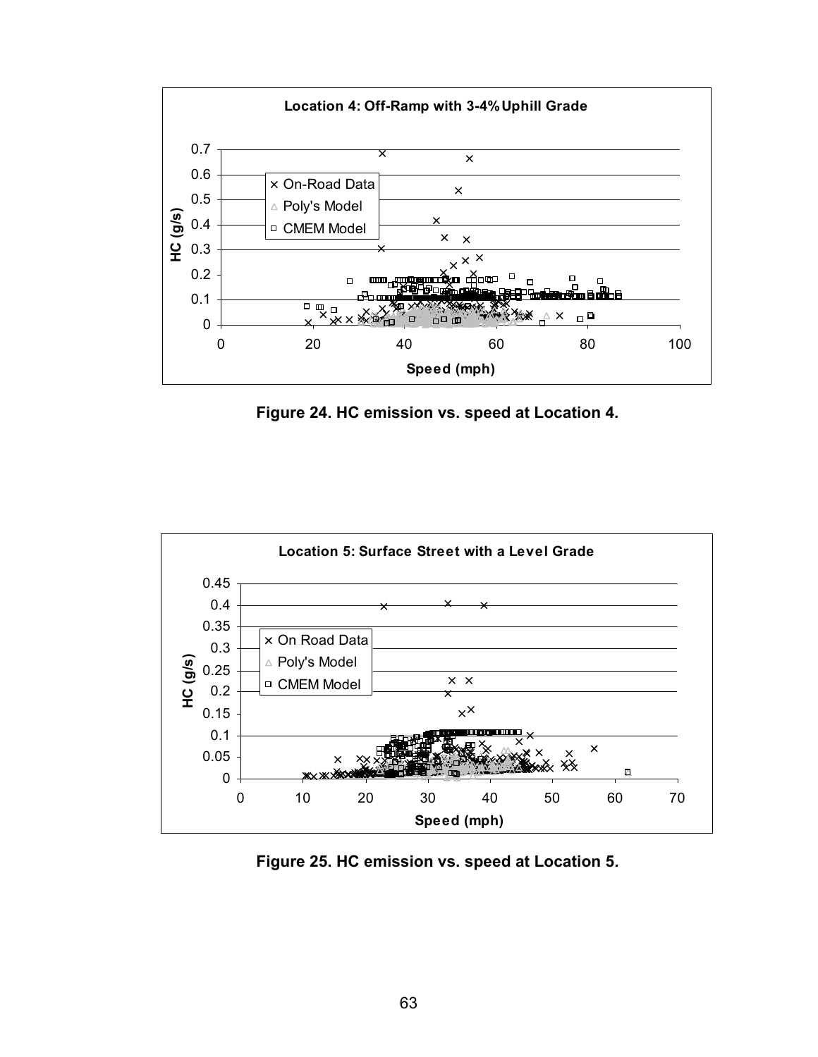Figure 24. HC emission vs. speed at Location 4.

Figure 25. HC emission vs. speed at Location 5.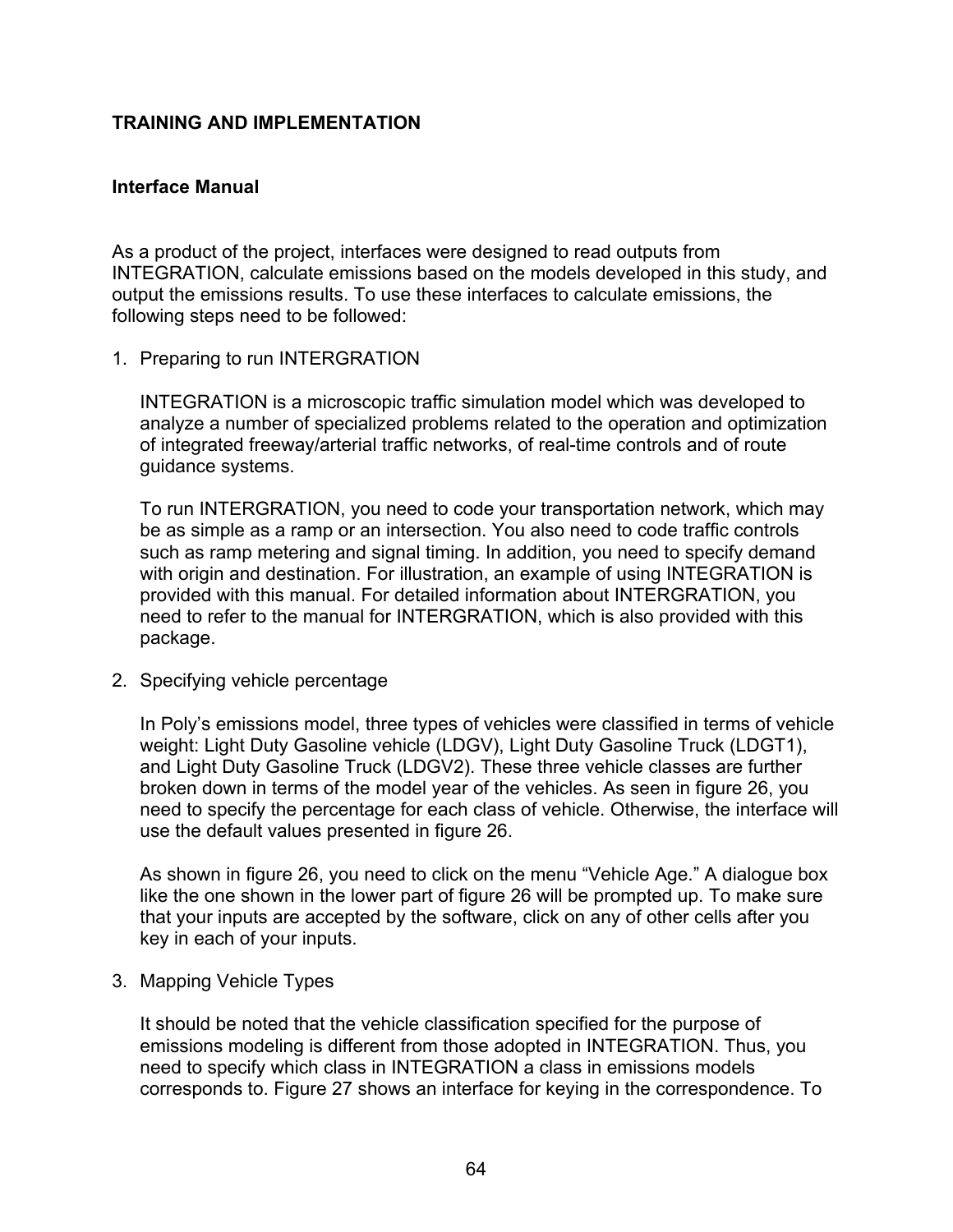## TRAINING AND IMPLEMENTATION

### Interface Manual

As a product of the project, interfaces were designed to read outputs from INTEGRATION, calculate emissions based on the models developed in this study, and output the emissions results. To use these interfaces to calculate emissions, the following steps need to be followed:

1. Preparing to run INTERGRATION

   INTEGRATION is a microscopic traffic simulation model which was developed to analyze a number of specialized problems related to the operation and optimization of integrated freeway/arterial traffic networks, of real-time controls and of route guidance systems.

   To run INTERGRATION, you need to code your transportation network, which may be as simple as a ramp or an intersection. You also need to code traffic controls such as ramp metering and signal timing. In addition, you need to specify demand with origin and destination. For illustration, an example of using INTEGRATION is provided with this manual. For detailed information about INTERGRATION, you need to refer to the manual for INTERGRATION, which is also provided with this package.

2. Specifying vehicle percentage

   In Poly's emissions model, three types of vehicles were classified in terms of vehicle weight: Light Duty Gasoline vehicle (LDGV), Light Duty Gasoline Truck (LDGT1), and Light Duty Gasoline Truck (LDGV2). These three vehicle classes are further broken down in terms of the model year of the vehicles. As seen in figure 26, you need to specify the percentage for each class of vehicle. Otherwise, the interface will use the default values presented in figure 26.

   As shown in figure 26, you need to click on the menu "Vehicle Age." A dialogue box like the one shown in the lower part of figure 26 will be prompted up. To make sure that your inputs are accepted by the software, click on any of other cells after you key in each of your inputs.

3. Mapping Vehicle Types

   It should be noted that the vehicle classification specified for the purpose of emissions modeling is different from those adopted in INTEGRATION. Thus, you need to specify which class in INTEGRATION a class in emissions models corresponds to. Figure 27 shows an interface for keying in the correspondence. To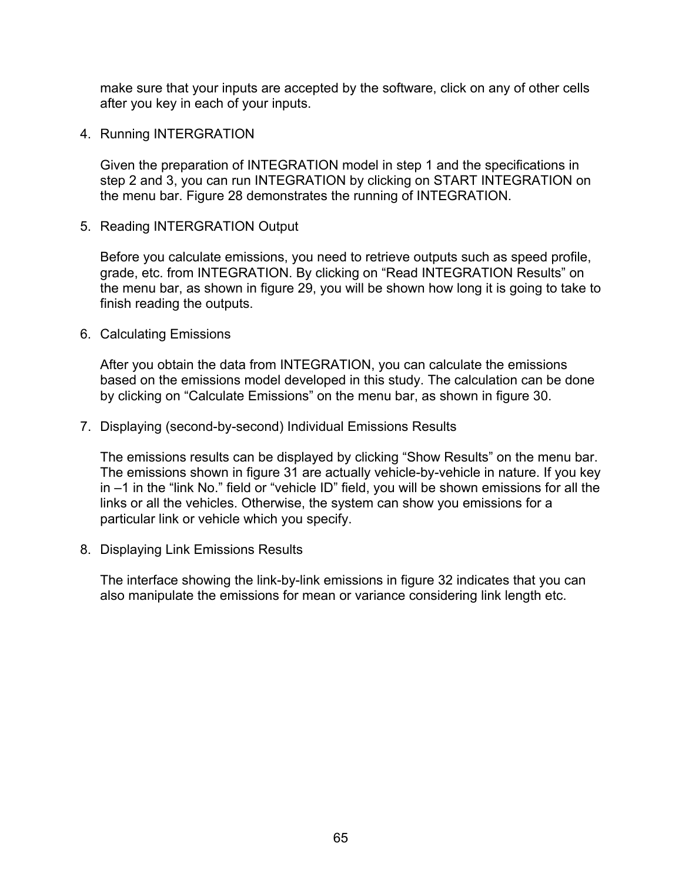make sure that your inputs are accepted by the software, click on any of other cells after you key in each of your inputs.

4. Running INTERGRATION

   Given the preparation of INTEGRATION model in step 1 and the specifications in step 2 and 3, you can run INTEGRATION by clicking on START INTEGRATION on the menu bar. Figure 28 demonstrates the running of INTEGRATION.

5. Reading INTERGRATION Output

   Before you calculate emissions, you need to retrieve outputs such as speed profile, grade, etc. from INTEGRATION. By clicking on "Read INTEGRATION Results" on the menu bar, as shown in figure 29, you will be shown how long it is going to take to finish reading the outputs.

6. Calculating Emissions

   After you obtain the data from INTEGRATION, you can calculate the emissions based on the emissions model developed in this study. The calculation can be done by clicking on "Calculate Emissions" on the menu bar, as shown in figure 30.

7. Displaying (second-by-second) Individual Emissions Results

   The emissions results can be displayed by clicking "Show Results" on the menu bar. The emissions shown in figure 31 are actually vehicle-by-vehicle in nature. If you key in –1 in the "link No." field or "vehicle ID" field, you will be shown emissions for all the links or all the vehicles. Otherwise, the system can show you emissions for a particular link or vehicle which you specify.

8. Displaying Link Emissions Results

   The interface showing the link-by-link emissions in figure 32 indicates that you can also manipulate the emissions for mean or variance considering link length etc.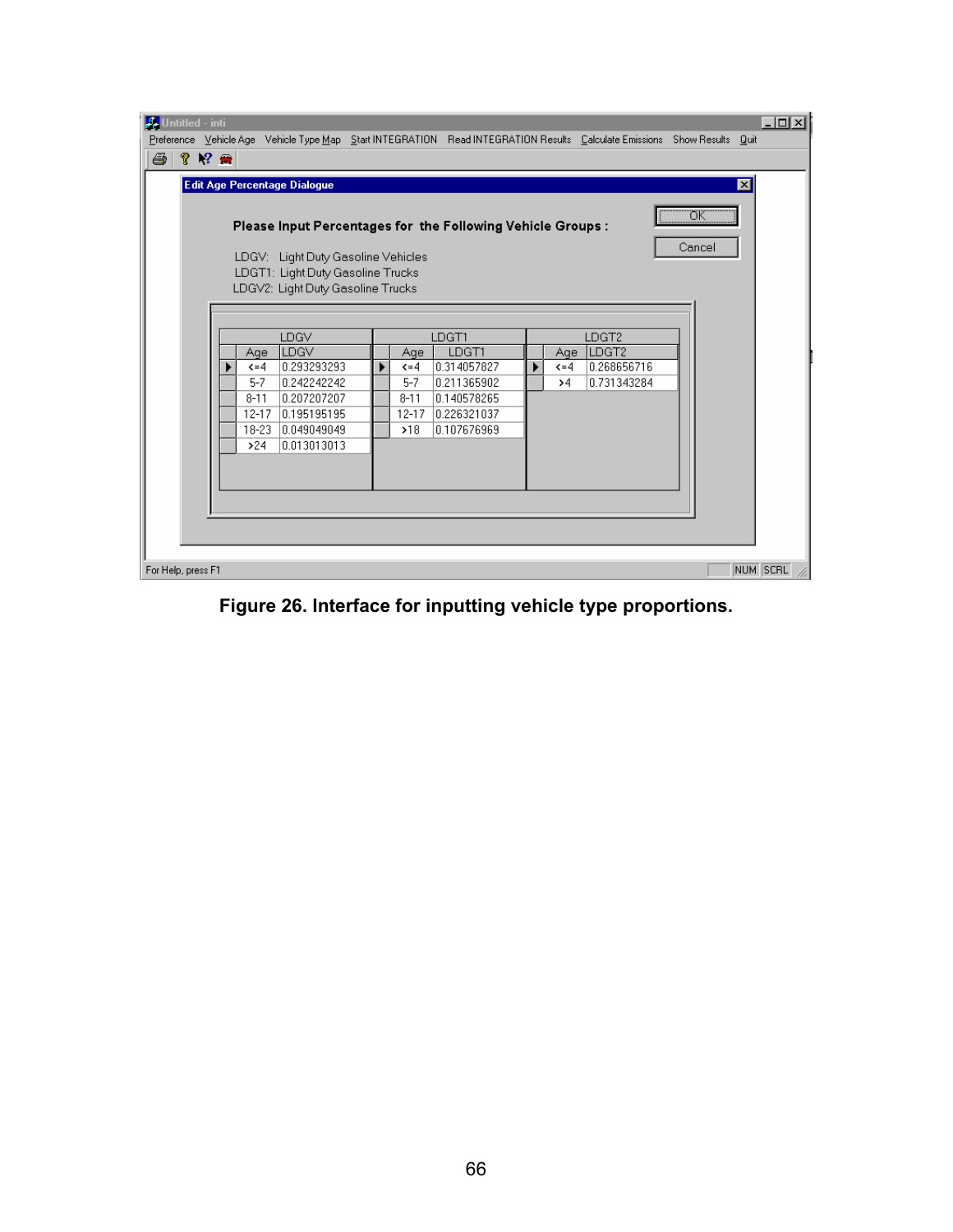Untitled - inti

Preference Vehicle Age Vehicle Type Map Start INTEGRATION Read INTEGRATION Results Calculate Emissions Show Results Quit

**Edit Age Percentage Dialogue**

**Please Input Percentages for the Following Vehicle Groups :**

LDGV: Light Duty Gasoline Vehicles
LDGT1: Light Duty Gasoline Trucks
LDGV2: Light Duty Gasoline Trucks

OK
Cancel

| LDGV | | LDGT1 | | LDGT2 | |
|---|---|---|---|---|---|
| Age | LDGV | Age | LDGT1 | Age | LDGT2 |
| <=4 | 0.293293293 | <=4 | 0.314057827 | <=4 | 0.268656716 |
| 5-7 | 0.242242242 | 5-7 | 0.211365902 | >4 | 0.731343284 |
| 8-11 | 0.207207207 | 8-11 | 0.140578265 | | |
| 12-17 | 0.195195195 | 12-17 | 0.226321037 | | |
| 18-23 | 0.049049049 | >18 | 0.107676969 | | |
| >24 | 0.013013013 | | | | |

For Help, press F1 NUM SCRL

**Figure 26. Interface for inputting vehicle type proportions.**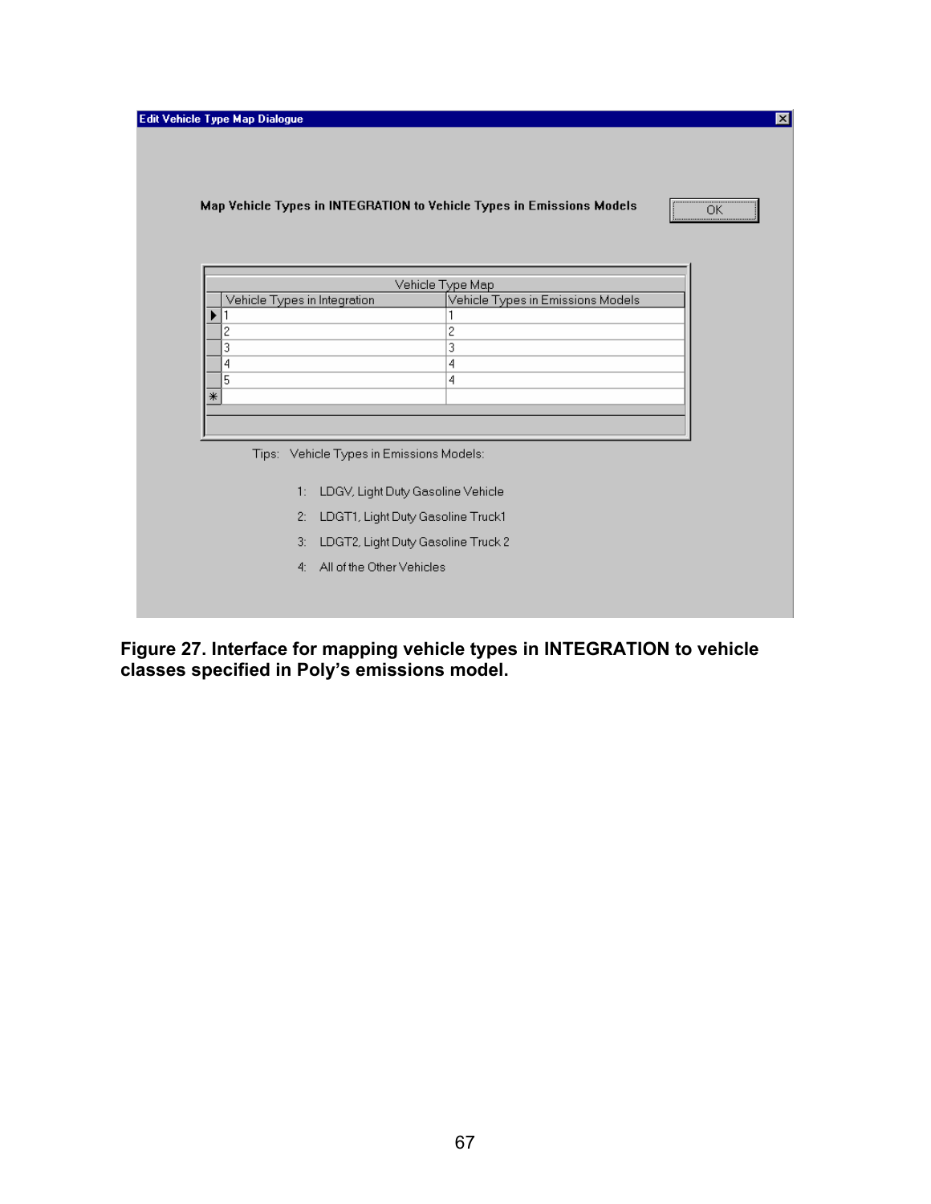Edit Vehicle Type Map Dialogue

**Map Vehicle Types in INTEGRATION to Vehicle Types in Emissions Models**

OK

| Vehicle Type Map | |
|---|---|
| Vehicle Types in Integration | Vehicle Types in Emissions Models |
| 1 | 1 |
| 2 | 2 |
| 3 | 3 |
| 4 | 4 |
| 5 | 4 |

Tips: Vehicle Types in Emissions Models:

1: LDGV, Light Duty Gasoline Vehicle

2: LDGT1, Light Duty Gasoline Truck1

3: LDGT2, Light Duty Gasoline Truck 2

4: All of the Other Vehicles

**Figure 27. Interface for mapping vehicle types in INTEGRATION to vehicle classes specified in Poly's emissions model.**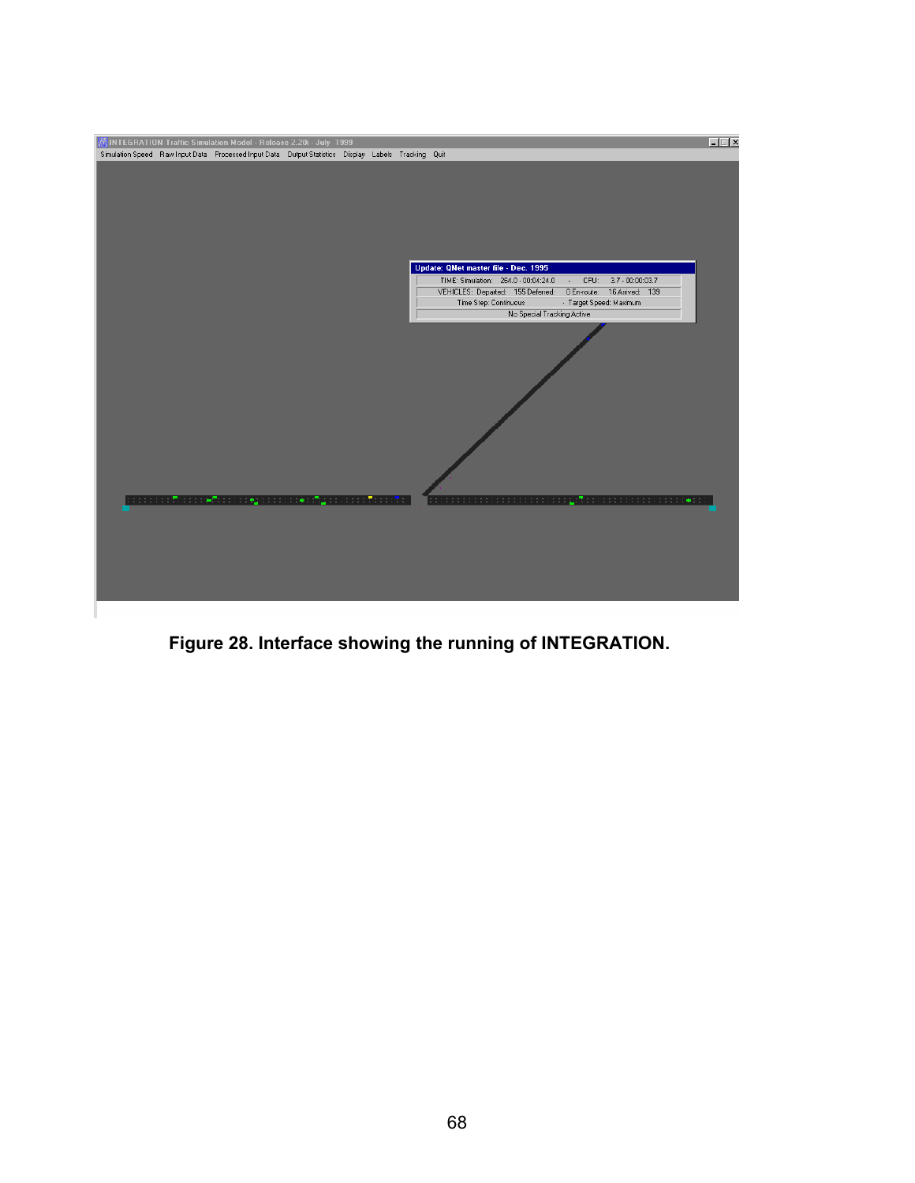**Figure 28. Interface showing the running of INTEGRATION.**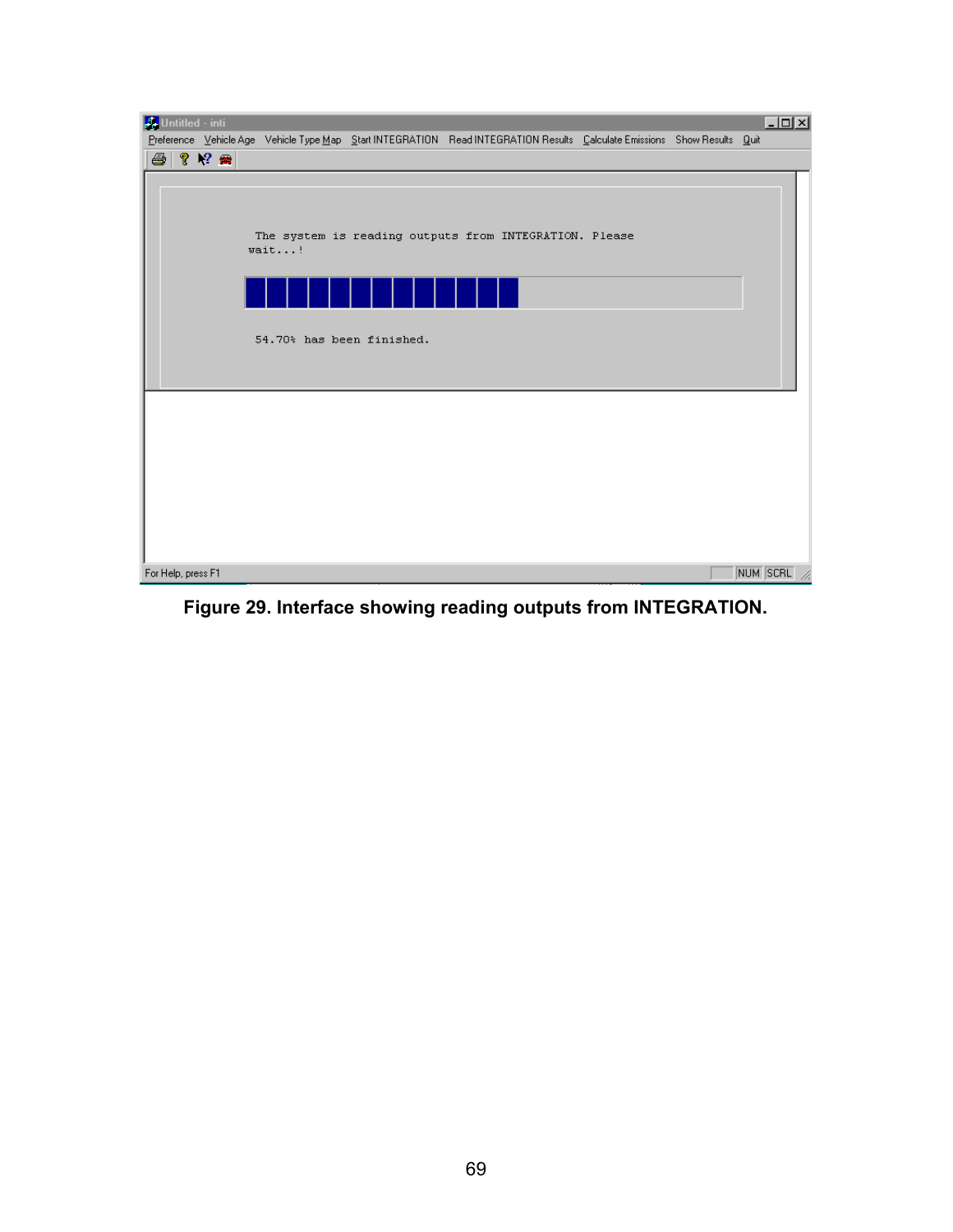**Figure 29. Interface showing reading outputs from INTEGRATION.**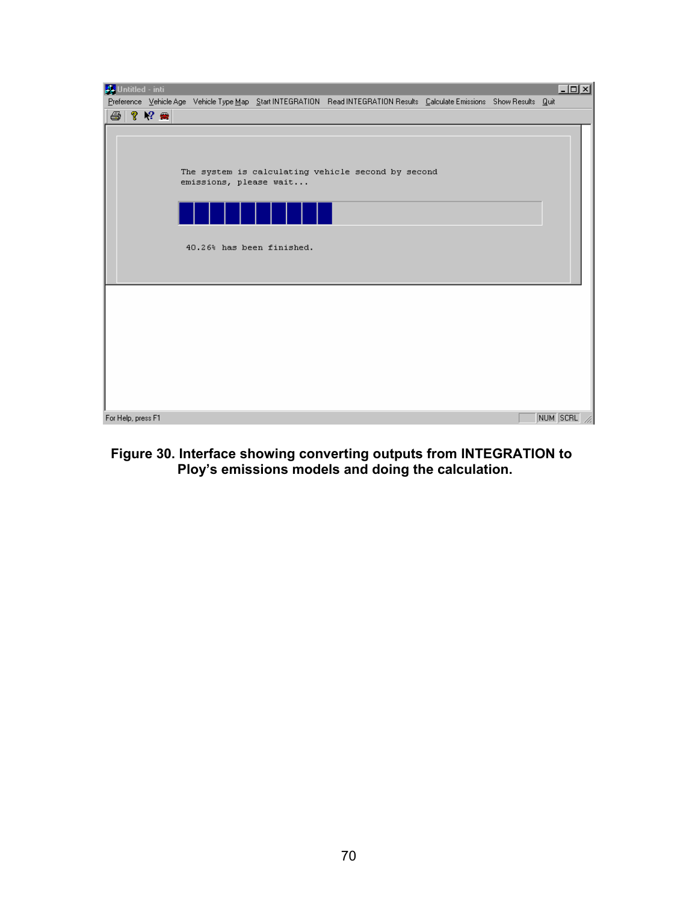**Figure 30. Interface showing converting outputs from INTEGRATION to Ploy's emissions models and doing the calculation.**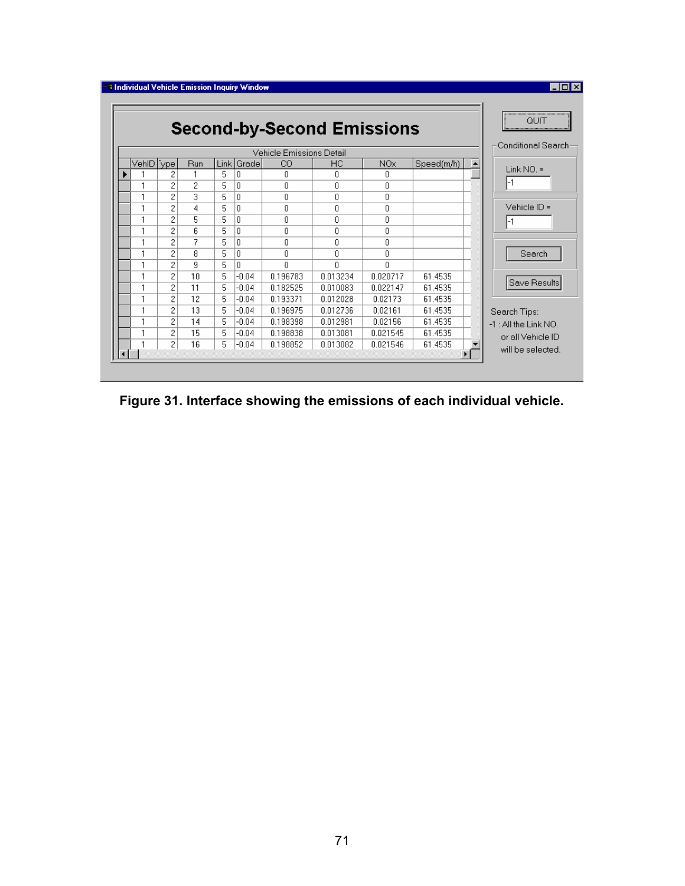**Individual Vehicle Emission Inquiry Window**

## Second-by-Second Emissions

Vehicle Emissions Detail

| VehID | Type | Run | Link | Grade | CO | HC | NOx | Speed(m/h) |
|---|---|---|---|---|---|---|---|---|
| 1 | 2 | 1 | 5 | 0 | 0 | 0 | 0 | |
| 1 | 2 | 2 | 5 | 0 | 0 | 0 | 0 | |
| 1 | 2 | 3 | 5 | 0 | 0 | 0 | 0 | |
| 1 | 2 | 4 | 5 | 0 | 0 | 0 | 0 | |
| 1 | 2 | 5 | 5 | 0 | 0 | 0 | 0 | |
| 1 | 2 | 6 | 5 | 0 | 0 | 0 | 0 | |
| 1 | 2 | 7 | 5 | 0 | 0 | 0 | 0 | |
| 1 | 2 | 8 | 5 | 0 | 0 | 0 | 0 | |
| 1 | 2 | 9 | 5 | 0 | 0 | 0 | 0 | |
| 1 | 2 | 10 | 5 | -0.04 | 0.196783 | 0.013234 | 0.020717 | 61.4535 |
| 1 | 2 | 11 | 5 | -0.04 | 0.182525 | 0.010083 | 0.022147 | 61.4535 |
| 1 | 2 | 12 | 5 | -0.04 | 0.193371 | 0.012028 | 0.02173 | 61.4535 |
| 1 | 2 | 13 | 5 | -0.04 | 0.196975 | 0.012736 | 0.02161 | 61.4535 |
| 1 | 2 | 14 | 5 | -0.04 | 0.198398 | 0.012981 | 0.02156 | 61.4535 |
| 1 | 2 | 15 | 5 | -0.04 | 0.198838 | 0.013081 | 0.021545 | 61.4535 |
| 1 | 2 | 16 | 5 | -0.04 | 0.198852 | 0.013082 | 0.021546 | 61.4535 |

QUIT

Conditional Search

Link NO. = -1

Vehicle ID = -1

Search

Save Results

Search Tips:
-1 : All the Link NO. or all Vehicle ID will be selected.

**Figure 31. Interface showing the emissions of each individual vehicle.**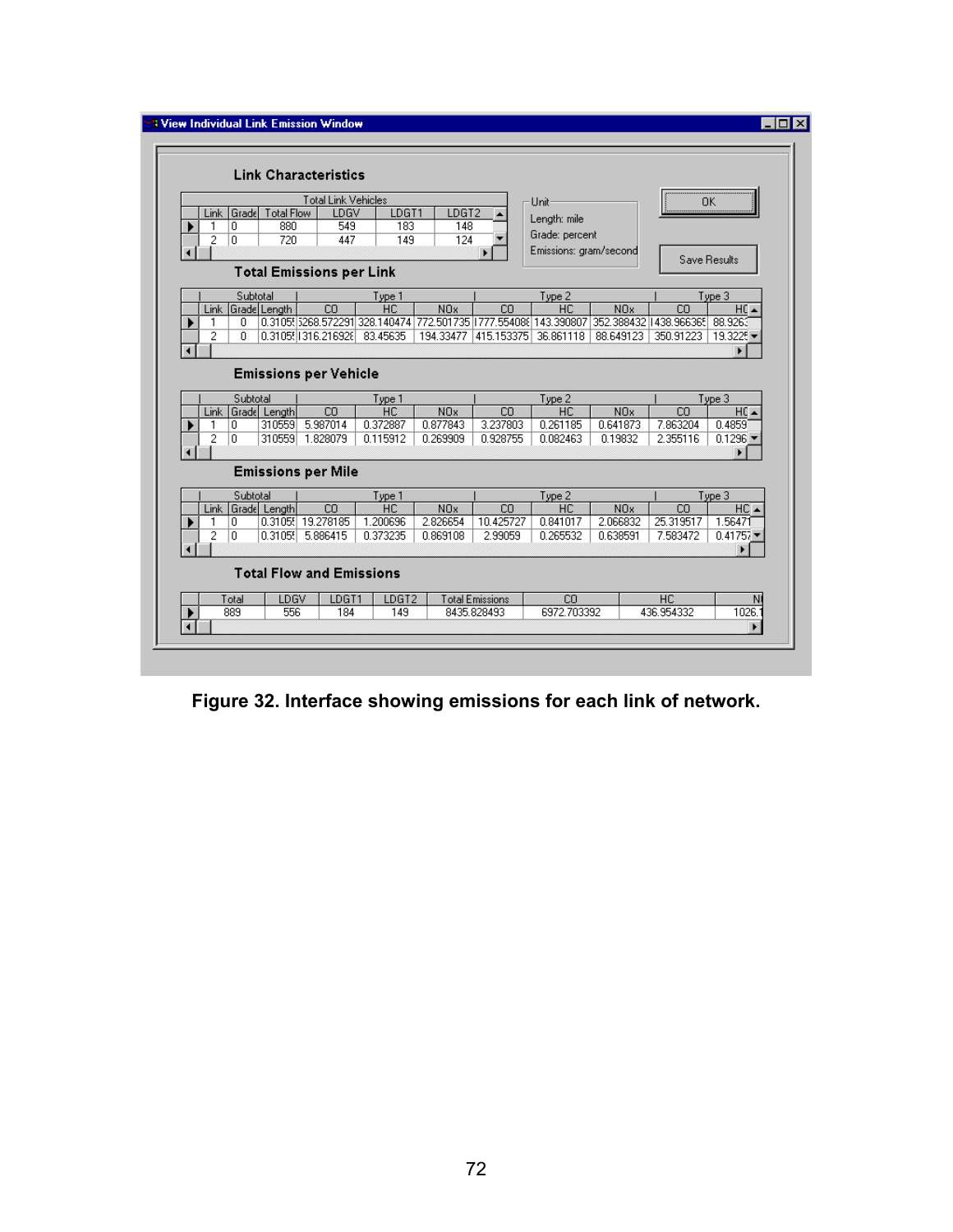**View Individual Link Emission Window**

**Link Characteristics**

| Link | Grade | Total Flow | LDGV | LDGT1 | LDGT2 |
|---|---|---|---|---|---|
| | | Total Link Vehicles | | | |
| 1 | 0 | 880 | 549 | 183 | 148 |
| 2 | 0 | 720 | 447 | 149 | 124 |

Unit
Length: mile
Grade: percent
Emissions: gram/second

OK

Save Results

**Total Emissions per Link**

| Subtotal | | | Type 1 | | | Type 2 | | | Type 3 | |
|---|---|---|---|---|---|---|---|---|---|---|
| Link | Grade | Length | CO | HC | NOx | CO | HC | NOx | CO | HC |
| 1 | 0 | 0.3105! | 5268.572291 | 328.140474 | 772.501735 | 1777.554088 | 143.390807 | 352.388432 | 1438.966365 | 88.9263 |
| 2 | 0 | 0.3105! | 1316.216926 | 83.45635 | 194.33477 | 415.153375 | 36.861118 | 88.649123 | 350.91223 | 19.3225 |

**Emissions per Vehicle**

| Subtotal | | | Type 1 | | | Type 2 | | | Type 3 | |
|---|---|---|---|---|---|---|---|---|---|---|
| Link | Grade | Length | CO | HC | NOx | CO | HC | NOx | CO | HC |
| 1 | 0 | 310559 | 5.987014 | 0.372887 | 0.877843 | 3.237803 | 0.261185 | 0.641873 | 7.863204 | 0.4859 |
| 2 | 0 | 310559 | 1.828079 | 0.115912 | 0.269909 | 0.928755 | 0.082463 | 0.19832 | 2.355116 | 0.1296 |

**Emissions per Mile**

| Subtotal | | | Type 1 | | | Type 2 | | | Type 3 | |
|---|---|---|---|---|---|---|---|---|---|---|
| Link | Grade | Length | CO | HC | NOx | CO | HC | NOx | CO | HC |
| 1 | 0 | 0.3105! | 19.278185 | 1.200696 | 2.826654 | 10.425727 | 0.841017 | 2.066832 | 25.319517 | 1.56471 |
| 2 | 0 | 0.3105! | 5.886415 | 0.373235 | 0.869108 | 2.99059 | 0.265532 | 0.638591 | 7.583472 | 0.4175 |

**Total Flow and Emissions**

| Total | LDGV | LDGT1 | LDGT2 | Total Emissions | CO | HC | N |
|---|---|---|---|---|---|---|---|
| 889 | 556 | 184 | 149 | 8435.828493 | 6972.703392 | 436.954332 | 1026.1 |

**Figure 32. Interface showing emissions for each link of network.**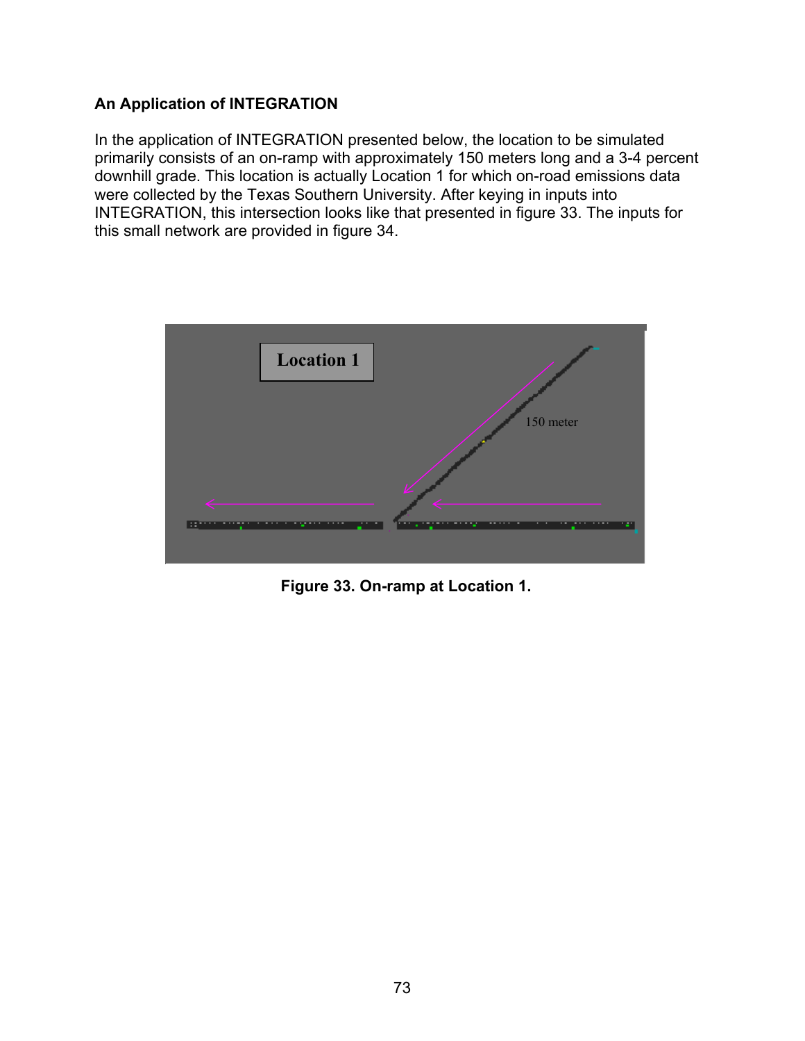**An Application of INTEGRATION**

In the application of INTEGRATION presented below, the location to be simulated primarily consists of an on-ramp with approximately 150 meters long and a 3-4 percent downhill grade. This location is actually Location 1 for which on-road emissions data were collected by the Texas Southern University. After keying in inputs into INTEGRATION, this intersection looks like that presented in figure 33. The inputs for this small network are provided in figure 34.

**Figure 33. On-ramp at Location 1.**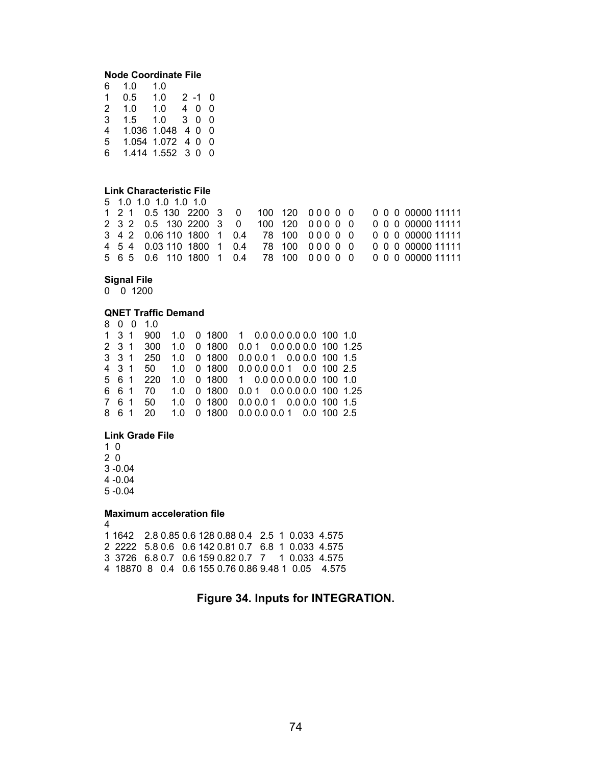**Node Coordinate File**

```
6    1.0     1.0
1    0.5     1.0     2 -1   0
2    1.0     1.0     4  0   0
3    1.5     1.0     3  0   0
4    1.036  1.048   4  0   0
5    1.054  1.072   4  0   0
6    1.414  1.552   3  0   0
```

**Link Characteristic File**

```
5  1.0  1.0  1.0  1.0  1.0
1  2  1   0.5  130  2200  3    0     100   120   0 0 0  0  0     0  0  0  00000 11111
2  3  2   0.5  130  2200  3    0     100   120   0 0 0  0  0     0  0  0  00000 11111
3  4  2   0.06 110  1800  1    0.4    78   100   0 0 0  0  0     0  0  0  00000 11111
4  5  4   0.03 110  1800  1    0.4    78   100   0 0 0  0  0     0  0  0  00000 11111
5  6  5   0.6  110  1800  1    0.4    78   100   0 0 0  0  0     0  0  0  00000 11111
```

**Signal File**

```
0   0  1200
```

**QNET Traffic Demand**

```
8  0  0   1.0
1  3  1   900   1.0   0  1800   1    0.0 0.0 0.0 0.0  100  1.0
2  3  1   300   1.0   0  1800   0.0 1    0.0 0.0 0.0  100  1.25
3  3  1   250   1.0   0  1800   0.0 0.0 1    0.0 0.0  100  1.5
4  3  1   50    1.0   0  1800   0.0 0.0 0.0 1    0.0  100  2.5
5  6  1   220   1.0   0  1800   1    0.0 0.0 0.0 0.0  100  1.0
6  6  1   70    1.0   0  1800   0.0 1    0.0 0.0 0.0  100  1.25
7  6  1   50    1.0   0  1800   0.0 0.0 1    0.0 0.0  100  1.5
8  6  1   20    1.0   0  1800   0.0 0.0 0.0 1    0.0  100  2.5
```

**Link Grade File**

```
1 0
2 0
3 -0.04
4 -0.04
5 -0.04
```

**Maximum acceleration file**

```
4
1 1642    2.8 0.85 0.6 128 0.88 0.4   2.5  1  0.033  4.575
2 2222    5.8 0.6   0.6 142 0.81 0.7   6.8  1  0.033  4.575
3 3726    6.8 0.7   0.6 159 0.82 0.7   7    1  0.033  4.575
4 18870  8   0.4   0.6 155 0.76 0.86 9.48 1  0.05    4.575
```

**Figure 34. Inputs for INTEGRATION.**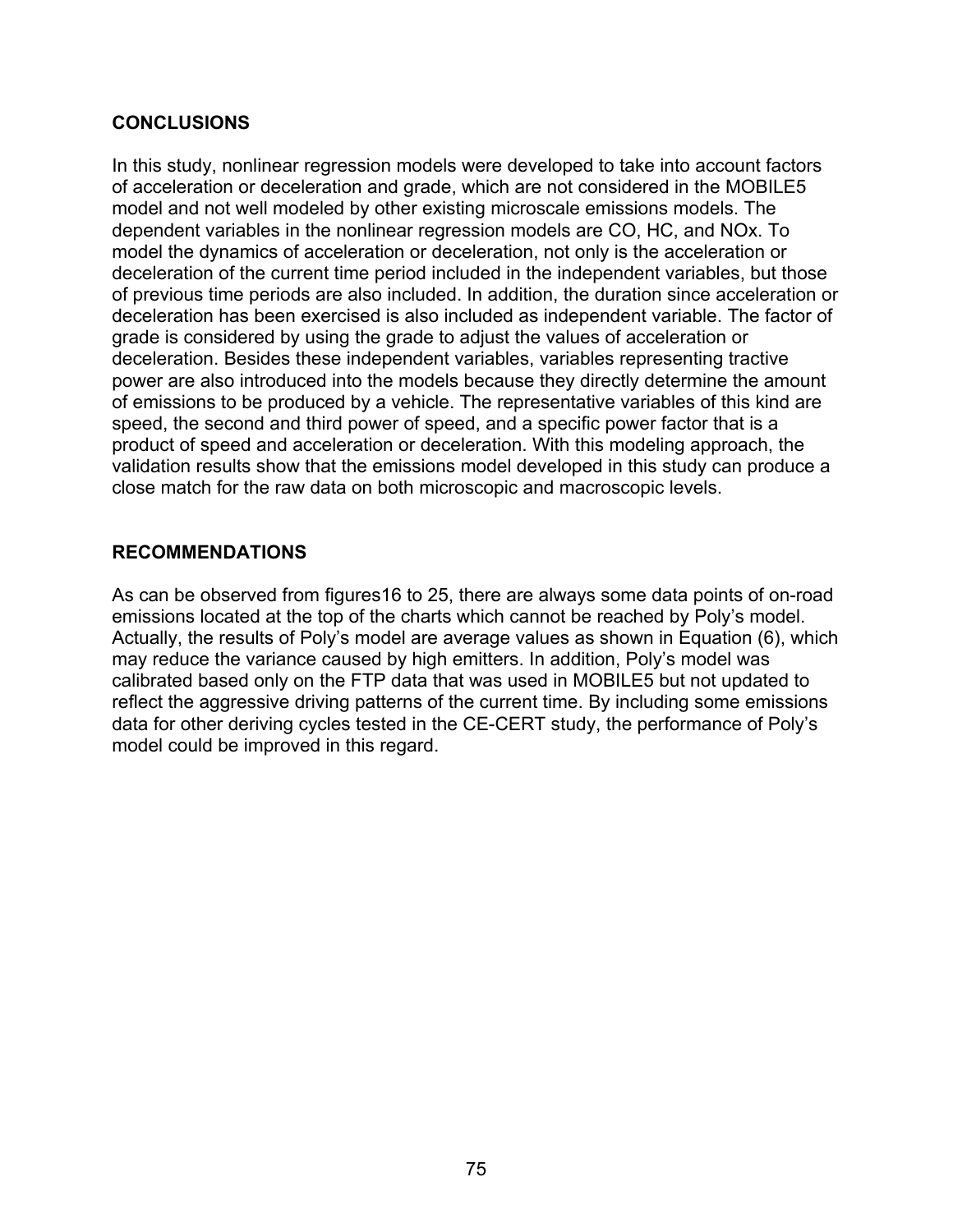## CONCLUSIONS

In this study, nonlinear regression models were developed to take into account factors of acceleration or deceleration and grade, which are not considered in the MOBILE5 model and not well modeled by other existing microscale emissions models. The dependent variables in the nonlinear regression models are CO, HC, and NOx. To model the dynamics of acceleration or deceleration, not only is the acceleration or deceleration of the current time period included in the independent variables, but those of previous time periods are also included. In addition, the duration since acceleration or deceleration has been exercised is also included as independent variable. The factor of grade is considered by using the grade to adjust the values of acceleration or deceleration. Besides these independent variables, variables representing tractive power are also introduced into the models because they directly determine the amount of emissions to be produced by a vehicle. The representative variables of this kind are speed, the second and third power of speed, and a specific power factor that is a product of speed and acceleration or deceleration. With this modeling approach, the validation results show that the emissions model developed in this study can produce a close match for the raw data on both microscopic and macroscopic levels.

## RECOMMENDATIONS

As can be observed from figures16 to 25, there are always some data points of on-road emissions located at the top of the charts which cannot be reached by Poly's model. Actually, the results of Poly's model are average values as shown in Equation (6), which may reduce the variance caused by high emitters. In addition, Poly's model was calibrated based only on the FTP data that was used in MOBILE5 but not updated to reflect the aggressive driving patterns of the current time. By including some emissions data for other deriving cycles tested in the CE-CERT study, the performance of Poly's model could be improved in this regard.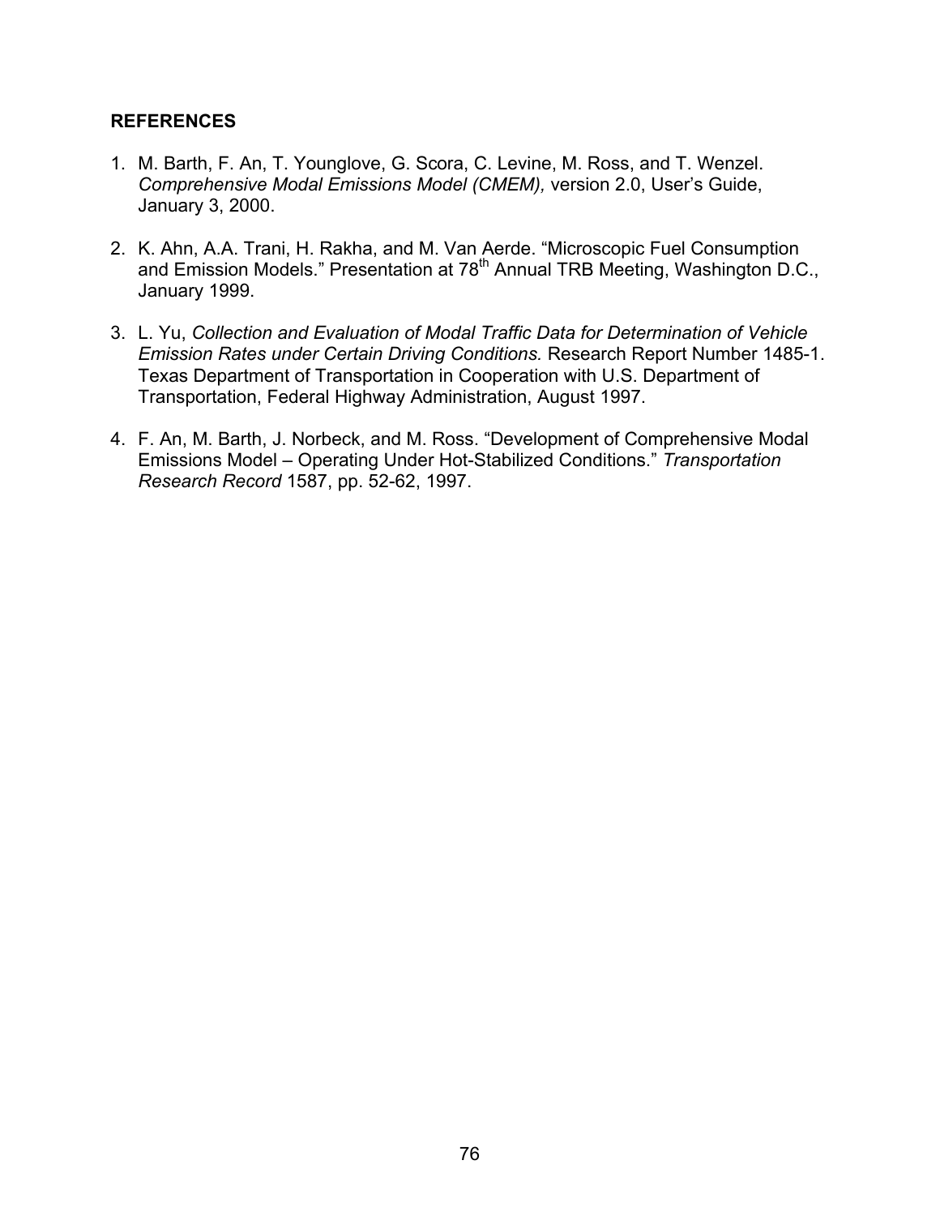## REFERENCES

1. M. Barth, F. An, T. Younglove, G. Scora, C. Levine, M. Ross, and T. Wenzel. *Comprehensive Modal Emissions Model (CMEM),* version 2.0, User's Guide, January 3, 2000.

2. K. Ahn, A.A. Trani, H. Rakha, and M. Van Aerde. "Microscopic Fuel Consumption and Emission Models." Presentation at 78th Annual TRB Meeting, Washington D.C., January 1999.

3. L. Yu, *Collection and Evaluation of Modal Traffic Data for Determination of Vehicle Emission Rates under Certain Driving Conditions.* Research Report Number 1485-1. Texas Department of Transportation in Cooperation with U.S. Department of Transportation, Federal Highway Administration, August 1997.

4. F. An, M. Barth, J. Norbeck, and M. Ross. "Development of Comprehensive Modal Emissions Model – Operating Under Hot-Stabilized Conditions." *Transportation Research Record* 1587, pp. 52-62, 1997.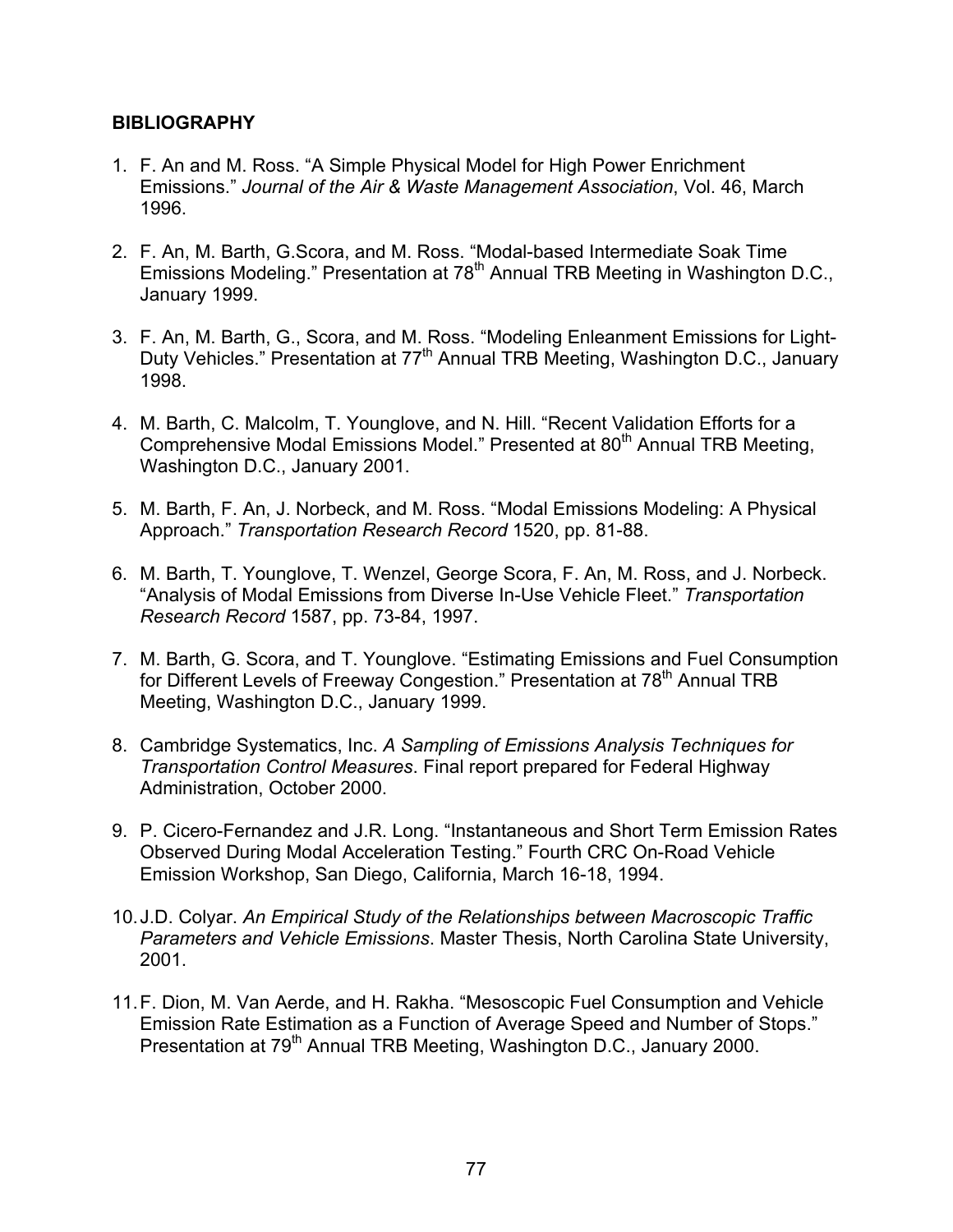## BIBLIOGRAPHY

1. F. An and M. Ross. "A Simple Physical Model for High Power Enrichment Emissions." *Journal of the Air & Waste Management Association*, Vol. 46, March 1996.

2. F. An, M. Barth, G.Scora, and M. Ross. "Modal-based Intermediate Soak Time Emissions Modeling." Presentation at 78th Annual TRB Meeting in Washington D.C., January 1999.

3. F. An, M. Barth, G., Scora, and M. Ross. "Modeling Enleanment Emissions for Light-Duty Vehicles." Presentation at 77th Annual TRB Meeting, Washington D.C., January 1998.

4. M. Barth, C. Malcolm, T. Younglove, and N. Hill. "Recent Validation Efforts for a Comprehensive Modal Emissions Model." Presented at 80th Annual TRB Meeting, Washington D.C., January 2001.

5. M. Barth, F. An, J. Norbeck, and M. Ross. "Modal Emissions Modeling: A Physical Approach." *Transportation Research Record* 1520, pp. 81-88.

6. M. Barth, T. Younglove, T. Wenzel, George Scora, F. An, M. Ross, and J. Norbeck. "Analysis of Modal Emissions from Diverse In-Use Vehicle Fleet." *Transportation Research Record* 1587, pp. 73-84, 1997.

7. M. Barth, G. Scora, and T. Younglove. "Estimating Emissions and Fuel Consumption for Different Levels of Freeway Congestion." Presentation at 78th Annual TRB Meeting, Washington D.C., January 1999.

8. Cambridge Systematics, Inc. *A Sampling of Emissions Analysis Techniques for Transportation Control Measures*. Final report prepared for Federal Highway Administration, October 2000.

9. P. Cicero-Fernandez and J.R. Long. "Instantaneous and Short Term Emission Rates Observed During Modal Acceleration Testing." Fourth CRC On-Road Vehicle Emission Workshop, San Diego, California, March 16-18, 1994.

10. J.D. Colyar. *An Empirical Study of the Relationships between Macroscopic Traffic Parameters and Vehicle Emissions*. Master Thesis, North Carolina State University, 2001.

11. F. Dion, M. Van Aerde, and H. Rakha. "Mesoscopic Fuel Consumption and Vehicle Emission Rate Estimation as a Function of Average Speed and Number of Stops." Presentation at 79th Annual TRB Meeting, Washington D.C., January 2000.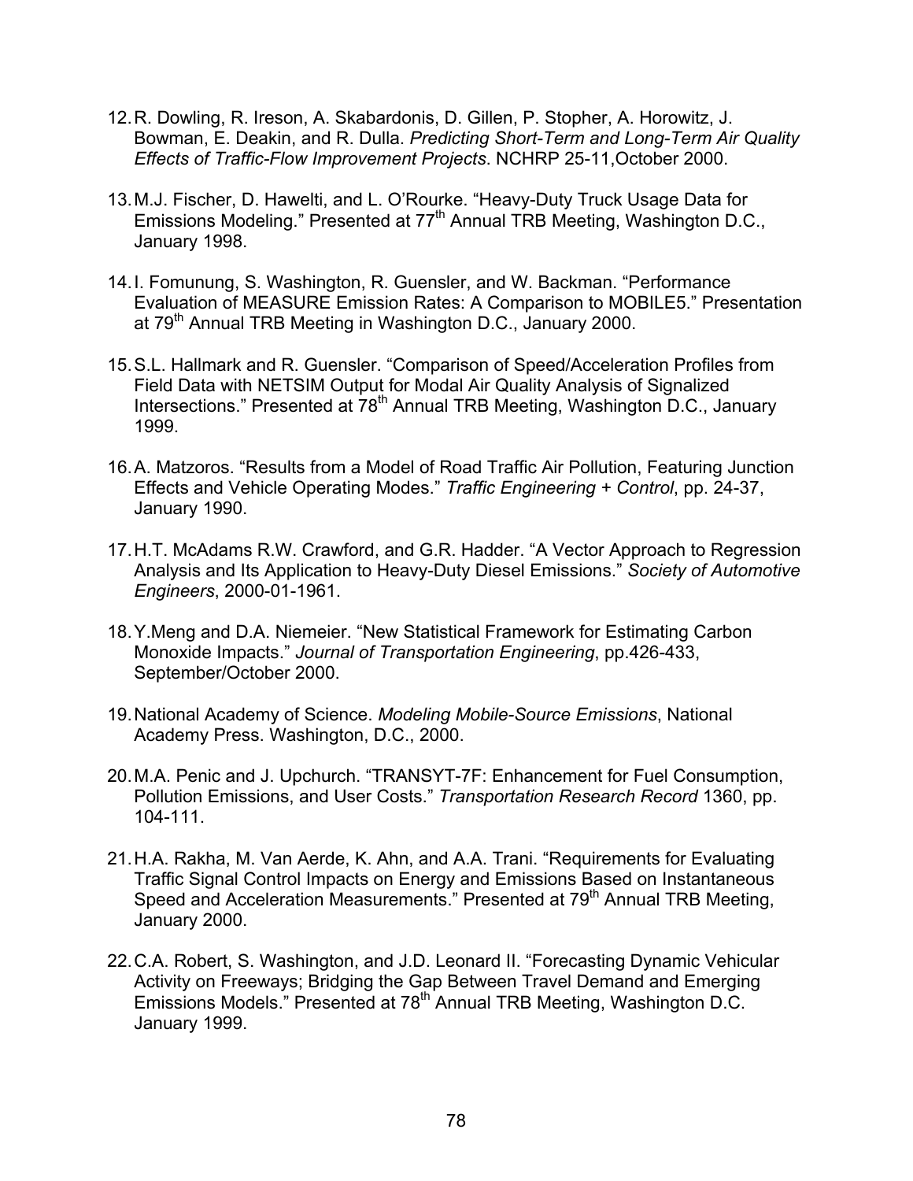12. R. Dowling, R. Ireson, A. Skabardonis, D. Gillen, P. Stopher, A. Horowitz, J. Bowman, E. Deakin, and R. Dulla. *Predicting Short-Term and Long-Term Air Quality Effects of Traffic-Flow Improvement Projects*. NCHRP 25-11,October 2000.

13. M.J. Fischer, D. Hawelti, and L. O'Rourke. "Heavy-Duty Truck Usage Data for Emissions Modeling." Presented at 77th Annual TRB Meeting, Washington D.C., January 1998.

14. I. Fomunung, S. Washington, R. Guensler, and W. Backman. "Performance Evaluation of MEASURE Emission Rates: A Comparison to MOBILE5." Presentation at 79th Annual TRB Meeting in Washington D.C., January 2000.

15. S.L. Hallmark and R. Guensler. "Comparison of Speed/Acceleration Profiles from Field Data with NETSIM Output for Modal Air Quality Analysis of Signalized Intersections." Presented at 78th Annual TRB Meeting, Washington D.C., January 1999.

16. A. Matzoros. "Results from a Model of Road Traffic Air Pollution, Featuring Junction Effects and Vehicle Operating Modes." *Traffic Engineering + Control*, pp. 24-37, January 1990.

17. H.T. McAdams R.W. Crawford, and G.R. Hadder. "A Vector Approach to Regression Analysis and Its Application to Heavy-Duty Diesel Emissions." *Society of Automotive Engineers*, 2000-01-1961.

18. Y.Meng and D.A. Niemeier. "New Statistical Framework for Estimating Carbon Monoxide Impacts." *Journal of Transportation Engineering*, pp.426-433, September/October 2000.

19. National Academy of Science. *Modeling Mobile-Source Emissions*, National Academy Press. Washington, D.C., 2000.

20. M.A. Penic and J. Upchurch. "TRANSYT-7F: Enhancement for Fuel Consumption, Pollution Emissions, and User Costs." *Transportation Research Record* 1360, pp. 104-111.

21. H.A. Rakha, M. Van Aerde, K. Ahn, and A.A. Trani. "Requirements for Evaluating Traffic Signal Control Impacts on Energy and Emissions Based on Instantaneous Speed and Acceleration Measurements." Presented at 79th Annual TRB Meeting, January 2000.

22. C.A. Robert, S. Washington, and J.D. Leonard II. "Forecasting Dynamic Vehicular Activity on Freeways; Bridging the Gap Between Travel Demand and Emerging Emissions Models." Presented at 78th Annual TRB Meeting, Washington D.C. January 1999.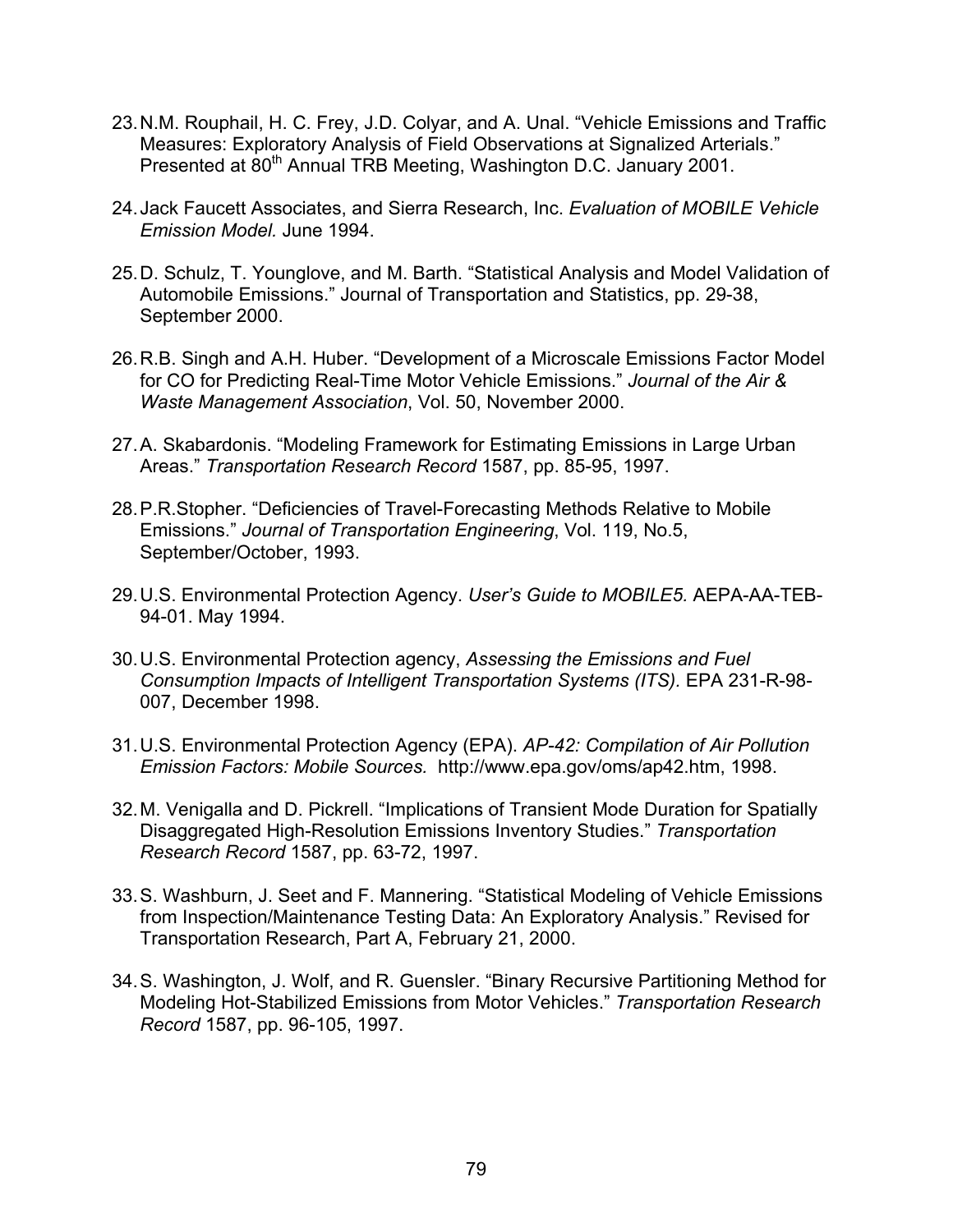23. N.M. Rouphail, H. C. Frey, J.D. Colyar, and A. Unal. “Vehicle Emissions and Traffic Measures: Exploratory Analysis of Field Observations at Signalized Arterials.” Presented at 80th Annual TRB Meeting, Washington D.C. January 2001.

24. Jack Faucett Associates, and Sierra Research, Inc. *Evaluation of MOBILE Vehicle Emission Model.* June 1994.

25. D. Schulz, T. Younglove, and M. Barth. “Statistical Analysis and Model Validation of Automobile Emissions.” Journal of Transportation and Statistics, pp. 29-38, September 2000.

26. R.B. Singh and A.H. Huber. “Development of a Microscale Emissions Factor Model for CO for Predicting Real-Time Motor Vehicle Emissions.” *Journal of the Air & Waste Management Association*, Vol. 50, November 2000.

27. A. Skabardonis. “Modeling Framework for Estimating Emissions in Large Urban Areas.” *Transportation Research Record* 1587, pp. 85-95, 1997.

28. P.R.Stopher. “Deficiencies of Travel-Forecasting Methods Relative to Mobile Emissions.” *Journal of Transportation Engineering*, Vol. 119, No.5, September/October, 1993.

29. U.S. Environmental Protection Agency. *User’s Guide to MOBILE5.* AEPA-AA-TEB-94-01. May 1994.

30. U.S. Environmental Protection agency, *Assessing the Emissions and Fuel Consumption Impacts of Intelligent Transportation Systems (ITS).* EPA 231-R-98-007, December 1998.

31. U.S. Environmental Protection Agency (EPA). *AP-42: Compilation of Air Pollution Emission Factors: Mobile Sources.* http://www.epa.gov/oms/ap42.htm, 1998.

32. M. Venigalla and D. Pickrell. “Implications of Transient Mode Duration for Spatially Disaggregated High-Resolution Emissions Inventory Studies.” *Transportation Research Record* 1587, pp. 63-72, 1997.

33. S. Washburn, J. Seet and F. Mannering. “Statistical Modeling of Vehicle Emissions from Inspection/Maintenance Testing Data: An Exploratory Analysis.” Revised for Transportation Research, Part A, February 21, 2000.

34. S. Washington, J. Wolf, and R. Guensler. “Binary Recursive Partitioning Method for Modeling Hot-Stabilized Emissions from Motor Vehicles.” *Transportation Research Record* 1587, pp. 96-105, 1997.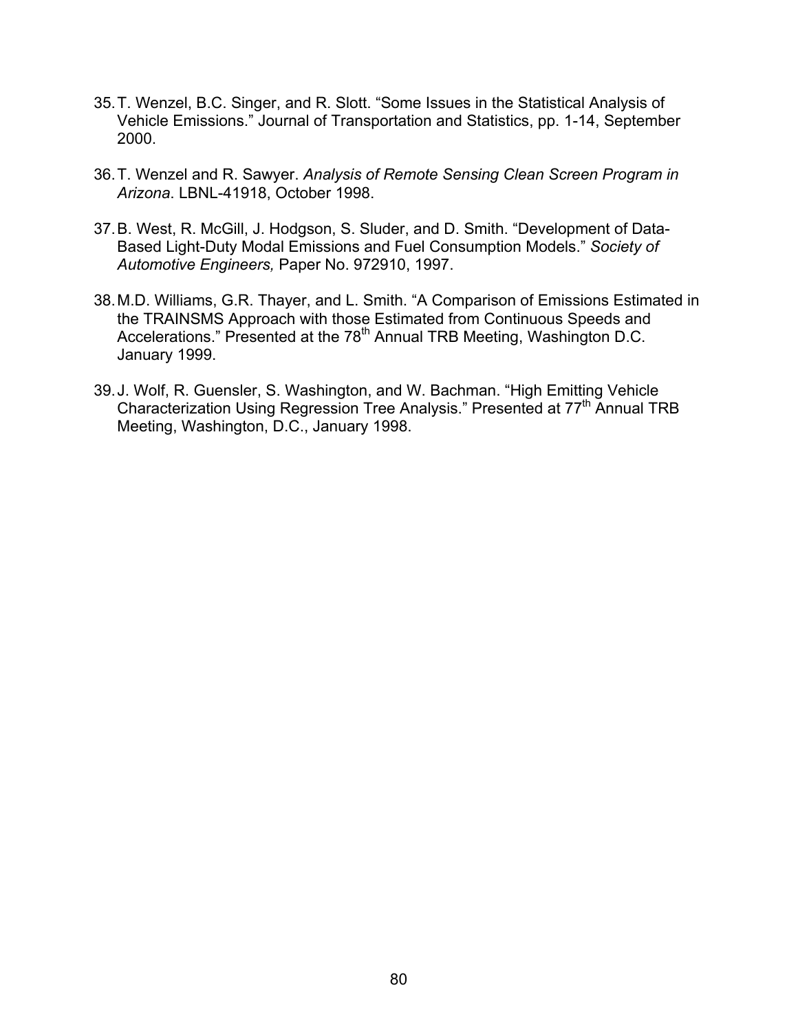35. T. Wenzel, B.C. Singer, and R. Slott. "Some Issues in the Statistical Analysis of Vehicle Emissions." Journal of Transportation and Statistics, pp. 1-14, September 2000.

36. T. Wenzel and R. Sawyer. *Analysis of Remote Sensing Clean Screen Program in Arizona*. LBNL-41918, October 1998.

37. B. West, R. McGill, J. Hodgson, S. Sluder, and D. Smith. "Development of Data-Based Light-Duty Modal Emissions and Fuel Consumption Models." *Society of Automotive Engineers,* Paper No. 972910, 1997.

38. M.D. Williams, G.R. Thayer, and L. Smith. "A Comparison of Emissions Estimated in the TRAINSMS Approach with those Estimated from Continuous Speeds and Accelerations." Presented at the 78th Annual TRB Meeting, Washington D.C. January 1999.

39. J. Wolf, R. Guensler, S. Washington, and W. Bachman. "High Emitting Vehicle Characterization Using Regression Tree Analysis." Presented at 77th Annual TRB Meeting, Washington, D.C., January 1998.